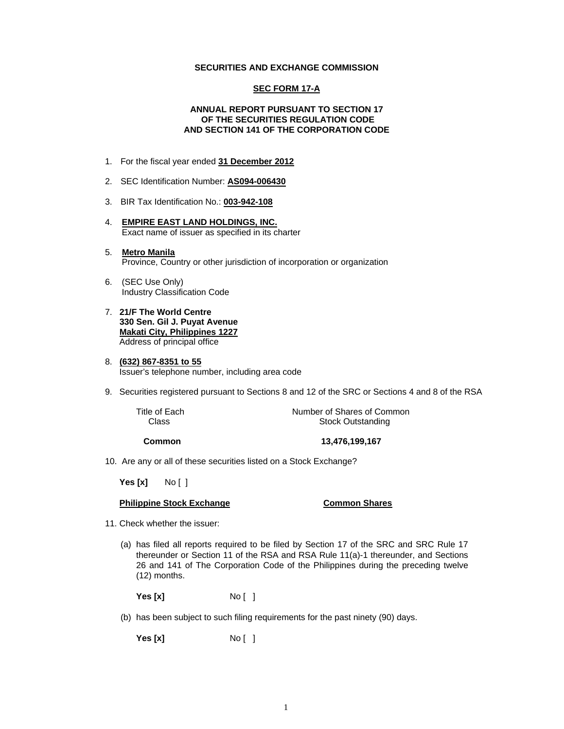**SECURITIES AND EXCHANGE COMMISSION**

**SEC FORM 17-A**

**ANNUAL REPORT PURSUANT TO SECTION 17 OF THE SECURITIES REGULATION CODE AND SECTION 141 OF THE CORPORATION CODE**

1. For the fiscal year ended **31 December 2012**

2. SEC Identification Number: **AS094-006430**

3. BIR Tax Identification No.: **003-942-108**

4. **EMPIRE EAST LAND HOLDINGS, INC.**
   Exact name of issuer as specified in its charter

5. **Metro Manila**
   Province, Country or other jurisdiction of incorporation or organization

6. (SEC Use Only)
   Industry Classification Code

7. **21/F The World Centre**
   **330 Sen. Gil J. Puyat Avenue**
   **Makati City, Philippines 1227**
   Address of principal office

8. **(632) 867-8351 to 55**
   Issuer's telephone number, including area code

9. Securities registered pursuant to Sections 8 and 12 of the SRC or Sections 4 and 8 of the RSA

| Title of Each Class | Number of Shares of Common Stock Outstanding |
|---|---|
| **Common** | **13,476,199,167** |

10. Are any or all of these securities listed on a Stock Exchange?

    **Yes [x]** No [ ]

    **Philippine Stock Exchange** **Common Shares**

11. Check whether the issuer:

    (a) has filed all reports required to be filed by Section 17 of the SRC and SRC Rule 17 thereunder or Section 11 of the RSA and RSA Rule 11(a)-1 thereunder, and Sections 26 and 141 of The Corporation Code of the Philippines during the preceding twelve (12) months.

    **Yes [x]** No [ ]

    (b) has been subject to such filing requirements for the past ninety (90) days.

    **Yes [x]** No [ ]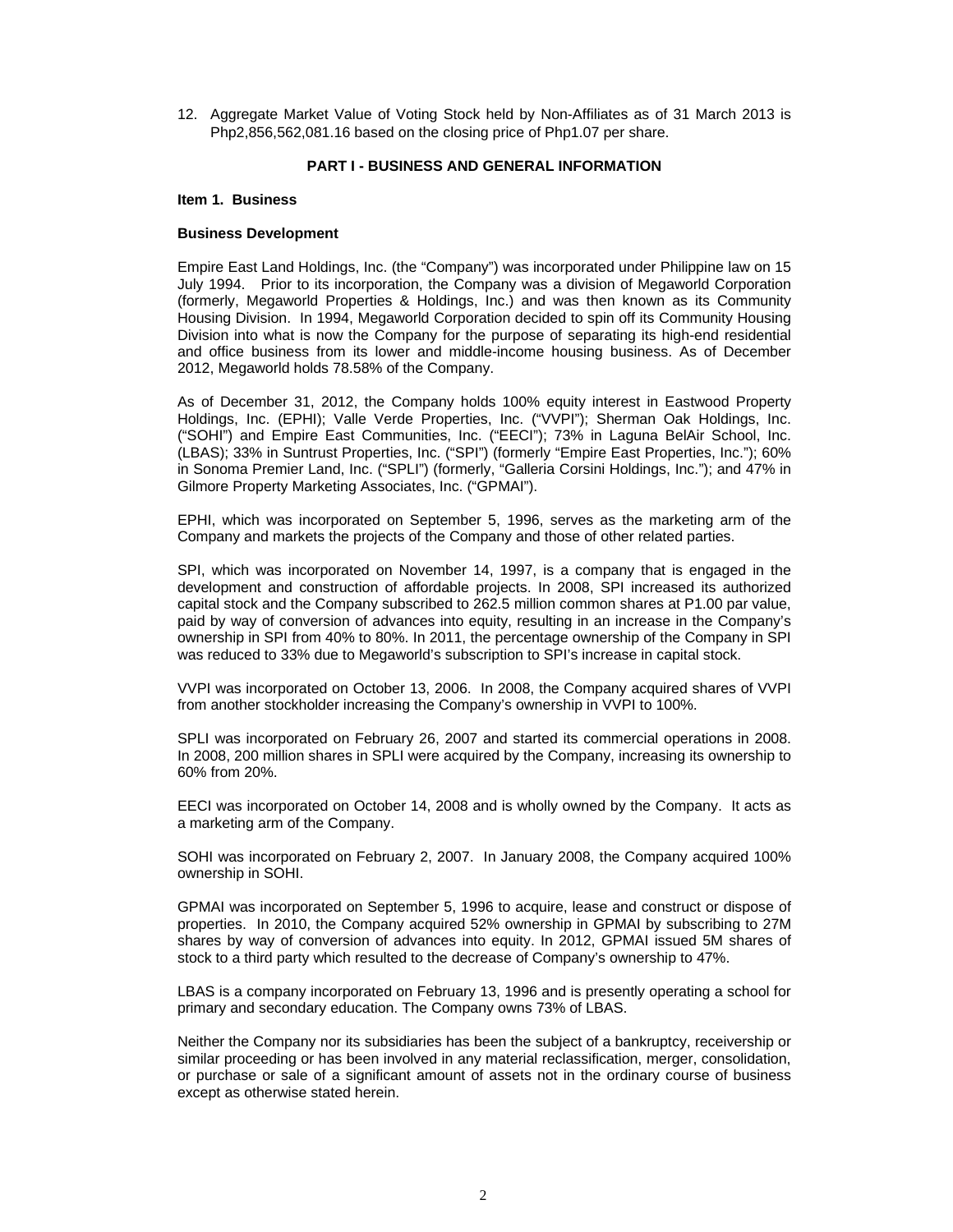12. Aggregate Market Value of Voting Stock held by Non-Affiliates as of 31 March 2013 is Php2,856,562,081.16 based on the closing price of Php1.07 per share.

## PART I - BUSINESS AND GENERAL INFORMATION

### Item 1. Business

**Business Development**

Empire East Land Holdings, Inc. (the "Company") was incorporated under Philippine law on 15 July 1994. Prior to its incorporation, the Company was a division of Megaworld Corporation (formerly, Megaworld Properties & Holdings, Inc.) and was then known as its Community Housing Division. In 1994, Megaworld Corporation decided to spin off its Community Housing Division into what is now the Company for the purpose of separating its high-end residential and office business from its lower and middle-income housing business. As of December 2012, Megaworld holds 78.58% of the Company.

As of December 31, 2012, the Company holds 100% equity interest in Eastwood Property Holdings, Inc. (EPHI); Valle Verde Properties, Inc. ("VVPI"); Sherman Oak Holdings, Inc. ("SOHI") and Empire East Communities, Inc. ("EECI"); 73% in Laguna BelAir School, Inc. (LBAS); 33% in Suntrust Properties, Inc. ("SPI") (formerly "Empire East Properties, Inc."); 60% in Sonoma Premier Land, Inc. ("SPLI") (formerly, "Galleria Corsini Holdings, Inc."); and 47% in Gilmore Property Marketing Associates, Inc. ("GPMAI").

EPHI, which was incorporated on September 5, 1996, serves as the marketing arm of the Company and markets the projects of the Company and those of other related parties.

SPI, which was incorporated on November 14, 1997, is a company that is engaged in the development and construction of affordable projects. In 2008, SPI increased its authorized capital stock and the Company subscribed to 262.5 million common shares at P1.00 par value, paid by way of conversion of advances into equity, resulting in an increase in the Company's ownership in SPI from 40% to 80%. In 2011, the percentage ownership of the Company in SPI was reduced to 33% due to Megaworld's subscription to SPI's increase in capital stock.

VVPI was incorporated on October 13, 2006. In 2008, the Company acquired shares of VVPI from another stockholder increasing the Company's ownership in VVPI to 100%.

SPLI was incorporated on February 26, 2007 and started its commercial operations in 2008. In 2008, 200 million shares in SPLI were acquired by the Company, increasing its ownership to 60% from 20%.

EECI was incorporated on October 14, 2008 and is wholly owned by the Company. It acts as a marketing arm of the Company.

SOHI was incorporated on February 2, 2007. In January 2008, the Company acquired 100% ownership in SOHI.

GPMAI was incorporated on September 5, 1996 to acquire, lease and construct or dispose of properties. In 2010, the Company acquired 52% ownership in GPMAI by subscribing to 27M shares by way of conversion of advances into equity. In 2012, GPMAI issued 5M shares of stock to a third party which resulted to the decrease of Company's ownership to 47%.

LBAS is a company incorporated on February 13, 1996 and is presently operating a school for primary and secondary education. The Company owns 73% of LBAS.

Neither the Company nor its subsidiaries has been the subject of a bankruptcy, receivership or similar proceeding or has been involved in any material reclassification, merger, consolidation, or purchase or sale of a significant amount of assets not in the ordinary course of business except as otherwise stated herein.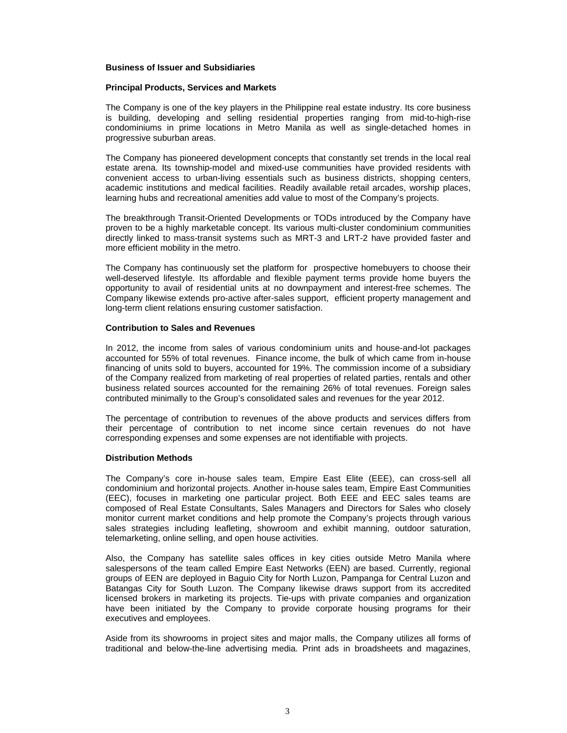**Business of Issuer and Subsidiaries**

**Principal Products, Services and Markets**

The Company is one of the key players in the Philippine real estate industry. Its core business is building, developing and selling residential properties ranging from mid-to-high-rise condominiums in prime locations in Metro Manila as well as single-detached homes in progressive suburban areas.

The Company has pioneered development concepts that constantly set trends in the local real estate arena. Its township-model and mixed-use communities have provided residents with convenient access to urban-living essentials such as business districts, shopping centers, academic institutions and medical facilities. Readily available retail arcades, worship places, learning hubs and recreational amenities add value to most of the Company's projects.

The breakthrough Transit-Oriented Developments or TODs introduced by the Company have proven to be a highly marketable concept. Its various multi-cluster condominium communities directly linked to mass-transit systems such as MRT-3 and LRT-2 have provided faster and more efficient mobility in the metro.

The Company has continuously set the platform for prospective homebuyers to choose their well-deserved lifestyle. Its affordable and flexible payment terms provide home buyers the opportunity to avail of residential units at no downpayment and interest-free schemes. The Company likewise extends pro-active after-sales support, efficient property management and long-term client relations ensuring customer satisfaction.

**Contribution to Sales and Revenues**

In 2012, the income from sales of various condominium units and house-and-lot packages accounted for 55% of total revenues. Finance income, the bulk of which came from in-house financing of units sold to buyers, accounted for 19%. The commission income of a subsidiary of the Company realized from marketing of real properties of related parties, rentals and other business related sources accounted for the remaining 26% of total revenues. Foreign sales contributed minimally to the Group's consolidated sales and revenues for the year 2012.

The percentage of contribution to revenues of the above products and services differs from their percentage of contribution to net income since certain revenues do not have corresponding expenses and some expenses are not identifiable with projects.

**Distribution Methods**

The Company's core in-house sales team, Empire East Elite (EEE), can cross-sell all condominium and horizontal projects. Another in-house sales team, Empire East Communities (EEC), focuses in marketing one particular project. Both EEE and EEC sales teams are composed of Real Estate Consultants, Sales Managers and Directors for Sales who closely monitor current market conditions and help promote the Company's projects through various sales strategies including leafleting, showroom and exhibit manning, outdoor saturation, telemarketing, online selling, and open house activities.

Also, the Company has satellite sales offices in key cities outside Metro Manila where salespersons of the team called Empire East Networks (EEN) are based. Currently, regional groups of EEN are deployed in Baguio City for North Luzon, Pampanga for Central Luzon and Batangas City for South Luzon. The Company likewise draws support from its accredited licensed brokers in marketing its projects. Tie-ups with private companies and organization have been initiated by the Company to provide corporate housing programs for their executives and employees.

Aside from its showrooms in project sites and major malls, the Company utilizes all forms of traditional and below-the-line advertising media. Print ads in broadsheets and magazines,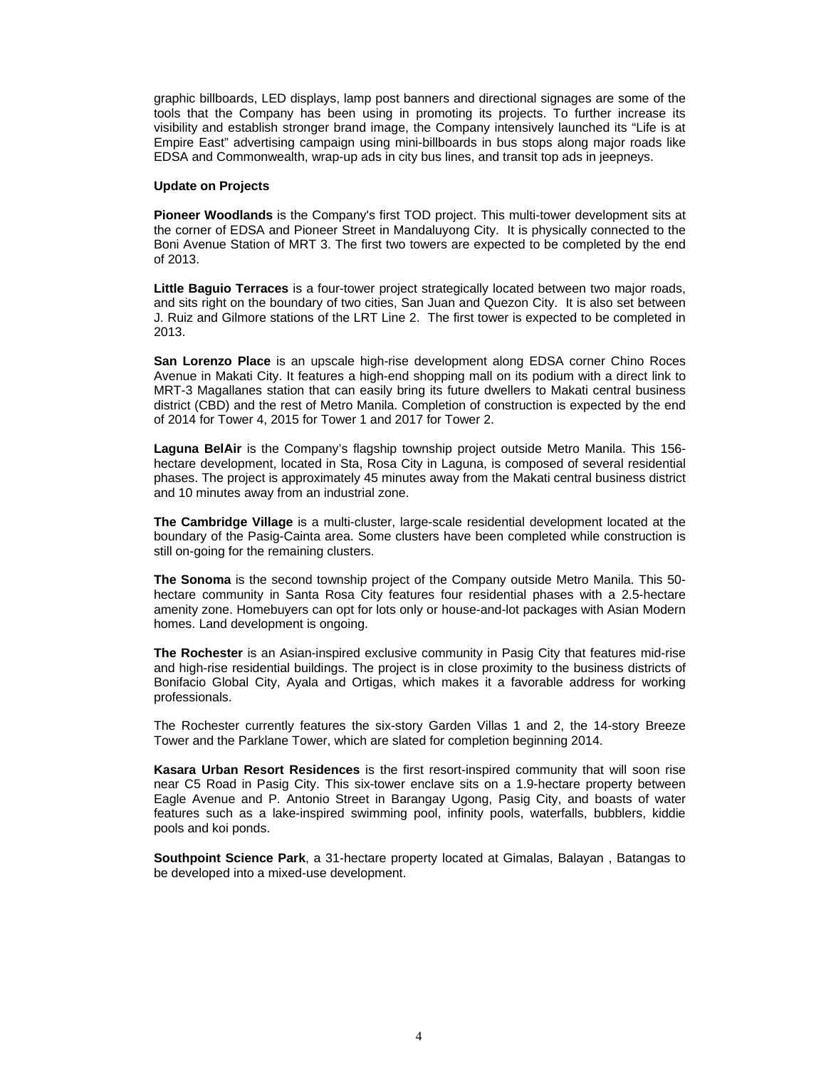graphic billboards, LED displays, lamp post banners and directional signages are some of the tools that the Company has been using in promoting its projects. To further increase its visibility and establish stronger brand image, the Company intensively launched its "Life is at Empire East" advertising campaign using mini-billboards in bus stops along major roads like EDSA and Commonwealth, wrap-up ads in city bus lines, and transit top ads in jeepneys.

**Update on Projects**

**Pioneer Woodlands** is the Company's first TOD project. This multi-tower development sits at the corner of EDSA and Pioneer Street in Mandaluyong City. It is physically connected to the Boni Avenue Station of MRT 3. The first two towers are expected to be completed by the end of 2013.

**Little Baguio Terraces** is a four-tower project strategically located between two major roads, and sits right on the boundary of two cities, San Juan and Quezon City. It is also set between J. Ruiz and Gilmore stations of the LRT Line 2. The first tower is expected to be completed in 2013.

**San Lorenzo Place** is an upscale high-rise development along EDSA corner Chino Roces Avenue in Makati City. It features a high-end shopping mall on its podium with a direct link to MRT-3 Magallanes station that can easily bring its future dwellers to Makati central business district (CBD) and the rest of Metro Manila. Completion of construction is expected by the end of 2014 for Tower 4, 2015 for Tower 1 and 2017 for Tower 2.

**Laguna BelAir** is the Company's flagship township project outside Metro Manila. This 156-hectare development, located in Sta, Rosa City in Laguna, is composed of several residential phases. The project is approximately 45 minutes away from the Makati central business district and 10 minutes away from an industrial zone.

**The Cambridge Village** is a multi-cluster, large-scale residential development located at the boundary of the Pasig-Cainta area. Some clusters have been completed while construction is still on-going for the remaining clusters.

**The Sonoma** is the second township project of the Company outside Metro Manila. This 50-hectare community in Santa Rosa City features four residential phases with a 2.5-hectare amenity zone. Homebuyers can opt for lots only or house-and-lot packages with Asian Modern homes. Land development is ongoing.

**The Rochester** is an Asian-inspired exclusive community in Pasig City that features mid-rise and high-rise residential buildings. The project is in close proximity to the business districts of Bonifacio Global City, Ayala and Ortigas, which makes it a favorable address for working professionals.

The Rochester currently features the six-story Garden Villas 1 and 2, the 14-story Breeze Tower and the Parklane Tower, which are slated for completion beginning 2014.

**Kasara Urban Resort Residences** is the first resort-inspired community that will soon rise near C5 Road in Pasig City. This six-tower enclave sits on a 1.9-hectare property between Eagle Avenue and P. Antonio Street in Barangay Ugong, Pasig City, and boasts of water features such as a lake-inspired swimming pool, infinity pools, waterfalls, bubblers, kiddie pools and koi ponds.

**Southpoint Science Park**, a 31-hectare property located at Gimalas, Balayan , Batangas to be developed into a mixed-use development.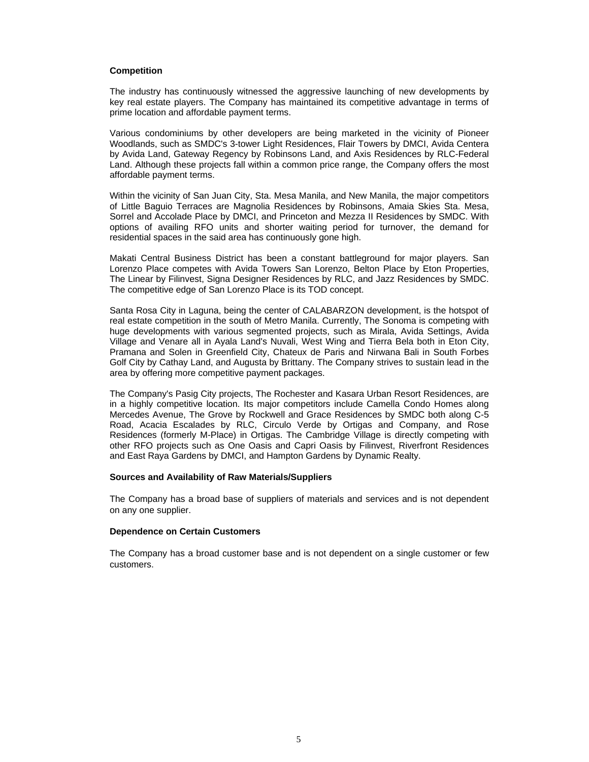**Competition**

The industry has continuously witnessed the aggressive launching of new developments by key real estate players. The Company has maintained its competitive advantage in terms of prime location and affordable payment terms.

Various condominiums by other developers are being marketed in the vicinity of Pioneer Woodlands, such as SMDC's 3-tower Light Residences, Flair Towers by DMCI, Avida Centera by Avida Land, Gateway Regency by Robinsons Land, and Axis Residences by RLC-Federal Land. Although these projects fall within a common price range, the Company offers the most affordable payment terms.

Within the vicinity of San Juan City, Sta. Mesa Manila, and New Manila, the major competitors of Little Baguio Terraces are Magnolia Residences by Robinsons, Amaia Skies Sta. Mesa, Sorrel and Accolade Place by DMCI, and Princeton and Mezza II Residences by SMDC. With options of availing RFO units and shorter waiting period for turnover, the demand for residential spaces in the said area has continuously gone high.

Makati Central Business District has been a constant battleground for major players. San Lorenzo Place competes with Avida Towers San Lorenzo, Belton Place by Eton Properties, The Linear by Filinvest, Signa Designer Residences by RLC, and Jazz Residences by SMDC. The competitive edge of San Lorenzo Place is its TOD concept.

Santa Rosa City in Laguna, being the center of CALABARZON development, is the hotspot of real estate competition in the south of Metro Manila. Currently, The Sonoma is competing with huge developments with various segmented projects, such as Mirala, Avida Settings, Avida Village and Venare all in Ayala Land's Nuvali, West Wing and Tierra Bela both in Eton City, Pramana and Solen in Greenfield City, Chateux de Paris and Nirwana Bali in South Forbes Golf City by Cathay Land, and Augusta by Brittany. The Company strives to sustain lead in the area by offering more competitive payment packages.

The Company's Pasig City projects, The Rochester and Kasara Urban Resort Residences, are in a highly competitive location. Its major competitors include Camella Condo Homes along Mercedes Avenue, The Grove by Rockwell and Grace Residences by SMDC both along C-5 Road, Acacia Escalades by RLC, Circulo Verde by Ortigas and Company, and Rose Residences (formerly M-Place) in Ortigas. The Cambridge Village is directly competing with other RFO projects such as One Oasis and Capri Oasis by Filinvest, Riverfront Residences and East Raya Gardens by DMCI, and Hampton Gardens by Dynamic Realty.

**Sources and Availability of Raw Materials/Suppliers**

The Company has a broad base of suppliers of materials and services and is not dependent on any one supplier.

**Dependence on Certain Customers**

The Company has a broad customer base and is not dependent on a single customer or few customers.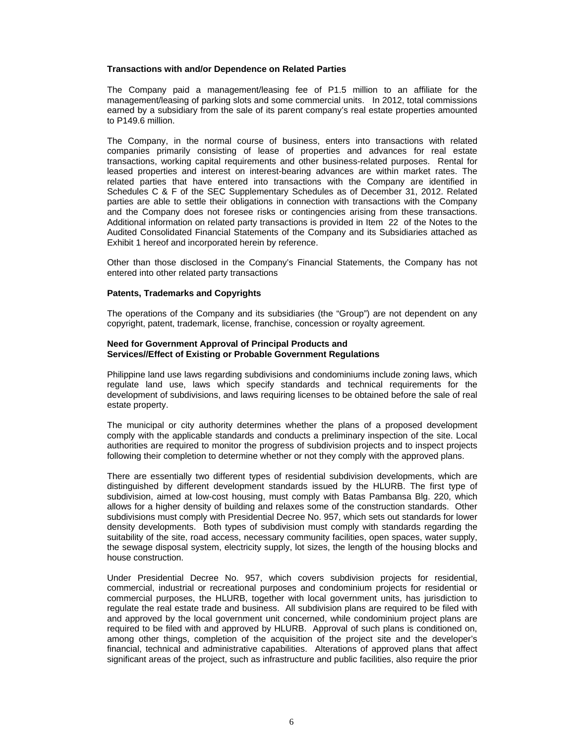**Transactions with and/or Dependence on Related Parties**

The Company paid a management/leasing fee of P1.5 million to an affiliate for the management/leasing of parking slots and some commercial units. In 2012, total commissions earned by a subsidiary from the sale of its parent company's real estate properties amounted to P149.6 million.

The Company, in the normal course of business, enters into transactions with related companies primarily consisting of lease of properties and advances for real estate transactions, working capital requirements and other business-related purposes. Rental for leased properties and interest on interest-bearing advances are within market rates. The related parties that have entered into transactions with the Company are identified in Schedules C & F of the SEC Supplementary Schedules as of December 31, 2012. Related parties are able to settle their obligations in connection with transactions with the Company and the Company does not foresee risks or contingencies arising from these transactions. Additional information on related party transactions is provided in Item 22 of the Notes to the Audited Consolidated Financial Statements of the Company and its Subsidiaries attached as Exhibit 1 hereof and incorporated herein by reference.

Other than those disclosed in the Company's Financial Statements, the Company has not entered into other related party transactions

**Patents, Trademarks and Copyrights**

The operations of the Company and its subsidiaries (the "Group") are not dependent on any copyright, patent, trademark, license, franchise, concession or royalty agreement.

**Need for Government Approval of Principal Products and Services//Effect of Existing or Probable Government Regulations**

Philippine land use laws regarding subdivisions and condominiums include zoning laws, which regulate land use, laws which specify standards and technical requirements for the development of subdivisions, and laws requiring licenses to be obtained before the sale of real estate property.

The municipal or city authority determines whether the plans of a proposed development comply with the applicable standards and conducts a preliminary inspection of the site. Local authorities are required to monitor the progress of subdivision projects and to inspect projects following their completion to determine whether or not they comply with the approved plans.

There are essentially two different types of residential subdivision developments, which are distinguished by different development standards issued by the HLURB. The first type of subdivision, aimed at low-cost housing, must comply with Batas Pambansa Blg. 220, which allows for a higher density of building and relaxes some of the construction standards. Other subdivisions must comply with Presidential Decree No. 957, which sets out standards for lower density developments. Both types of subdivision must comply with standards regarding the suitability of the site, road access, necessary community facilities, open spaces, water supply, the sewage disposal system, electricity supply, lot sizes, the length of the housing blocks and house construction.

Under Presidential Decree No. 957, which covers subdivision projects for residential, commercial, industrial or recreational purposes and condominium projects for residential or commercial purposes, the HLURB, together with local government units, has jurisdiction to regulate the real estate trade and business. All subdivision plans are required to be filed with and approved by the local government unit concerned, while condominium project plans are required to be filed with and approved by HLURB. Approval of such plans is conditioned on, among other things, completion of the acquisition of the project site and the developer's financial, technical and administrative capabilities. Alterations of approved plans that affect significant areas of the project, such as infrastructure and public facilities, also require the prior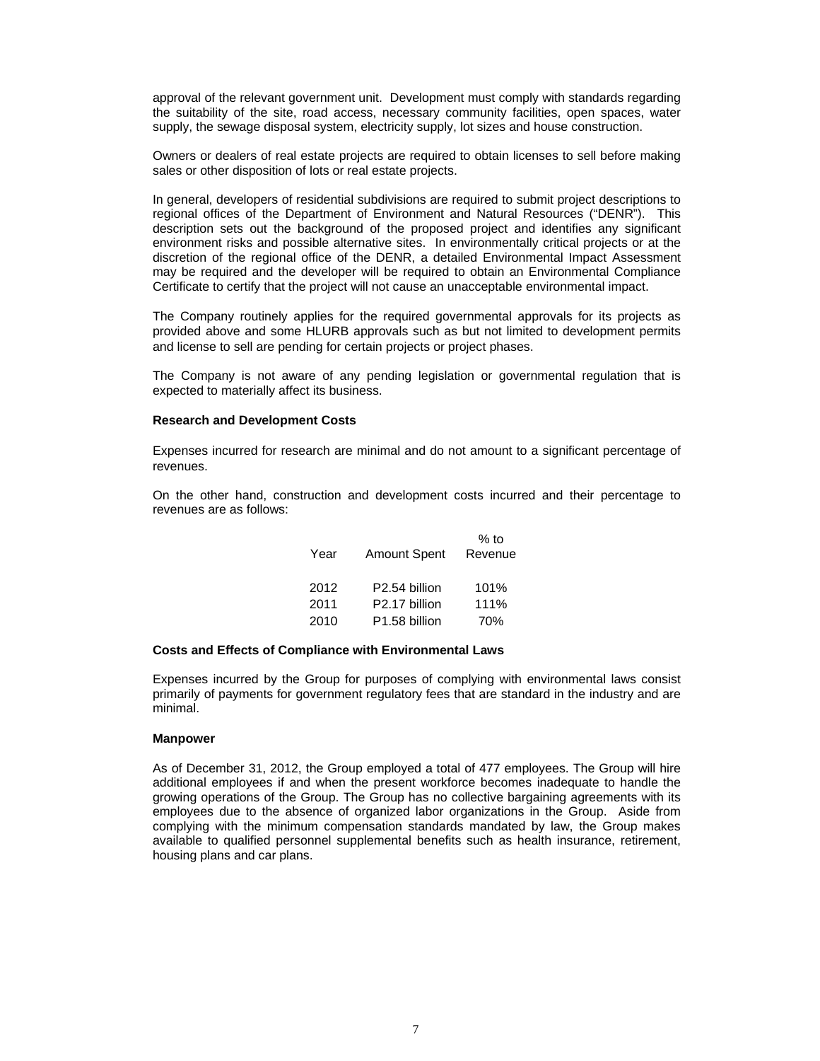approval of the relevant government unit. Development must comply with standards regarding the suitability of the site, road access, necessary community facilities, open spaces, water supply, the sewage disposal system, electricity supply, lot sizes and house construction.

Owners or dealers of real estate projects are required to obtain licenses to sell before making sales or other disposition of lots or real estate projects.

In general, developers of residential subdivisions are required to submit project descriptions to regional offices of the Department of Environment and Natural Resources ("DENR"). This description sets out the background of the proposed project and identifies any significant environment risks and possible alternative sites. In environmentally critical projects or at the discretion of the regional office of the DENR, a detailed Environmental Impact Assessment may be required and the developer will be required to obtain an Environmental Compliance Certificate to certify that the project will not cause an unacceptable environmental impact.

The Company routinely applies for the required governmental approvals for its projects as provided above and some HLURB approvals such as but not limited to development permits and license to sell are pending for certain projects or project phases.

The Company is not aware of any pending legislation or governmental regulation that is expected to materially affect its business.

**Research and Development Costs**

Expenses incurred for research are minimal and do not amount to a significant percentage of revenues.

On the other hand, construction and development costs incurred and their percentage to revenues are as follows:

| Year | Amount Spent | % to Revenue |
|---|---|---|
| 2012 | P2.54 billion | 101% |
| 2011 | P2.17 billion | 111% |
| 2010 | P1.58 billion | 70% |

**Costs and Effects of Compliance with Environmental Laws**

Expenses incurred by the Group for purposes of complying with environmental laws consist primarily of payments for government regulatory fees that are standard in the industry and are minimal.

**Manpower**

As of December 31, 2012, the Group employed a total of 477 employees. The Group will hire additional employees if and when the present workforce becomes inadequate to handle the growing operations of the Group. The Group has no collective bargaining agreements with its employees due to the absence of organized labor organizations in the Group. Aside from complying with the minimum compensation standards mandated by law, the Group makes available to qualified personnel supplemental benefits such as health insurance, retirement, housing plans and car plans.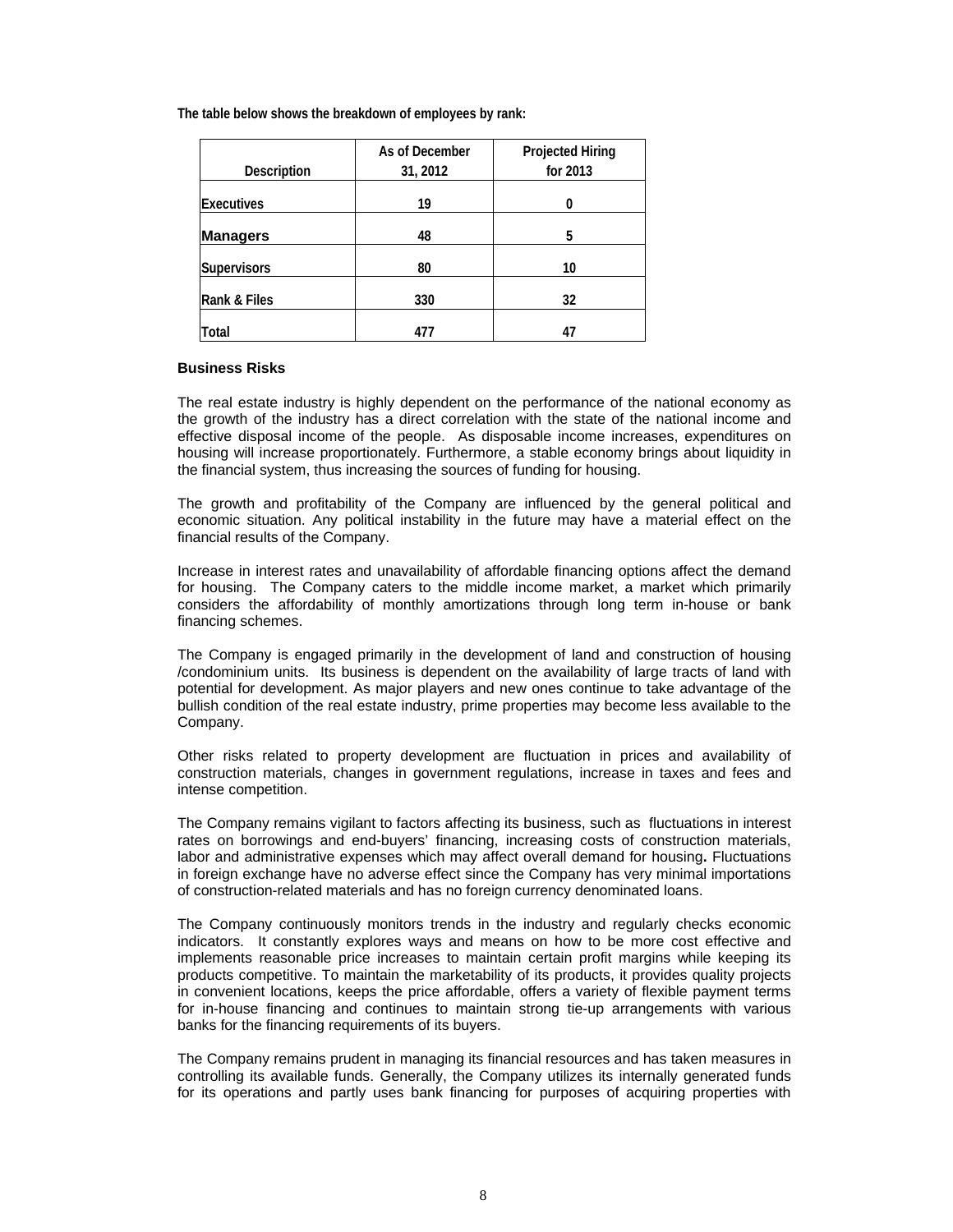**The table below shows the breakdown of employees by rank:**

| Description | As of December 31, 2012 | Projected Hiring for 2013 |
|---|---|---|
| Executives | 19 | 0 |
| Managers | 48 | 5 |
| Supervisors | 80 | 10 |
| Rank & Files | 330 | 32 |
| Total | 477 | 47 |

**Business Risks**

The real estate industry is highly dependent on the performance of the national economy as the growth of the industry has a direct correlation with the state of the national income and effective disposal income of the people. As disposable income increases, expenditures on housing will increase proportionately. Furthermore, a stable economy brings about liquidity in the financial system, thus increasing the sources of funding for housing.

The growth and profitability of the Company are influenced by the general political and economic situation. Any political instability in the future may have a material effect on the financial results of the Company.

Increase in interest rates and unavailability of affordable financing options affect the demand for housing. The Company caters to the middle income market, a market which primarily considers the affordability of monthly amortizations through long term in-house or bank financing schemes.

The Company is engaged primarily in the development of land and construction of housing /condominium units. Its business is dependent on the availability of large tracts of land with potential for development. As major players and new ones continue to take advantage of the bullish condition of the real estate industry, prime properties may become less available to the Company.

Other risks related to property development are fluctuation in prices and availability of construction materials, changes in government regulations, increase in taxes and fees and intense competition.

The Company remains vigilant to factors affecting its business, such as fluctuations in interest rates on borrowings and end-buyers' financing, increasing costs of construction materials, labor and administrative expenses which may affect overall demand for housing**.** Fluctuations in foreign exchange have no adverse effect since the Company has very minimal importations of construction-related materials and has no foreign currency denominated loans.

The Company continuously monitors trends in the industry and regularly checks economic indicators. It constantly explores ways and means on how to be more cost effective and implements reasonable price increases to maintain certain profit margins while keeping its products competitive. To maintain the marketability of its products, it provides quality projects in convenient locations, keeps the price affordable, offers a variety of flexible payment terms for in-house financing and continues to maintain strong tie-up arrangements with various banks for the financing requirements of its buyers.

The Company remains prudent in managing its financial resources and has taken measures in controlling its available funds. Generally, the Company utilizes its internally generated funds for its operations and partly uses bank financing for purposes of acquiring properties with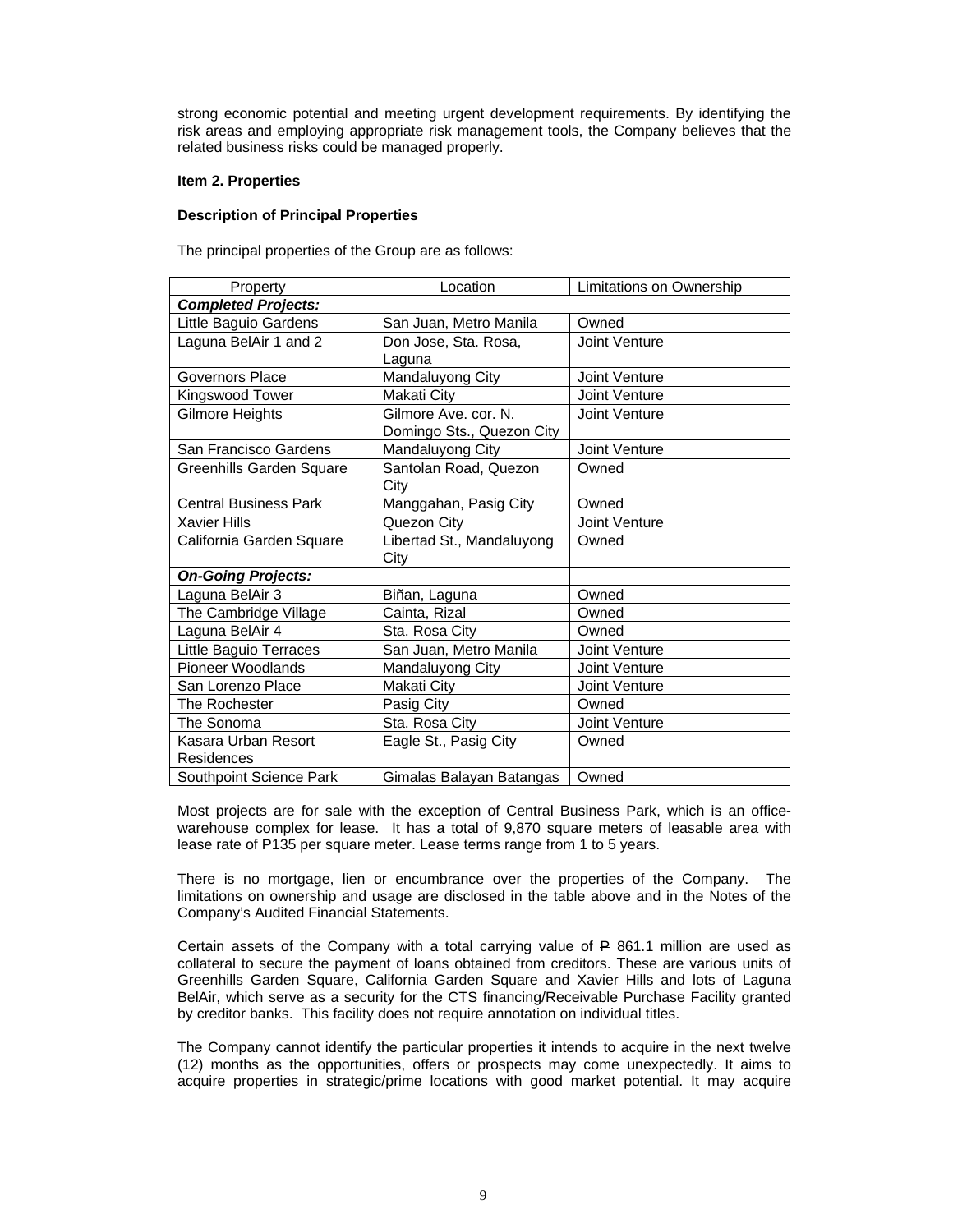strong economic potential and meeting urgent development requirements. By identifying the risk areas and employing appropriate risk management tools, the Company believes that the related business risks could be managed properly.

**Item 2. Properties**

**Description of Principal Properties**

The principal properties of the Group are as follows:

| Property | Location | Limitations on Ownership |
|---|---|---|
| ***Completed Projects:*** | | |
| Little Baguio Gardens | San Juan, Metro Manila | Owned |
| Laguna BelAir 1 and 2 | Don Jose, Sta. Rosa, Laguna | Joint Venture |
| Governors Place | Mandaluyong City | Joint Venture |
| Kingswood Tower | Makati City | Joint Venture |
| Gilmore Heights | Gilmore Ave. cor. N. Domingo Sts., Quezon City | Joint Venture |
| San Francisco Gardens | Mandaluyong City | Joint Venture |
| Greenhills Garden Square | Santolan Road, Quezon City | Owned |
| Central Business Park | Manggahan, Pasig City | Owned |
| Xavier Hills | Quezon City | Joint Venture |
| California Garden Square | Libertad St., Mandaluyong City | Owned |
| ***On-Going Projects:*** | | |
| Laguna BelAir 3 | Biñan, Laguna | Owned |
| The Cambridge Village | Cainta, Rizal | Owned |
| Laguna BelAir 4 | Sta. Rosa City | Owned |
| Little Baguio Terraces | San Juan, Metro Manila | Joint Venture |
| Pioneer Woodlands | Mandaluyong City | Joint Venture |
| San Lorenzo Place | Makati City | Joint Venture |
| The Rochester | Pasig City | Owned |
| The Sonoma | Sta. Rosa City | Joint Venture |
| Kasara Urban Resort Residences | Eagle St., Pasig City | Owned |
| Southpoint Science Park | Gimalas Balayan Batangas | Owned |

Most projects are for sale with the exception of Central Business Park, which is an office-warehouse complex for lease. It has a total of 9,870 square meters of leasable area with lease rate of P135 per square meter. Lease terms range from 1 to 5 years.

There is no mortgage, lien or encumbrance over the properties of the Company. The limitations on ownership and usage are disclosed in the table above and in the Notes of the Company's Audited Financial Statements.

Certain assets of the Company with a total carrying value of ₱ 861.1 million are used as collateral to secure the payment of loans obtained from creditors. These are various units of Greenhills Garden Square, California Garden Square and Xavier Hills and lots of Laguna BelAir, which serve as a security for the CTS financing/Receivable Purchase Facility granted by creditor banks. This facility does not require annotation on individual titles.

The Company cannot identify the particular properties it intends to acquire in the next twelve (12) months as the opportunities, offers or prospects may come unexpectedly. It aims to acquire properties in strategic/prime locations with good market potential. It may acquire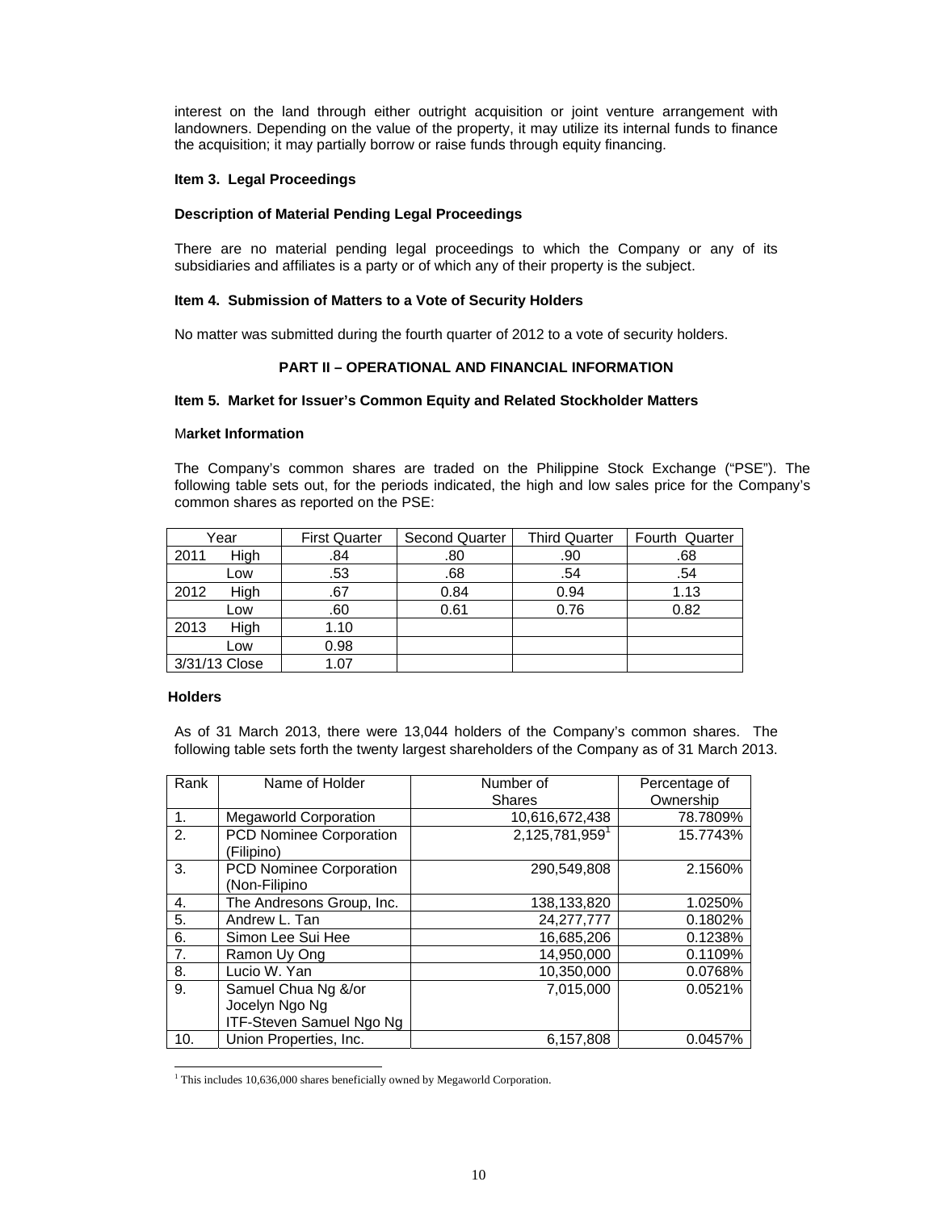interest on the land through either outright acquisition or joint venture arrangement with landowners. Depending on the value of the property, it may utilize its internal funds to finance the acquisition; it may partially borrow or raise funds through equity financing.

**Item 3. Legal Proceedings**

**Description of Material Pending Legal Proceedings**

There are no material pending legal proceedings to which the Company or any of its subsidiaries and affiliates is a party or of which any of their property is the subject.

**Item 4. Submission of Matters to a Vote of Security Holders**

No matter was submitted during the fourth quarter of 2012 to a vote of security holders.

**PART II – OPERATIONAL AND FINANCIAL INFORMATION**

**Item 5. Market for Issuer's Common Equity and Related Stockholder Matters**

M**arket Information**

The Company's common shares are traded on the Philippine Stock Exchange ("PSE"). The following table sets out, for the periods indicated, the high and low sales price for the Company's common shares as reported on the PSE:

| Year | | First Quarter | Second Quarter | Third Quarter | Fourth Quarter |
|---|---|---|---|---|---|
| 2011 | High | .84 | .80 | .90 | .68 |
| | Low | .53 | .68 | .54 | .54 |
| 2012 | High | .67 | 0.84 | 0.94 | 1.13 |
| | Low | .60 | 0.61 | 0.76 | 0.82 |
| 2013 | High | 1.10 | | | |
| | Low | 0.98 | | | |
| 3/31/13 Close | | 1.07 | | | |

**Holders**

As of 31 March 2013, there were 13,044 holders of the Company's common shares. The following table sets forth the twenty largest shareholders of the Company as of 31 March 2013.

| Rank | Name of Holder | Number of Shares | Percentage of Ownership |
|---|---|---|---|
| 1. | Megaworld Corporation | 10,616,672,438 | 78.7809% |
| 2. | PCD Nominee Corporation (Filipino) | 2,125,781,959[1] | 15.7743% |
| 3. | PCD Nominee Corporation (Non-Filipino | 290,549,808 | 2.1560% |
| 4. | The Andresons Group, Inc. | 138,133,820 | 1.0250% |
| 5. | Andrew L. Tan | 24,277,777 | 0.1802% |
| 6. | Simon Lee Sui Hee | 16,685,206 | 0.1238% |
| 7. | Ramon Uy Ong | 14,950,000 | 0.1109% |
| 8. | Lucio W. Yan | 10,350,000 | 0.0768% |
| 9. | Samuel Chua Ng &/or Jocelyn Ngo Ng ITF-Steven Samuel Ngo Ng | 7,015,000 | 0.0521% |
| 10. | Union Properties, Inc. | 6,157,808 | 0.0457% |

[1] This includes 10,636,000 shares beneficially owned by Megaworld Corporation.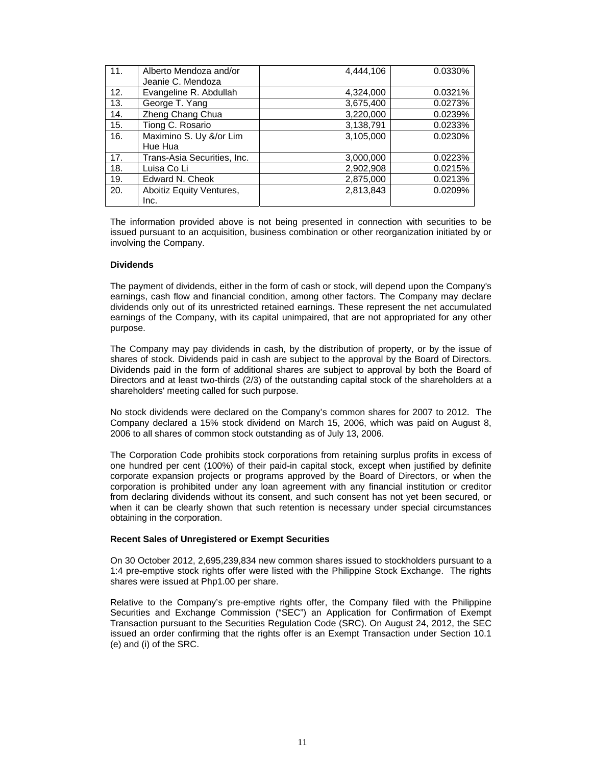| 11. | Alberto Mendoza and/or Jeanie C. Mendoza | 4,444,106 | 0.0330% |
|---|---|---|---|
| 12. | Evangeline R. Abdullah | 4,324,000 | 0.0321% |
| 13. | George T. Yang | 3,675,400 | 0.0273% |
| 14. | Zheng Chang Chua | 3,220,000 | 0.0239% |
| 15. | Tiong C. Rosario | 3,138,791 | 0.0233% |
| 16. | Maximino S. Uy &/or Lim Hue Hua | 3,105,000 | 0.0230% |
| 17. | Trans-Asia Securities, Inc. | 3,000,000 | 0.0223% |
| 18. | Luisa Co Li | 2,902,908 | 0.0215% |
| 19. | Edward N. Cheok | 2,875,000 | 0.0213% |
| 20. | Aboitiz Equity Ventures, Inc. | 2,813,843 | 0.0209% |

The information provided above is not being presented in connection with securities to be issued pursuant to an acquisition, business combination or other reorganization initiated by or involving the Company.

**Dividends**

The payment of dividends, either in the form of cash or stock, will depend upon the Company's earnings, cash flow and financial condition, among other factors. The Company may declare dividends only out of its unrestricted retained earnings. These represent the net accumulated earnings of the Company, with its capital unimpaired, that are not appropriated for any other purpose.

The Company may pay dividends in cash, by the distribution of property, or by the issue of shares of stock. Dividends paid in cash are subject to the approval by the Board of Directors. Dividends paid in the form of additional shares are subject to approval by both the Board of Directors and at least two-thirds (2/3) of the outstanding capital stock of the shareholders at a shareholders' meeting called for such purpose.

No stock dividends were declared on the Company's common shares for 2007 to 2012. The Company declared a 15% stock dividend on March 15, 2006, which was paid on August 8, 2006 to all shares of common stock outstanding as of July 13, 2006.

The Corporation Code prohibits stock corporations from retaining surplus profits in excess of one hundred per cent (100%) of their paid-in capital stock, except when justified by definite corporate expansion projects or programs approved by the Board of Directors, or when the corporation is prohibited under any loan agreement with any financial institution or creditor from declaring dividends without its consent, and such consent has not yet been secured, or when it can be clearly shown that such retention is necessary under special circumstances obtaining in the corporation.

**Recent Sales of Unregistered or Exempt Securities**

On 30 October 2012, 2,695,239,834 new common shares issued to stockholders pursuant to a 1:4 pre-emptive stock rights offer were listed with the Philippine Stock Exchange. The rights shares were issued at Php1.00 per share.

Relative to the Company's pre-emptive rights offer, the Company filed with the Philippine Securities and Exchange Commission ("SEC") an Application for Confirmation of Exempt Transaction pursuant to the Securities Regulation Code (SRC). On August 24, 2012, the SEC issued an order confirming that the rights offer is an Exempt Transaction under Section 10.1 (e) and (i) of the SRC.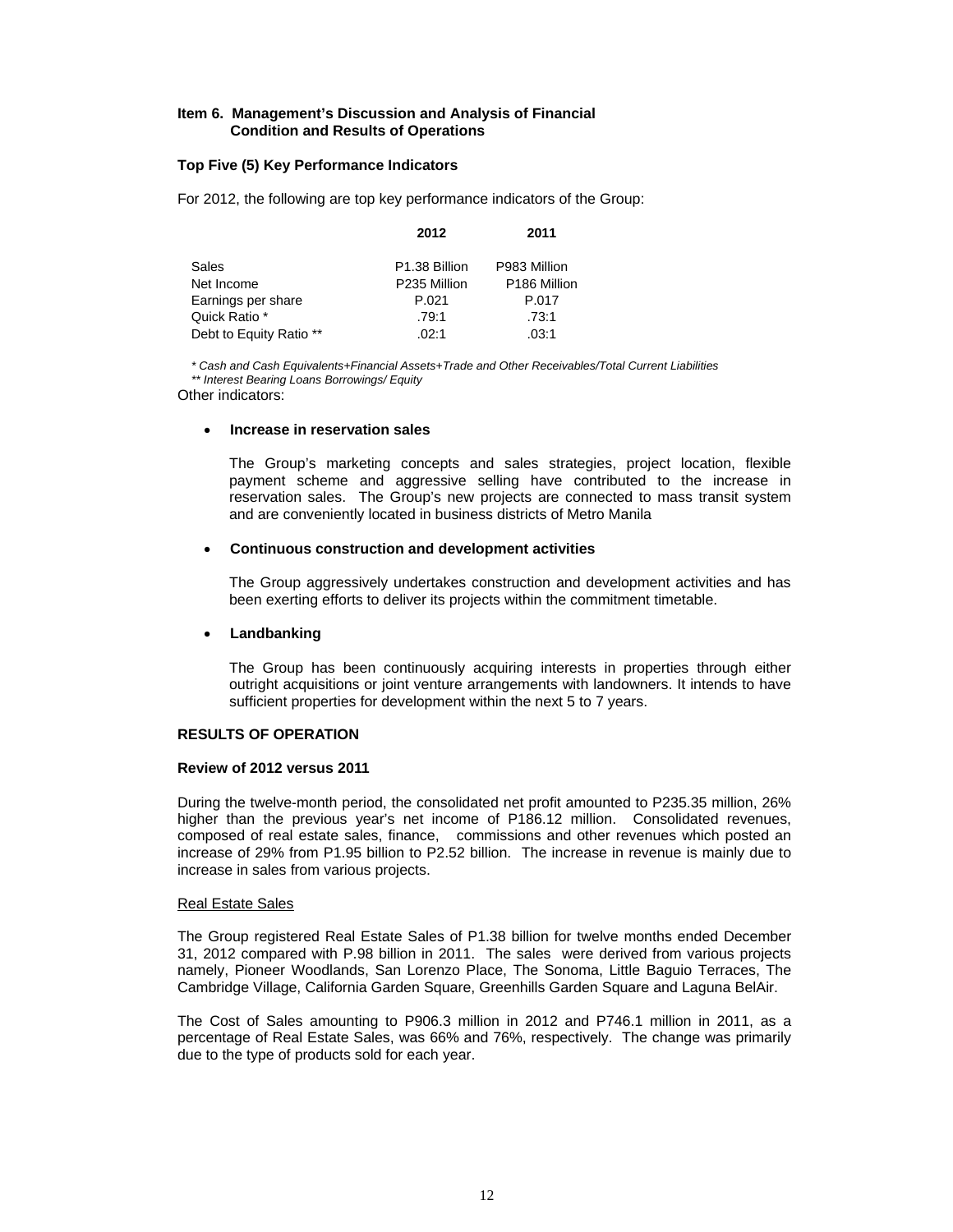### Item 6. Management's Discussion and Analysis of Financial Condition and Results of Operations

**Top Five (5) Key Performance Indicators**

For 2012, the following are top key performance indicators of the Group:

| | 2012 | 2011 |
|---|---|---|
| Sales | P1.38 Billion | P983 Million |
| Net Income | P235 Million | P186 Million |
| Earnings per share | P.021 | P.017 |
| Quick Ratio * | .79:1 | .73:1 |
| Debt to Equity Ratio ** | .02:1 | .03:1 |

*\* Cash and Cash Equivalents+Financial Assets+Trade and Other Receivables/Total Current Liabilities*
*\*\* Interest Bearing Loans Borrowings/ Equity*

Other indicators:

- **Increase in reservation sales**

  The Group's marketing concepts and sales strategies, project location, flexible payment scheme and aggressive selling have contributed to the increase in reservation sales. The Group's new projects are connected to mass transit system and are conveniently located in business districts of Metro Manila

- **Continuous construction and development activities**

  The Group aggressively undertakes construction and development activities and has been exerting efforts to deliver its projects within the commitment timetable.

- **Landbanking**

  The Group has been continuously acquiring interests in properties through either outright acquisitions or joint venture arrangements with landowners. It intends to have sufficient properties for development within the next 5 to 7 years.

**RESULTS OF OPERATION**

**Review of 2012 versus 2011**

During the twelve-month period, the consolidated net profit amounted to P235.35 million, 26% higher than the previous year's net income of P186.12 million. Consolidated revenues, composed of real estate sales, finance, commissions and other revenues which posted an increase of 29% from P1.95 billion to P2.52 billion. The increase in revenue is mainly due to increase in sales from various projects.

Real Estate Sales

The Group registered Real Estate Sales of P1.38 billion for twelve months ended December 31, 2012 compared with P.98 billion in 2011. The sales were derived from various projects namely, Pioneer Woodlands, San Lorenzo Place, The Sonoma, Little Baguio Terraces, The Cambridge Village, California Garden Square, Greenhills Garden Square and Laguna BelAir.

The Cost of Sales amounting to P906.3 million in 2012 and P746.1 million in 2011, as a percentage of Real Estate Sales, was 66% and 76%, respectively. The change was primarily due to the type of products sold for each year.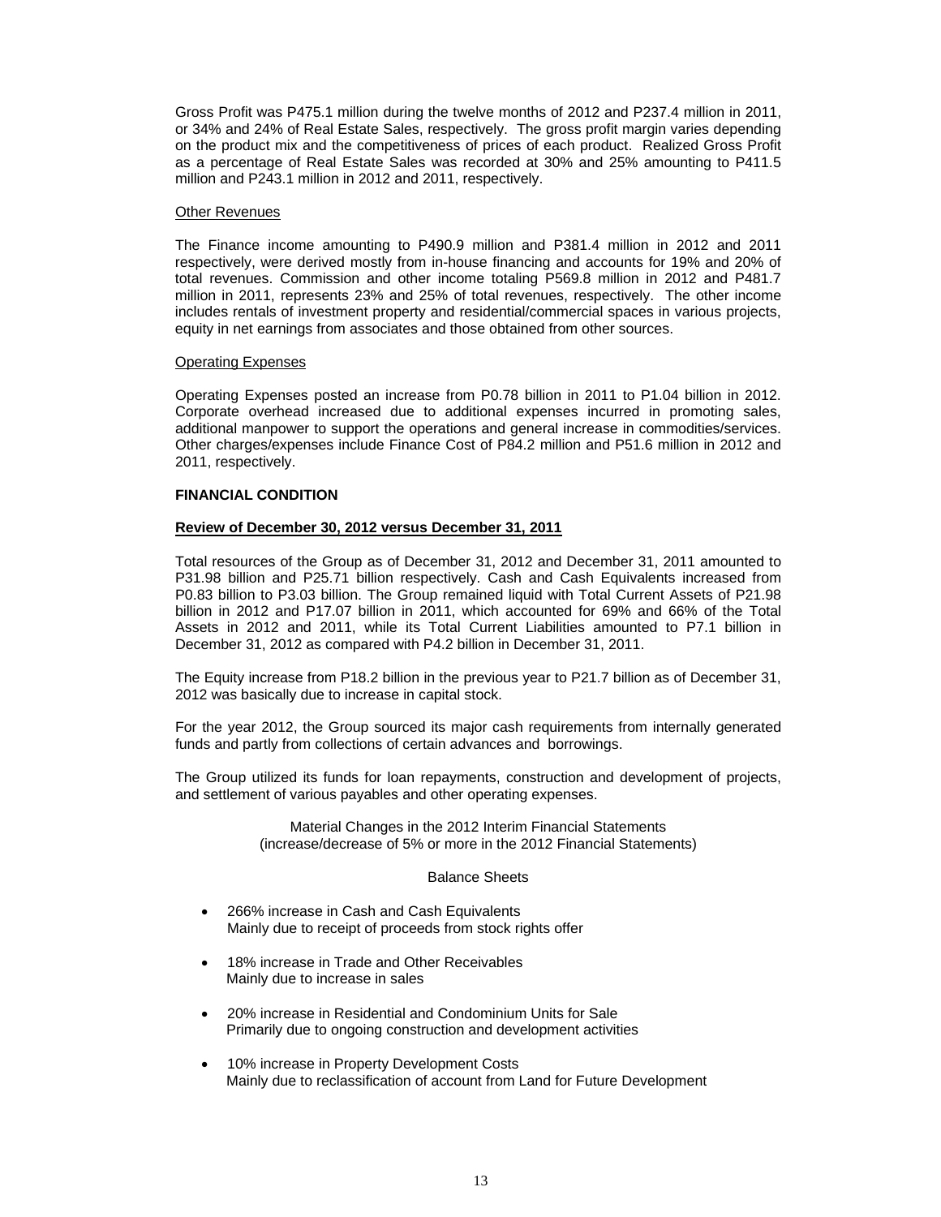Gross Profit was P475.1 million during the twelve months of 2012 and P237.4 million in 2011, or 34% and 24% of Real Estate Sales, respectively. The gross profit margin varies depending on the product mix and the competitiveness of prices of each product. Realized Gross Profit as a percentage of Real Estate Sales was recorded at 30% and 25% amounting to P411.5 million and P243.1 million in 2012 and 2011, respectively.

Other Revenues

The Finance income amounting to P490.9 million and P381.4 million in 2012 and 2011 respectively, were derived mostly from in-house financing and accounts for 19% and 20% of total revenues. Commission and other income totaling P569.8 million in 2012 and P481.7 million in 2011, represents 23% and 25% of total revenues, respectively. The other income includes rentals of investment property and residential/commercial spaces in various projects, equity in net earnings from associates and those obtained from other sources.

Operating Expenses

Operating Expenses posted an increase from P0.78 billion in 2011 to P1.04 billion in 2012. Corporate overhead increased due to additional expenses incurred in promoting sales, additional manpower to support the operations and general increase in commodities/services. Other charges/expenses include Finance Cost of P84.2 million and P51.6 million in 2012 and 2011, respectively.

**FINANCIAL CONDITION**

**Review of December 30, 2012 versus December 31, 2011**

Total resources of the Group as of December 31, 2012 and December 31, 2011 amounted to P31.98 billion and P25.71 billion respectively. Cash and Cash Equivalents increased from P0.83 billion to P3.03 billion. The Group remained liquid with Total Current Assets of P21.98 billion in 2012 and P17.07 billion in 2011, which accounted for 69% and 66% of the Total Assets in 2012 and 2011, while its Total Current Liabilities amounted to P7.1 billion in December 31, 2012 as compared with P4.2 billion in December 31, 2011.

The Equity increase from P18.2 billion in the previous year to P21.7 billion as of December 31, 2012 was basically due to increase in capital stock.

For the year 2012, the Group sourced its major cash requirements from internally generated funds and partly from collections of certain advances and borrowings.

The Group utilized its funds for loan repayments, construction and development of projects, and settlement of various payables and other operating expenses.

Material Changes in the 2012 Interim Financial Statements
(increase/decrease of 5% or more in the 2012 Financial Statements)

Balance Sheets

- 266% increase in Cash and Cash Equivalents
  Mainly due to receipt of proceeds from stock rights offer
- 18% increase in Trade and Other Receivables
  Mainly due to increase in sales
- 20% increase in Residential and Condominium Units for Sale
  Primarily due to ongoing construction and development activities
- 10% increase in Property Development Costs
  Mainly due to reclassification of account from Land for Future Development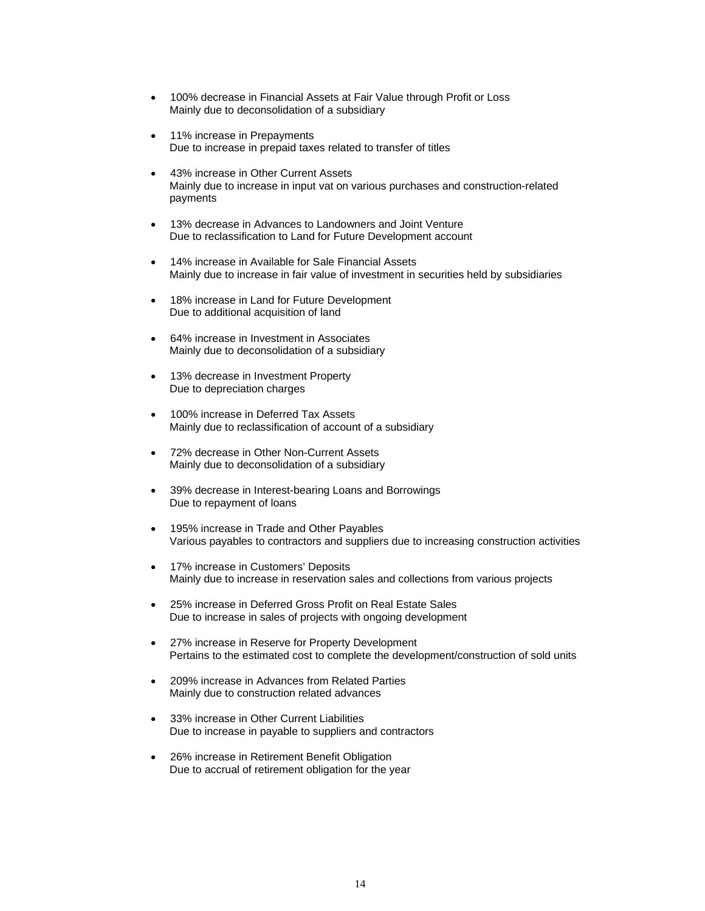- 100% decrease in Financial Assets at Fair Value through Profit or Loss
  Mainly due to deconsolidation of a subsidiary

- 11% increase in Prepayments
  Due to increase in prepaid taxes related to transfer of titles

- 43% increase in Other Current Assets
  Mainly due to increase in input vat on various purchases and construction-related payments

- 13% decrease in Advances to Landowners and Joint Venture
  Due to reclassification to Land for Future Development account

- 14% increase in Available for Sale Financial Assets
  Mainly due to increase in fair value of investment in securities held by subsidiaries

- 18% increase in Land for Future Development
  Due to additional acquisition of land

- 64% increase in Investment in Associates
  Mainly due to deconsolidation of a subsidiary

- 13% decrease in Investment Property
  Due to depreciation charges

- 100% increase in Deferred Tax Assets
  Mainly due to reclassification of account of a subsidiary

- 72% decrease in Other Non-Current Assets
  Mainly due to deconsolidation of a subsidiary

- 39% decrease in Interest-bearing Loans and Borrowings
  Due to repayment of loans

- 195% increase in Trade and Other Payables
  Various payables to contractors and suppliers due to increasing construction activities

- 17% increase in Customers' Deposits
  Mainly due to increase in reservation sales and collections from various projects

- 25% increase in Deferred Gross Profit on Real Estate Sales
  Due to increase in sales of projects with ongoing development

- 27% increase in Reserve for Property Development
  Pertains to the estimated cost to complete the development/construction of sold units

- 209% increase in Advances from Related Parties
  Mainly due to construction related advances

- 33% increase in Other Current Liabilities
  Due to increase in payable to suppliers and contractors

- 26% increase in Retirement Benefit Obligation
  Due to accrual of retirement obligation for the year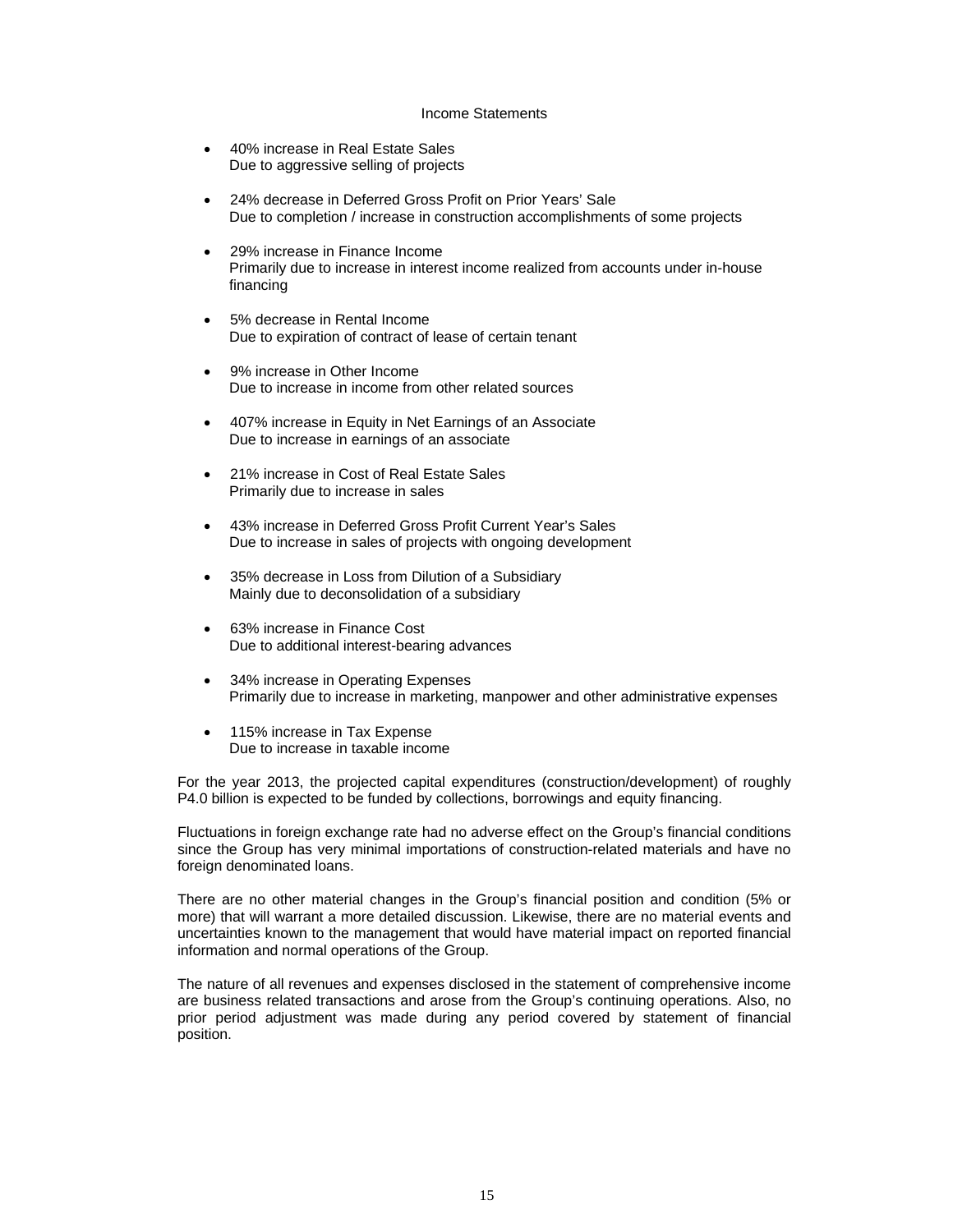## Income Statements

- 40% increase in Real Estate Sales  
  Due to aggressive selling of projects

- 24% decrease in Deferred Gross Profit on Prior Years' Sale  
  Due to completion / increase in construction accomplishments of some projects

- 29% increase in Finance Income  
  Primarily due to increase in interest income realized from accounts under in-house financing

- 5% decrease in Rental Income  
  Due to expiration of contract of lease of certain tenant

- 9% increase in Other Income  
  Due to increase in income from other related sources

- 407% increase in Equity in Net Earnings of an Associate  
  Due to increase in earnings of an associate

- 21% increase in Cost of Real Estate Sales  
  Primarily due to increase in sales

- 43% increase in Deferred Gross Profit Current Year's Sales  
  Due to increase in sales of projects with ongoing development

- 35% decrease in Loss from Dilution of a Subsidiary  
  Mainly due to deconsolidation of a subsidiary

- 63% increase in Finance Cost  
  Due to additional interest-bearing advances

- 34% increase in Operating Expenses  
  Primarily due to increase in marketing, manpower and other administrative expenses

- 115% increase in Tax Expense  
  Due to increase in taxable income

For the year 2013, the projected capital expenditures (construction/development) of roughly P4.0 billion is expected to be funded by collections, borrowings and equity financing.

Fluctuations in foreign exchange rate had no adverse effect on the Group's financial conditions since the Group has very minimal importations of construction-related materials and have no foreign denominated loans.

There are no other material changes in the Group's financial position and condition (5% or more) that will warrant a more detailed discussion. Likewise, there are no material events and uncertainties known to the management that would have material impact on reported financial information and normal operations of the Group.

The nature of all revenues and expenses disclosed in the statement of comprehensive income are business related transactions and arose from the Group's continuing operations. Also, no prior period adjustment was made during any period covered by statement of financial position.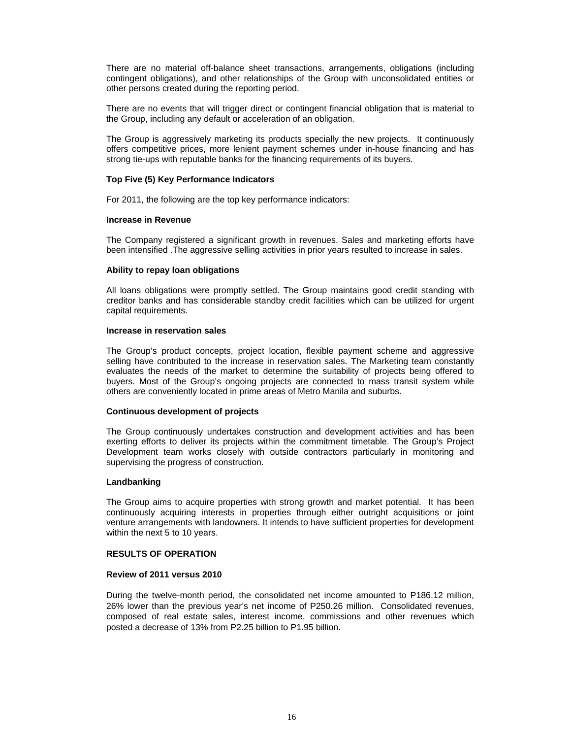There are no material off-balance sheet transactions, arrangements, obligations (including contingent obligations), and other relationships of the Group with unconsolidated entities or other persons created during the reporting period.

There are no events that will trigger direct or contingent financial obligation that is material to the Group, including any default or acceleration of an obligation.

The Group is aggressively marketing its products specially the new projects. It continuously offers competitive prices, more lenient payment schemes under in-house financing and has strong tie-ups with reputable banks for the financing requirements of its buyers.

**Top Five (5) Key Performance Indicators**

For 2011, the following are the top key performance indicators:

**Increase in Revenue**

The Company registered a significant growth in revenues. Sales and marketing efforts have been intensified .The aggressive selling activities in prior years resulted to increase in sales.

**Ability to repay loan obligations**

All loans obligations were promptly settled. The Group maintains good credit standing with creditor banks and has considerable standby credit facilities which can be utilized for urgent capital requirements.

**Increase in reservation sales**

The Group's product concepts, project location, flexible payment scheme and aggressive selling have contributed to the increase in reservation sales. The Marketing team constantly evaluates the needs of the market to determine the suitability of projects being offered to buyers. Most of the Group's ongoing projects are connected to mass transit system while others are conveniently located in prime areas of Metro Manila and suburbs.

**Continuous development of projects**

The Group continuously undertakes construction and development activities and has been exerting efforts to deliver its projects within the commitment timetable. The Group's Project Development team works closely with outside contractors particularly in monitoring and supervising the progress of construction.

**Landbanking**

The Group aims to acquire properties with strong growth and market potential. It has been continuously acquiring interests in properties through either outright acquisitions or joint venture arrangements with landowners. It intends to have sufficient properties for development within the next 5 to 10 years.

**RESULTS OF OPERATION**

**Review of 2011 versus 2010**

During the twelve-month period, the consolidated net income amounted to P186.12 million, 26% lower than the previous year's net income of P250.26 million. Consolidated revenues, composed of real estate sales, interest income, commissions and other revenues which posted a decrease of 13% from P2.25 billion to P1.95 billion.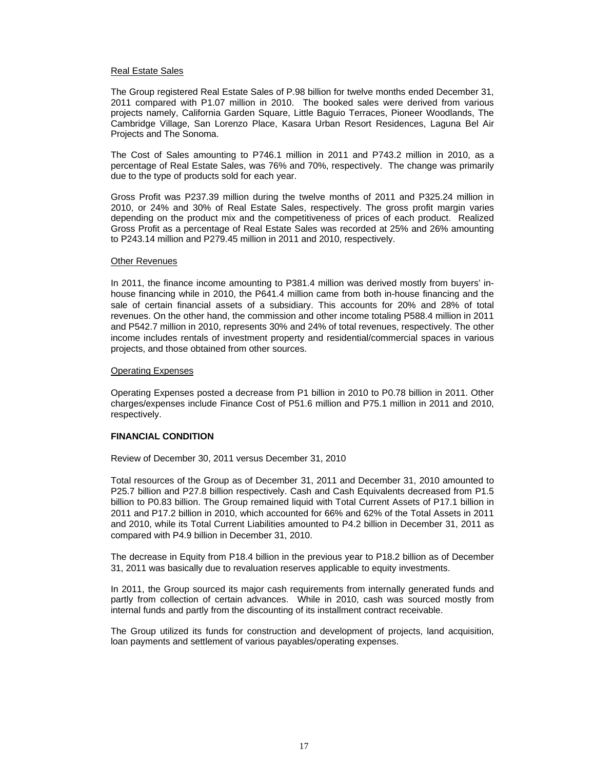Real Estate Sales

The Group registered Real Estate Sales of P.98 billion for twelve months ended December 31, 2011 compared with P1.07 million in 2010. The booked sales were derived from various projects namely, California Garden Square, Little Baguio Terraces, Pioneer Woodlands, The Cambridge Village, San Lorenzo Place, Kasara Urban Resort Residences, Laguna Bel Air Projects and The Sonoma.

The Cost of Sales amounting to P746.1 million in 2011 and P743.2 million in 2010, as a percentage of Real Estate Sales, was 76% and 70%, respectively. The change was primarily due to the type of products sold for each year.

Gross Profit was P237.39 million during the twelve months of 2011 and P325.24 million in 2010, or 24% and 30% of Real Estate Sales, respectively. The gross profit margin varies depending on the product mix and the competitiveness of prices of each product. Realized Gross Profit as a percentage of Real Estate Sales was recorded at 25% and 26% amounting to P243.14 million and P279.45 million in 2011 and 2010, respectively.

Other Revenues

In 2011, the finance income amounting to P381.4 million was derived mostly from buyers' in-house financing while in 2010, the P641.4 million came from both in-house financing and the sale of certain financial assets of a subsidiary. This accounts for 20% and 28% of total revenues. On the other hand, the commission and other income totaling P588.4 million in 2011 and P542.7 million in 2010, represents 30% and 24% of total revenues, respectively. The other income includes rentals of investment property and residential/commercial spaces in various projects, and those obtained from other sources.

Operating Expenses

Operating Expenses posted a decrease from P1 billion in 2010 to P0.78 billion in 2011. Other charges/expenses include Finance Cost of P51.6 million and P75.1 million in 2011 and 2010, respectively.

**FINANCIAL CONDITION**

Review of December 30, 2011 versus December 31, 2010

Total resources of the Group as of December 31, 2011 and December 31, 2010 amounted to P25.7 billion and P27.8 billion respectively. Cash and Cash Equivalents decreased from P1.5 billion to P0.83 billion. The Group remained liquid with Total Current Assets of P17.1 billion in 2011 and P17.2 billion in 2010, which accounted for 66% and 62% of the Total Assets in 2011 and 2010, while its Total Current Liabilities amounted to P4.2 billion in December 31, 2011 as compared with P4.9 billion in December 31, 2010.

The decrease in Equity from P18.4 billion in the previous year to P18.2 billion as of December 31, 2011 was basically due to revaluation reserves applicable to equity investments.

In 2011, the Group sourced its major cash requirements from internally generated funds and partly from collection of certain advances. While in 2010, cash was sourced mostly from internal funds and partly from the discounting of its installment contract receivable.

The Group utilized its funds for construction and development of projects, land acquisition, loan payments and settlement of various payables/operating expenses.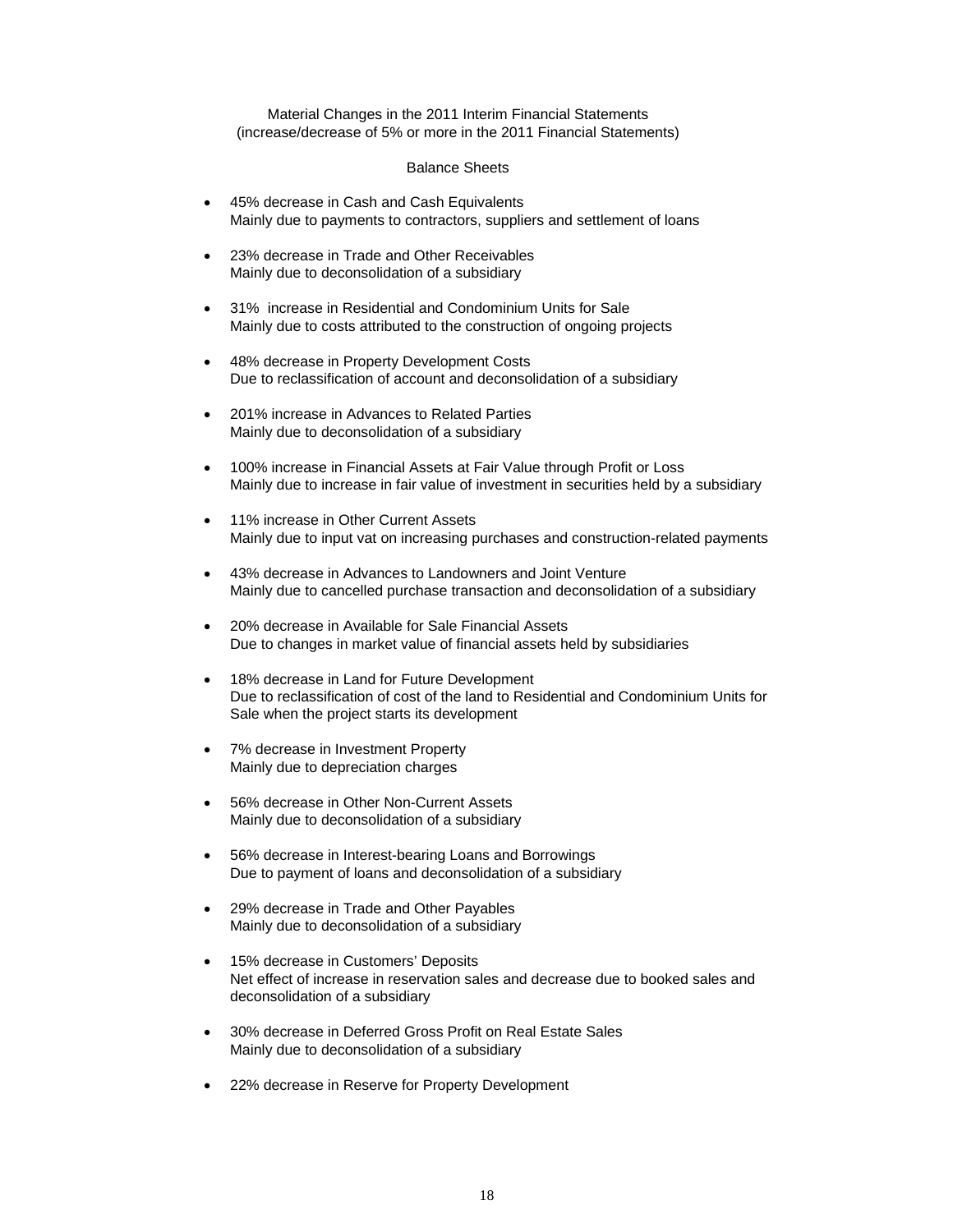Material Changes in the 2011 Interim Financial Statements
(increase/decrease of 5% or more in the 2011 Financial Statements)

Balance Sheets

- 45% decrease in Cash and Cash Equivalents
  Mainly due to payments to contractors, suppliers and settlement of loans

- 23% decrease in Trade and Other Receivables
  Mainly due to deconsolidation of a subsidiary

- 31% increase in Residential and Condominium Units for Sale
  Mainly due to costs attributed to the construction of ongoing projects

- 48% decrease in Property Development Costs
  Due to reclassification of account and deconsolidation of a subsidiary

- 201% increase in Advances to Related Parties
  Mainly due to deconsolidation of a subsidiary

- 100% increase in Financial Assets at Fair Value through Profit or Loss
  Mainly due to increase in fair value of investment in securities held by a subsidiary

- 11% increase in Other Current Assets
  Mainly due to input vat on increasing purchases and construction-related payments

- 43% decrease in Advances to Landowners and Joint Venture
  Mainly due to cancelled purchase transaction and deconsolidation of a subsidiary

- 20% decrease in Available for Sale Financial Assets
  Due to changes in market value of financial assets held by subsidiaries

- 18% decrease in Land for Future Development
  Due to reclassification of cost of the land to Residential and Condominium Units for Sale when the project starts its development

- 7% decrease in Investment Property
  Mainly due to depreciation charges

- 56% decrease in Other Non-Current Assets
  Mainly due to deconsolidation of a subsidiary

- 56% decrease in Interest-bearing Loans and Borrowings
  Due to payment of loans and deconsolidation of a subsidiary

- 29% decrease in Trade and Other Payables
  Mainly due to deconsolidation of a subsidiary

- 15% decrease in Customers' Deposits
  Net effect of increase in reservation sales and decrease due to booked sales and deconsolidation of a subsidiary

- 30% decrease in Deferred Gross Profit on Real Estate Sales
  Mainly due to deconsolidation of a subsidiary

- 22% decrease in Reserve for Property Development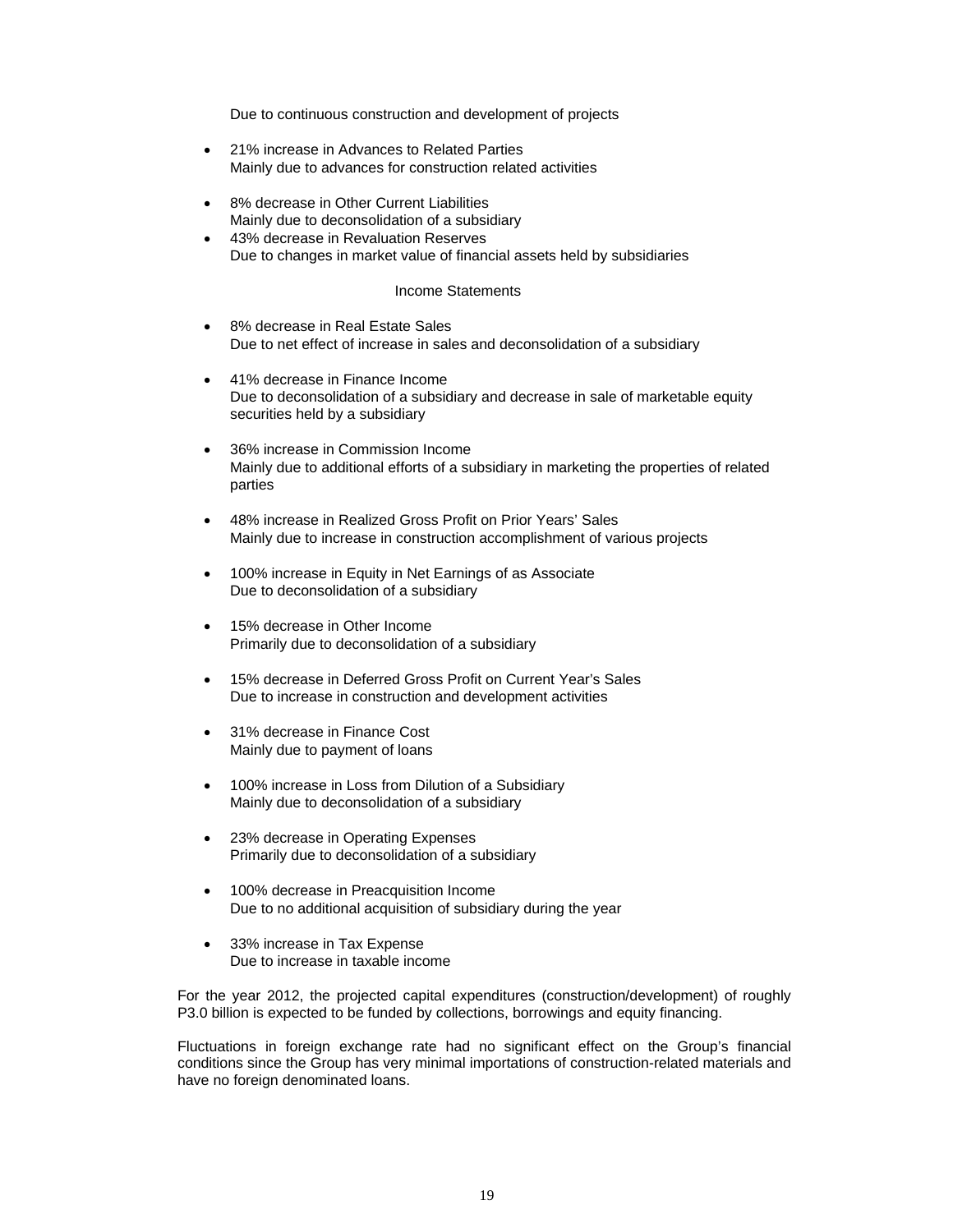Due to continuous construction and development of projects

- 21% increase in Advances to Related Parties
  Mainly due to advances for construction related activities

- 8% decrease in Other Current Liabilities
  Mainly due to deconsolidation of a subsidiary
- 43% decrease in Revaluation Reserves
  Due to changes in market value of financial assets held by subsidiaries

Income Statements

- 8% decrease in Real Estate Sales
  Due to net effect of increase in sales and deconsolidation of a subsidiary

- 41% decrease in Finance Income
  Due to deconsolidation of a subsidiary and decrease in sale of marketable equity securities held by a subsidiary

- 36% increase in Commission Income
  Mainly due to additional efforts of a subsidiary in marketing the properties of related parties

- 48% increase in Realized Gross Profit on Prior Years' Sales
  Mainly due to increase in construction accomplishment of various projects

- 100% increase in Equity in Net Earnings of as Associate
  Due to deconsolidation of a subsidiary

- 15% decrease in Other Income
  Primarily due to deconsolidation of a subsidiary

- 15% decrease in Deferred Gross Profit on Current Year's Sales
  Due to increase in construction and development activities

- 31% decrease in Finance Cost
  Mainly due to payment of loans

- 100% increase in Loss from Dilution of a Subsidiary
  Mainly due to deconsolidation of a subsidiary

- 23% decrease in Operating Expenses
  Primarily due to deconsolidation of a subsidiary

- 100% decrease in Preacquisition Income
  Due to no additional acquisition of subsidiary during the year

- 33% increase in Tax Expense
  Due to increase in taxable income

For the year 2012, the projected capital expenditures (construction/development) of roughly P3.0 billion is expected to be funded by collections, borrowings and equity financing.

Fluctuations in foreign exchange rate had no significant effect on the Group's financial conditions since the Group has very minimal importations of construction-related materials and have no foreign denominated loans.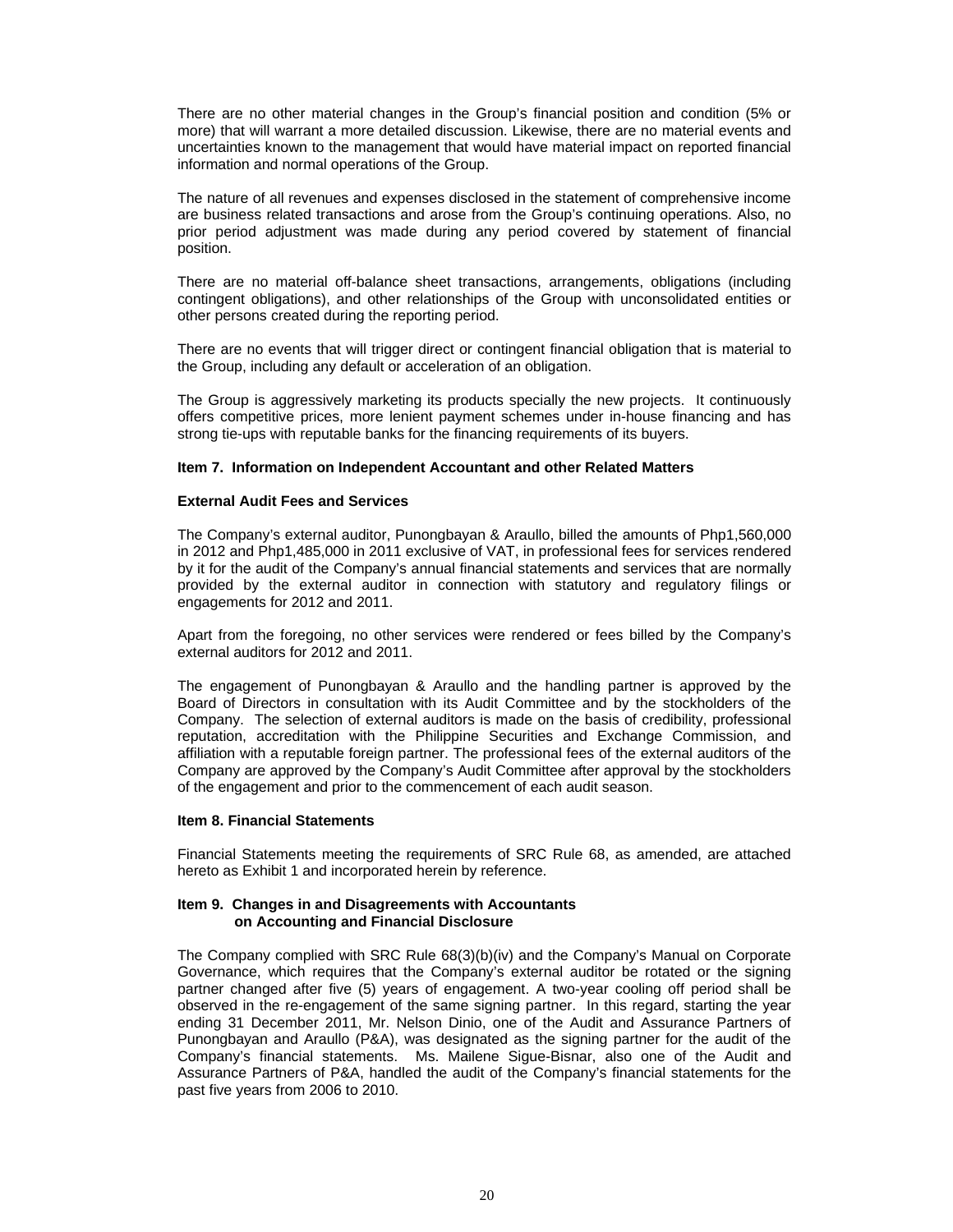There are no other material changes in the Group's financial position and condition (5% or more) that will warrant a more detailed discussion. Likewise, there are no material events and uncertainties known to the management that would have material impact on reported financial information and normal operations of the Group.

The nature of all revenues and expenses disclosed in the statement of comprehensive income are business related transactions and arose from the Group's continuing operations. Also, no prior period adjustment was made during any period covered by statement of financial position.

There are no material off-balance sheet transactions, arrangements, obligations (including contingent obligations), and other relationships of the Group with unconsolidated entities or other persons created during the reporting period.

There are no events that will trigger direct or contingent financial obligation that is material to the Group, including any default or acceleration of an obligation.

The Group is aggressively marketing its products specially the new projects. It continuously offers competitive prices, more lenient payment schemes under in-house financing and has strong tie-ups with reputable banks for the financing requirements of its buyers.

**Item 7. Information on Independent Accountant and other Related Matters**

**External Audit Fees and Services**

The Company's external auditor, Punongbayan & Araullo, billed the amounts of Php1,560,000 in 2012 and Php1,485,000 in 2011 exclusive of VAT, in professional fees for services rendered by it for the audit of the Company's annual financial statements and services that are normally provided by the external auditor in connection with statutory and regulatory filings or engagements for 2012 and 2011.

Apart from the foregoing, no other services were rendered or fees billed by the Company's external auditors for 2012 and 2011.

The engagement of Punongbayan & Araullo and the handling partner is approved by the Board of Directors in consultation with its Audit Committee and by the stockholders of the Company. The selection of external auditors is made on the basis of credibility, professional reputation, accreditation with the Philippine Securities and Exchange Commission, and affiliation with a reputable foreign partner. The professional fees of the external auditors of the Company are approved by the Company's Audit Committee after approval by the stockholders of the engagement and prior to the commencement of each audit season.

**Item 8. Financial Statements**

Financial Statements meeting the requirements of SRC Rule 68, as amended, are attached hereto as Exhibit 1 and incorporated herein by reference.

**Item 9. Changes in and Disagreements with Accountants on Accounting and Financial Disclosure**

The Company complied with SRC Rule 68(3)(b)(iv) and the Company's Manual on Corporate Governance, which requires that the Company's external auditor be rotated or the signing partner changed after five (5) years of engagement. A two-year cooling off period shall be observed in the re-engagement of the same signing partner. In this regard, starting the year ending 31 December 2011, Mr. Nelson Dinio, one of the Audit and Assurance Partners of Punongbayan and Araullo (P&A), was designated as the signing partner for the audit of the Company's financial statements. Ms. Mailene Sigue-Bisnar, also one of the Audit and Assurance Partners of P&A, handled the audit of the Company's financial statements for the past five years from 2006 to 2010.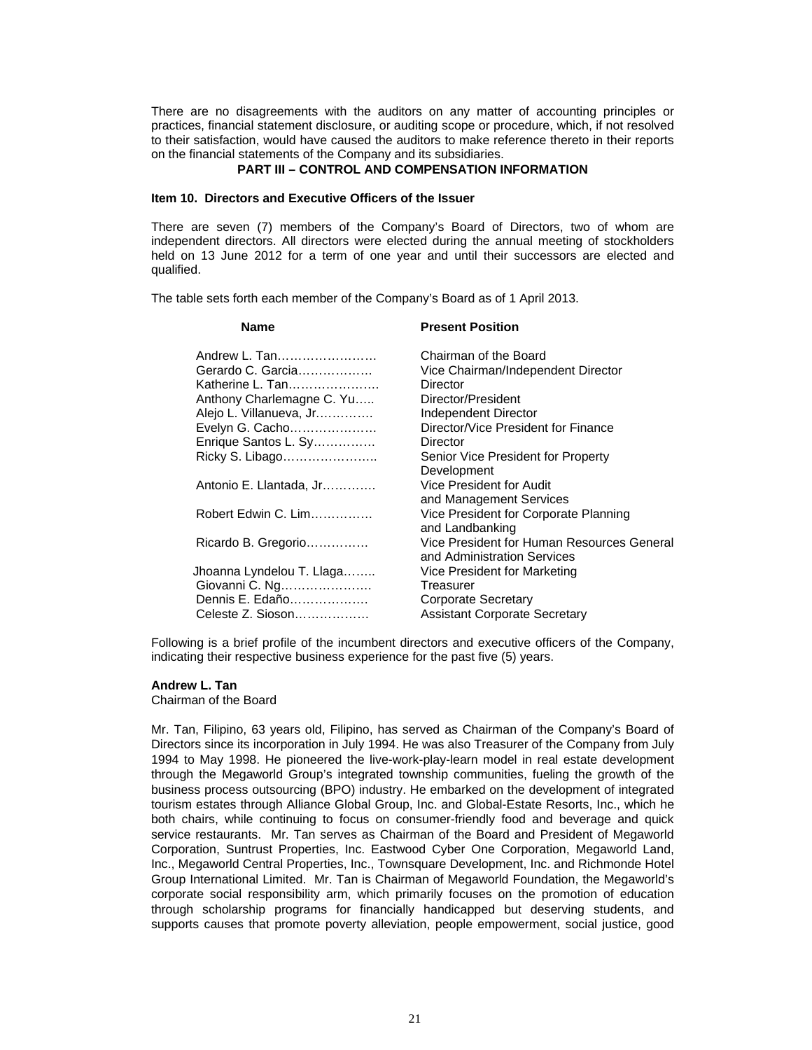There are no disagreements with the auditors on any matter of accounting principles or practices, financial statement disclosure, or auditing scope or procedure, which, if not resolved to their satisfaction, would have caused the auditors to make reference thereto in their reports on the financial statements of the Company and its subsidiaries.

## PART III – CONTROL AND COMPENSATION INFORMATION

### Item 10. Directors and Executive Officers of the Issuer

There are seven (7) members of the Company's Board of Directors, two of whom are independent directors. All directors were elected during the annual meeting of stockholders held on 13 June 2012 for a term of one year and until their successors are elected and qualified.

The table sets forth each member of the Company's Board as of 1 April 2013.

| Name | Present Position |
|---|---|
| Andrew L. Tan…………………… | Chairman of the Board |
| Gerardo C. Garcia……………… | Vice Chairman/Independent Director |
| Katherine L. Tan…………………. | Director |
| Anthony Charlemagne C. Yu….. | Director/President |
| Alejo L. Villanueva, Jr…………. | Independent Director |
| Evelyn G. Cacho…………………. | Director/Vice President for Finance |
| Enrique Santos L. Sy…………… | Director |
| Ricky S. Libago………………….. | Senior Vice President for Property Development |
| Antonio E. Llantada, Jr…………. | Vice President for Audit and Management Services |
| Robert Edwin C. Lim…………… | Vice President for Corporate Planning and Landbanking |
| Ricardo B. Gregorio…………… | Vice President for Human Resources General and Administration Services |
| Jhoanna Lyndelou T. Llaga…….. | Vice President for Marketing |
| Giovanni C. Ng…………………. | Treasurer |
| Dennis E. Edaño………………. | Corporate Secretary |
| Celeste Z. Sioson……………… | Assistant Corporate Secretary |

Following is a brief profile of the incumbent directors and executive officers of the Company, indicating their respective business experience for the past five (5) years.

**Andrew L. Tan**
Chairman of the Board

Mr. Tan, Filipino, 63 years old, Filipino, has served as Chairman of the Company's Board of Directors since its incorporation in July 1994. He was also Treasurer of the Company from July 1994 to May 1998. He pioneered the live-work-play-learn model in real estate development through the Megaworld Group's integrated township communities, fueling the growth of the business process outsourcing (BPO) industry. He embarked on the development of integrated tourism estates through Alliance Global Group, Inc. and Global-Estate Resorts, Inc., which he both chairs, while continuing to focus on consumer-friendly food and beverage and quick service restaurants. Mr. Tan serves as Chairman of the Board and President of Megaworld Corporation, Suntrust Properties, Inc. Eastwood Cyber One Corporation, Megaworld Land, Inc., Megaworld Central Properties, Inc., Townsquare Development, Inc. and Richmonde Hotel Group International Limited. Mr. Tan is Chairman of Megaworld Foundation, the Megaworld's corporate social responsibility arm, which primarily focuses on the promotion of education through scholarship programs for financially handicapped but deserving students, and supports causes that promote poverty alleviation, people empowerment, social justice, good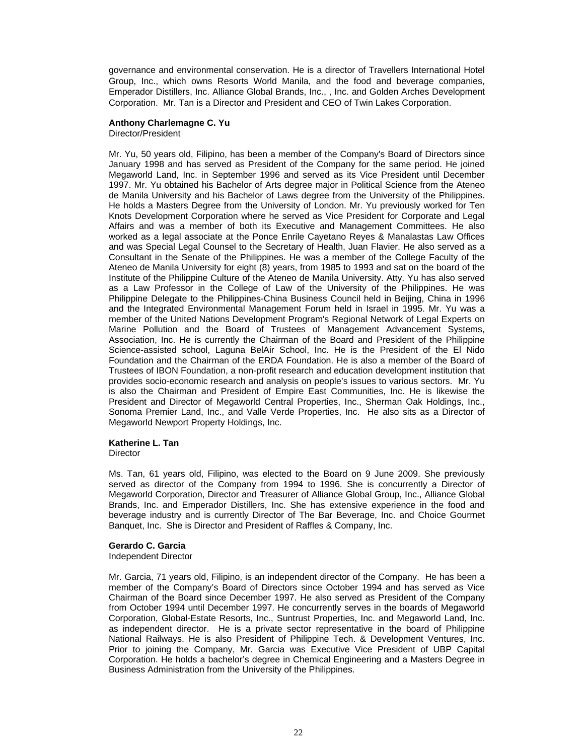governance and environmental conservation. He is a director of Travellers International Hotel Group, Inc., which owns Resorts World Manila, and the food and beverage companies, Emperador Distillers, Inc. Alliance Global Brands, Inc., , Inc. and Golden Arches Development Corporation. Mr. Tan is a Director and President and CEO of Twin Lakes Corporation.

**Anthony Charlemagne C. Yu**
Director/President

Mr. Yu, 50 years old, Filipino, has been a member of the Company's Board of Directors since January 1998 and has served as President of the Company for the same period. He joined Megaworld Land, Inc. in September 1996 and served as its Vice President until December 1997. Mr. Yu obtained his Bachelor of Arts degree major in Political Science from the Ateneo de Manila University and his Bachelor of Laws degree from the University of the Philippines. He holds a Masters Degree from the University of London. Mr. Yu previously worked for Ten Knots Development Corporation where he served as Vice President for Corporate and Legal Affairs and was a member of both its Executive and Management Committees. He also worked as a legal associate at the Ponce Enrile Cayetano Reyes & Manalastas Law Offices and was Special Legal Counsel to the Secretary of Health, Juan Flavier. He also served as a Consultant in the Senate of the Philippines. He was a member of the College Faculty of the Ateneo de Manila University for eight (8) years, from 1985 to 1993 and sat on the board of the Institute of the Philippine Culture of the Ateneo de Manila University. Atty. Yu has also served as a Law Professor in the College of Law of the University of the Philippines. He was Philippine Delegate to the Philippines-China Business Council held in Beijing, China in 1996 and the Integrated Environmental Management Forum held in Israel in 1995. Mr. Yu was a member of the United Nations Development Program's Regional Network of Legal Experts on Marine Pollution and the Board of Trustees of Management Advancement Systems, Association, Inc. He is currently the Chairman of the Board and President of the Philippine Science-assisted school, Laguna BelAir School, Inc. He is the President of the El Nido Foundation and the Chairman of the ERDA Foundation. He is also a member of the Board of Trustees of IBON Foundation, a non-profit research and education development institution that provides socio-economic research and analysis on people's issues to various sectors. Mr. Yu is also the Chairman and President of Empire East Communities, Inc. He is likewise the President and Director of Megaworld Central Properties, Inc., Sherman Oak Holdings, Inc., Sonoma Premier Land, Inc., and Valle Verde Properties, Inc. He also sits as a Director of Megaworld Newport Property Holdings, Inc.

**Katherine L. Tan**
Director

Ms. Tan, 61 years old, Filipino, was elected to the Board on 9 June 2009. She previously served as director of the Company from 1994 to 1996. She is concurrently a Director of Megaworld Corporation, Director and Treasurer of Alliance Global Group, Inc., Alliance Global Brands, Inc. and Emperador Distillers, Inc. She has extensive experience in the food and beverage industry and is currently Director of The Bar Beverage, Inc. and Choice Gourmet Banquet, Inc. She is Director and President of Raffles & Company, Inc.

**Gerardo C. Garcia**
Independent Director

Mr. Garcia, 71 years old, Filipino, is an independent director of the Company. He has been a member of the Company's Board of Directors since October 1994 and has served as Vice Chairman of the Board since December 1997. He also served as President of the Company from October 1994 until December 1997. He concurrently serves in the boards of Megaworld Corporation, Global-Estate Resorts, Inc., Suntrust Properties, Inc. and Megaworld Land, Inc. as independent director. He is a private sector representative in the board of Philippine National Railways. He is also President of Philippine Tech. & Development Ventures, Inc. Prior to joining the Company, Mr. Garcia was Executive Vice President of UBP Capital Corporation. He holds a bachelor's degree in Chemical Engineering and a Masters Degree in Business Administration from the University of the Philippines.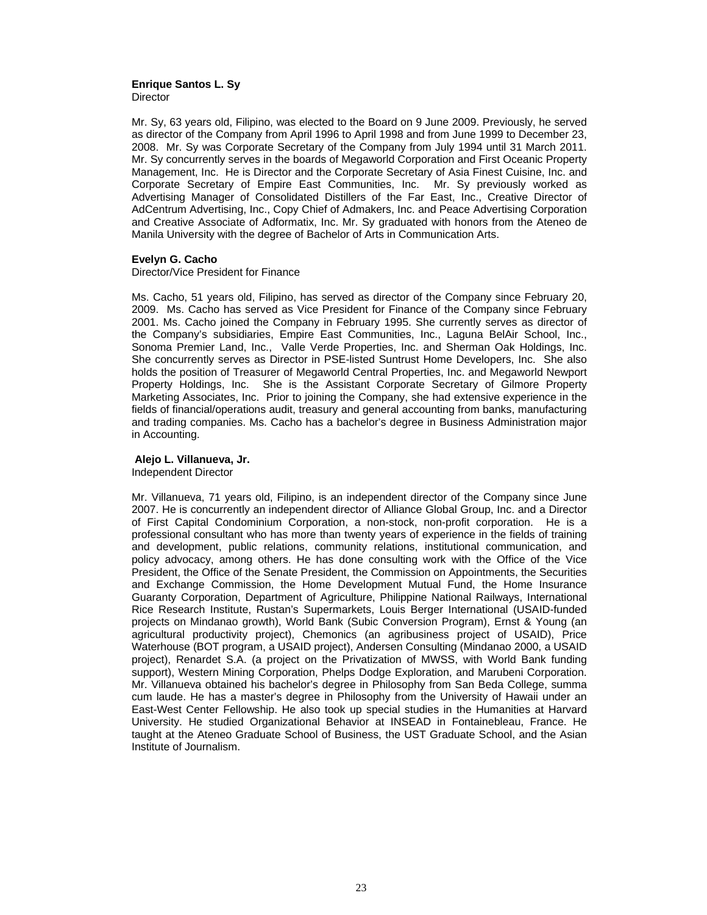**Enrique Santos L. Sy**
Director

Mr. Sy, 63 years old, Filipino, was elected to the Board on 9 June 2009. Previously, he served as director of the Company from April 1996 to April 1998 and from June 1999 to December 23, 2008. Mr. Sy was Corporate Secretary of the Company from July 1994 until 31 March 2011. Mr. Sy concurrently serves in the boards of Megaworld Corporation and First Oceanic Property Management, Inc. He is Director and the Corporate Secretary of Asia Finest Cuisine, Inc. and Corporate Secretary of Empire East Communities, Inc. Mr. Sy previously worked as Advertising Manager of Consolidated Distillers of the Far East, Inc., Creative Director of AdCentrum Advertising, Inc., Copy Chief of Admakers, Inc. and Peace Advertising Corporation and Creative Associate of Adformatix, Inc. Mr. Sy graduated with honors from the Ateneo de Manila University with the degree of Bachelor of Arts in Communication Arts.

**Evelyn G. Cacho**
Director/Vice President for Finance

Ms. Cacho, 51 years old, Filipino, has served as director of the Company since February 20, 2009. Ms. Cacho has served as Vice President for Finance of the Company since February 2001. Ms. Cacho joined the Company in February 1995. She currently serves as director of the Company's subsidiaries, Empire East Communities, Inc., Laguna BelAir School, Inc., Sonoma Premier Land, Inc., Valle Verde Properties, Inc. and Sherman Oak Holdings, Inc. She concurrently serves as Director in PSE-listed Suntrust Home Developers, Inc. She also holds the position of Treasurer of Megaworld Central Properties, Inc. and Megaworld Newport Property Holdings, Inc. She is the Assistant Corporate Secretary of Gilmore Property Marketing Associates, Inc. Prior to joining the Company, she had extensive experience in the fields of financial/operations audit, treasury and general accounting from banks, manufacturing and trading companies. Ms. Cacho has a bachelor's degree in Business Administration major in Accounting.

**Alejo L. Villanueva, Jr.**
Independent Director

Mr. Villanueva, 71 years old, Filipino, is an independent director of the Company since June 2007. He is concurrently an independent director of Alliance Global Group, Inc. and a Director of First Capital Condominium Corporation, a non-stock, non-profit corporation. He is a professional consultant who has more than twenty years of experience in the fields of training and development, public relations, community relations, institutional communication, and policy advocacy, among others. He has done consulting work with the Office of the Vice President, the Office of the Senate President, the Commission on Appointments, the Securities and Exchange Commission, the Home Development Mutual Fund, the Home Insurance Guaranty Corporation, Department of Agriculture, Philippine National Railways, International Rice Research Institute, Rustan's Supermarkets, Louis Berger International (USAID-funded projects on Mindanao growth), World Bank (Subic Conversion Program), Ernst & Young (an agricultural productivity project), Chemonics (an agribusiness project of USAID), Price Waterhouse (BOT program, a USAID project), Andersen Consulting (Mindanao 2000, a USAID project), Renardet S.A. (a project on the Privatization of MWSS, with World Bank funding support), Western Mining Corporation, Phelps Dodge Exploration, and Marubeni Corporation. Mr. Villanueva obtained his bachelor's degree in Philosophy from San Beda College, summa cum laude. He has a master's degree in Philosophy from the University of Hawaii under an East-West Center Fellowship. He also took up special studies in the Humanities at Harvard University. He studied Organizational Behavior at INSEAD in Fontainebleau, France. He taught at the Ateneo Graduate School of Business, the UST Graduate School, and the Asian Institute of Journalism.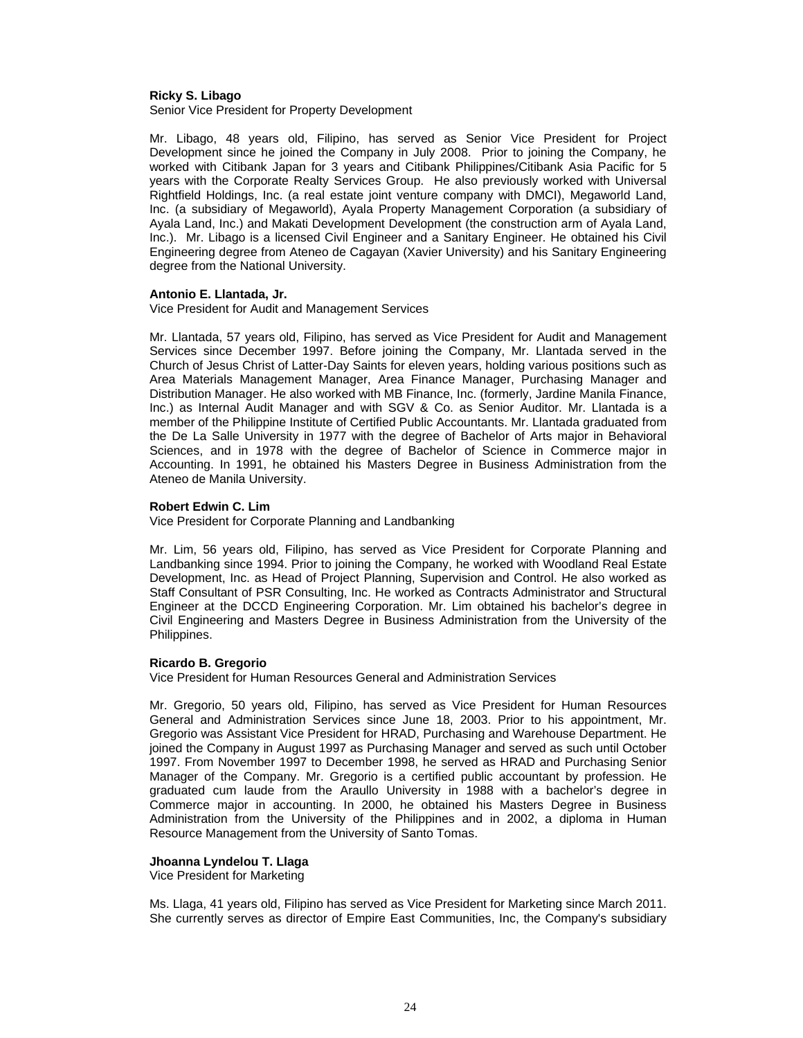**Ricky S. Libago**
Senior Vice President for Property Development

Mr. Libago, 48 years old, Filipino, has served as Senior Vice President for Project Development since he joined the Company in July 2008. Prior to joining the Company, he worked with Citibank Japan for 3 years and Citibank Philippines/Citibank Asia Pacific for 5 years with the Corporate Realty Services Group. He also previously worked with Universal Rightfield Holdings, Inc. (a real estate joint venture company with DMCI), Megaworld Land, Inc. (a subsidiary of Megaworld), Ayala Property Management Corporation (a subsidiary of Ayala Land, Inc.) and Makati Development Development (the construction arm of Ayala Land, Inc.). Mr. Libago is a licensed Civil Engineer and a Sanitary Engineer. He obtained his Civil Engineering degree from Ateneo de Cagayan (Xavier University) and his Sanitary Engineering degree from the National University.

**Antonio E. Llantada, Jr.**
Vice President for Audit and Management Services

Mr. Llantada, 57 years old, Filipino, has served as Vice President for Audit and Management Services since December 1997. Before joining the Company, Mr. Llantada served in the Church of Jesus Christ of Latter-Day Saints for eleven years, holding various positions such as Area Materials Management Manager, Area Finance Manager, Purchasing Manager and Distribution Manager. He also worked with MB Finance, Inc. (formerly, Jardine Manila Finance, Inc.) as Internal Audit Manager and with SGV & Co. as Senior Auditor. Mr. Llantada is a member of the Philippine Institute of Certified Public Accountants. Mr. Llantada graduated from the De La Salle University in 1977 with the degree of Bachelor of Arts major in Behavioral Sciences, and in 1978 with the degree of Bachelor of Science in Commerce major in Accounting. In 1991, he obtained his Masters Degree in Business Administration from the Ateneo de Manila University.

**Robert Edwin C. Lim**
Vice President for Corporate Planning and Landbanking

Mr. Lim, 56 years old, Filipino, has served as Vice President for Corporate Planning and Landbanking since 1994. Prior to joining the Company, he worked with Woodland Real Estate Development, Inc. as Head of Project Planning, Supervision and Control. He also worked as Staff Consultant of PSR Consulting, Inc. He worked as Contracts Administrator and Structural Engineer at the DCCD Engineering Corporation. Mr. Lim obtained his bachelor's degree in Civil Engineering and Masters Degree in Business Administration from the University of the Philippines.

**Ricardo B. Gregorio**
Vice President for Human Resources General and Administration Services

Mr. Gregorio, 50 years old, Filipino, has served as Vice President for Human Resources General and Administration Services since June 18, 2003. Prior to his appointment, Mr. Gregorio was Assistant Vice President for HRAD, Purchasing and Warehouse Department. He joined the Company in August 1997 as Purchasing Manager and served as such until October 1997. From November 1997 to December 1998, he served as HRAD and Purchasing Senior Manager of the Company. Mr. Gregorio is a certified public accountant by profession. He graduated cum laude from the Araullo University in 1988 with a bachelor's degree in Commerce major in accounting. In 2000, he obtained his Masters Degree in Business Administration from the University of the Philippines and in 2002, a diploma in Human Resource Management from the University of Santo Tomas.

**Jhoanna Lyndelou T. Llaga**
Vice President for Marketing

Ms. Llaga, 41 years old, Filipino has served as Vice President for Marketing since March 2011. She currently serves as director of Empire East Communities, Inc, the Company's subsidiary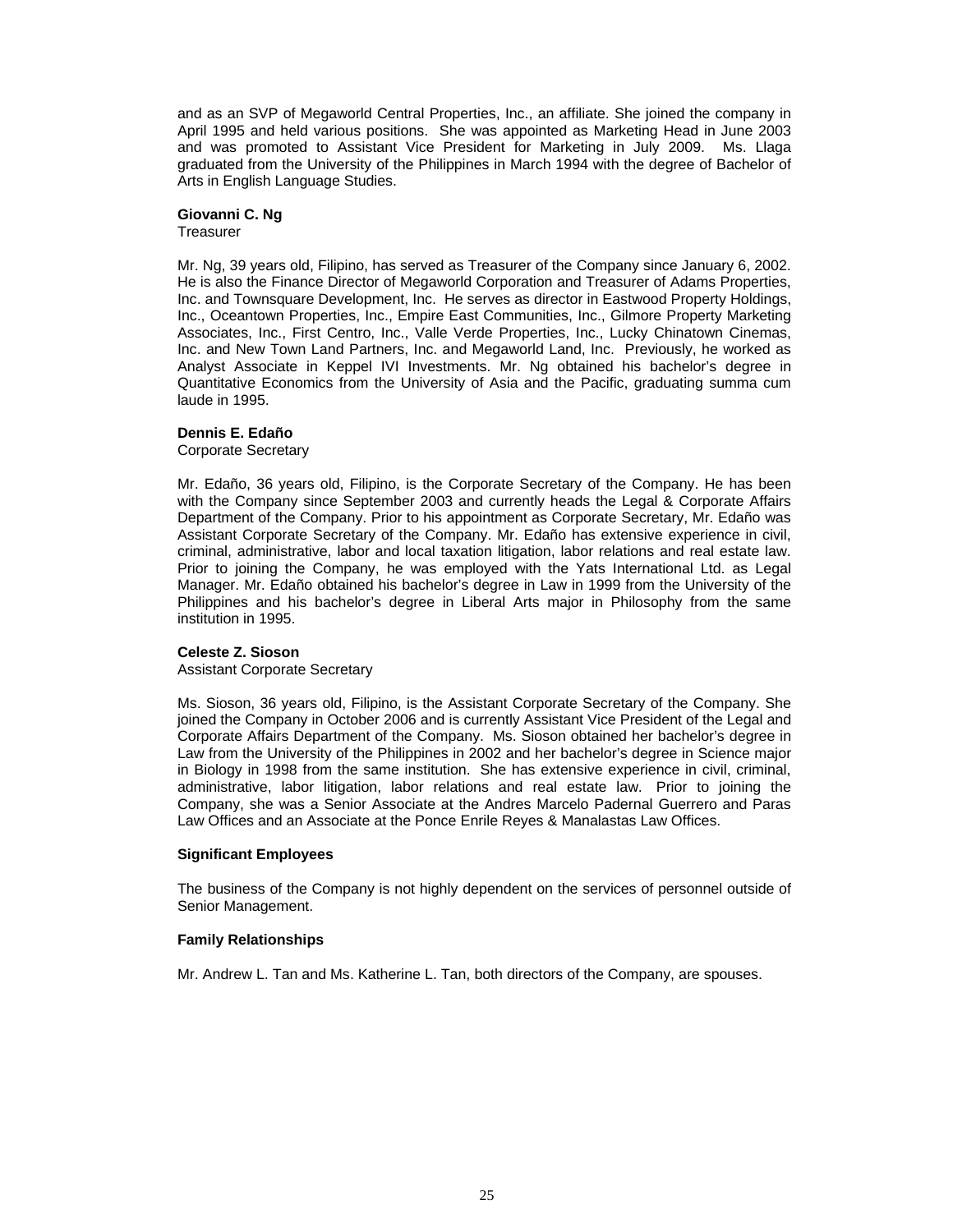and as an SVP of Megaworld Central Properties, Inc., an affiliate. She joined the company in April 1995 and held various positions. She was appointed as Marketing Head in June 2003 and was promoted to Assistant Vice President for Marketing in July 2009. Ms. Llaga graduated from the University of the Philippines in March 1994 with the degree of Bachelor of Arts in English Language Studies.

**Giovanni C. Ng**
Treasurer

Mr. Ng, 39 years old, Filipino, has served as Treasurer of the Company since January 6, 2002. He is also the Finance Director of Megaworld Corporation and Treasurer of Adams Properties, Inc. and Townsquare Development, Inc. He serves as director in Eastwood Property Holdings, Inc., Oceantown Properties, Inc., Empire East Communities, Inc., Gilmore Property Marketing Associates, Inc., First Centro, Inc., Valle Verde Properties, Inc., Lucky Chinatown Cinemas, Inc. and New Town Land Partners, Inc. and Megaworld Land, Inc. Previously, he worked as Analyst Associate in Keppel IVI Investments. Mr. Ng obtained his bachelor's degree in Quantitative Economics from the University of Asia and the Pacific, graduating summa cum laude in 1995.

**Dennis E. Edaño**
Corporate Secretary

Mr. Edaño, 36 years old, Filipino, is the Corporate Secretary of the Company. He has been with the Company since September 2003 and currently heads the Legal & Corporate Affairs Department of the Company. Prior to his appointment as Corporate Secretary, Mr. Edaño was Assistant Corporate Secretary of the Company. Mr. Edaño has extensive experience in civil, criminal, administrative, labor and local taxation litigation, labor relations and real estate law. Prior to joining the Company, he was employed with the Yats International Ltd. as Legal Manager. Mr. Edaño obtained his bachelor's degree in Law in 1999 from the University of the Philippines and his bachelor's degree in Liberal Arts major in Philosophy from the same institution in 1995.

**Celeste Z. Sioson**
Assistant Corporate Secretary

Ms. Sioson, 36 years old, Filipino, is the Assistant Corporate Secretary of the Company. She joined the Company in October 2006 and is currently Assistant Vice President of the Legal and Corporate Affairs Department of the Company. Ms. Sioson obtained her bachelor's degree in Law from the University of the Philippines in 2002 and her bachelor's degree in Science major in Biology in 1998 from the same institution. She has extensive experience in civil, criminal, administrative, labor litigation, labor relations and real estate law. Prior to joining the Company, she was a Senior Associate at the Andres Marcelo Padernal Guerrero and Paras Law Offices and an Associate at the Ponce Enrile Reyes & Manalastas Law Offices.

**Significant Employees**

The business of the Company is not highly dependent on the services of personnel outside of Senior Management.

**Family Relationships**

Mr. Andrew L. Tan and Ms. Katherine L. Tan, both directors of the Company, are spouses.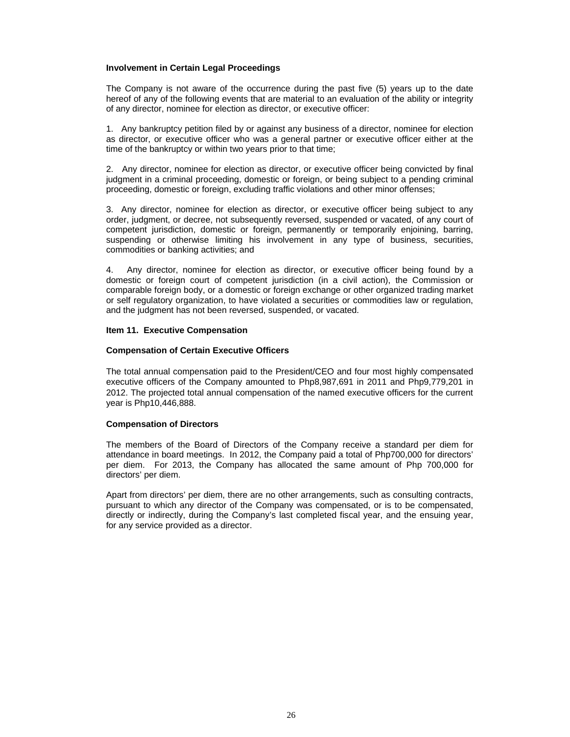**Involvement in Certain Legal Proceedings**

The Company is not aware of the occurrence during the past five (5) years up to the date hereof of any of the following events that are material to an evaluation of the ability or integrity of any director, nominee for election as director, or executive officer:

1. Any bankruptcy petition filed by or against any business of a director, nominee for election as director, or executive officer who was a general partner or executive officer either at the time of the bankruptcy or within two years prior to that time;

2. Any director, nominee for election as director, or executive officer being convicted by final judgment in a criminal proceeding, domestic or foreign, or being subject to a pending criminal proceeding, domestic or foreign, excluding traffic violations and other minor offenses;

3. Any director, nominee for election as director, or executive officer being subject to any order, judgment, or decree, not subsequently reversed, suspended or vacated, of any court of competent jurisdiction, domestic or foreign, permanently or temporarily enjoining, barring, suspending or otherwise limiting his involvement in any type of business, securities, commodities or banking activities; and

4. Any director, nominee for election as director, or executive officer being found by a domestic or foreign court of competent jurisdiction (in a civil action), the Commission or comparable foreign body, or a domestic or foreign exchange or other organized trading market or self regulatory organization, to have violated a securities or commodities law or regulation, and the judgment has not been reversed, suspended, or vacated.

**Item 11. Executive Compensation**

**Compensation of Certain Executive Officers**

The total annual compensation paid to the President/CEO and four most highly compensated executive officers of the Company amounted to Php8,987,691 in 2011 and Php9,779,201 in 2012. The projected total annual compensation of the named executive officers for the current year is Php10,446,888.

**Compensation of Directors**

The members of the Board of Directors of the Company receive a standard per diem for attendance in board meetings. In 2012, the Company paid a total of Php700,000 for directors' per diem. For 2013, the Company has allocated the same amount of Php 700,000 for directors' per diem.

Apart from directors' per diem, there are no other arrangements, such as consulting contracts, pursuant to which any director of the Company was compensated, or is to be compensated, directly or indirectly, during the Company's last completed fiscal year, and the ensuing year, for any service provided as a director.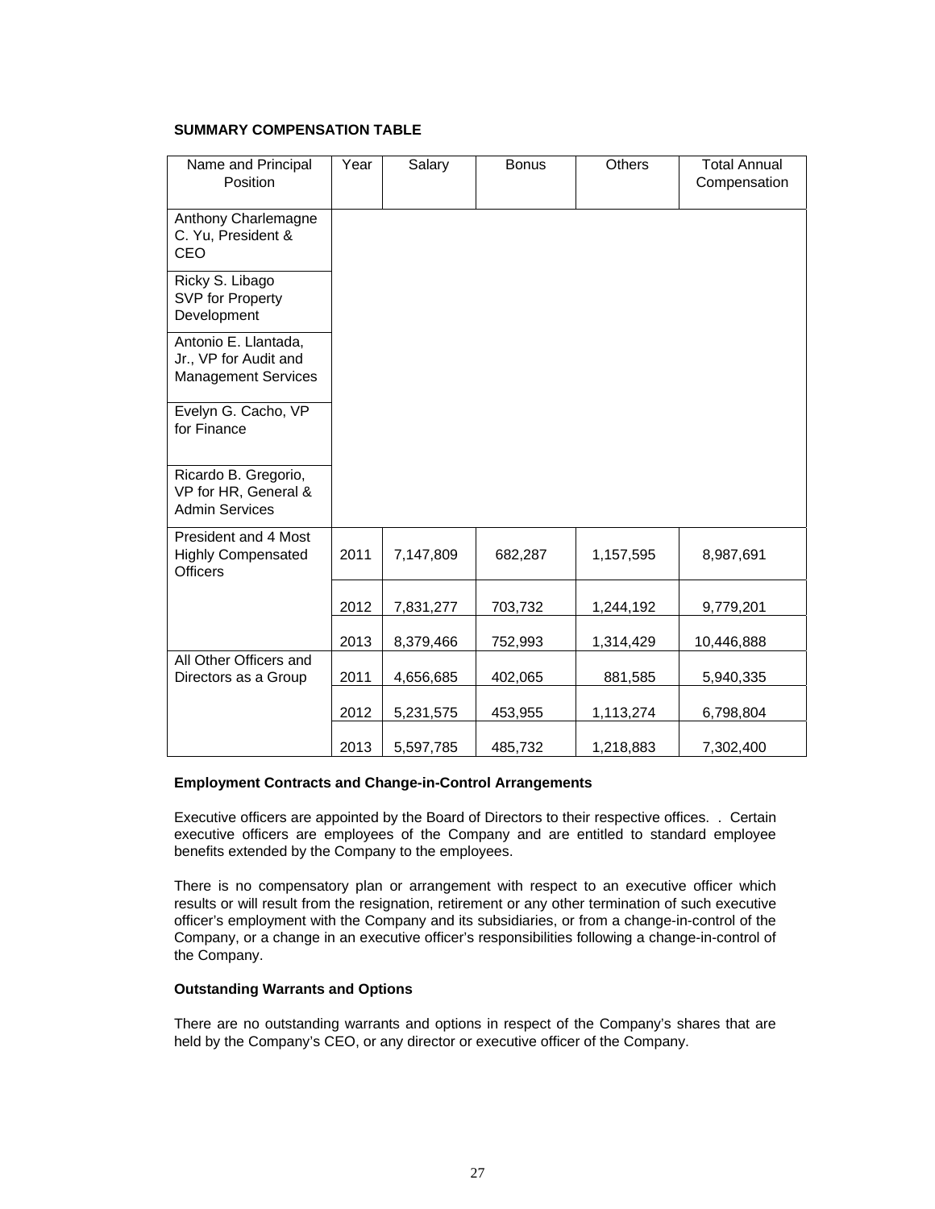**SUMMARY COMPENSATION TABLE**

| Name and Principal Position | Year | Salary | Bonus | Others | Total Annual Compensation |
|---|---|---|---|---|---|
| Anthony Charlemagne C. Yu, President & CEO | | | | | |
| Ricky S. Libago SVP for Property Development | | | | | |
| Antonio E. Llantada, Jr., VP for Audit and Management Services | | | | | |
| Evelyn G. Cacho, VP for Finance | | | | | |
| Ricardo B. Gregorio, VP for HR, General & Admin Services | | | | | |
| President and 4 Most Highly Compensated Officers | 2011 | 7,147,809 | 682,287 | 1,157,595 | 8,987,691 |
| | 2012 | 7,831,277 | 703,732 | 1,244,192 | 9,779,201 |
| | 2013 | 8,379,466 | 752,993 | 1,314,429 | 10,446,888 |
| All Other Officers and Directors as a Group | 2011 | 4,656,685 | 402,065 | 881,585 | 5,940,335 |
| | 2012 | 5,231,575 | 453,955 | 1,113,274 | 6,798,804 |
| | 2013 | 5,597,785 | 485,732 | 1,218,883 | 7,302,400 |

**Employment Contracts and Change-in-Control Arrangements**

Executive officers are appointed by the Board of Directors to their respective offices. . Certain executive officers are employees of the Company and are entitled to standard employee benefits extended by the Company to the employees.

There is no compensatory plan or arrangement with respect to an executive officer which results or will result from the resignation, retirement or any other termination of such executive officer's employment with the Company and its subsidiaries, or from a change-in-control of the Company, or a change in an executive officer's responsibilities following a change-in-control of the Company.

**Outstanding Warrants and Options**

There are no outstanding warrants and options in respect of the Company's shares that are held by the Company's CEO, or any director or executive officer of the Company.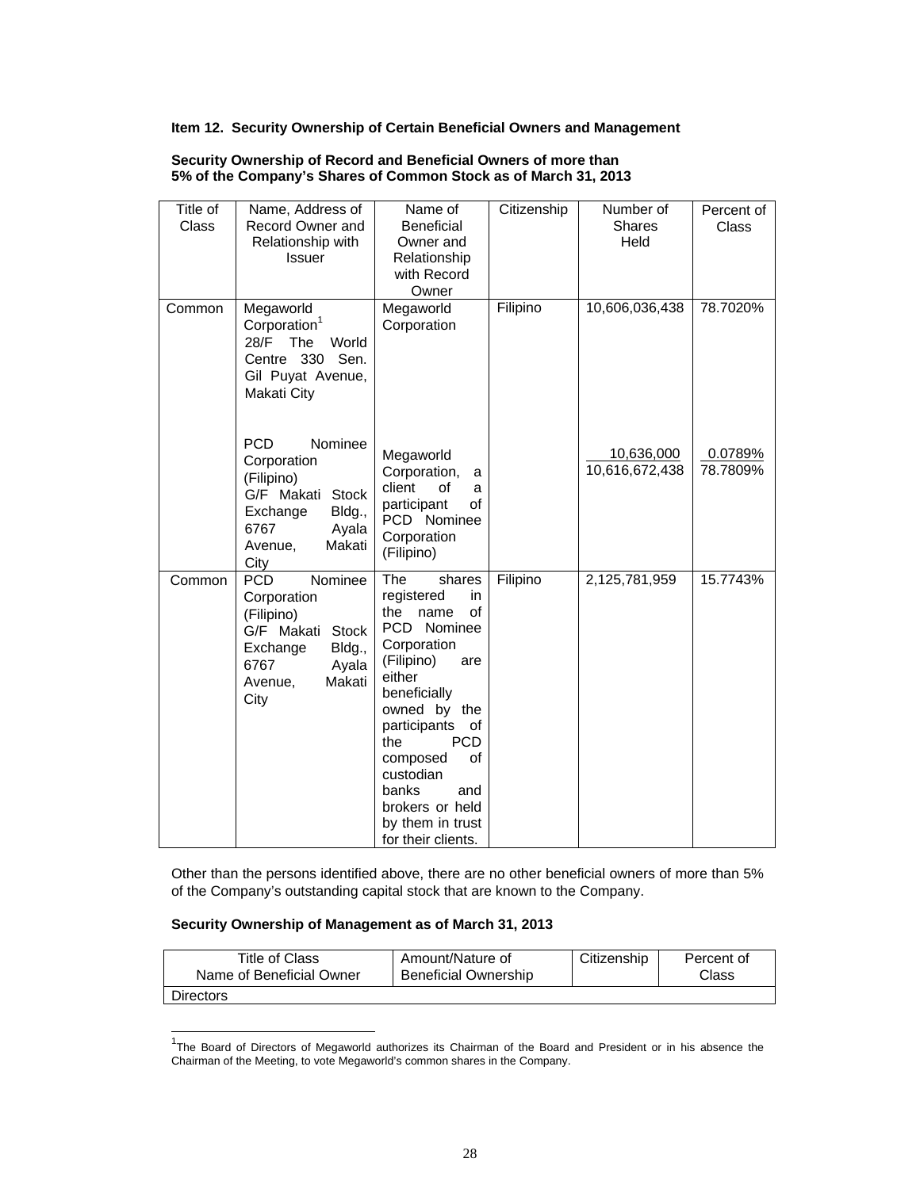**Item 12. Security Ownership of Certain Beneficial Owners and Management**

**Security Ownership of Record and Beneficial Owners of more than 5% of the Company's Shares of Common Stock as of March 31, 2013**

| Title of Class | Name, Address of Record Owner and Relationship with Issuer | Name of Beneficial Owner and Relationship with Record Owner | Citizenship | Number of Shares Held | Percent of Class |
|---|---|---|---|---|---|
| Common | Megaworld Corporation[1] 28/F The World Centre 330 Sen. Gil Puyat Avenue, Makati City | Megaworld Corporation | Filipino | 10,606,036,438 | 78.7020% |
| | PCD Nominee Corporation (Filipino) G/F Makati Stock Exchange Bldg., 6767 Ayala Avenue, Makati City | Megaworld Corporation, a client of a participant of PCD Nominee Corporation (Filipino) | | 10,636,000<br>10,616,672,438 | 0.0789%<br>78.7809% |
| Common | PCD Nominee Corporation (Filipino) G/F Makati Stock Exchange Bldg., 6767 Ayala Avenue, Makati City | The shares registered in the name of PCD Nominee Corporation (Filipino) are either beneficially owned by the participants of the PCD composed of custodian banks and brokers or held by them in trust for their clients. | Filipino | 2,125,781,959 | 15.7743% |

Other than the persons identified above, there are no other beneficial owners of more than 5% of the Company's outstanding capital stock that are known to the Company.

**Security Ownership of Management as of March 31, 2013**

| Title of Class<br>Name of Beneficial Owner | Amount/Nature of Beneficial Ownership | Citizenship | Percent of Class |
|---|---|---|---|
| Directors | | | |

[1]The Board of Directors of Megaworld authorizes its Chairman of the Board and President or in his absence the Chairman of the Meeting, to vote Megaworld's common shares in the Company.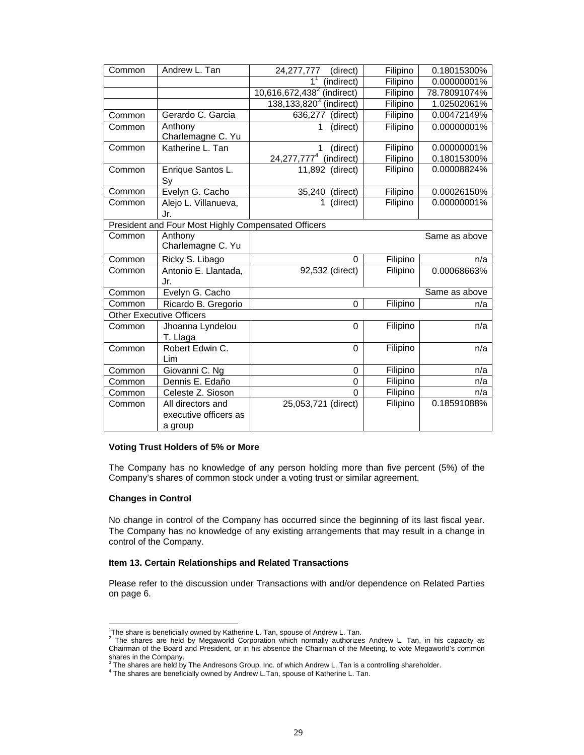| Common | Andrew L. Tan | 24,277,777 (direct) | Filipino | 0.18015300% |
|---|---|---|---|---|
| | | 1[1] (indirect) | Filipino | 0.00000001% |
| | | 10,616,672,438[2] (indirect) | Filipino | 78.78091074% |
| | | 138,133,820[3] (indirect) | Filipino | 1.02502061% |
| Common | Gerardo C. Garcia | 636,277 (direct) | Filipino | 0.00472149% |
| Common | Anthony Charlemagne C. Yu | 1 (direct) | Filipino | 0.00000001% |
| Common | Katherine L. Tan | 1 (direct)<br>24,277,777[4] (indirect) | Filipino<br>Filipino | 0.00000001%<br>0.18015300% |
| Common | Enrique Santos L. Sy | 11,892 (direct) | Filipino | 0.00008824% |
| Common | Evelyn G. Cacho | 35,240 (direct) | Filipino | 0.00026150% |
| Common | Alejo L. Villanueva, Jr. | 1 (direct) | Filipino | 0.00000001% |
| President and Four Most Highly Compensated Officers | | | | |
| Common | Anthony Charlemagne C. Yu | | | Same as above |
| Common | Ricky S. Libago | 0 | Filipino | n/a |
| Common | Antonio E. Llantada, Jr. | 92,532 (direct) | Filipino | 0.00068663% |
| Common | Evelyn G. Cacho | | | Same as above |
| Common | Ricardo B. Gregorio | 0 | Filipino | n/a |
| Other Executive Officers | | | | |
| Common | Jhoanna Lyndelou T. Llaga | 0 | Filipino | n/a |
| Common | Robert Edwin C. Lim | 0 | Filipino | n/a |
| Common | Giovanni C. Ng | 0 | Filipino | n/a |
| Common | Dennis E. Edaño | 0 | Filipino | n/a |
| Common | Celeste Z. Sioson | 0 | Filipino | n/a |
| Common | All directors and executive officers as a group | 25,053,721 (direct) | Filipino | 0.18591088% |

**Voting Trust Holders of 5% or More**

The Company has no knowledge of any person holding more than five percent (5%) of the Company's shares of common stock under a voting trust or similar agreement.

**Changes in Control**

No change in control of the Company has occurred since the beginning of its last fiscal year. The Company has no knowledge of any existing arrangements that may result in a change in control of the Company.

**Item 13. Certain Relationships and Related Transactions**

Please refer to the discussion under Transactions with and/or dependence on Related Parties on page 6.

---

[1] The share is beneficially owned by Katherine L. Tan, spouse of Andrew L. Tan.

[2] The shares are held by Megaworld Corporation which normally authorizes Andrew L. Tan, in his capacity as Chairman of the Board and President, or in his absence the Chairman of the Meeting, to vote Megaworld's common shares in the Company.

[3] The shares are held by The Andresons Group, Inc. of which Andrew L. Tan is a controlling shareholder.

[4] The shares are beneficially owned by Andrew L.Tan, spouse of Katherine L. Tan.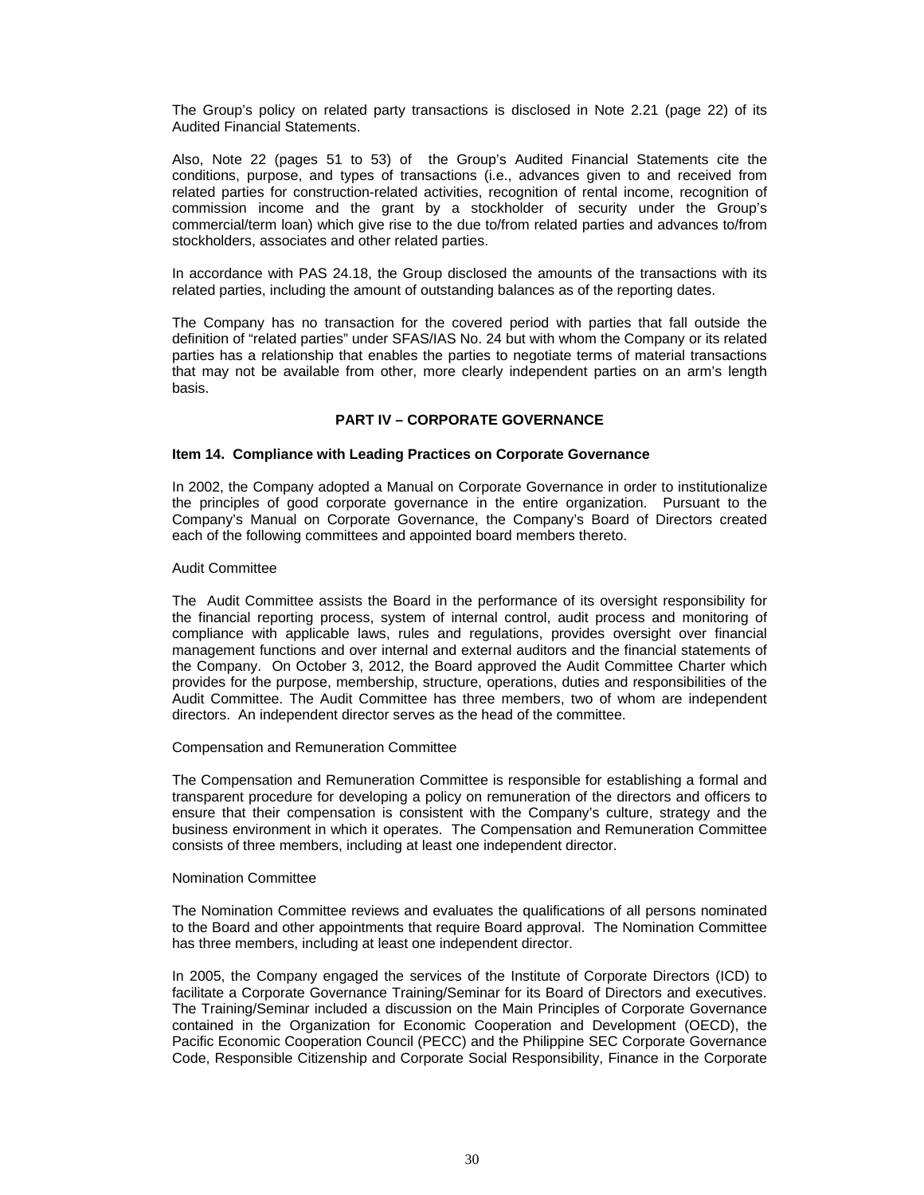The Group's policy on related party transactions is disclosed in Note 2.21 (page 22) of its Audited Financial Statements.

Also, Note 22 (pages 51 to 53) of the Group's Audited Financial Statements cite the conditions, purpose, and types of transactions (i.e., advances given to and received from related parties for construction-related activities, recognition of rental income, recognition of commission income and the grant by a stockholder of security under the Group's commercial/term loan) which give rise to the due to/from related parties and advances to/from stockholders, associates and other related parties.

In accordance with PAS 24.18, the Group disclosed the amounts of the transactions with its related parties, including the amount of outstanding balances as of the reporting dates.

The Company has no transaction for the covered period with parties that fall outside the definition of "related parties" under SFAS/IAS No. 24 but with whom the Company or its related parties has a relationship that enables the parties to negotiate terms of material transactions that may not be available from other, more clearly independent parties on an arm's length basis.

## PART IV – CORPORATE GOVERNANCE

### Item 14. Compliance with Leading Practices on Corporate Governance

In 2002, the Company adopted a Manual on Corporate Governance in order to institutionalize the principles of good corporate governance in the entire organization. Pursuant to the Company's Manual on Corporate Governance, the Company's Board of Directors created each of the following committees and appointed board members thereto.

Audit Committee

The Audit Committee assists the Board in the performance of its oversight responsibility for the financial reporting process, system of internal control, audit process and monitoring of compliance with applicable laws, rules and regulations, provides oversight over financial management functions and over internal and external auditors and the financial statements of the Company. On October 3, 2012, the Board approved the Audit Committee Charter which provides for the purpose, membership, structure, operations, duties and responsibilities of the Audit Committee. The Audit Committee has three members, two of whom are independent directors. An independent director serves as the head of the committee.

Compensation and Remuneration Committee

The Compensation and Remuneration Committee is responsible for establishing a formal and transparent procedure for developing a policy on remuneration of the directors and officers to ensure that their compensation is consistent with the Company's culture, strategy and the business environment in which it operates. The Compensation and Remuneration Committee consists of three members, including at least one independent director.

Nomination Committee

The Nomination Committee reviews and evaluates the qualifications of all persons nominated to the Board and other appointments that require Board approval. The Nomination Committee has three members, including at least one independent director.

In 2005, the Company engaged the services of the Institute of Corporate Directors (ICD) to facilitate a Corporate Governance Training/Seminar for its Board of Directors and executives. The Training/Seminar included a discussion on the Main Principles of Corporate Governance contained in the Organization for Economic Cooperation and Development (OECD), the Pacific Economic Cooperation Council (PECC) and the Philippine SEC Corporate Governance Code, Responsible Citizenship and Corporate Social Responsibility, Finance in the Corporate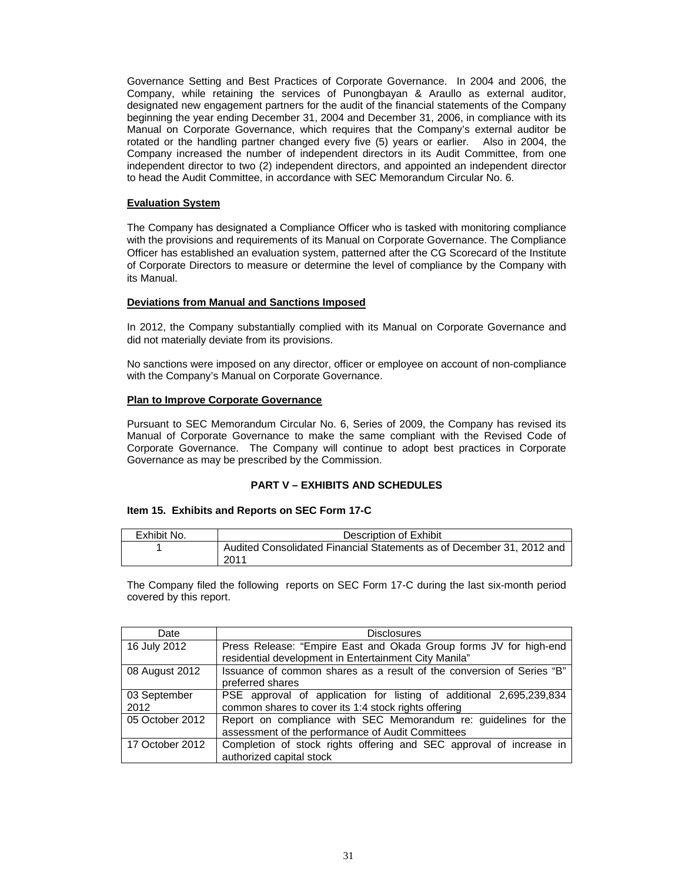Governance Setting and Best Practices of Corporate Governance. In 2004 and 2006, the Company, while retaining the services of Punongbayan & Araullo as external auditor, designated new engagement partners for the audit of the financial statements of the Company beginning the year ending December 31, 2004 and December 31, 2006, in compliance with its Manual on Corporate Governance, which requires that the Company's external auditor be rotated or the handling partner changed every five (5) years or earlier. Also in 2004, the Company increased the number of independent directors in its Audit Committee, from one independent director to two (2) independent directors, and appointed an independent director to head the Audit Committee, in accordance with SEC Memorandum Circular No. 6.

**Evaluation System**

The Company has designated a Compliance Officer who is tasked with monitoring compliance with the provisions and requirements of its Manual on Corporate Governance. The Compliance Officer has established an evaluation system, patterned after the CG Scorecard of the Institute of Corporate Directors to measure or determine the level of compliance by the Company with its Manual.

**Deviations from Manual and Sanctions Imposed**

In 2012, the Company substantially complied with its Manual on Corporate Governance and did not materially deviate from its provisions.

No sanctions were imposed on any director, officer or employee on account of non-compliance with the Company's Manual on Corporate Governance.

**Plan to Improve Corporate Governance**

Pursuant to SEC Memorandum Circular No. 6, Series of 2009, the Company has revised its Manual of Corporate Governance to make the same compliant with the Revised Code of Corporate Governance. The Company will continue to adopt best practices in Corporate Governance as may be prescribed by the Commission.

## PART V – EXHIBITS AND SCHEDULES

### Item 15. Exhibits and Reports on SEC Form 17-C

| Exhibit No. | Description of Exhibit |
|---|---|
| 1 | Audited Consolidated Financial Statements as of December 31, 2012 and 2011 |

The Company filed the following reports on SEC Form 17-C during the last six-month period covered by this report.

| Date | Disclosures |
|---|---|
| 16 July 2012 | Press Release: "Empire East and Okada Group forms JV for high-end residential development in Entertainment City Manila" |
| 08 August 2012 | Issuance of common shares as a result of the conversion of Series "B" preferred shares |
| 03 September 2012 | PSE approval of application for listing of additional 2,695,239,834 common shares to cover its 1:4 stock rights offering |
| 05 October 2012 | Report on compliance with SEC Memorandum re: guidelines for the assessment of the performance of Audit Committees |
| 17 October 2012 | Completion of stock rights offering and SEC approval of increase in authorized capital stock |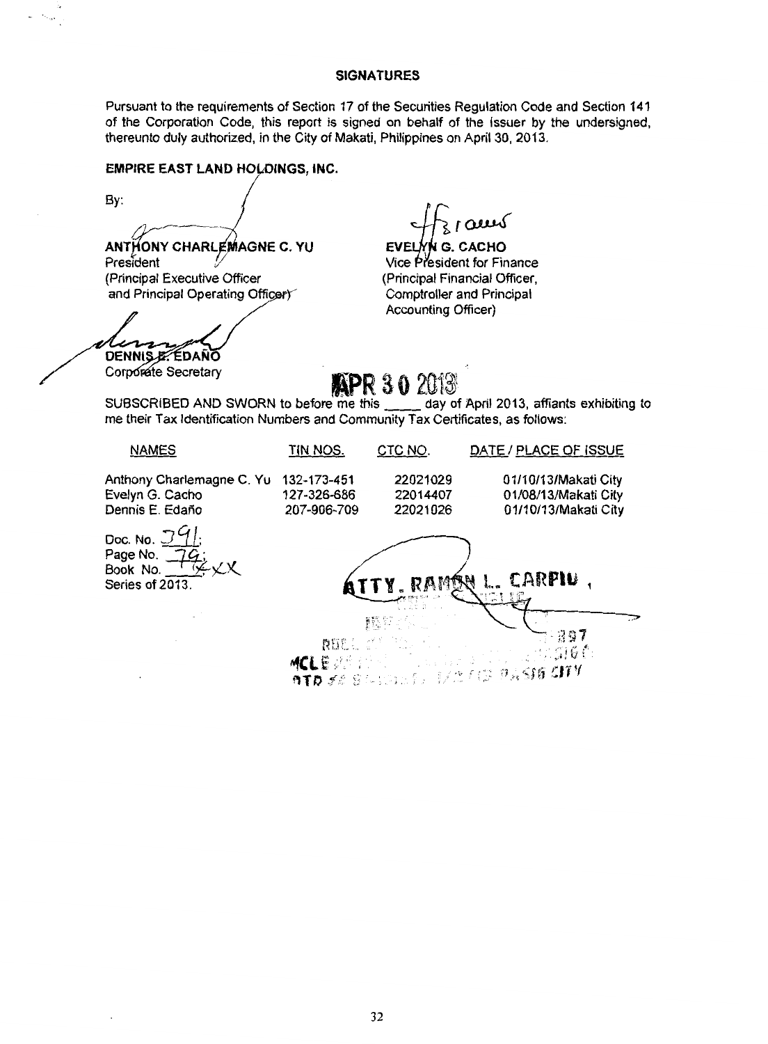**SIGNATURES**

Pursuant to the requirements of Section 17 of the Securities Regulation Code and Section 141 of the Corporation Code, this report is signed on behalf of the issuer by the undersigned, thereunto duly authorized, in the City of Makati, Philippines on April 30, 2013.

**EMPIRE EAST LAND HOLDINGS, INC.**

By:

**ANTHONY CHARLEMAGNE C. YU**
President
(Principal Executive Officer
and Principal Operating Officer)

**EVELYN G. CACHO**
Vice President for Finance
(Principal Financial Officer,
Comptroller and Principal
Accounting Officer)

**DENNIS E. EDAÑO**
Corporate Secretary

APR 30 2013

SUBSCRIBED AND SWORN to before me this _____ day of April 2013, affiants exhibiting to me their Tax Identification Numbers and Community Tax Certificates, as follows:

| NAMES | TIN NOS. | CTC NO. | DATE / PLACE OF ISSUE |
|---|---|---|---|
| Anthony Charlemagne C. Yu | 132-173-451 | 22021029 | 01/10/13/Makati City |
| Evelyn G. Cacho | 127-326-686 | 22014407 | 01/08/13/Makati City |
| Dennis E. Edaño | 207-906-709 | 22021026 | 01/10/13/Makati City |

Doc. No. 391;
Page No. 79;
Book No. XXX
Series of 2013.

ATTY. RAMON L. CARPIO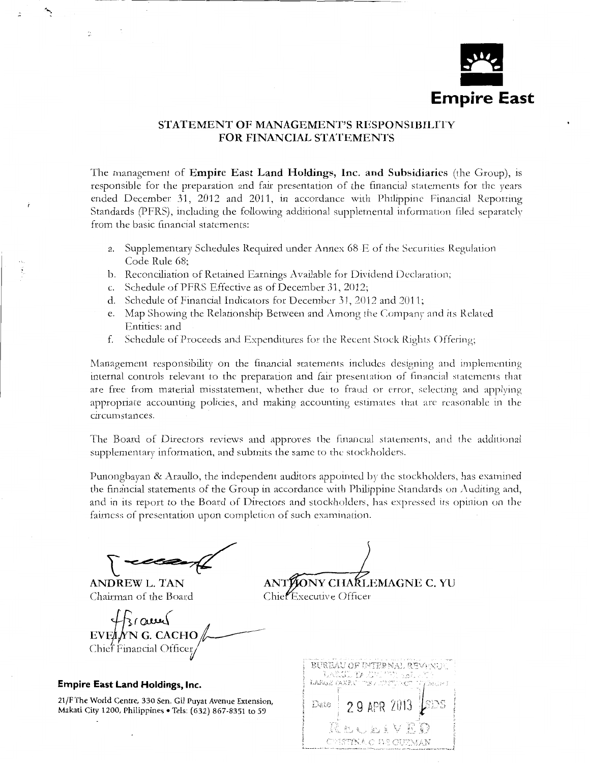**Empire East**

## STATEMENT OF MANAGEMENT'S RESPONSIBILITY FOR FINANCIAL STATEMENTS

The management of **Empire East Land Holdings, Inc. and Subsidiaries** (the Group), is responsible for the preparation and fair presentation of the financial statements for the years ended December 31, 2012 and 2011, in accordance with Philippine Financial Reporting Standards (PFRS), including the following additional supplemental information filed separately from the basic financial statements:

a. Supplementary Schedules Required under Annex 68-E of the Securities Regulation Code Rule 68;
b. Reconciliation of Retained Earnings Available for Dividend Declaration;
c. Schedule of PFRS Effective as of December 31, 2012;
d. Schedule of Financial Indicators for December 31, 2012 and 2011;
e. Map Showing the Relationship Between and Among the Company and its Related Entities: and
f. Schedule of Proceeds and Expenditures for the Recent Stock Rights Offering;

Management responsibility on the financial statements includes designing and implementing internal controls relevant to the preparation and fair presentation of financial statements that are free from material misstatement, whether due to fraud or error, selecting and applying appropriate accounting policies, and making accounting estimates that are reasonable in the circumstances.

The Board of Directors reviews and approves the financial statements, and the additional supplementary information, and submits the same to the stockholders.

Punongbayan & Araullo, the independent auditors appointed by the stockholders, has examined the financial statements of the Group in accordance with Philippine Standards on Auditing and, and in its report to the Board of Directors and stockholders, has expressed its opinion on the fairness of presentation upon completion of such examination.

**ANDREW L. TAN**
Chairman of the Board

**ANTHONY CHARLEMAGNE C. YU**
Chief Executive Officer

**EVELYN G. CACHO**
Chief Financial Officer

BUREAU OF INTERNAL REVENUE
LARGE TAXPAYERS DOCUMENT PROCESSING
Date 29 APR 2013
RECEIVED
CRISTINA C. DE GUZMAN

**Empire East Land Holdings, Inc.**

21/F The World Centre, 330 Sen. Gil Puyat Avenue Extension, Makati City 1200, Philippines • Tels: (632) 867-8351 to 59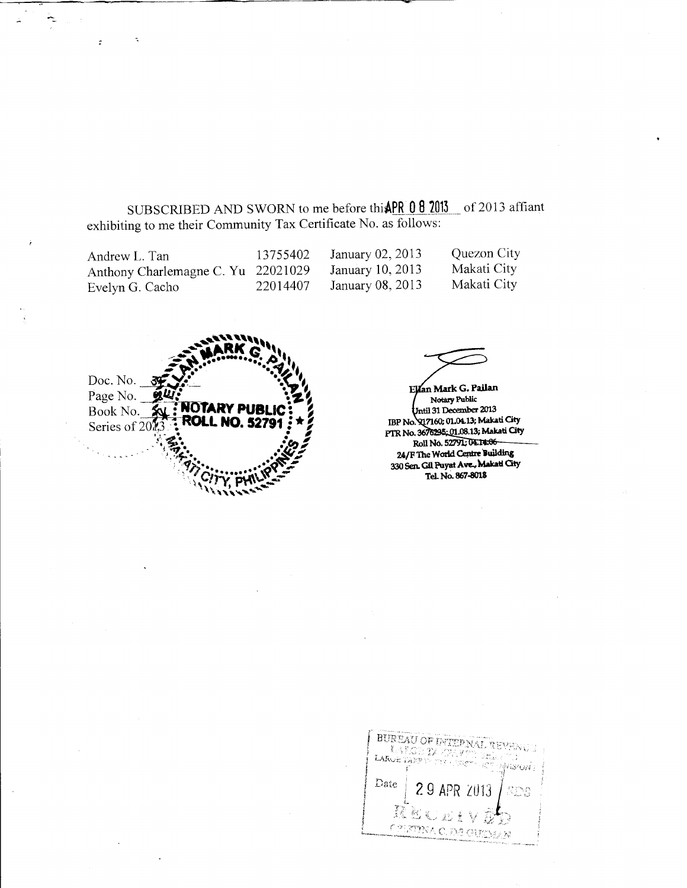SUBSCRIBED AND SWORN to me before this APR 08 2013 of 2013 affiant exhibiting to me their Community Tax Certificate No. as follows:

| | | | |
|---|---|---|---|
| Andrew L. Tan | 13755402 | January 02, 2013 | Quezon City |
| Anthony Charlemagne C. Yu | 22021029 | January 10, 2013 | Makati City |
| Evelyn G. Cacho | 22014407 | January 08, 2013 | Makati City |

Doc. No. ___
Page No. ___
Book No. ___
Series of 2013

ELLAN MARK G. PAILAN
NOTARY PUBLIC
ROLL NO. 52791
MAKATI CITY, PHILIPPINES

Ellan Mark G. Pailan
Notary Public
Until 31 December 2013
IBP No. 917160; 01.04.13; Makati City
PTR No. 3676295; 01.08.13; Makati City
Roll No. 52791; 04.14.06
24/F The World Centre Building
330 Sen. Gil Puyat Ave., Makati City
Tel. No. 867-8018

BUREAU OF INTERNAL REVENUE
LARGE TAXPAYERS ... DIVISION
Date 29 APR 2013
RECEIVED
CRISTINA C. DE GUZMAN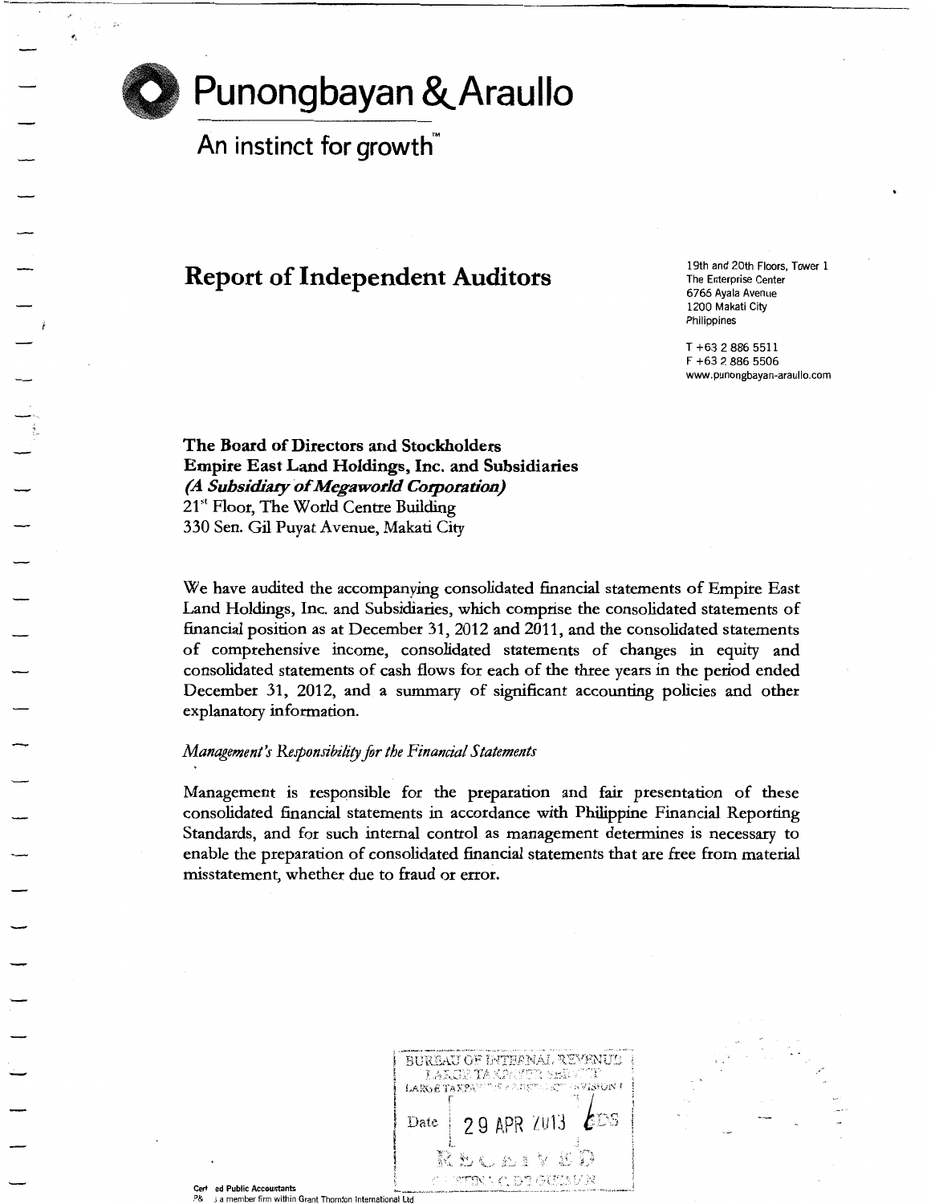# Punongbayan & Araullo

An instinct for growth™

## Report of Independent Auditors

19th and 20th Floors, Tower 1
The Enterprise Center
6766 Ayala Avenue
1200 Makati City
Philippines

T +63 2 886 5511
F +63 2 886 5506
www.punongbayan-araullo.com

**The Board of Directors and Stockholders**
**Empire East Land Holdings, Inc. and Subsidiaries**
***(A Subsidiary of Megaworld Corporation)***
21st Floor, The World Centre Building
330 Sen. Gil Puyat Avenue, Makati City

We have audited the accompanying consolidated financial statements of Empire East Land Holdings, Inc. and Subsidiaries, which comprise the consolidated statements of financial position as at December 31, 2012 and 2011, and the consolidated statements of comprehensive income, consolidated statements of changes in equity and consolidated statements of cash flows for each of the three years in the period ended December 31, 2012, and a summary of significant accounting policies and other explanatory information.

*Management's Responsibility for the Financial Statements*

Management is responsible for the preparation and fair presentation of these consolidated financial statements in accordance with Philippine Financial Reporting Standards, and for such internal control as management determines is necessary to enable the preparation of consolidated financial statements that are free from material misstatement, whether due to fraud or error.

BUREAU OF INTERNAL REVENUE
LARGE TAXPAYERS SERVICE
LARGE TAXPAYERS ASSISTANCE DIVISION I
Date 29 APR 2013
RECEIVED

Certified Public Accountants
P&A is a member firm within Grant Thornton International Ltd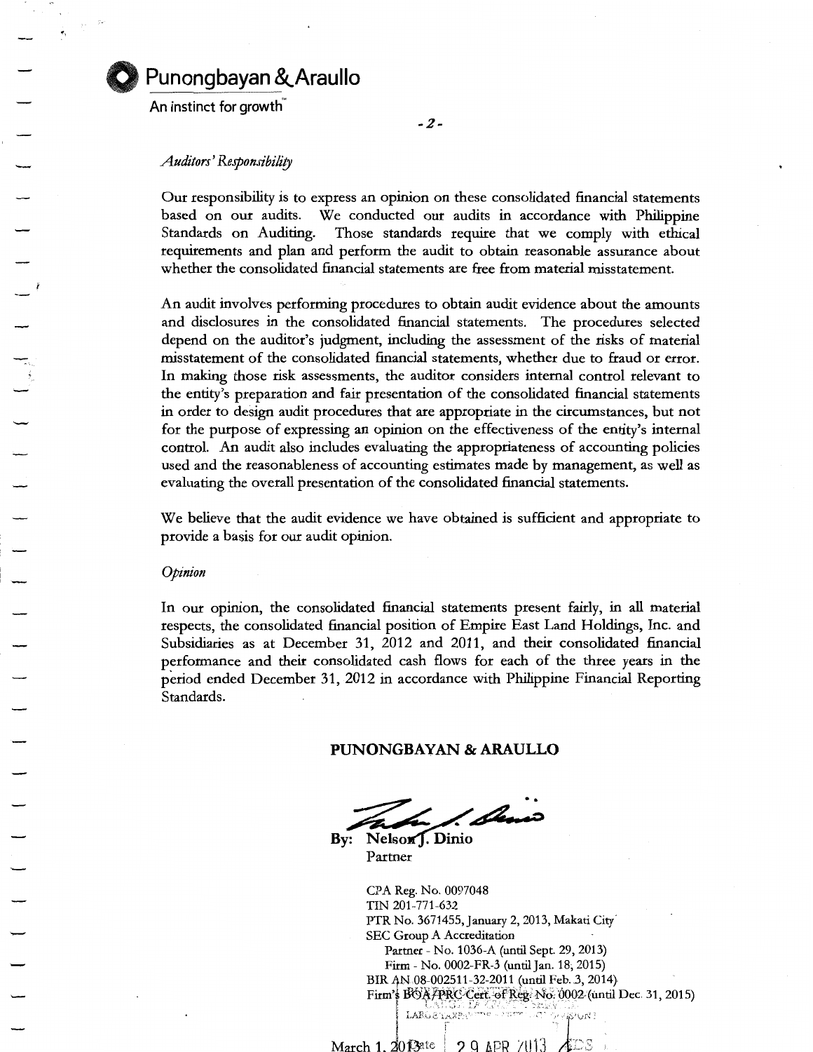*Auditors' Responsibility*

Our responsibility is to express an opinion on these consolidated financial statements based on our audits. We conducted our audits in accordance with Philippine Standards on Auditing. Those standards require that we comply with ethical requirements and plan and perform the audit to obtain reasonable assurance about whether the consolidated financial statements are free from material misstatement.

An audit involves performing procedures to obtain audit evidence about the amounts and disclosures in the consolidated financial statements. The procedures selected depend on the auditor's judgment, including the assessment of the risks of material misstatement of the consolidated financial statements, whether due to fraud or error. In making those risk assessments, the auditor considers internal control relevant to the entity's preparation and fair presentation of the consolidated financial statements in order to design audit procedures that are appropriate in the circumstances, but not for the purpose of expressing an opinion on the effectiveness of the entity's internal control. An audit also includes evaluating the appropriateness of accounting policies used and the reasonableness of accounting estimates made by management, as well as evaluating the overall presentation of the consolidated financial statements.

We believe that the audit evidence we have obtained is sufficient and appropriate to provide a basis for our audit opinion.

*Opinion*

In our opinion, the consolidated financial statements present fairly, in all material respects, the consolidated financial position of Empire East Land Holdings, Inc. and Subsidiaries as at December 31, 2012 and 2011, and their consolidated financial performance and their consolidated cash flows for each of the three years in the period ended December 31, 2012 in accordance with Philippine Financial Reporting Standards.

**PUNONGBAYAN & ARAULLO**

By: **Nelson J. Dinio**
Partner

CPA Reg. No. 0097048
TIN 201-771-632
PTR No. 3671455, January 2, 2013, Makati City
SEC Group A Accreditation
Partner - No. 1036-A (until Sept. 29, 2013)
Firm - No. 0002-FR-3 (until Jan. 18, 2015)
BIR AN 08-002511-32-2011 (until Feb. 3, 2014)
Firm's BOA/PRC Cert. of Reg. No. 0002 (until Dec. 31, 2015)

March 1, 2013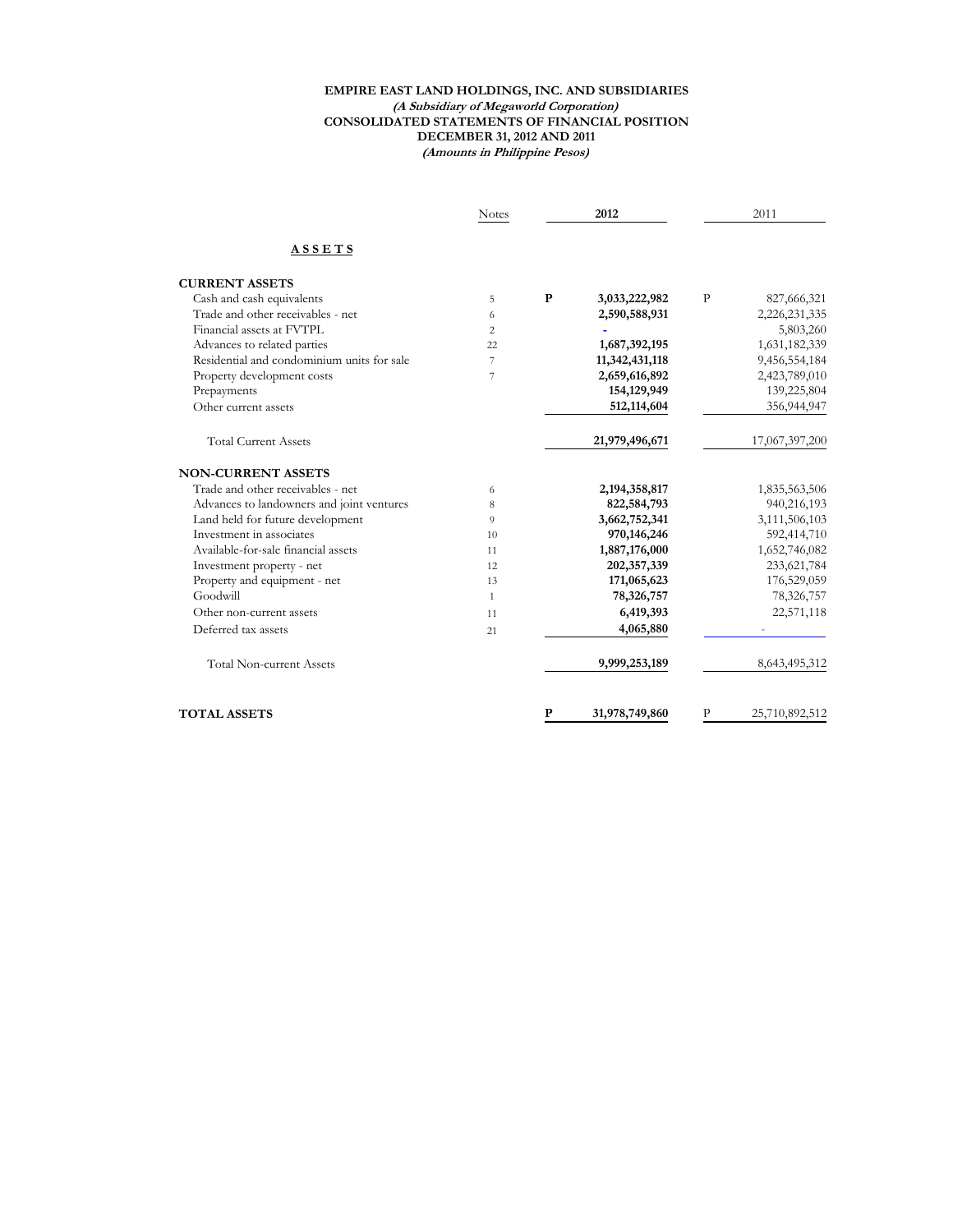**EMPIRE EAST LAND HOLDINGS, INC. AND SUBSIDIARIES**
***(A Subsidiary of Megaworld Corporation)***
**CONSOLIDATED STATEMENTS OF FINANCIAL POSITION**
**DECEMBER 31, 2012 AND 2011**
***(Amounts in Philippine Pesos)***

| | Notes | 2012 | 2011 |
|---|---|---|---|
| **A S S E T S** | | | |
| **CURRENT ASSETS** | | | |
| Cash and cash equivalents | 5 | **P 3,033,222,982** | P 827,666,321 |
| Trade and other receivables - net | 6 | **2,590,588,931** | 2,226,231,335 |
| Financial assets at FVTPL | 2 | **-** | 5,803,260 |
| Advances to related parties | 22 | **1,687,392,195** | 1,631,182,339 |
| Residential and condominium units for sale | 7 | **11,342,431,118** | 9,456,554,184 |
| Property development costs | 7 | **2,659,616,892** | 2,423,789,010 |
| Prepayments | | **154,129,949** | 139,225,804 |
| Other current assets | | **512,114,604** | 356,944,947 |
| Total Current Assets | | **21,979,496,671** | 17,067,397,200 |
| **NON-CURRENT ASSETS** | | | |
| Trade and other receivables - net | 6 | **2,194,358,817** | 1,835,563,506 |
| Advances to landowners and joint ventures | 8 | **822,584,793** | 940,216,193 |
| Land held for future development | 9 | **3,662,752,341** | 3,111,506,103 |
| Investment in associates | 10 | **970,146,246** | 592,414,710 |
| Available-for-sale financial assets | 11 | **1,887,176,000** | 1,652,746,082 |
| Investment property - net | 12 | **202,357,339** | 233,621,784 |
| Property and equipment - net | 13 | **171,065,623** | 176,529,059 |
| Goodwill | 1 | **78,326,757** | 78,326,757 |
| Other non-current assets | 11 | **6,419,393** | 22,571,118 |
| Deferred tax assets | 21 | **4,065,880** | - |
| Total Non-current Assets | | **9,999,253,189** | 8,643,495,312 |
| **TOTAL ASSETS** | | **P 31,978,749,860** | P 25,710,892,512 |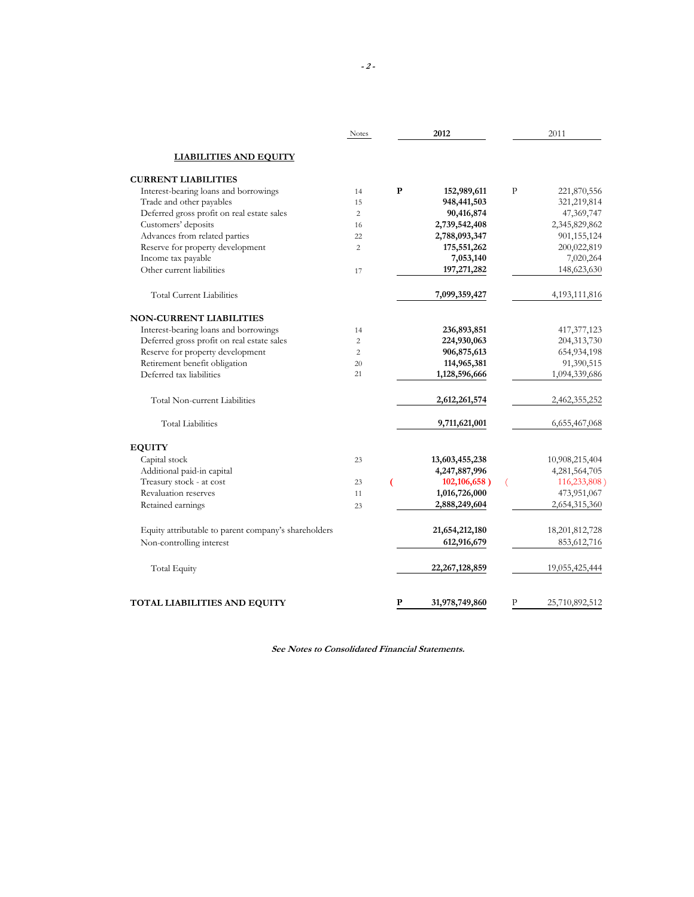| | Notes | 2012 | 2011 |
|---|---|---|---|
| **LIABILITIES AND EQUITY** | | | |
| **CURRENT LIABILITIES** | | | |
| Interest-bearing loans and borrowings | 14 | **P 152,989,611** | P 221,870,556 |
| Trade and other payables | 15 | **948,441,503** | 321,219,814 |
| Deferred gross profit on real estate sales | 2 | **90,416,874** | 47,369,747 |
| Customers' deposits | 16 | **2,739,542,408** | 2,345,829,862 |
| Advances from related parties | 22 | **2,788,093,347** | 901,155,124 |
| Reserve for property development | 2 | **175,551,262** | 200,022,819 |
| Income tax payable | | **7,053,140** | 7,020,264 |
| Other current liabilities | 17 | **197,271,282** | 148,623,630 |
| Total Current Liabilities | | **7,099,359,427** | 4,193,111,816 |
| **NON-CURRENT LIABILITIES** | | | |
| Interest-bearing loans and borrowings | 14 | **236,893,851** | 417,377,123 |
| Deferred gross profit on real estate sales | 2 | **224,930,063** | 204,313,730 |
| Reserve for property development | 2 | **906,875,613** | 654,934,198 |
| Retirement benefit obligation | 20 | **114,965,381** | 91,390,515 |
| Deferred tax liabilities | 21 | **1,128,596,666** | 1,094,339,686 |
| Total Non-current Liabilities | | **2,612,261,574** | 2,462,355,252 |
| Total Liabilities | | **9,711,621,001** | 6,655,467,068 |
| **EQUITY** | | | |
| Capital stock | 23 | **13,603,455,238** | 10,908,215,404 |
| Additional paid-in capital | | **4,247,887,996** | 4,281,564,705 |
| Treasury stock - at cost | 23 | **( 102,106,658 )** | ( 116,233,808 ) |
| Revaluation reserves | 11 | **1,016,726,000** | 473,951,067 |
| Retained earnings | 23 | **2,888,249,604** | 2,654,315,360 |
| Equity attributable to parent company's shareholders | | **21,654,212,180** | 18,201,812,728 |
| Non-controlling interest | | **612,916,679** | 853,612,716 |
| Total Equity | | **22,267,128,859** | 19,055,425,444 |
| **TOTAL LIABILITIES AND EQUITY** | | **P 31,978,749,860** | P 25,710,892,512 |

***See Notes to Consolidated Financial Statements.***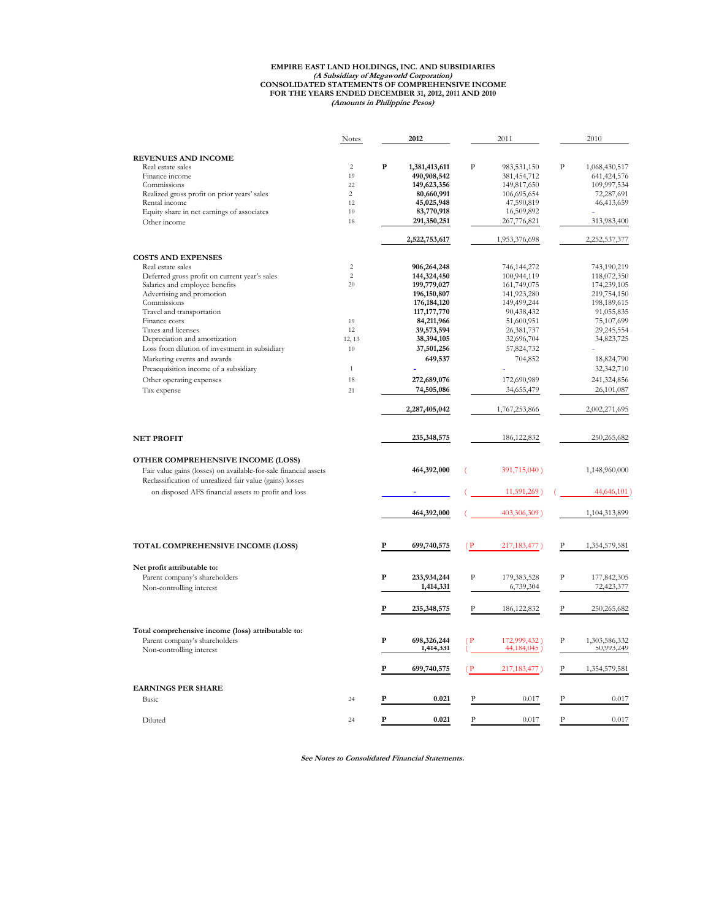**EMPIRE EAST LAND HOLDINGS, INC. AND SUBSIDIARIES**
***(A Subsidiary of Megaworld Corporation)***
**CONSOLIDATED STATEMENTS OF COMPREHENSIVE INCOME**
**FOR THE YEARS ENDED DECEMBER 31, 2012, 2011 AND 2010**
***(Amounts in Philippine Pesos)***

| | Notes | 2012 | 2011 | 2010 |
|---|---|---|---|---|
| **REVENUES AND INCOME** | | | | |
| Real estate sales | 2 | P 1,381,413,611 | P 983,531,150 | P 1,068,430,517 |
| Finance income | 19 | 490,908,542 | 381,454,712 | 641,424,576 |
| Commissions | 22 | 149,623,356 | 149,817,650 | 109,997,534 |
| Realized gross profit on prior years' sales | 2 | 80,660,991 | 106,695,654 | 72,287,691 |
| Rental income | 12 | 45,025,948 | 47,590,819 | 46,413,659 |
| Equity share in net earnings of associates | 10 | 83,770,918 | 16,509,892 | - |
| Other income | 18 | 291,350,251 | 267,776,821 | 313,983,400 |
| | | 2,522,753,617 | 1,953,376,698 | 2,252,537,377 |
| **COSTS AND EXPENSES** | | | | |
| Real estate sales | 2 | 906,264,248 | 746,144,272 | 743,190,219 |
| Deferred gross profit on current year's sales | 2 | 144,324,450 | 100,944,119 | 118,072,350 |
| Salaries and employee benefits | 20 | 199,779,027 | 161,749,075 | 174,239,105 |
| Advertising and promotion | | 196,150,807 | 141,923,280 | 219,754,150 |
| Commissions | | 176,184,120 | 149,499,244 | 198,189,615 |
| Travel and transportation | | 117,177,770 | 90,438,432 | 91,055,835 |
| Finance costs | 19 | 84,211,966 | 51,600,951 | 75,107,699 |
| Taxes and licenses | 12 | 39,573,594 | 26,381,737 | 29,245,554 |
| Depreciation and amortization | 12, 13 | 38,394,105 | 32,696,704 | 34,823,725 |
| Loss from dilution of investment in subsidiary | 10 | 37,501,256 | 57,824,732 | - |
| Marketing events and awards | | 649,537 | 704,852 | 18,824,790 |
| Preacquisition income of a subsidiary | 1 | - | - | 32,342,710 |
| Other operating expenses | 18 | 272,689,076 | 172,690,989 | 241,324,856 |
| Tax expense | 21 | 74,505,086 | 34,655,479 | 26,101,087 |
| | | 2,287,405,042 | 1,767,253,866 | 2,002,271,695 |
| **NET PROFIT** | | 235,348,575 | 186,122,832 | 250,265,682 |
| **OTHER COMPREHENSIVE INCOME (LOSS)** | | | | |
| Fair value gains (losses) on available-for-sale financial assets | | 464,392,000 | ( 391,715,040 ) | 1,148,960,000 |
| Reclassification of unrealized fair value (gains) losses on disposed AFS financial assets to profit and loss | | - | ( 11,591,269 ) | ( 44,646,101 ) |
| | | 464,392,000 | ( 403,306,309 ) | 1,104,313,899 |
| **TOTAL COMPREHENSIVE INCOME (LOSS)** | | P 699,740,575 | (P 217,183,477 ) | P 1,354,579,581 |
| **Net profit attributable to:** | | | | |
| Parent company's shareholders | | P 233,934,244 | P 179,383,528 | P 177,842,305 |
| Non-controlling interest | | 1,414,331 | 6,739,304 | 72,423,377 |
| | | P 235,348,575 | P 186,122,832 | P 250,265,682 |
| **Total comprehensive income (loss) attributable to:** | | | | |
| Parent company's shareholders | | P 698,326,244 | (P 172,999,432 ) | P 1,303,586,332 |
| Non-controlling interest | | 1,414,331 | ( 44,184,045 ) | 50,993,249 |
| | | P 699,740,575 | (P 217,183,477 ) | P 1,354,579,581 |
| **EARNINGS PER SHARE** | | | | |
| Basic | 24 | P 0.021 | P 0.017 | P 0.017 |
| Diluted | 24 | P 0.021 | P 0.017 | P 0.017 |

***See Notes to Consolidated Financial Statements.***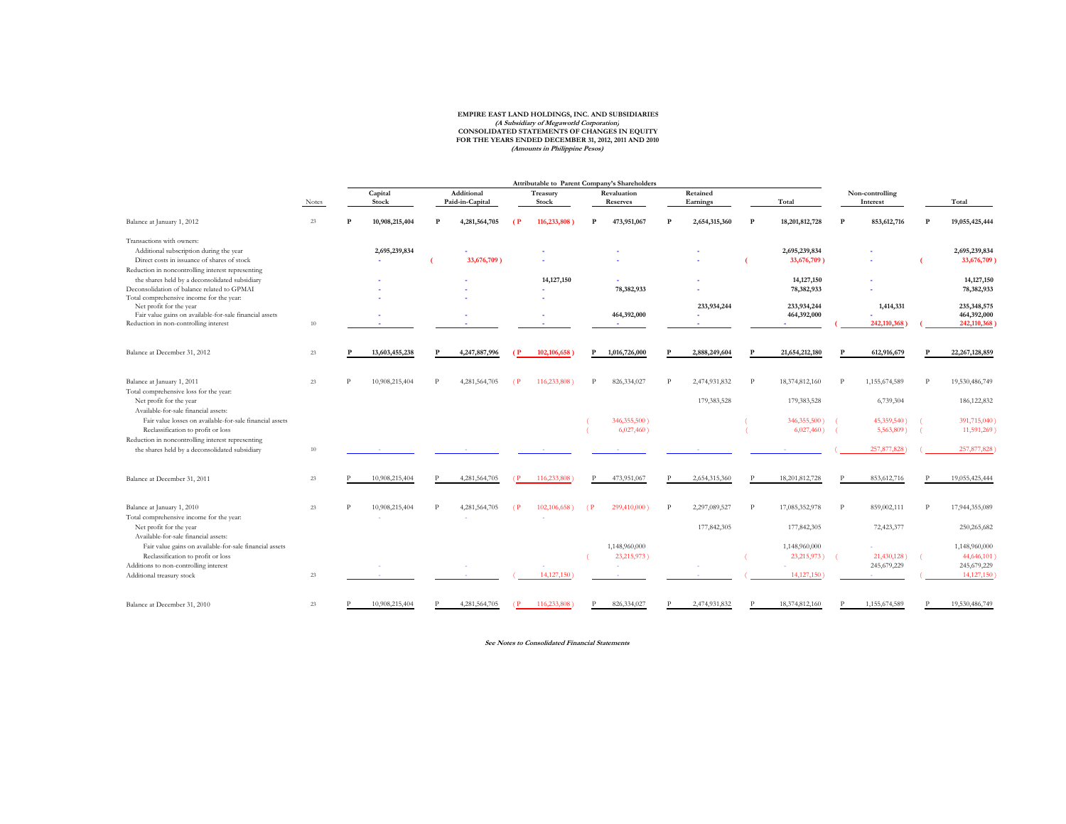**EMPIRE EAST LAND HOLDINGS, INC. AND SUBSIDIARIES**
***(A Subsidiary of Megaworld Corporation)***
**CONSOLIDATED STATEMENTS OF CHANGES IN EQUITY**
**FOR THE YEARS ENDED DECEMBER 31, 2012, 2011 AND 2010**
***(Amounts in Philippine Pesos)***

| | Notes | Attributable to Parent Company's Shareholders | | | | | | Non-controlling Interest | Total |
|---|---|---|---|---|---|---|---|---|---|
| | | Capital Stock | Additional Paid-in-Capital | Treasury Stock | Revaluation Reserves | Retained Earnings | Total | | |
| Balance at January 1, 2012 | 23 | P 10,908,215,404 | P 4,281,564,705 | (P 116,233,808 ) | P 473,951,067 | P 2,654,315,360 | P 18,201,812,728 | P 853,612,716 | P 19,055,425,444 |
| Transactions with owners: | | | | | | | | | |
| Additional subscription during the year | | 2,695,239,834 | - | - | - | - | 2,695,239,834 | - | 2,695,239,834 |
| Direct costs in issuance of shares of stock | | - | ( 33,676,709 ) | - | - | - | ( 33,676,709 ) | - | ( 33,676,709 ) |
| Reduction in noncontrolling interest representing the shares held by a deconsolidated subsidiary | | - | - | 14,127,150 | - | - | 14,127,150 | - | 14,127,150 |
| Deconsolidation of balance related to GPMAI | | - | - | - | 78,382,933 | - | 78,382,933 | - | 78,382,933 |
| Total comprehensive income for the year: | | - | - | - | | | | | |
| Net profit for the year | | | | | | 233,934,244 | 233,934,244 | 1,414,331 | 235,348,575 |
| Fair value gains on available-for-sale financial assets | | - | - | - | 464,392,000 | - | 464,392,000 | - | 464,392,000 |
| Reduction in non-controlling interest | 10 | - | - | - | - | - | - | ( 242,110,368 ) | ( 242,110,368 ) |
| Balance at December 31, 2012 | 23 | P 13,603,455,238 | P 4,247,887,996 | (P 102,106,658 ) | P 1,016,726,000 | P 2,888,249,604 | P 21,654,212,180 | P 612,916,679 | P 22,267,128,859 |
| Balance at January 1, 2011 | 23 | P 10,908,215,404 | P 4,281,564,705 | (P 116,233,808 ) | P 826,334,027 | P 2,474,931,832 | P 18,374,812,160 | P 1,155,674,589 | P 19,530,486,749 |
| Total comprehensive loss for the year: | | | | | | | | | |
| Net profit for the year | | | | | | 179,383,528 | 179,383,528 | 6,739,304 | 186,122,832 |
| Available-for-sale financial assets: | | | | | | | | | |
| Fair value losses on available-for-sale financial assets | | | | | ( 346,355,500 ) | | ( 346,355,500 ) | ( 45,359,540 ) | ( 391,715,040 ) |
| Reclassification to profit or loss | | | | | ( 6,027,460 ) | | ( 6,027,460 ) | ( 5,563,809 ) | ( 11,591,269 ) |
| Reduction in noncontrolling interest representing the shares held by a deconsolidated subsidiary | 10 | - | - | - | - | - | - | ( 257,877,828 ) | ( 257,877,828 ) |
| Balance at December 31, 2011 | 23 | P 10,908,215,404 | P 4,281,564,705 | (P 116,233,808 ) | P 473,951,067 | P 2,654,315,360 | P 18,201,812,728 | P 853,612,716 | P 19,055,425,444 |
| Balance at January 1, 2010 | 23 | P 10,908,215,404 | P 4,281,564,705 | (P 102,106,658 ) | (P 299,410,000 ) | P 2,297,089,527 | P 17,085,352,978 | P 859,002,111 | P 17,944,355,089 |
| Total comprehensive income for the year: | | - | - | - | | | | | |
| Net profit for the year | | | | | | 177,842,305 | 177,842,305 | 72,423,377 | 250,265,682 |
| Available-for-sale financial assets: | | | | | | | | | |
| Fair value gains on available-for-sale financial assets | | | | | 1,148,960,000 | | 1,148,960,000 | - | 1,148,960,000 |
| Reclassification to profit or loss | | | | | ( 23,215,973 ) | | ( 23,215,973 ) | ( 21,430,128 ) | ( 44,646,101 ) |
| Additions to non-controlling interest | | - | - | - | - | - | - | 245,679,229 | 245,679,229 |
| Additional treasury stock | 23 | - | - | ( 14,127,150 ) | - | - | ( 14,127,150 ) | - | ( 14,127,150 ) |
| Balance at December 31, 2010 | 23 | P 10,908,215,404 | P 4,281,564,705 | (P 116,233,808 ) | P 826,334,027 | P 2,474,931,832 | P 18,374,812,160 | P 1,155,674,589 | P 19,530,486,749 |

***See Notes to Consolidated Financial Statements***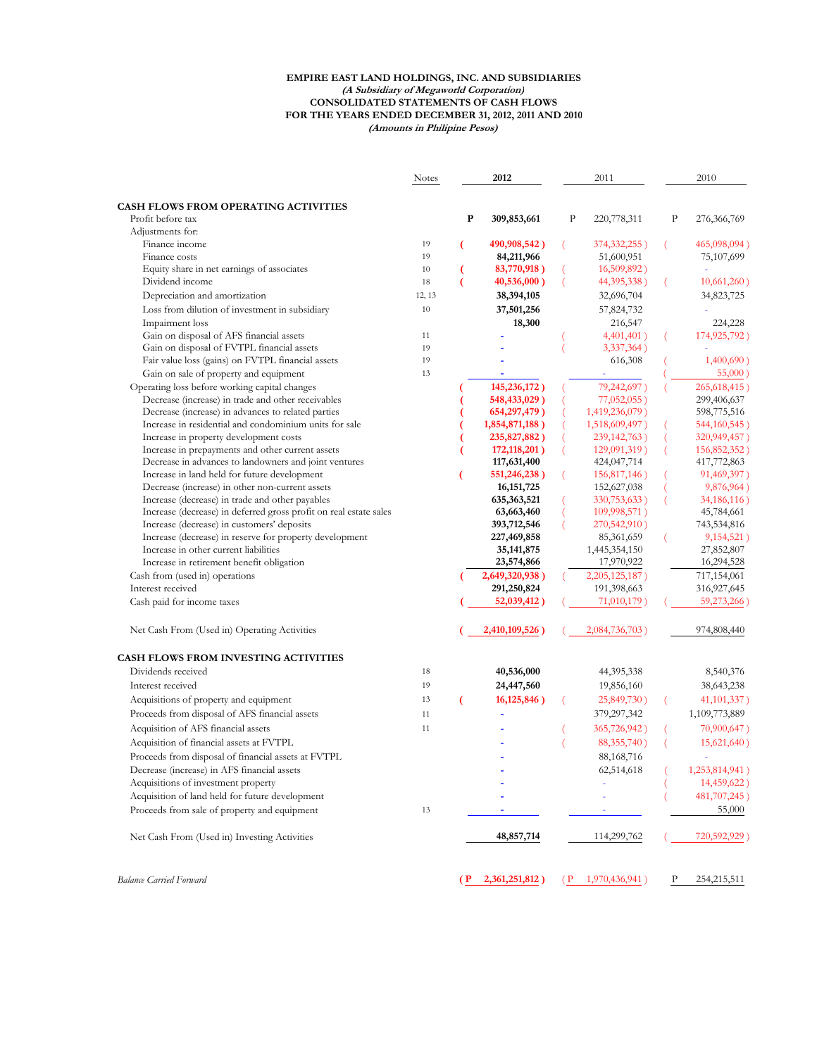**EMPIRE EAST LAND HOLDINGS, INC. AND SUBSIDIARIES**
***(A Subsidiary of Megaworld Corporation)***
**CONSOLIDATED STATEMENTS OF CASH FLOWS**
**FOR THE YEARS ENDED DECEMBER 31, 2012, 2011 AND 2010**
***(Amounts in Philipine Pesos)***

| | Notes | 2012 | 2011 | 2010 |
|---|---|---|---|---|
| **CASH FLOWS FROM OPERATING ACTIVITIES** | | | | |
| Profit before tax | | P 309,853,661 | P 220,778,311 | P 276,366,769 |
| Adjustments for: | | | | |
| Finance income | 19 | ( 490,908,542 ) | ( 374,332,255 ) | ( 465,098,094 ) |
| Finance costs | 19 | 84,211,966 | 51,600,951 | 75,107,699 |
| Equity share in net earnings of associates | 10 | ( 83,770,918 ) | ( 16,509,892 ) | - |
| Dividend income | 18 | ( 40,536,000 ) | ( 44,395,338 ) | ( 10,661,260 ) |
| Depreciation and amortization | 12, 13 | 38,394,105 | 32,696,704 | 34,823,725 |
| Loss from dilution of investment in subsidiary | 10 | 37,501,256 | 57,824,732 | - |
| Impairment loss | | 18,300 | 216,547 | 224,228 |
| Gain on disposal of AFS financial assets | 11 | - | ( 4,401,401 ) | ( 174,925,792 ) |
| Gain on disposal of FVTPL financial assets | 19 | - | ( 3,337,364 ) | - |
| Fair value loss (gains) on FVTPL financial assets | 19 | - | 616,308 | ( 1,400,690 ) |
| Gain on sale of property and equipment | 13 | - | - | ( 55,000 ) |
| Operating loss before working capital changes | | ( 145,236,172 ) | ( 79,242,697 ) | ( 265,618,415 ) |
| Decrease (increase) in trade and other receivables | | ( 548,433,029 ) | ( 77,052,055 ) | 299,406,637 |
| Decrease (increase) in advances to related parties | | ( 654,297,479 ) | ( 1,419,236,079 ) | 598,775,516 |
| Increase in residential and condominium units for sale | | ( 1,854,871,188 ) | ( 1,518,609,497 ) | ( 544,160,545 ) |
| Increase in property development costs | | ( 235,827,882 ) | ( 239,142,763 ) | ( 320,949,457 ) |
| Increase in prepayments and other current assets | | ( 172,118,201 ) | ( 129,091,319 ) | ( 156,852,352 ) |
| Decrease in advances to landowners and joint ventures | | 117,631,400 | 424,047,714 | 417,772,863 |
| Increase in land held for future development | | ( 551,246,238 ) | ( 156,817,146 ) | ( 91,469,397 ) |
| Decrease (increase) in other non-current assets | | 16,151,725 | 152,627,038 | ( 9,876,964 ) |
| Increase (decrease) in trade and other payables | | 635,363,521 | ( 330,753,633 ) | ( 34,186,116 ) |
| Increase (decrease) in deferred gross profit on real estate sales | | 63,663,460 | ( 109,998,571 ) | 45,784,661 |
| Increase (decrease) in customers' deposits | | 393,712,546 | ( 270,542,910 ) | 743,534,816 |
| Increase (decrease) in reserve for property development | | 227,469,858 | 85,361,659 | ( 9,154,521 ) |
| Increase in other current liabilities | | 35,141,875 | 1,445,354,150 | 27,852,807 |
| Increase in retirement benefit obligation | | 23,574,866 | 17,970,922 | 16,294,528 |
| Cash from (used in) operations | | ( 2,649,320,938 ) | ( 2,205,125,187 ) | 717,154,061 |
| Interest received | | 291,250,824 | 191,398,663 | 316,927,645 |
| Cash paid for income taxes | | ( 52,039,412 ) | ( 71,010,179 ) | ( 59,273,266 ) |
| Net Cash From (Used in) Operating Activities | | ( 2,410,109,526 ) | ( 2,084,736,703 ) | 974,808,440 |
| **CASH FLOWS FROM INVESTING ACTIVITIES** | | | | |
| Dividends received | 18 | 40,536,000 | 44,395,338 | 8,540,376 |
| Interest received | 19 | 24,447,560 | 19,856,160 | 38,643,238 |
| Acquisitions of property and equipment | 13 | ( 16,125,846 ) | ( 25,849,730 ) | ( 41,101,337 ) |
| Proceeds from disposal of AFS financial assets | 11 | - | 379,297,342 | 1,109,773,889 |
| Acquisition of AFS financial assets | 11 | - | ( 365,726,942 ) | ( 70,900,647 ) |
| Acquisition of financial assets at FVTPL | | - | ( 88,355,740 ) | ( 15,621,640 ) |
| Proceeds from disposal of financial assets at FVTPL | | - | 88,168,716 | - |
| Decrease (increase) in AFS financial assets | | - | 62,514,618 | ( 1,253,814,941 ) |
| Acquisitions of investment property | | - | - | ( 14,459,622 ) |
| Acquisition of land held for future development | | - | - | ( 481,707,245 ) |
| Proceeds from sale of property and equipment | 13 | - | - | 55,000 |
| Net Cash From (Used in) Investing Activities | | 48,857,714 | 114,299,762 | ( 720,592,929 ) |
| *Balance Carried Forward* | | ( P 2,361,251,812 ) | ( P 1,970,436,941 ) | P 254,215,511 |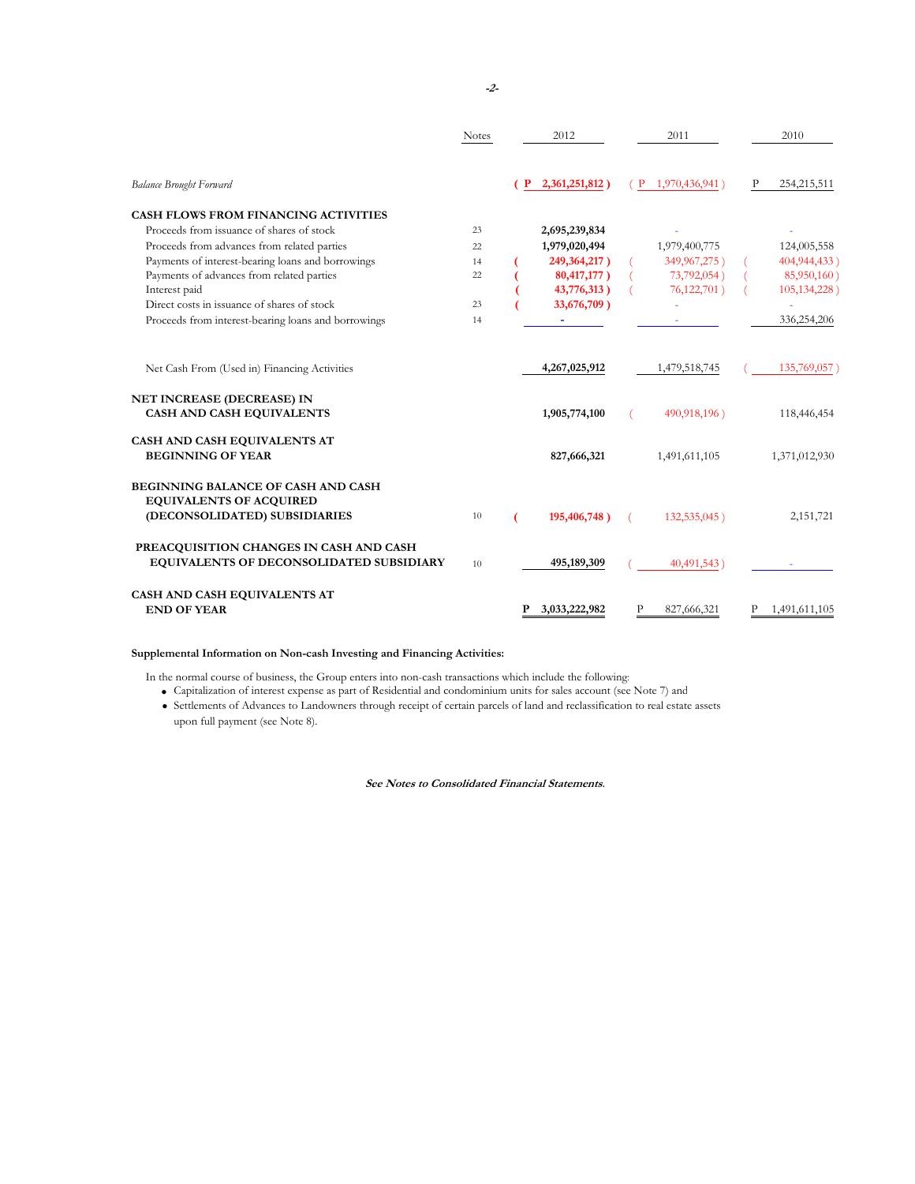| | Notes | 2012 | 2011 | 2010 |
|---|---|---|---|---|
| *Balance Brought Forward* | | **( P 2,361,251,812 )** | ( P 1,970,436,941 ) | P 254,215,511 |
| **CASH FLOWS FROM FINANCING ACTIVITIES** | | | | |
| Proceeds from issuance of shares of stock | 23 | **2,695,239,834** | - | - |
| Proceeds from advances from related parties | 22 | **1,979,020,494** | 1,979,400,775 | 124,005,558 |
| Payments of interest-bearing loans and borrowings | 14 | **( 249,364,217 )** | ( 349,967,275 ) | ( 404,944,433 ) |
| Payments of advances from related parties | 22 | **( 80,417,177 )** | ( 73,792,054 ) | ( 85,950,160 ) |
| Interest paid | | **( 43,776,313 )** | ( 76,122,701 ) | ( 105,134,228 ) |
| Direct costs in issuance of shares of stock | 23 | **( 33,676,709 )** | - | - |
| Proceeds from interest-bearing loans and borrowings | 14 | **-** | - | 336,254,206 |
| Net Cash From (Used in) Financing Activities | | **4,267,025,912** | 1,479,518,745 | ( 135,769,057 ) |
| **NET INCREASE (DECREASE) IN CASH AND CASH EQUIVALENTS** | | **1,905,774,100** | ( 490,918,196 ) | 118,446,454 |
| **CASH AND CASH EQUIVALENTS AT BEGINNING OF YEAR** | | **827,666,321** | 1,491,611,105 | 1,371,012,930 |
| **BEGINNING BALANCE OF CASH AND CASH EQUIVALENTS OF ACQUIRED (DECONSOLIDATED) SUBSIDIARIES** | 10 | **( 195,406,748 )** | ( 132,535,045 ) | 2,151,721 |
| **PREACQUISITION CHANGES IN CASH AND CASH EQUIVALENTS OF DECONSOLIDATED SUBSIDIARY** | 10 | **495,189,309** | ( 40,491,543 ) | - |
| **CASH AND CASH EQUIVALENTS AT END OF YEAR** | | **P 3,033,222,982** | P 827,666,321 | P 1,491,611,105 |

**Supplemental Information on Non-cash Investing and Financing Activities:**

In the normal course of business, the Group enters into non-cash transactions which include the following:

- Capitalization of interest expense as part of Residential and condominium units for sales account (see Note 7) and
- Settlements of Advances to Landowners through receipt of certain parcels of land and reclassification to real estate assets upon full payment (see Note 8).

***See Notes to Consolidated Financial Statements.***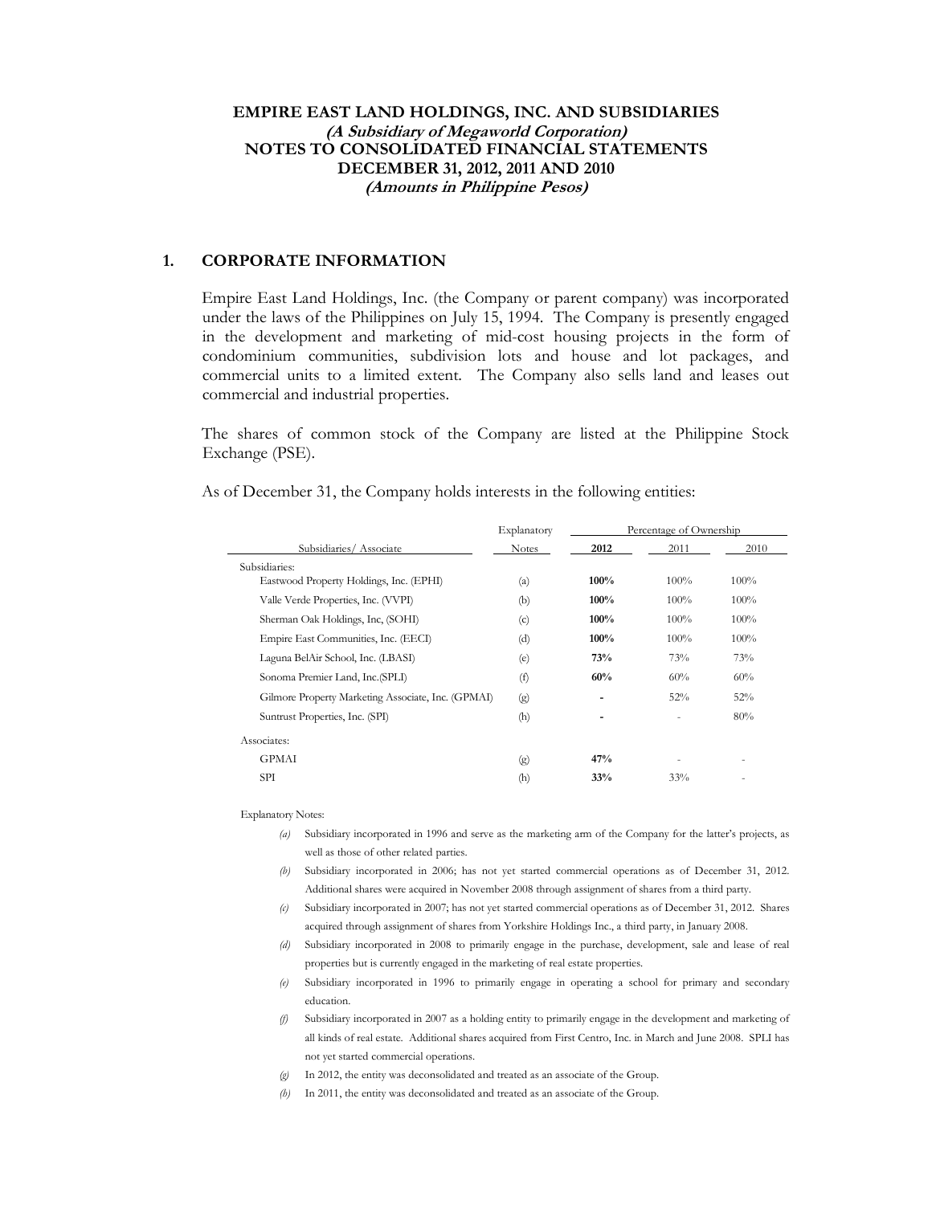**EMPIRE EAST LAND HOLDINGS, INC. AND SUBSIDIARIES**
***(A Subsidiary of Megaworld Corporation)***
**NOTES TO CONSOLIDATED FINANCIAL STATEMENTS**
**DECEMBER 31, 2012, 2011 AND 2010**
***(Amounts in Philippine Pesos)***

## 1. CORPORATE INFORMATION

Empire East Land Holdings, Inc. (the Company or parent company) was incorporated under the laws of the Philippines on July 15, 1994. The Company is presently engaged in the development and marketing of mid-cost housing projects in the form of condominium communities, subdivision lots and house and lot packages, and commercial units to a limited extent. The Company also sells land and leases out commercial and industrial properties.

The shares of common stock of the Company are listed at the Philippine Stock Exchange (PSE).

As of December 31, the Company holds interests in the following entities:

| Subsidiaries/ Associate | Explanatory Notes | Percentage of Ownership 2012 | 2011 | 2010 |
|---|---|---|---|---|
| Subsidiaries: | | | | |
| Eastwood Property Holdings, Inc. (EPHI) | (a) | **100%** | 100% | 100% |
| Valle Verde Properties, Inc. (VVPI) | (b) | **100%** | 100% | 100% |
| Sherman Oak Holdings, Inc, (SOHI) | (c) | **100%** | 100% | 100% |
| Empire East Communities, Inc. (EECI) | (d) | **100%** | 100% | 100% |
| Laguna BelAir School, Inc. (LBASI) | (e) | **73%** | 73% | 73% |
| Sonoma Premier Land, Inc.(SPLI) | (f) | **60%** | 60% | 60% |
| Gilmore Property Marketing Associate, Inc. (GPMAI) | (g) | **-** | 52% | 52% |
| Suntrust Properties, Inc. (SPI) | (h) | **-** | - | 80% |
| Associates: | | | | |
| GPMAI | (g) | **47%** | - | - |
| SPI | (h) | **33%** | 33% | - |

Explanatory Notes:

*(a)* Subsidiary incorporated in 1996 and serve as the marketing arm of the Company for the latter's projects, as well as those of other related parties.

*(b)* Subsidiary incorporated in 2006; has not yet started commercial operations as of December 31, 2012. Additional shares were acquired in November 2008 through assignment of shares from a third party.

*(c)* Subsidiary incorporated in 2007; has not yet started commercial operations as of December 31, 2012. Shares acquired through assignment of shares from Yorkshire Holdings Inc., a third party, in January 2008.

*(d)* Subsidiary incorporated in 2008 to primarily engage in the purchase, development, sale and lease of real properties but is currently engaged in the marketing of real estate properties.

*(e)* Subsidiary incorporated in 1996 to primarily engage in operating a school for primary and secondary education.

*(f)* Subsidiary incorporated in 2007 as a holding entity to primarily engage in the development and marketing of all kinds of real estate. Additional shares acquired from First Centro, Inc. in March and June 2008. SPLI has not yet started commercial operations.

*(g)* In 2012, the entity was deconsolidated and treated as an associate of the Group.

*(h)* In 2011, the entity was deconsolidated and treated as an associate of the Group.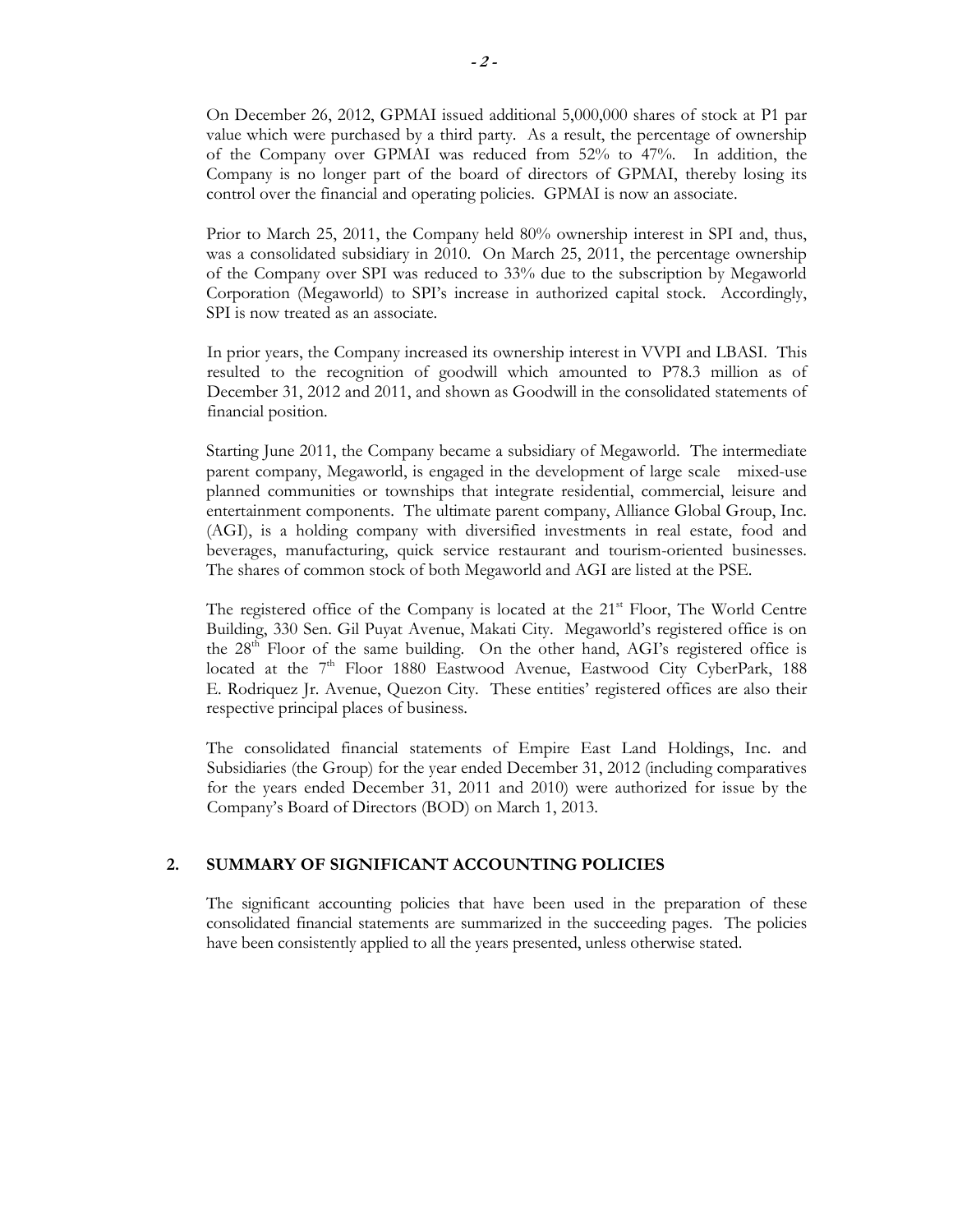On December 26, 2012, GPMAI issued additional 5,000,000 shares of stock at P1 par value which were purchased by a third party. As a result, the percentage of ownership of the Company over GPMAI was reduced from 52% to 47%. In addition, the Company is no longer part of the board of directors of GPMAI, thereby losing its control over the financial and operating policies. GPMAI is now an associate.

Prior to March 25, 2011, the Company held 80% ownership interest in SPI and, thus, was a consolidated subsidiary in 2010. On March 25, 2011, the percentage ownership of the Company over SPI was reduced to 33% due to the subscription by Megaworld Corporation (Megaworld) to SPI's increase in authorized capital stock. Accordingly, SPI is now treated as an associate.

In prior years, the Company increased its ownership interest in VVPI and LBASI. This resulted to the recognition of goodwill which amounted to P78.3 million as of December 31, 2012 and 2011, and shown as Goodwill in the consolidated statements of financial position.

Starting June 2011, the Company became a subsidiary of Megaworld. The intermediate parent company, Megaworld, is engaged in the development of large scale mixed-use planned communities or townships that integrate residential, commercial, leisure and entertainment components. The ultimate parent company, Alliance Global Group, Inc. (AGI), is a holding company with diversified investments in real estate, food and beverages, manufacturing, quick service restaurant and tourism-oriented businesses. The shares of common stock of both Megaworld and AGI are listed at the PSE.

The registered office of the Company is located at the 21st Floor, The World Centre Building, 330 Sen. Gil Puyat Avenue, Makati City. Megaworld's registered office is on the 28th Floor of the same building. On the other hand, AGI's registered office is located at the 7th Floor 1880 Eastwood Avenue, Eastwood City CyberPark, 188 E. Rodriquez Jr. Avenue, Quezon City. These entities' registered offices are also their respective principal places of business.

The consolidated financial statements of Empire East Land Holdings, Inc. and Subsidiaries (the Group) for the year ended December 31, 2012 (including comparatives for the years ended December 31, 2011 and 2010) were authorized for issue by the Company's Board of Directors (BOD) on March 1, 2013.

## 2. SUMMARY OF SIGNIFICANT ACCOUNTING POLICIES

The significant accounting policies that have been used in the preparation of these consolidated financial statements are summarized in the succeeding pages. The policies have been consistently applied to all the years presented, unless otherwise stated.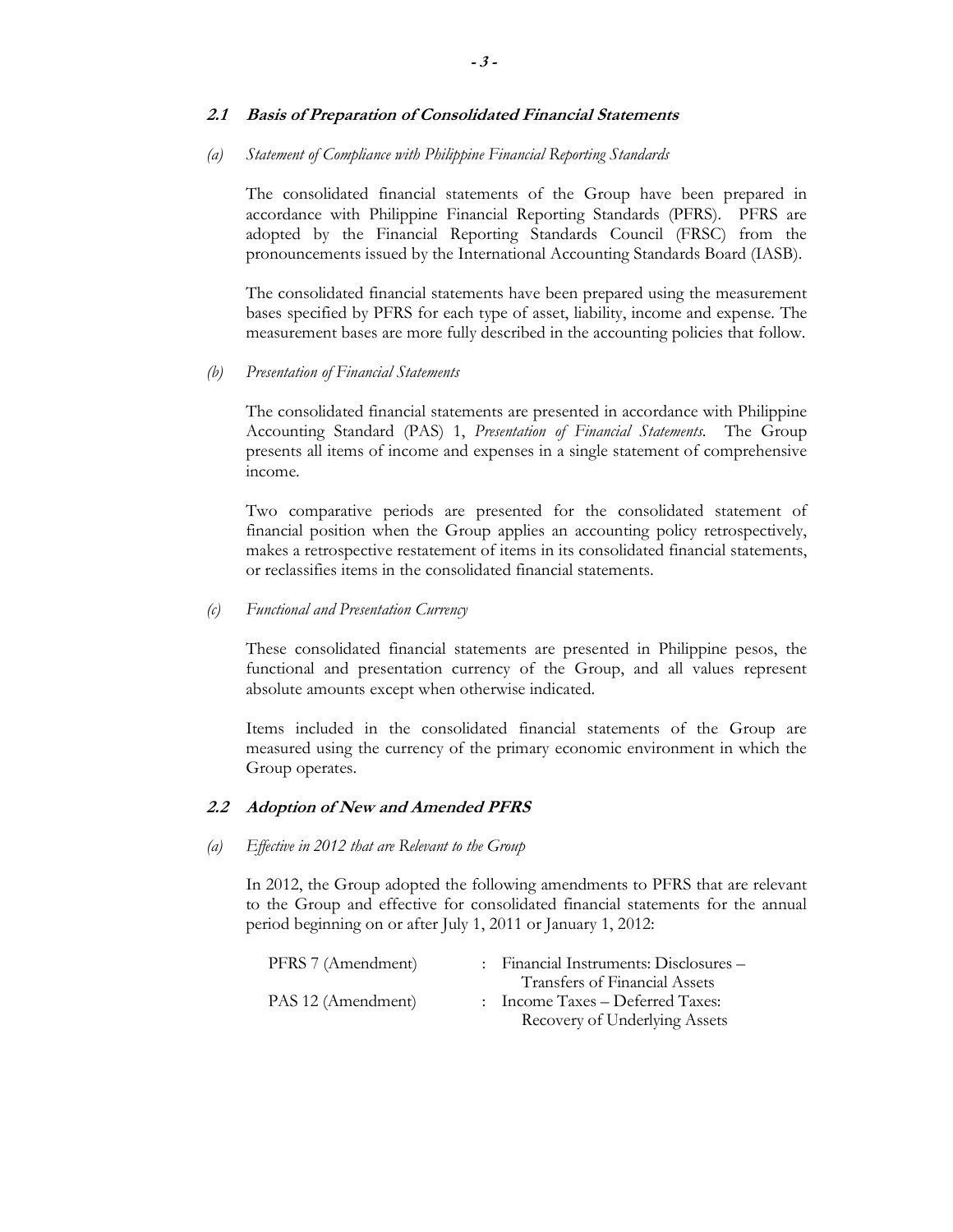### *2.1 Basis of Preparation of Consolidated Financial Statements*

*(a) Statement of Compliance with Philippine Financial Reporting Standards*

The consolidated financial statements of the Group have been prepared in accordance with Philippine Financial Reporting Standards (PFRS). PFRS are adopted by the Financial Reporting Standards Council (FRSC) from the pronouncements issued by the International Accounting Standards Board (IASB).

The consolidated financial statements have been prepared using the measurement bases specified by PFRS for each type of asset, liability, income and expense. The measurement bases are more fully described in the accounting policies that follow.

*(b) Presentation of Financial Statements*

The consolidated financial statements are presented in accordance with Philippine Accounting Standard (PAS) 1, *Presentation of Financial Statements*. The Group presents all items of income and expenses in a single statement of comprehensive income.

Two comparative periods are presented for the consolidated statement of financial position when the Group applies an accounting policy retrospectively, makes a retrospective restatement of items in its consolidated financial statements, or reclassifies items in the consolidated financial statements.

*(c) Functional and Presentation Currency*

These consolidated financial statements are presented in Philippine pesos, the functional and presentation currency of the Group, and all values represent absolute amounts except when otherwise indicated.

Items included in the consolidated financial statements of the Group are measured using the currency of the primary economic environment in which the Group operates.

### *2.2 Adoption of New and Amended PFRS*

*(a) Effective in 2012 that are Relevant to the Group*

In 2012, the Group adopted the following amendments to PFRS that are relevant to the Group and effective for consolidated financial statements for the annual period beginning on or after July 1, 2011 or January 1, 2012:

| | | |
|---|---|---|
| PFRS 7 (Amendment) | : | Financial Instruments: Disclosures – Transfers of Financial Assets |
| PAS 12 (Amendment) | : | Income Taxes – Deferred Taxes: Recovery of Underlying Assets |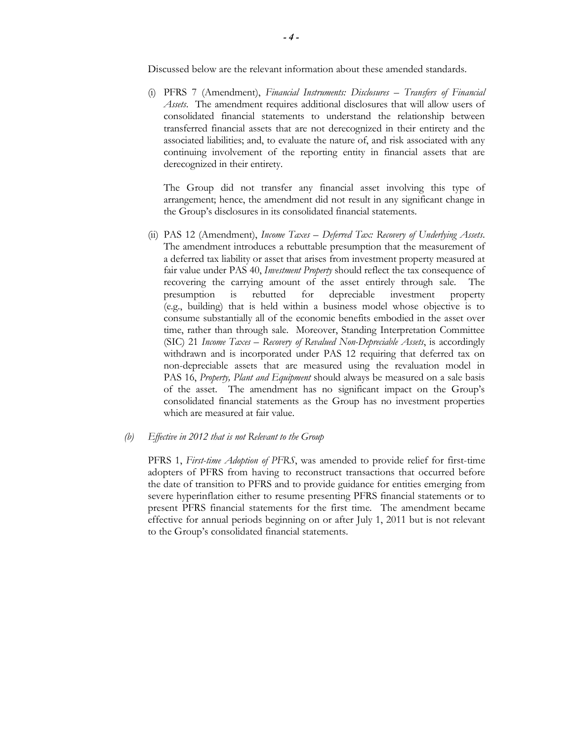Discussed below are the relevant information about these amended standards.

(i) PFRS 7 (Amendment), *Financial Instruments: Disclosures – Transfers of Financial Assets*. The amendment requires additional disclosures that will allow users of consolidated financial statements to understand the relationship between transferred financial assets that are not derecognized in their entirety and the associated liabilities; and, to evaluate the nature of, and risk associated with any continuing involvement of the reporting entity in financial assets that are derecognized in their entirety.

The Group did not transfer any financial asset involving this type of arrangement; hence, the amendment did not result in any significant change in the Group's disclosures in its consolidated financial statements.

(ii) PAS 12 (Amendment), *Income Taxes – Deferred Tax: Recovery of Underlying Assets*. The amendment introduces a rebuttable presumption that the measurement of a deferred tax liability or asset that arises from investment property measured at fair value under PAS 40, *Investment Property* should reflect the tax consequence of recovering the carrying amount of the asset entirely through sale. The presumption is rebutted for depreciable investment property (e.g., building) that is held within a business model whose objective is to consume substantially all of the economic benefits embodied in the asset over time, rather than through sale. Moreover, Standing Interpretation Committee (SIC) 21 *Income Taxes – Recovery of Revalued Non-Depreciable Assets*, is accordingly withdrawn and is incorporated under PAS 12 requiring that deferred tax on non-depreciable assets that are measured using the revaluation model in PAS 16, *Property, Plant and Equipment* should always be measured on a sale basis of the asset. The amendment has no significant impact on the Group's consolidated financial statements as the Group has no investment properties which are measured at fair value.

*(b) Effective in 2012 that is not Relevant to the Group*

PFRS 1, *First-time Adoption of PFRS*, was amended to provide relief for first-time adopters of PFRS from having to reconstruct transactions that occurred before the date of transition to PFRS and to provide guidance for entities emerging from severe hyperinflation either to resume presenting PFRS financial statements or to present PFRS financial statements for the first time. The amendment became effective for annual periods beginning on or after July 1, 2011 but is not relevant to the Group's consolidated financial statements.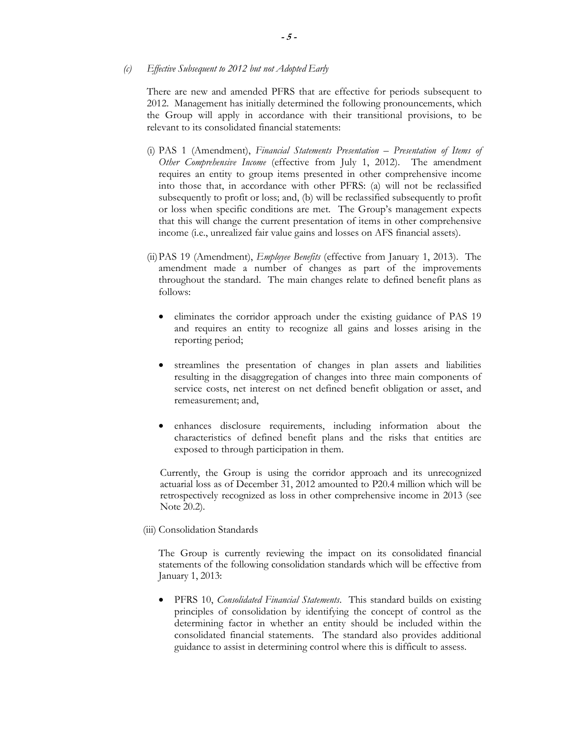*(c) Effective Subsequent to 2012 but not Adopted Early*

There are new and amended PFRS that are effective for periods subsequent to 2012. Management has initially determined the following pronouncements, which the Group will apply in accordance with their transitional provisions, to be relevant to its consolidated financial statements:

(i) PAS 1 (Amendment), *Financial Statements Presentation – Presentation of Items of Other Comprehensive Income* (effective from July 1, 2012). The amendment requires an entity to group items presented in other comprehensive income into those that, in accordance with other PFRS: (a) will not be reclassified subsequently to profit or loss; and, (b) will be reclassified subsequently to profit or loss when specific conditions are met. The Group's management expects that this will change the current presentation of items in other comprehensive income (i.e., unrealized fair value gains and losses on AFS financial assets).

(ii) PAS 19 (Amendment), *Employee Benefits* (effective from January 1, 2013). The amendment made a number of changes as part of the improvements throughout the standard. The main changes relate to defined benefit plans as follows:

- eliminates the corridor approach under the existing guidance of PAS 19 and requires an entity to recognize all gains and losses arising in the reporting period;
- streamlines the presentation of changes in plan assets and liabilities resulting in the disaggregation of changes into three main components of service costs, net interest on net defined benefit obligation or asset, and remeasurement; and,
- enhances disclosure requirements, including information about the characteristics of defined benefit plans and the risks that entities are exposed to through participation in them.

Currently, the Group is using the corridor approach and its unrecognized actuarial loss as of December 31, 2012 amounted to P20.4 million which will be retrospectively recognized as loss in other comprehensive income in 2013 (see Note 20.2).

(iii) Consolidation Standards

The Group is currently reviewing the impact on its consolidated financial statements of the following consolidation standards which will be effective from January 1, 2013:

- PFRS 10, *Consolidated Financial Statements*. This standard builds on existing principles of consolidation by identifying the concept of control as the determining factor in whether an entity should be included within the consolidated financial statements. The standard also provides additional guidance to assist in determining control where this is difficult to assess.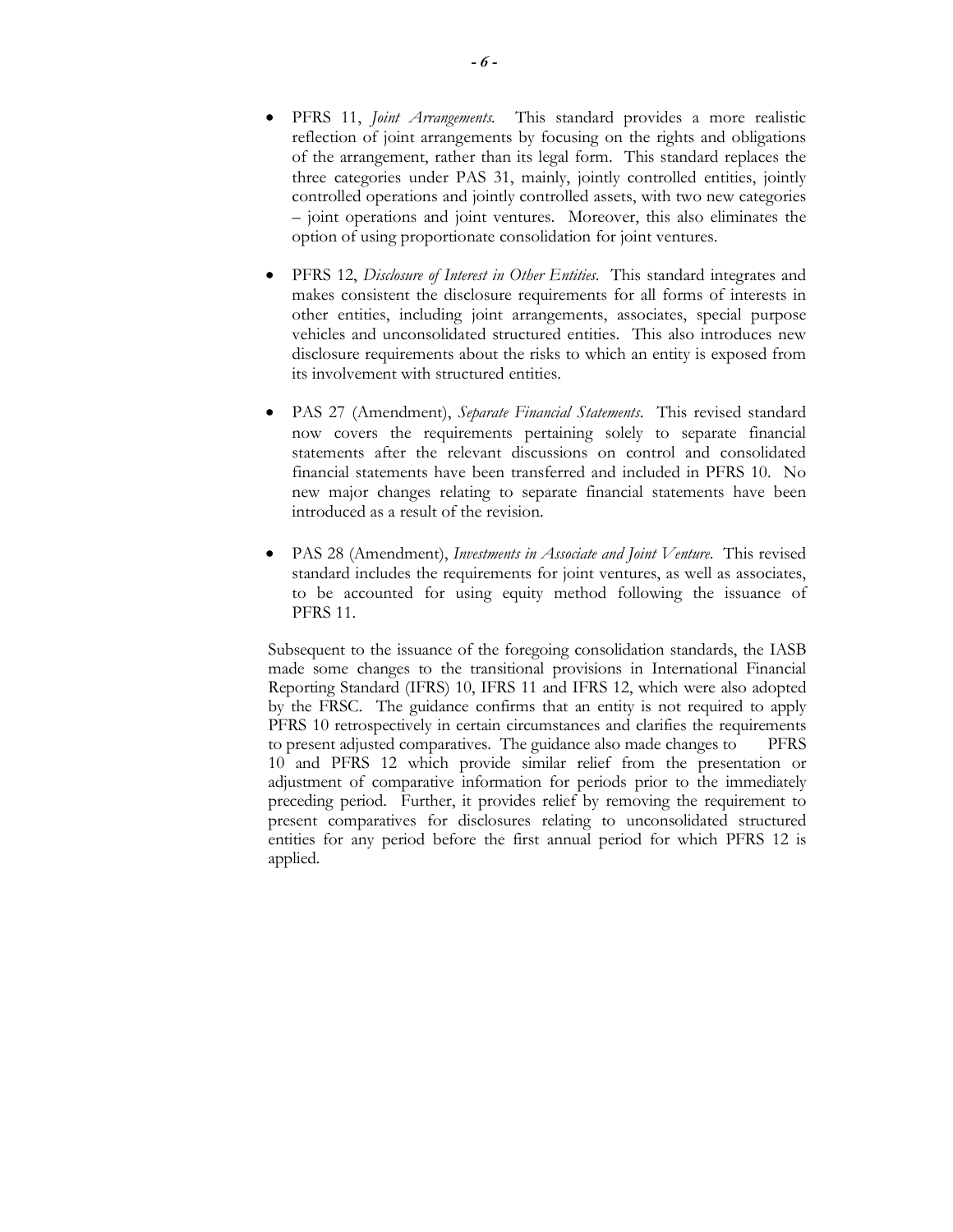- PFRS 11, *Joint Arrangements*. This standard provides a more realistic reflection of joint arrangements by focusing on the rights and obligations of the arrangement, rather than its legal form. This standard replaces the three categories under PAS 31, mainly, jointly controlled entities, jointly controlled operations and jointly controlled assets, with two new categories – joint operations and joint ventures. Moreover, this also eliminates the option of using proportionate consolidation for joint ventures.

- PFRS 12, *Disclosure of Interest in Other Entities*. This standard integrates and makes consistent the disclosure requirements for all forms of interests in other entities, including joint arrangements, associates, special purpose vehicles and unconsolidated structured entities. This also introduces new disclosure requirements about the risks to which an entity is exposed from its involvement with structured entities.

- PAS 27 (Amendment), *Separate Financial Statements*. This revised standard now covers the requirements pertaining solely to separate financial statements after the relevant discussions on control and consolidated financial statements have been transferred and included in PFRS 10. No new major changes relating to separate financial statements have been introduced as a result of the revision.

- PAS 28 (Amendment), *Investments in Associate and Joint Venture*. This revised standard includes the requirements for joint ventures, as well as associates, to be accounted for using equity method following the issuance of PFRS 11.

Subsequent to the issuance of the foregoing consolidation standards, the IASB made some changes to the transitional provisions in International Financial Reporting Standard (IFRS) 10, IFRS 11 and IFRS 12, which were also adopted by the FRSC. The guidance confirms that an entity is not required to apply PFRS 10 retrospectively in certain circumstances and clarifies the requirements to present adjusted comparatives. The guidance also made changes to PFRS 10 and PFRS 12 which provide similar relief from the presentation or adjustment of comparative information for periods prior to the immediately preceding period. Further, it provides relief by removing the requirement to present comparatives for disclosures relating to unconsolidated structured entities for any period before the first annual period for which PFRS 12 is applied.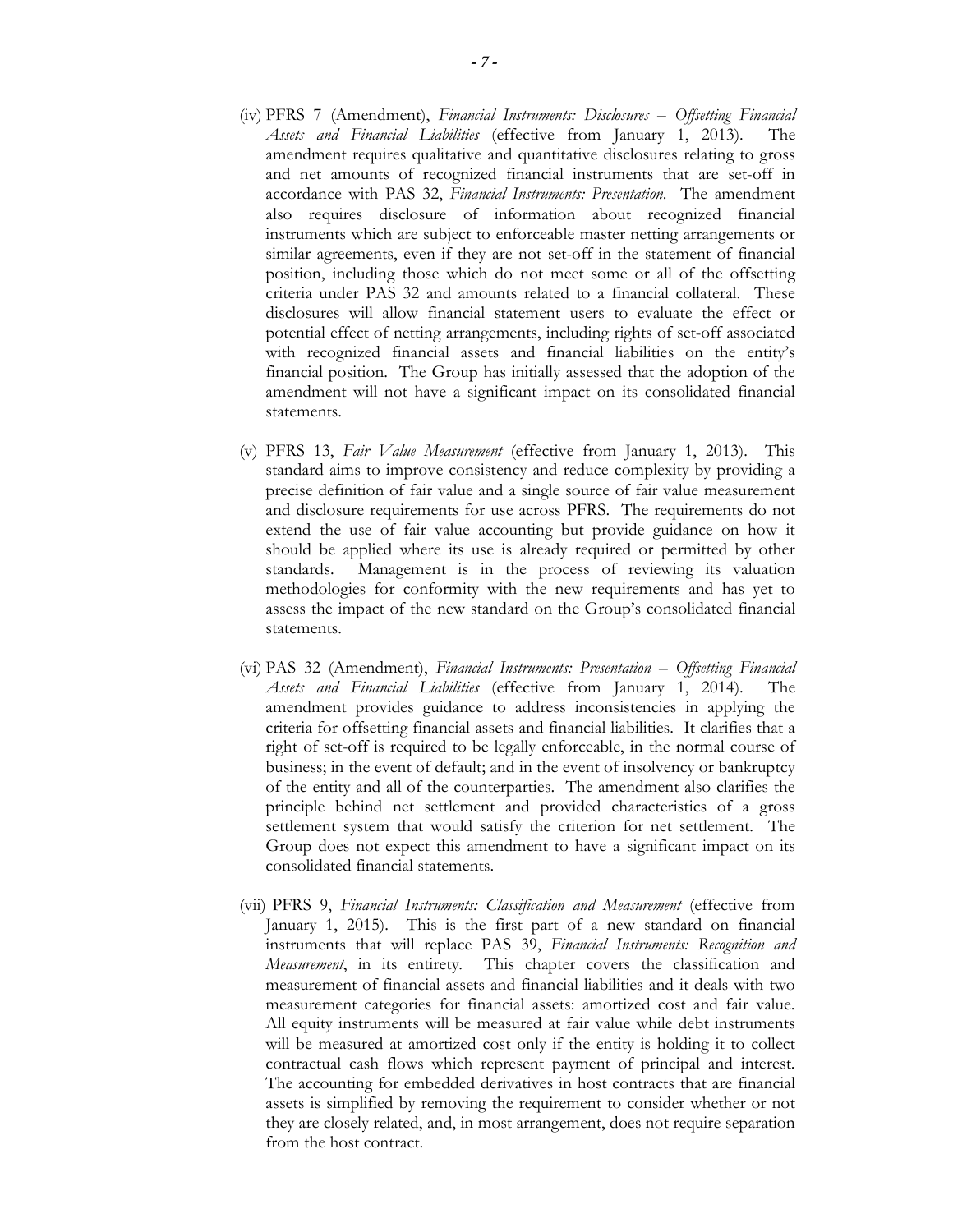(iv) PFRS 7 (Amendment), *Financial Instruments: Disclosures – Offsetting Financial Assets and Financial Liabilities* (effective from January 1, 2013). The amendment requires qualitative and quantitative disclosures relating to gross and net amounts of recognized financial instruments that are set-off in accordance with PAS 32, *Financial Instruments: Presentation*. The amendment also requires disclosure of information about recognized financial instruments which are subject to enforceable master netting arrangements or similar agreements, even if they are not set-off in the statement of financial position, including those which do not meet some or all of the offsetting criteria under PAS 32 and amounts related to a financial collateral. These disclosures will allow financial statement users to evaluate the effect or potential effect of netting arrangements, including rights of set-off associated with recognized financial assets and financial liabilities on the entity's financial position. The Group has initially assessed that the adoption of the amendment will not have a significant impact on its consolidated financial statements.

(v) PFRS 13, *Fair Value Measurement* (effective from January 1, 2013). This standard aims to improve consistency and reduce complexity by providing a precise definition of fair value and a single source of fair value measurement and disclosure requirements for use across PFRS. The requirements do not extend the use of fair value accounting but provide guidance on how it should be applied where its use is already required or permitted by other standards. Management is in the process of reviewing its valuation methodologies for conformity with the new requirements and has yet to assess the impact of the new standard on the Group's consolidated financial statements.

(vi) PAS 32 (Amendment), *Financial Instruments: Presentation – Offsetting Financial Assets and Financial Liabilities* (effective from January 1, 2014). The amendment provides guidance to address inconsistencies in applying the criteria for offsetting financial assets and financial liabilities. It clarifies that a right of set-off is required to be legally enforceable, in the normal course of business; in the event of default; and in the event of insolvency or bankruptcy of the entity and all of the counterparties. The amendment also clarifies the principle behind net settlement and provided characteristics of a gross settlement system that would satisfy the criterion for net settlement. The Group does not expect this amendment to have a significant impact on its consolidated financial statements.

(vii) PFRS 9, *Financial Instruments: Classification and Measurement* (effective from January 1, 2015). This is the first part of a new standard on financial instruments that will replace PAS 39, *Financial Instruments: Recognition and Measurement*, in its entirety. This chapter covers the classification and measurement of financial assets and financial liabilities and it deals with two measurement categories for financial assets: amortized cost and fair value. All equity instruments will be measured at fair value while debt instruments will be measured at amortized cost only if the entity is holding it to collect contractual cash flows which represent payment of principal and interest. The accounting for embedded derivatives in host contracts that are financial assets is simplified by removing the requirement to consider whether or not they are closely related, and, in most arrangement, does not require separation from the host contract.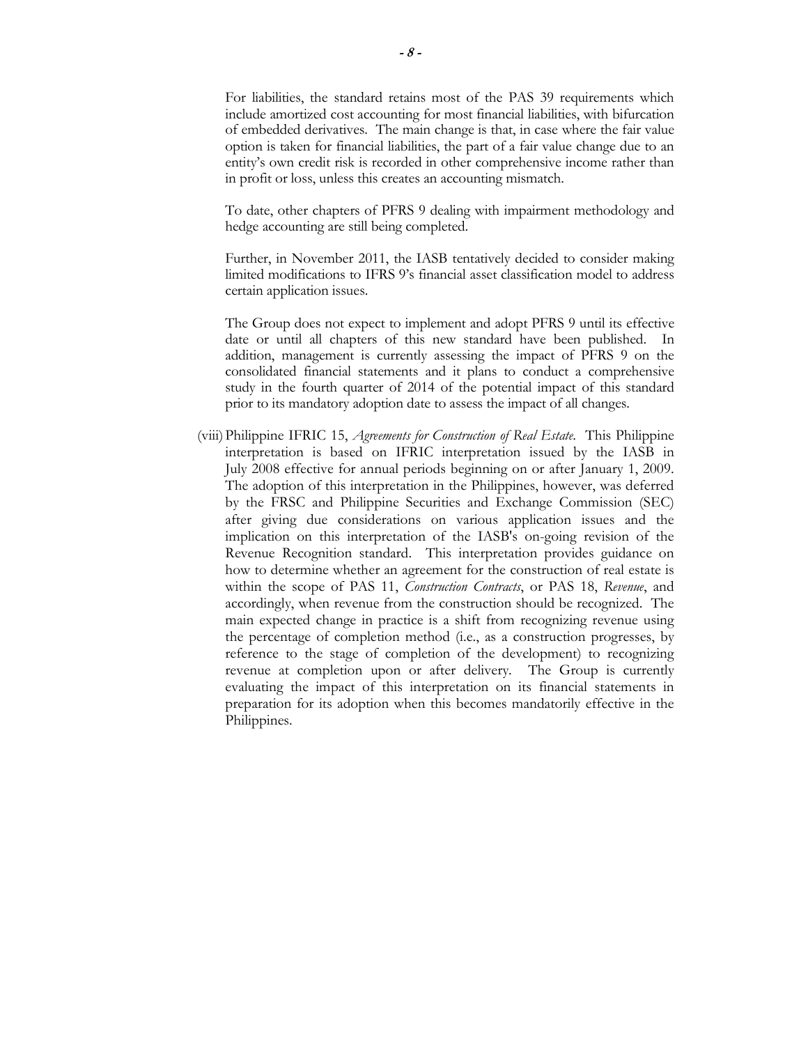For liabilities, the standard retains most of the PAS 39 requirements which include amortized cost accounting for most financial liabilities, with bifurcation of embedded derivatives. The main change is that, in case where the fair value option is taken for financial liabilities, the part of a fair value change due to an entity's own credit risk is recorded in other comprehensive income rather than in profit or loss, unless this creates an accounting mismatch.

To date, other chapters of PFRS 9 dealing with impairment methodology and hedge accounting are still being completed.

Further, in November 2011, the IASB tentatively decided to consider making limited modifications to IFRS 9's financial asset classification model to address certain application issues.

The Group does not expect to implement and adopt PFRS 9 until its effective date or until all chapters of this new standard have been published. In addition, management is currently assessing the impact of PFRS 9 on the consolidated financial statements and it plans to conduct a comprehensive study in the fourth quarter of 2014 of the potential impact of this standard prior to its mandatory adoption date to assess the impact of all changes.

(viii) Philippine IFRIC 15, *Agreements for Construction of Real Estate*. This Philippine interpretation is based on IFRIC interpretation issued by the IASB in July 2008 effective for annual periods beginning on or after January 1, 2009. The adoption of this interpretation in the Philippines, however, was deferred by the FRSC and Philippine Securities and Exchange Commission (SEC) after giving due considerations on various application issues and the implication on this interpretation of the IASB's on-going revision of the Revenue Recognition standard. This interpretation provides guidance on how to determine whether an agreement for the construction of real estate is within the scope of PAS 11, *Construction Contracts*, or PAS 18, *Revenue*, and accordingly, when revenue from the construction should be recognized. The main expected change in practice is a shift from recognizing revenue using the percentage of completion method (i.e., as a construction progresses, by reference to the stage of completion of the development) to recognizing revenue at completion upon or after delivery. The Group is currently evaluating the impact of this interpretation on its financial statements in preparation for its adoption when this becomes mandatorily effective in the Philippines.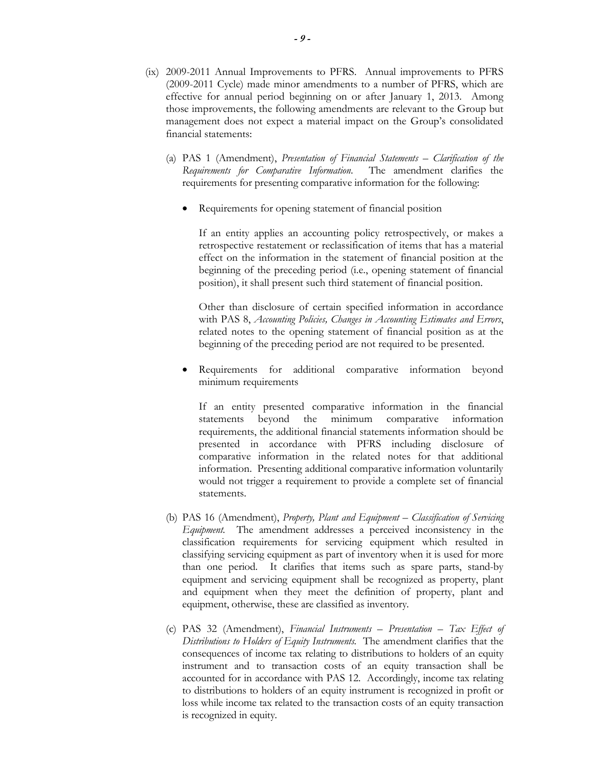(ix) 2009-2011 Annual Improvements to PFRS. Annual improvements to PFRS (2009-2011 Cycle) made minor amendments to a number of PFRS, which are effective for annual period beginning on or after January 1, 2013. Among those improvements, the following amendments are relevant to the Group but management does not expect a material impact on the Group's consolidated financial statements:

(a) PAS 1 (Amendment), *Presentation of Financial Statements – Clarification of the Requirements for Comparative Information*. The amendment clarifies the requirements for presenting comparative information for the following:

- Requirements for opening statement of financial position

  If an entity applies an accounting policy retrospectively, or makes a retrospective restatement or reclassification of items that has a material effect on the information in the statement of financial position at the beginning of the preceding period (i.e., opening statement of financial position), it shall present such third statement of financial position.

  Other than disclosure of certain specified information in accordance with PAS 8, *Accounting Policies, Changes in Accounting Estimates and Errors*, related notes to the opening statement of financial position as at the beginning of the preceding period are not required to be presented.

- Requirements for additional comparative information beyond minimum requirements

  If an entity presented comparative information in the financial statements beyond the minimum comparative information requirements, the additional financial statements information should be presented in accordance with PFRS including disclosure of comparative information in the related notes for that additional information. Presenting additional comparative information voluntarily would not trigger a requirement to provide a complete set of financial statements.

(b) PAS 16 (Amendment), *Property, Plant and Equipment – Classification of Servicing Equipment*. The amendment addresses a perceived inconsistency in the classification requirements for servicing equipment which resulted in classifying servicing equipment as part of inventory when it is used for more than one period. It clarifies that items such as spare parts, stand-by equipment and servicing equipment shall be recognized as property, plant and equipment when they meet the definition of property, plant and equipment, otherwise, these are classified as inventory.

(c) PAS 32 (Amendment), *Financial Instruments – Presentation – Tax Effect of Distributions to Holders of Equity Instruments*. The amendment clarifies that the consequences of income tax relating to distributions to holders of an equity instrument and to transaction costs of an equity transaction shall be accounted for in accordance with PAS 12. Accordingly, income tax relating to distributions to holders of an equity instrument is recognized in profit or loss while income tax related to the transaction costs of an equity transaction is recognized in equity.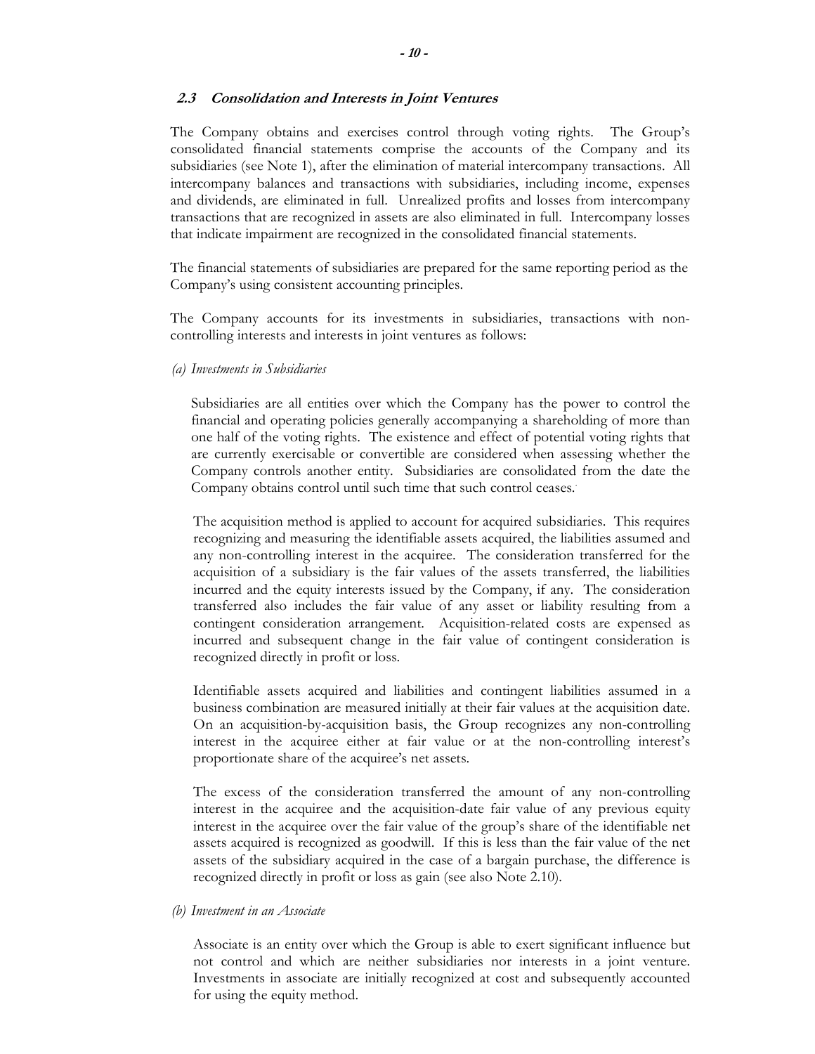### 2.3 *Consolidation and Interests in Joint Ventures*

The Company obtains and exercises control through voting rights. The Group's consolidated financial statements comprise the accounts of the Company and its subsidiaries (see Note 1), after the elimination of material intercompany transactions. All intercompany balances and transactions with subsidiaries, including income, expenses and dividends, are eliminated in full. Unrealized profits and losses from intercompany transactions that are recognized in assets are also eliminated in full. Intercompany losses that indicate impairment are recognized in the consolidated financial statements.

The financial statements of subsidiaries are prepared for the same reporting period as the Company's using consistent accounting principles.

The Company accounts for its investments in subsidiaries, transactions with non-controlling interests and interests in joint ventures as follows:

*(a) Investments in Subsidiaries*

Subsidiaries are all entities over which the Company has the power to control the financial and operating policies generally accompanying a shareholding of more than one half of the voting rights. The existence and effect of potential voting rights that are currently exercisable or convertible are considered when assessing whether the Company controls another entity. Subsidiaries are consolidated from the date the Company obtains control until such time that such control ceases.

The acquisition method is applied to account for acquired subsidiaries. This requires recognizing and measuring the identifiable assets acquired, the liabilities assumed and any non-controlling interest in the acquiree. The consideration transferred for the acquisition of a subsidiary is the fair values of the assets transferred, the liabilities incurred and the equity interests issued by the Company, if any. The consideration transferred also includes the fair value of any asset or liability resulting from a contingent consideration arrangement. Acquisition-related costs are expensed as incurred and subsequent change in the fair value of contingent consideration is recognized directly in profit or loss.

Identifiable assets acquired and liabilities and contingent liabilities assumed in a business combination are measured initially at their fair values at the acquisition date. On an acquisition-by-acquisition basis, the Group recognizes any non-controlling interest in the acquiree either at fair value or at the non-controlling interest's proportionate share of the acquiree's net assets.

The excess of the consideration transferred the amount of any non-controlling interest in the acquiree and the acquisition-date fair value of any previous equity interest in the acquiree over the fair value of the group's share of the identifiable net assets acquired is recognized as goodwill. If this is less than the fair value of the net assets of the subsidiary acquired in the case of a bargain purchase, the difference is recognized directly in profit or loss as gain (see also Note 2.10).

*(b) Investment in an Associate*

Associate is an entity over which the Group is able to exert significant influence but not control and which are neither subsidiaries nor interests in a joint venture. Investments in associate are initially recognized at cost and subsequently accounted for using the equity method.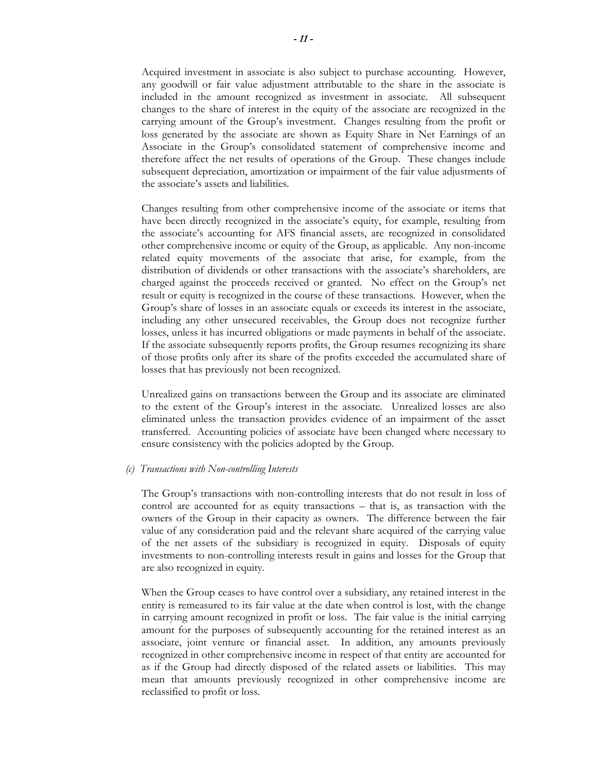Acquired investment in associate is also subject to purchase accounting. However, any goodwill or fair value adjustment attributable to the share in the associate is included in the amount recognized as investment in associate. All subsequent changes to the share of interest in the equity of the associate are recognized in the carrying amount of the Group's investment. Changes resulting from the profit or loss generated by the associate are shown as Equity Share in Net Earnings of an Associate in the Group's consolidated statement of comprehensive income and therefore affect the net results of operations of the Group. These changes include subsequent depreciation, amortization or impairment of the fair value adjustments of the associate's assets and liabilities.

Changes resulting from other comprehensive income of the associate or items that have been directly recognized in the associate's equity, for example, resulting from the associate's accounting for AFS financial assets, are recognized in consolidated other comprehensive income or equity of the Group, as applicable. Any non-income related equity movements of the associate that arise, for example, from the distribution of dividends or other transactions with the associate's shareholders, are charged against the proceeds received or granted. No effect on the Group's net result or equity is recognized in the course of these transactions. However, when the Group's share of losses in an associate equals or exceeds its interest in the associate, including any other unsecured receivables, the Group does not recognize further losses, unless it has incurred obligations or made payments in behalf of the associate. If the associate subsequently reports profits, the Group resumes recognizing its share of those profits only after its share of the profits exceeded the accumulated share of losses that has previously not been recognized.

Unrealized gains on transactions between the Group and its associate are eliminated to the extent of the Group's interest in the associate. Unrealized losses are also eliminated unless the transaction provides evidence of an impairment of the asset transferred. Accounting policies of associate have been changed where necessary to ensure consistency with the policies adopted by the Group.

*(c) Transactions with Non-controlling Interests*

The Group's transactions with non-controlling interests that do not result in loss of control are accounted for as equity transactions – that is, as transaction with the owners of the Group in their capacity as owners. The difference between the fair value of any consideration paid and the relevant share acquired of the carrying value of the net assets of the subsidiary is recognized in equity. Disposals of equity investments to non-controlling interests result in gains and losses for the Group that are also recognized in equity.

When the Group ceases to have control over a subsidiary, any retained interest in the entity is remeasured to its fair value at the date when control is lost, with the change in carrying amount recognized in profit or loss. The fair value is the initial carrying amount for the purposes of subsequently accounting for the retained interest as an associate, joint venture or financial asset. In addition, any amounts previously recognized in other comprehensive income in respect of that entity are accounted for as if the Group had directly disposed of the related assets or liabilities. This may mean that amounts previously recognized in other comprehensive income are reclassified to profit or loss.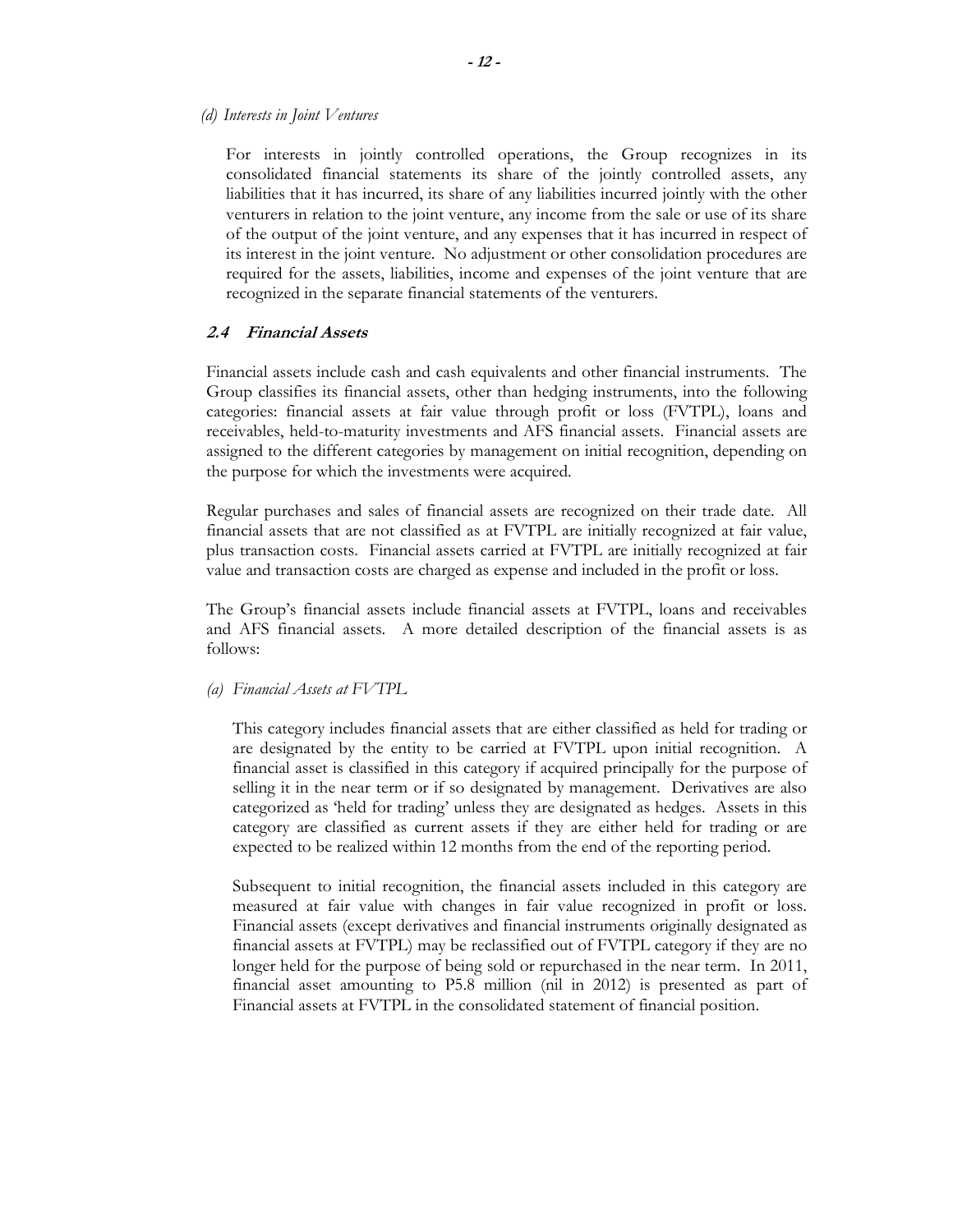*(d) Interests in Joint Ventures*

For interests in jointly controlled operations, the Group recognizes in its consolidated financial statements its share of the jointly controlled assets, any liabilities that it has incurred, its share of any liabilities incurred jointly with the other venturers in relation to the joint venture, any income from the sale or use of its share of the output of the joint venture, and any expenses that it has incurred in respect of its interest in the joint venture. No adjustment or other consolidation procedures are required for the assets, liabilities, income and expenses of the joint venture that are recognized in the separate financial statements of the venturers.

### *2.4 Financial Assets*

Financial assets include cash and cash equivalents and other financial instruments. The Group classifies its financial assets, other than hedging instruments, into the following categories: financial assets at fair value through profit or loss (FVTPL), loans and receivables, held-to-maturity investments and AFS financial assets. Financial assets are assigned to the different categories by management on initial recognition, depending on the purpose for which the investments were acquired.

Regular purchases and sales of financial assets are recognized on their trade date. All financial assets that are not classified as at FVTPL are initially recognized at fair value, plus transaction costs. Financial assets carried at FVTPL are initially recognized at fair value and transaction costs are charged as expense and included in the profit or loss.

The Group's financial assets include financial assets at FVTPL, loans and receivables and AFS financial assets. A more detailed description of the financial assets is as follows:

*(a) Financial Assets at FVTPL*

This category includes financial assets that are either classified as held for trading or are designated by the entity to be carried at FVTPL upon initial recognition. A financial asset is classified in this category if acquired principally for the purpose of selling it in the near term or if so designated by management. Derivatives are also categorized as 'held for trading' unless they are designated as hedges. Assets in this category are classified as current assets if they are either held for trading or are expected to be realized within 12 months from the end of the reporting period.

Subsequent to initial recognition, the financial assets included in this category are measured at fair value with changes in fair value recognized in profit or loss. Financial assets (except derivatives and financial instruments originally designated as financial assets at FVTPL) may be reclassified out of FVTPL category if they are no longer held for the purpose of being sold or repurchased in the near term. In 2011, financial asset amounting to P5.8 million (nil in 2012) is presented as part of Financial assets at FVTPL in the consolidated statement of financial position.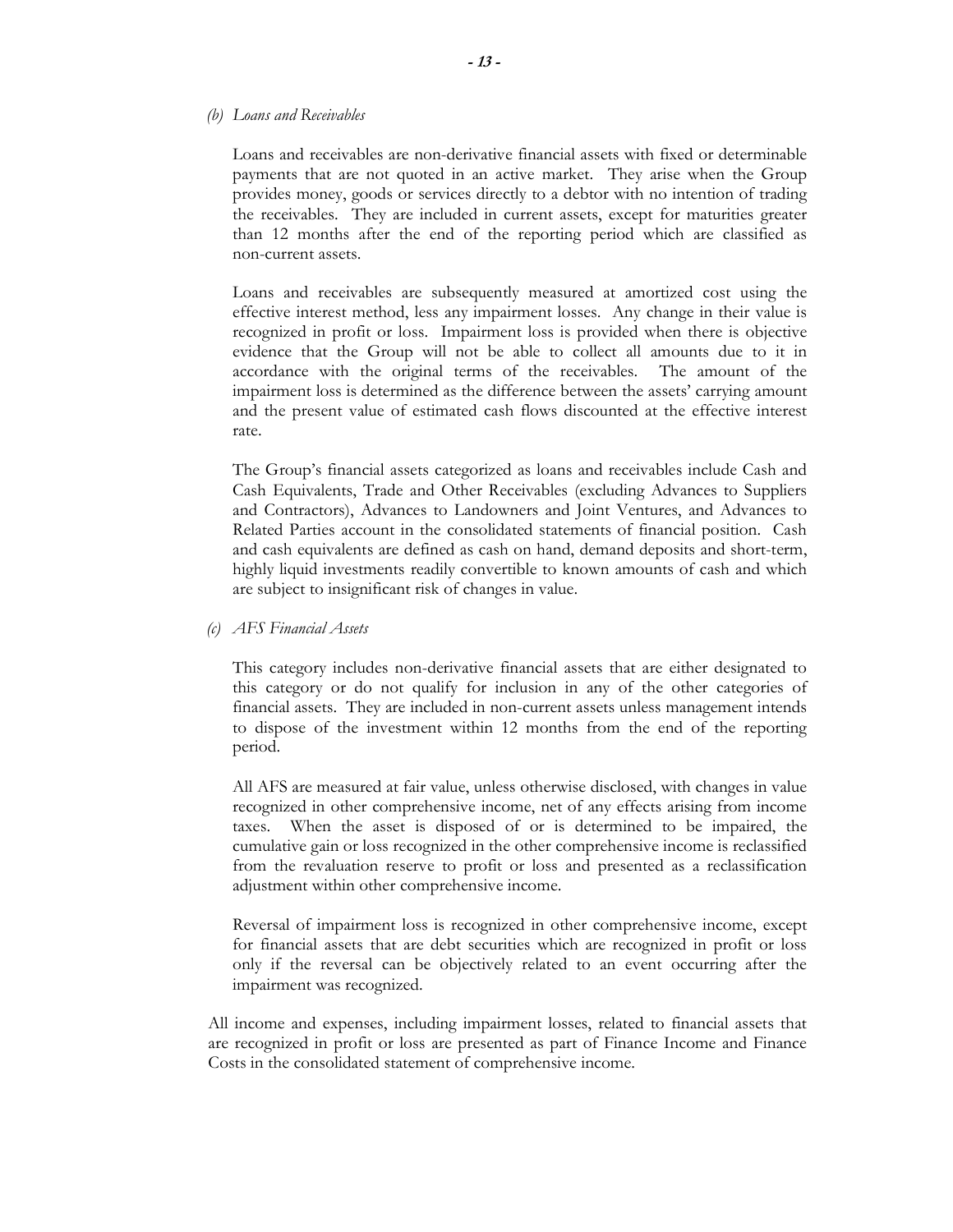*(b) Loans and Receivables*

Loans and receivables are non-derivative financial assets with fixed or determinable payments that are not quoted in an active market. They arise when the Group provides money, goods or services directly to a debtor with no intention of trading the receivables. They are included in current assets, except for maturities greater than 12 months after the end of the reporting period which are classified as non-current assets.

Loans and receivables are subsequently measured at amortized cost using the effective interest method, less any impairment losses. Any change in their value is recognized in profit or loss. Impairment loss is provided when there is objective evidence that the Group will not be able to collect all amounts due to it in accordance with the original terms of the receivables. The amount of the impairment loss is determined as the difference between the assets' carrying amount and the present value of estimated cash flows discounted at the effective interest rate.

The Group's financial assets categorized as loans and receivables include Cash and Cash Equivalents, Trade and Other Receivables (excluding Advances to Suppliers and Contractors), Advances to Landowners and Joint Ventures, and Advances to Related Parties account in the consolidated statements of financial position. Cash and cash equivalents are defined as cash on hand, demand deposits and short-term, highly liquid investments readily convertible to known amounts of cash and which are subject to insignificant risk of changes in value.

*(c) AFS Financial Assets*

This category includes non-derivative financial assets that are either designated to this category or do not qualify for inclusion in any of the other categories of financial assets. They are included in non-current assets unless management intends to dispose of the investment within 12 months from the end of the reporting period.

All AFS are measured at fair value, unless otherwise disclosed, with changes in value recognized in other comprehensive income, net of any effects arising from income taxes. When the asset is disposed of or is determined to be impaired, the cumulative gain or loss recognized in the other comprehensive income is reclassified from the revaluation reserve to profit or loss and presented as a reclassification adjustment within other comprehensive income.

Reversal of impairment loss is recognized in other comprehensive income, except for financial assets that are debt securities which are recognized in profit or loss only if the reversal can be objectively related to an event occurring after the impairment was recognized.

All income and expenses, including impairment losses, related to financial assets that are recognized in profit or loss are presented as part of Finance Income and Finance Costs in the consolidated statement of comprehensive income.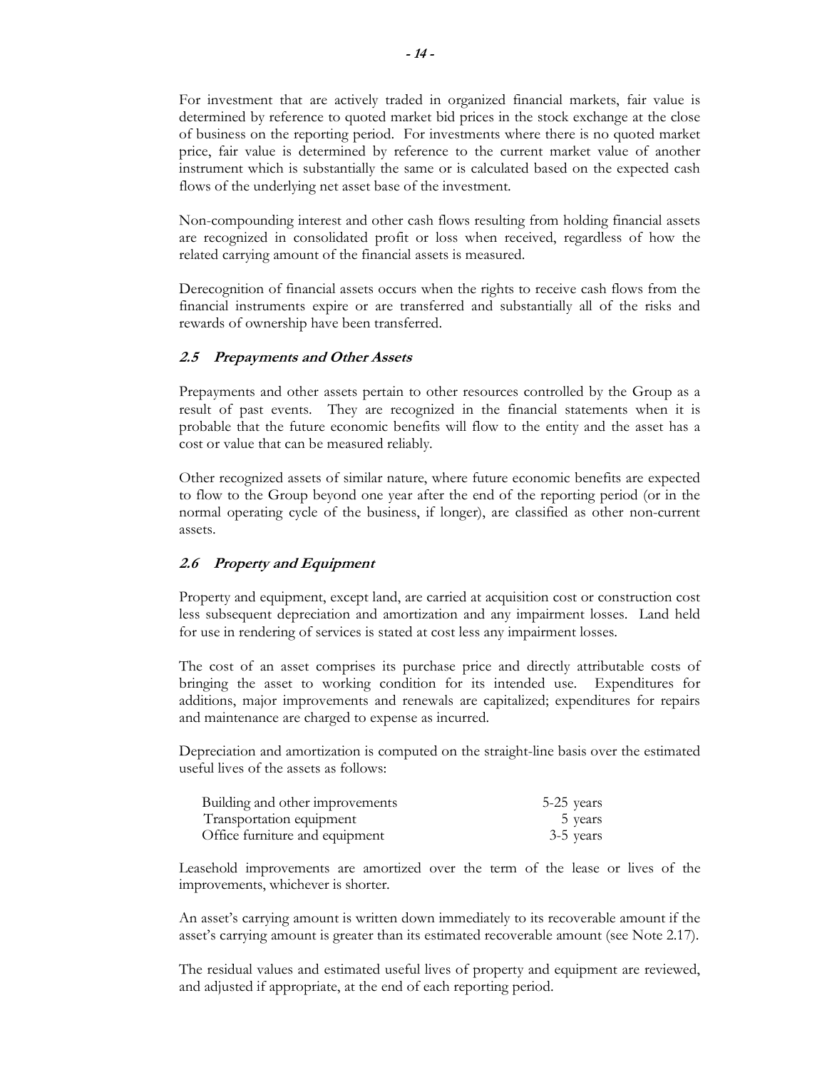For investment that are actively traded in organized financial markets, fair value is determined by reference to quoted market bid prices in the stock exchange at the close of business on the reporting period. For investments where there is no quoted market price, fair value is determined by reference to the current market value of another instrument which is substantially the same or is calculated based on the expected cash flows of the underlying net asset base of the investment.

Non-compounding interest and other cash flows resulting from holding financial assets are recognized in consolidated profit or loss when received, regardless of how the related carrying amount of the financial assets is measured.

Derecognition of financial assets occurs when the rights to receive cash flows from the financial instruments expire or are transferred and substantially all of the risks and rewards of ownership have been transferred.

### *2.5 Prepayments and Other Assets*

Prepayments and other assets pertain to other resources controlled by the Group as a result of past events. They are recognized in the financial statements when it is probable that the future economic benefits will flow to the entity and the asset has a cost or value that can be measured reliably.

Other recognized assets of similar nature, where future economic benefits are expected to flow to the Group beyond one year after the end of the reporting period (or in the normal operating cycle of the business, if longer), are classified as other non-current assets.

### *2.6 Property and Equipment*

Property and equipment, except land, are carried at acquisition cost or construction cost less subsequent depreciation and amortization and any impairment losses. Land held for use in rendering of services is stated at cost less any impairment losses.

The cost of an asset comprises its purchase price and directly attributable costs of bringing the asset to working condition for its intended use. Expenditures for additions, major improvements and renewals are capitalized; expenditures for repairs and maintenance are charged to expense as incurred.

Depreciation and amortization is computed on the straight-line basis over the estimated useful lives of the assets as follows:

| | |
|---|---|
| Building and other improvements | 5-25 years |
| Transportation equipment | 5 years |
| Office furniture and equipment | 3-5 years |

Leasehold improvements are amortized over the term of the lease or lives of the improvements, whichever is shorter.

An asset's carrying amount is written down immediately to its recoverable amount if the asset's carrying amount is greater than its estimated recoverable amount (see Note 2.17).

The residual values and estimated useful lives of property and equipment are reviewed, and adjusted if appropriate, at the end of each reporting period.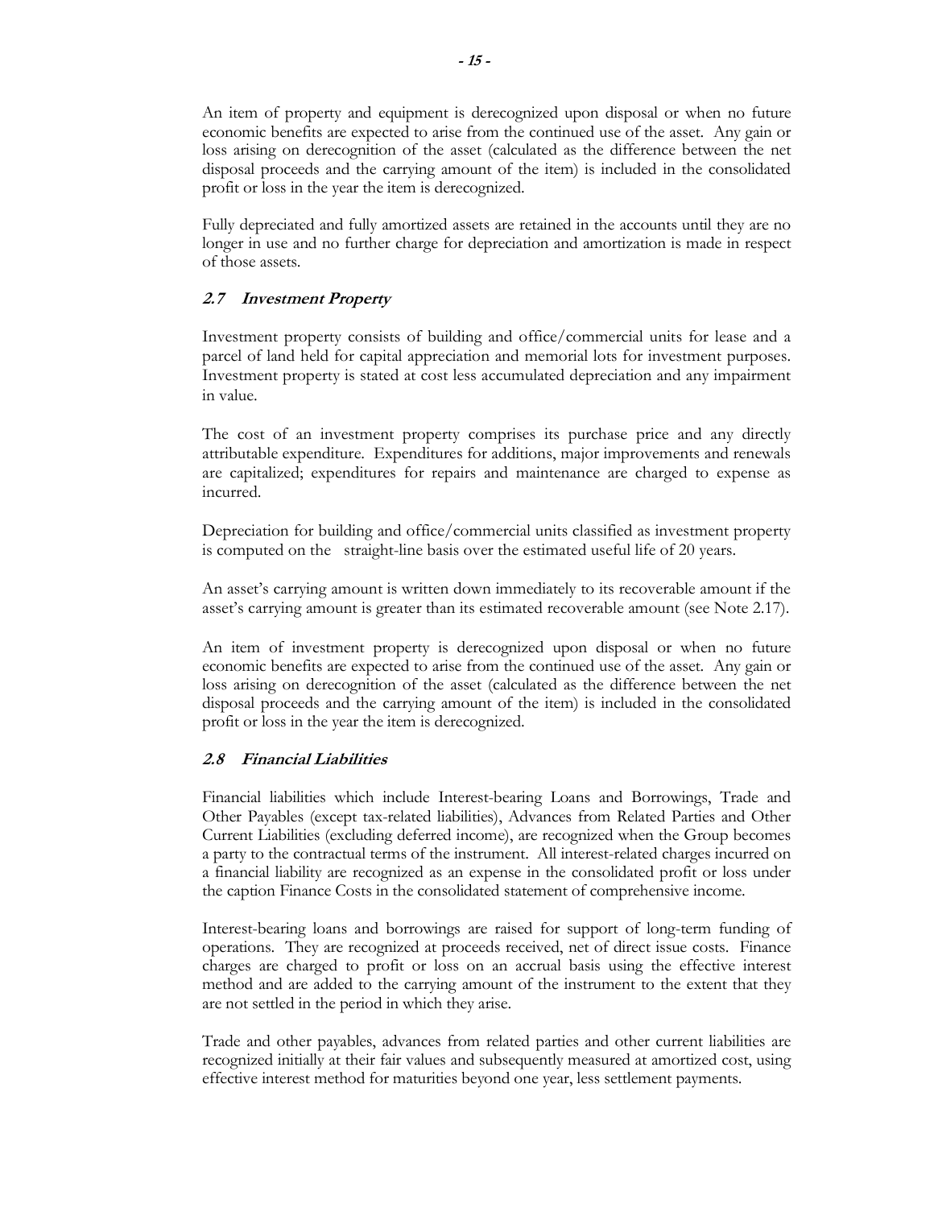An item of property and equipment is derecognized upon disposal or when no future economic benefits are expected to arise from the continued use of the asset. Any gain or loss arising on derecognition of the asset (calculated as the difference between the net disposal proceeds and the carrying amount of the item) is included in the consolidated profit or loss in the year the item is derecognized.

Fully depreciated and fully amortized assets are retained in the accounts until they are no longer in use and no further charge for depreciation and amortization is made in respect of those assets.

### *2.7 Investment Property*

Investment property consists of building and office/commercial units for lease and a parcel of land held for capital appreciation and memorial lots for investment purposes. Investment property is stated at cost less accumulated depreciation and any impairment in value.

The cost of an investment property comprises its purchase price and any directly attributable expenditure. Expenditures for additions, major improvements and renewals are capitalized; expenditures for repairs and maintenance are charged to expense as incurred.

Depreciation for building and office/commercial units classified as investment property is computed on the straight-line basis over the estimated useful life of 20 years.

An asset's carrying amount is written down immediately to its recoverable amount if the asset's carrying amount is greater than its estimated recoverable amount (see Note 2.17).

An item of investment property is derecognized upon disposal or when no future economic benefits are expected to arise from the continued use of the asset. Any gain or loss arising on derecognition of the asset (calculated as the difference between the net disposal proceeds and the carrying amount of the item) is included in the consolidated profit or loss in the year the item is derecognized.

### *2.8 Financial Liabilities*

Financial liabilities which include Interest-bearing Loans and Borrowings, Trade and Other Payables (except tax-related liabilities), Advances from Related Parties and Other Current Liabilities (excluding deferred income), are recognized when the Group becomes a party to the contractual terms of the instrument. All interest-related charges incurred on a financial liability are recognized as an expense in the consolidated profit or loss under the caption Finance Costs in the consolidated statement of comprehensive income.

Interest-bearing loans and borrowings are raised for support of long-term funding of operations. They are recognized at proceeds received, net of direct issue costs. Finance charges are charged to profit or loss on an accrual basis using the effective interest method and are added to the carrying amount of the instrument to the extent that they are not settled in the period in which they arise.

Trade and other payables, advances from related parties and other current liabilities are recognized initially at their fair values and subsequently measured at amortized cost, using effective interest method for maturities beyond one year, less settlement payments.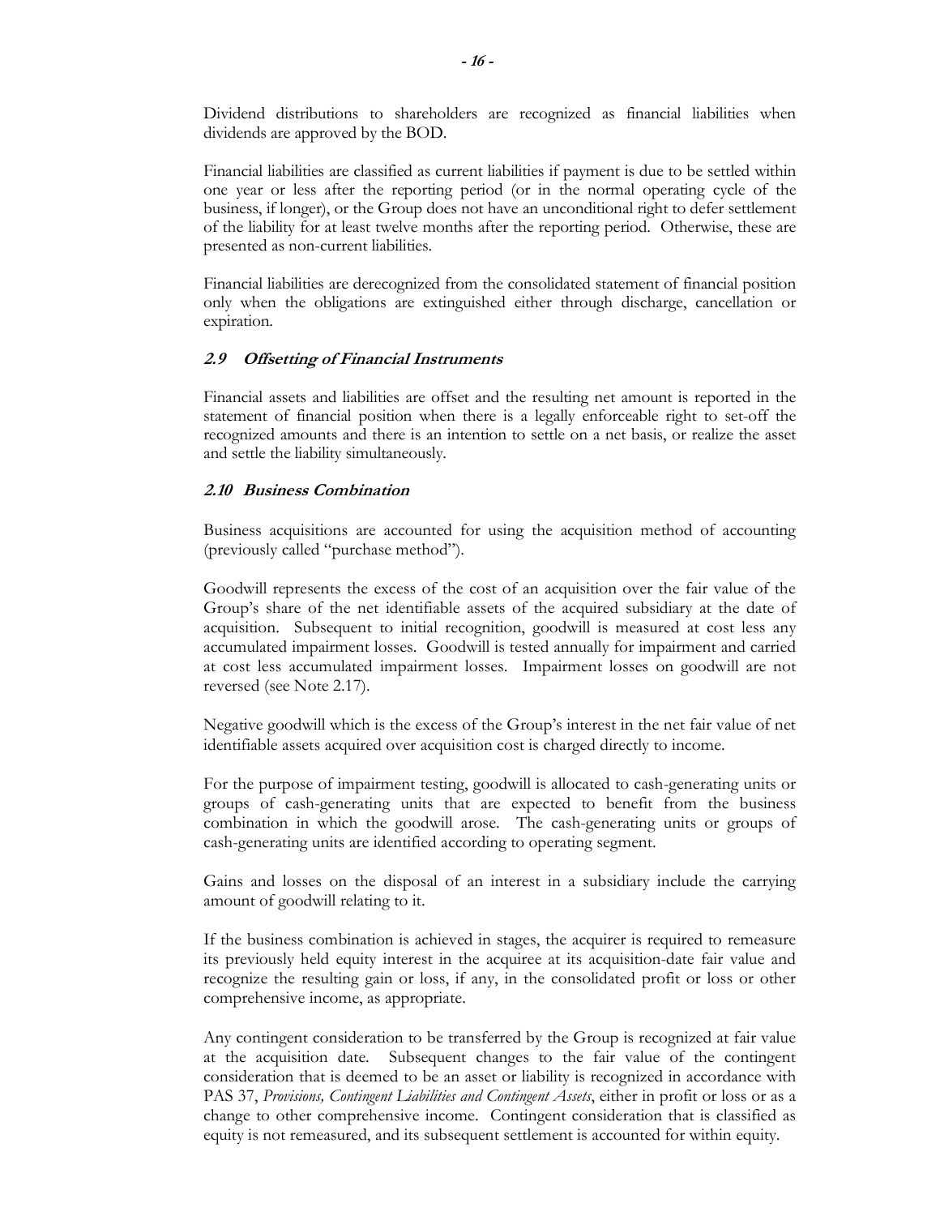Dividend distributions to shareholders are recognized as financial liabilities when dividends are approved by the BOD.

Financial liabilities are classified as current liabilities if payment is due to be settled within one year or less after the reporting period (or in the normal operating cycle of the business, if longer), or the Group does not have an unconditional right to defer settlement of the liability for at least twelve months after the reporting period. Otherwise, these are presented as non-current liabilities.

Financial liabilities are derecognized from the consolidated statement of financial position only when the obligations are extinguished either through discharge, cancellation or expiration.

### *2.9 Offsetting of Financial Instruments*

Financial assets and liabilities are offset and the resulting net amount is reported in the statement of financial position when there is a legally enforceable right to set-off the recognized amounts and there is an intention to settle on a net basis, or realize the asset and settle the liability simultaneously.

### *2.10 Business Combination*

Business acquisitions are accounted for using the acquisition method of accounting (previously called "purchase method").

Goodwill represents the excess of the cost of an acquisition over the fair value of the Group's share of the net identifiable assets of the acquired subsidiary at the date of acquisition. Subsequent to initial recognition, goodwill is measured at cost less any accumulated impairment losses. Goodwill is tested annually for impairment and carried at cost less accumulated impairment losses. Impairment losses on goodwill are not reversed (see Note 2.17).

Negative goodwill which is the excess of the Group's interest in the net fair value of net identifiable assets acquired over acquisition cost is charged directly to income.

For the purpose of impairment testing, goodwill is allocated to cash-generating units or groups of cash-generating units that are expected to benefit from the business combination in which the goodwill arose. The cash-generating units or groups of cash-generating units are identified according to operating segment.

Gains and losses on the disposal of an interest in a subsidiary include the carrying amount of goodwill relating to it.

If the business combination is achieved in stages, the acquirer is required to remeasure its previously held equity interest in the acquiree at its acquisition-date fair value and recognize the resulting gain or loss, if any, in the consolidated profit or loss or other comprehensive income, as appropriate.

Any contingent consideration to be transferred by the Group is recognized at fair value at the acquisition date. Subsequent changes to the fair value of the contingent consideration that is deemed to be an asset or liability is recognized in accordance with PAS 37, *Provisions, Contingent Liabilities and Contingent Assets*, either in profit or loss or as a change to other comprehensive income. Contingent consideration that is classified as equity is not remeasured, and its subsequent settlement is accounted for within equity.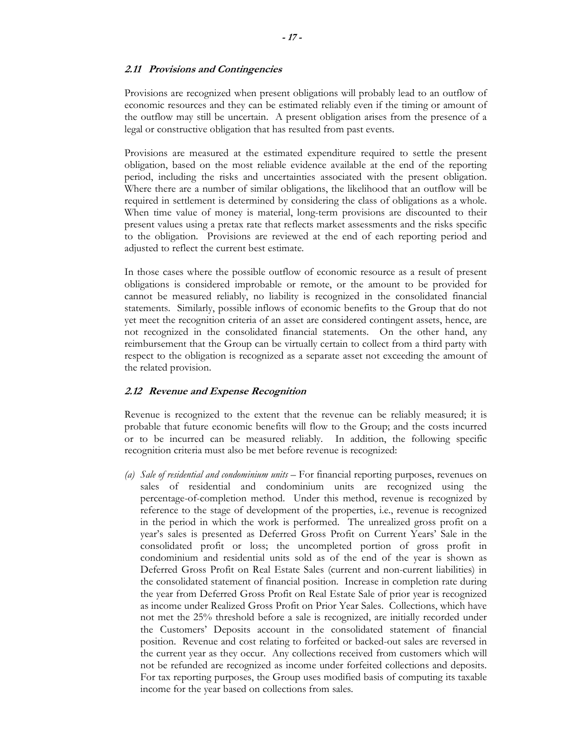### *2.11 Provisions and Contingencies*

Provisions are recognized when present obligations will probably lead to an outflow of economic resources and they can be estimated reliably even if the timing or amount of the outflow may still be uncertain. A present obligation arises from the presence of a legal or constructive obligation that has resulted from past events.

Provisions are measured at the estimated expenditure required to settle the present obligation, based on the most reliable evidence available at the end of the reporting period, including the risks and uncertainties associated with the present obligation. Where there are a number of similar obligations, the likelihood that an outflow will be required in settlement is determined by considering the class of obligations as a whole. When time value of money is material, long-term provisions are discounted to their present values using a pretax rate that reflects market assessments and the risks specific to the obligation. Provisions are reviewed at the end of each reporting period and adjusted to reflect the current best estimate.

In those cases where the possible outflow of economic resource as a result of present obligations is considered improbable or remote, or the amount to be provided for cannot be measured reliably, no liability is recognized in the consolidated financial statements. Similarly, possible inflows of economic benefits to the Group that do not yet meet the recognition criteria of an asset are considered contingent assets, hence, are not recognized in the consolidated financial statements. On the other hand, any reimbursement that the Group can be virtually certain to collect from a third party with respect to the obligation is recognized as a separate asset not exceeding the amount of the related provision.

### *2.12 Revenue and Expense Recognition*

Revenue is recognized to the extent that the revenue can be reliably measured; it is probable that future economic benefits will flow to the Group; and the costs incurred or to be incurred can be measured reliably. In addition, the following specific recognition criteria must also be met before revenue is recognized:

(a) *Sale of residential and condominium units* – For financial reporting purposes, revenues on sales of residential and condominium units are recognized using the percentage-of-completion method. Under this method, revenue is recognized by reference to the stage of development of the properties, i.e., revenue is recognized in the period in which the work is performed. The unrealized gross profit on a year's sales is presented as Deferred Gross Profit on Current Years' Sale in the consolidated profit or loss; the uncompleted portion of gross profit in condominium and residential units sold as of the end of the year is shown as Deferred Gross Profit on Real Estate Sales (current and non-current liabilities) in the consolidated statement of financial position. Increase in completion rate during the year from Deferred Gross Profit on Real Estate Sale of prior year is recognized as income under Realized Gross Profit on Prior Year Sales. Collections, which have not met the 25% threshold before a sale is recognized, are initially recorded under the Customers' Deposits account in the consolidated statement of financial position. Revenue and cost relating to forfeited or backed-out sales are reversed in the current year as they occur. Any collections received from customers which will not be refunded are recognized as income under forfeited collections and deposits. For tax reporting purposes, the Group uses modified basis of computing its taxable income for the year based on collections from sales.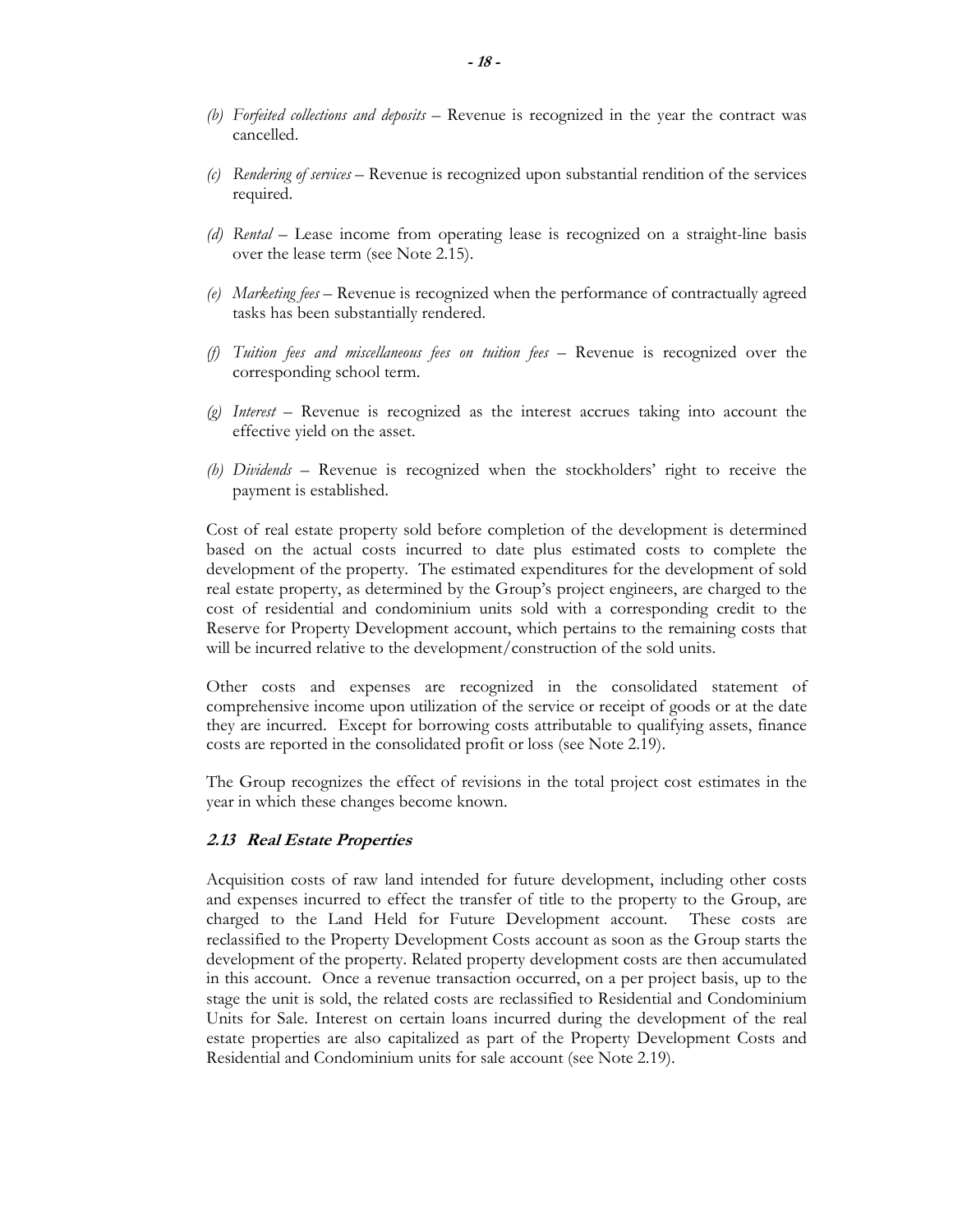(b) *Forfeited collections and deposits* – Revenue is recognized in the year the contract was cancelled.

(c) *Rendering of services* – Revenue is recognized upon substantial rendition of the services required.

(d) *Rental* – Lease income from operating lease is recognized on a straight-line basis over the lease term (see Note 2.15).

(e) *Marketing fees* – Revenue is recognized when the performance of contractually agreed tasks has been substantially rendered.

(f) *Tuition fees and miscellaneous fees on tuition fees* – Revenue is recognized over the corresponding school term.

(g) *Interest* – Revenue is recognized as the interest accrues taking into account the effective yield on the asset.

(h) *Dividends* – Revenue is recognized when the stockholders' right to receive the payment is established.

Cost of real estate property sold before completion of the development is determined based on the actual costs incurred to date plus estimated costs to complete the development of the property. The estimated expenditures for the development of sold real estate property, as determined by the Group's project engineers, are charged to the cost of residential and condominium units sold with a corresponding credit to the Reserve for Property Development account, which pertains to the remaining costs that will be incurred relative to the development/construction of the sold units.

Other costs and expenses are recognized in the consolidated statement of comprehensive income upon utilization of the service or receipt of goods or at the date they are incurred. Except for borrowing costs attributable to qualifying assets, finance costs are reported in the consolidated profit or loss (see Note 2.19).

The Group recognizes the effect of revisions in the total project cost estimates in the year in which these changes become known.

### *2.13 Real Estate Properties*

Acquisition costs of raw land intended for future development, including other costs and expenses incurred to effect the transfer of title to the property to the Group, are charged to the Land Held for Future Development account. These costs are reclassified to the Property Development Costs account as soon as the Group starts the development of the property. Related property development costs are then accumulated in this account. Once a revenue transaction occurred, on a per project basis, up to the stage the unit is sold, the related costs are reclassified to Residential and Condominium Units for Sale. Interest on certain loans incurred during the development of the real estate properties are also capitalized as part of the Property Development Costs and Residential and Condominium units for sale account (see Note 2.19).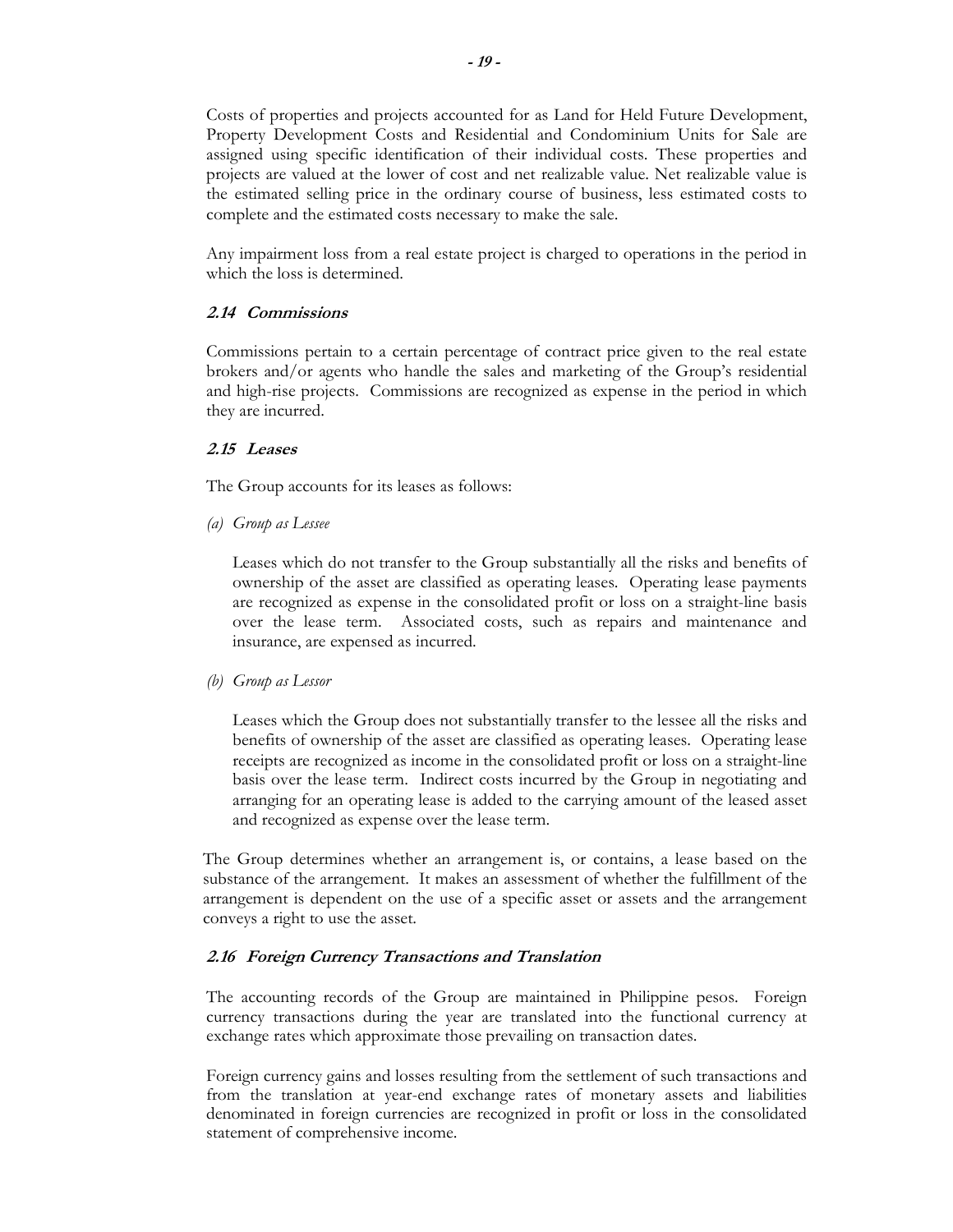Costs of properties and projects accounted for as Land for Held Future Development, Property Development Costs and Residential and Condominium Units for Sale are assigned using specific identification of their individual costs. These properties and projects are valued at the lower of cost and net realizable value. Net realizable value is the estimated selling price in the ordinary course of business, less estimated costs to complete and the estimated costs necessary to make the sale.

Any impairment loss from a real estate project is charged to operations in the period in which the loss is determined.

### *2.14 Commissions*

Commissions pertain to a certain percentage of contract price given to the real estate brokers and/or agents who handle the sales and marketing of the Group's residential and high-rise projects. Commissions are recognized as expense in the period in which they are incurred.

### *2.15 Leases*

The Group accounts for its leases as follows:

*(a) Group as Lessee*

Leases which do not transfer to the Group substantially all the risks and benefits of ownership of the asset are classified as operating leases. Operating lease payments are recognized as expense in the consolidated profit or loss on a straight-line basis over the lease term. Associated costs, such as repairs and maintenance and insurance, are expensed as incurred.

*(b) Group as Lessor*

Leases which the Group does not substantially transfer to the lessee all the risks and benefits of ownership of the asset are classified as operating leases. Operating lease receipts are recognized as income in the consolidated profit or loss on a straight-line basis over the lease term. Indirect costs incurred by the Group in negotiating and arranging for an operating lease is added to the carrying amount of the leased asset and recognized as expense over the lease term.

The Group determines whether an arrangement is, or contains, a lease based on the substance of the arrangement. It makes an assessment of whether the fulfillment of the arrangement is dependent on the use of a specific asset or assets and the arrangement conveys a right to use the asset.

### *2.16 Foreign Currency Transactions and Translation*

The accounting records of the Group are maintained in Philippine pesos. Foreign currency transactions during the year are translated into the functional currency at exchange rates which approximate those prevailing on transaction dates.

Foreign currency gains and losses resulting from the settlement of such transactions and from the translation at year-end exchange rates of monetary assets and liabilities denominated in foreign currencies are recognized in profit or loss in the consolidated statement of comprehensive income.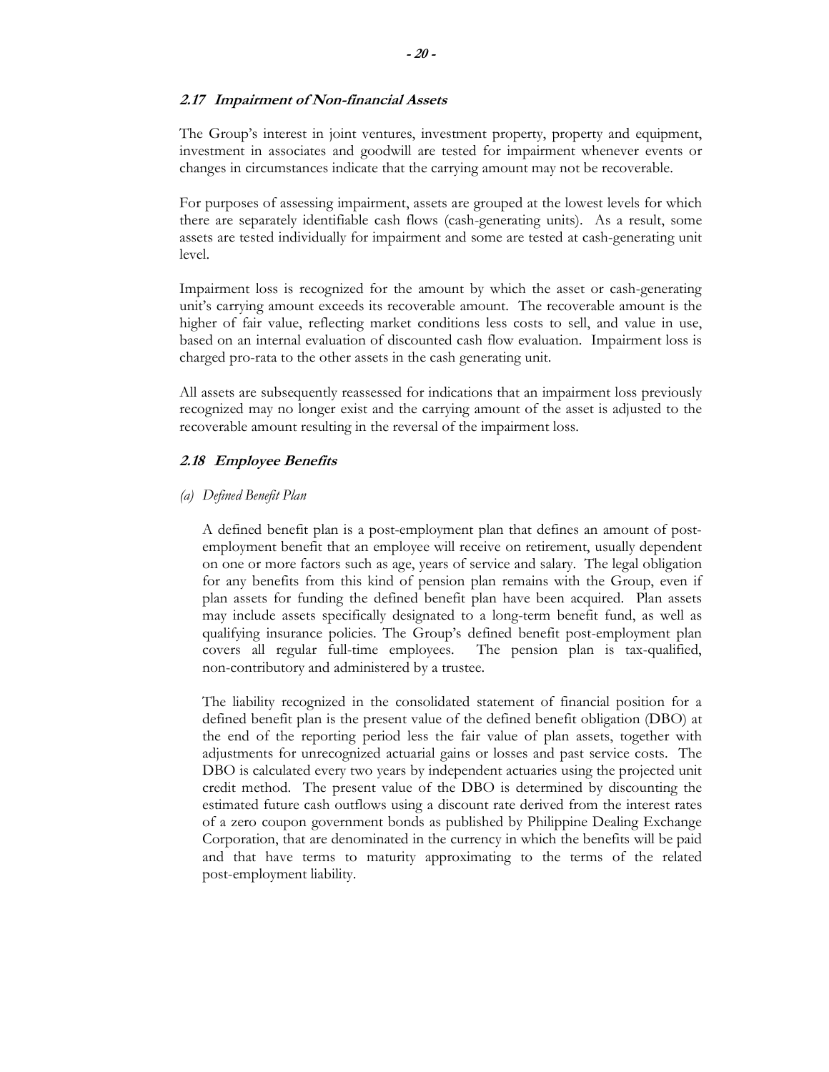### *2.17 Impairment of Non-financial Assets*

The Group's interest in joint ventures, investment property, property and equipment, investment in associates and goodwill are tested for impairment whenever events or changes in circumstances indicate that the carrying amount may not be recoverable.

For purposes of assessing impairment, assets are grouped at the lowest levels for which there are separately identifiable cash flows (cash-generating units). As a result, some assets are tested individually for impairment and some are tested at cash-generating unit level.

Impairment loss is recognized for the amount by which the asset or cash-generating unit's carrying amount exceeds its recoverable amount. The recoverable amount is the higher of fair value, reflecting market conditions less costs to sell, and value in use, based on an internal evaluation of discounted cash flow evaluation. Impairment loss is charged pro-rata to the other assets in the cash generating unit.

All assets are subsequently reassessed for indications that an impairment loss previously recognized may no longer exist and the carrying amount of the asset is adjusted to the recoverable amount resulting in the reversal of the impairment loss.

### *2.18 Employee Benefits*

*(a) Defined Benefit Plan*

A defined benefit plan is a post-employment plan that defines an amount of post-employment benefit that an employee will receive on retirement, usually dependent on one or more factors such as age, years of service and salary. The legal obligation for any benefits from this kind of pension plan remains with the Group, even if plan assets for funding the defined benefit plan have been acquired. Plan assets may include assets specifically designated to a long-term benefit fund, as well as qualifying insurance policies. The Group's defined benefit post-employment plan covers all regular full-time employees. The pension plan is tax-qualified, non-contributory and administered by a trustee.

The liability recognized in the consolidated statement of financial position for a defined benefit plan is the present value of the defined benefit obligation (DBO) at the end of the reporting period less the fair value of plan assets, together with adjustments for unrecognized actuarial gains or losses and past service costs. The DBO is calculated every two years by independent actuaries using the projected unit credit method. The present value of the DBO is determined by discounting the estimated future cash outflows using a discount rate derived from the interest rates of a zero coupon government bonds as published by Philippine Dealing Exchange Corporation, that are denominated in the currency in which the benefits will be paid and that have terms to maturity approximating to the terms of the related post-employment liability.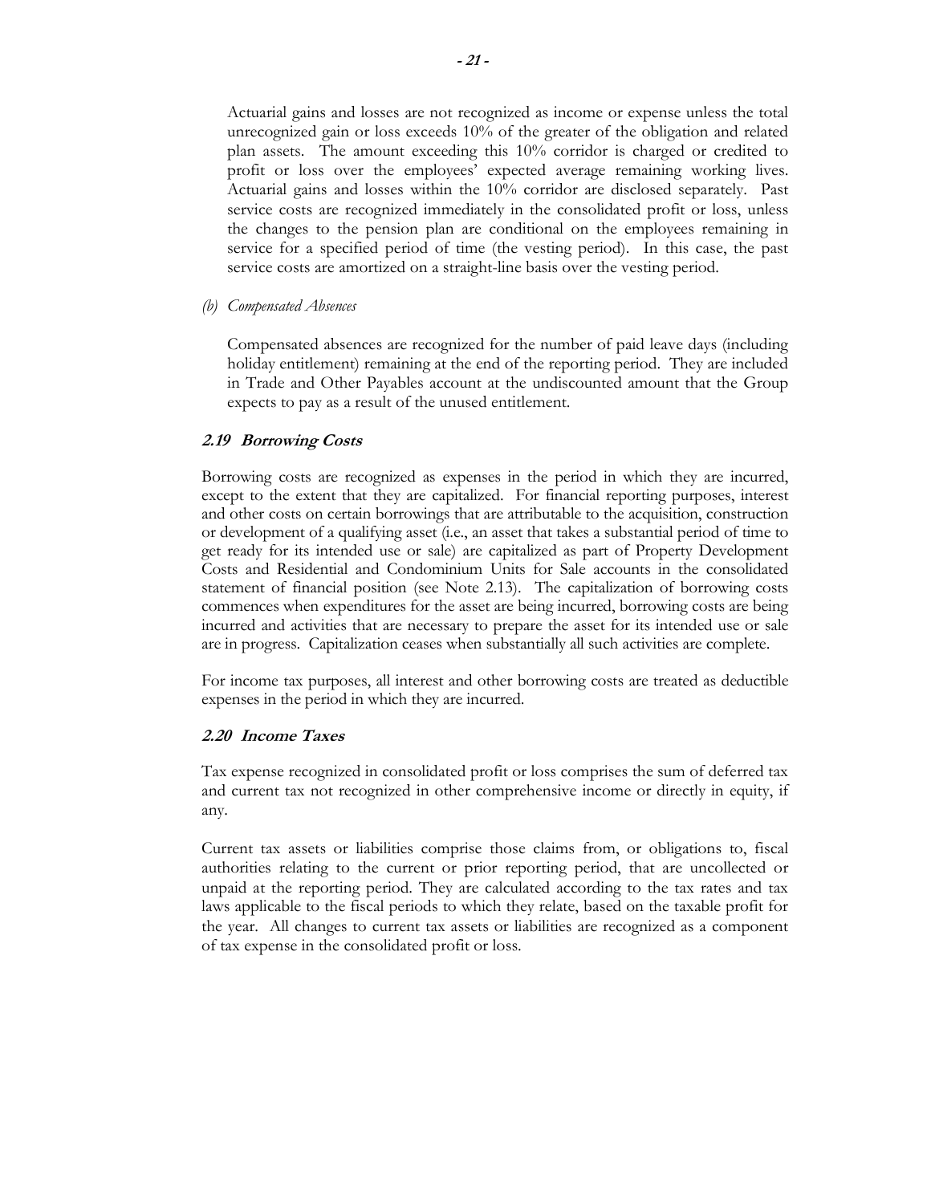Actuarial gains and losses are not recognized as income or expense unless the total unrecognized gain or loss exceeds 10% of the greater of the obligation and related plan assets. The amount exceeding this 10% corridor is charged or credited to profit or loss over the employees' expected average remaining working lives. Actuarial gains and losses within the 10% corridor are disclosed separately. Past service costs are recognized immediately in the consolidated profit or loss, unless the changes to the pension plan are conditional on the employees remaining in service for a specified period of time (the vesting period). In this case, the past service costs are amortized on a straight-line basis over the vesting period.

*(b) Compensated Absences*

Compensated absences are recognized for the number of paid leave days (including holiday entitlement) remaining at the end of the reporting period. They are included in Trade and Other Payables account at the undiscounted amount that the Group expects to pay as a result of the unused entitlement.

### *2.19 Borrowing Costs*

Borrowing costs are recognized as expenses in the period in which they are incurred, except to the extent that they are capitalized. For financial reporting purposes, interest and other costs on certain borrowings that are attributable to the acquisition, construction or development of a qualifying asset (i.e., an asset that takes a substantial period of time to get ready for its intended use or sale) are capitalized as part of Property Development Costs and Residential and Condominium Units for Sale accounts in the consolidated statement of financial position (see Note 2.13). The capitalization of borrowing costs commences when expenditures for the asset are being incurred, borrowing costs are being incurred and activities that are necessary to prepare the asset for its intended use or sale are in progress. Capitalization ceases when substantially all such activities are complete.

For income tax purposes, all interest and other borrowing costs are treated as deductible expenses in the period in which they are incurred.

### *2.20 Income Taxes*

Tax expense recognized in consolidated profit or loss comprises the sum of deferred tax and current tax not recognized in other comprehensive income or directly in equity, if any.

Current tax assets or liabilities comprise those claims from, or obligations to, fiscal authorities relating to the current or prior reporting period, that are uncollected or unpaid at the reporting period. They are calculated according to the tax rates and tax laws applicable to the fiscal periods to which they relate, based on the taxable profit for the year. All changes to current tax assets or liabilities are recognized as a component of tax expense in the consolidated profit or loss.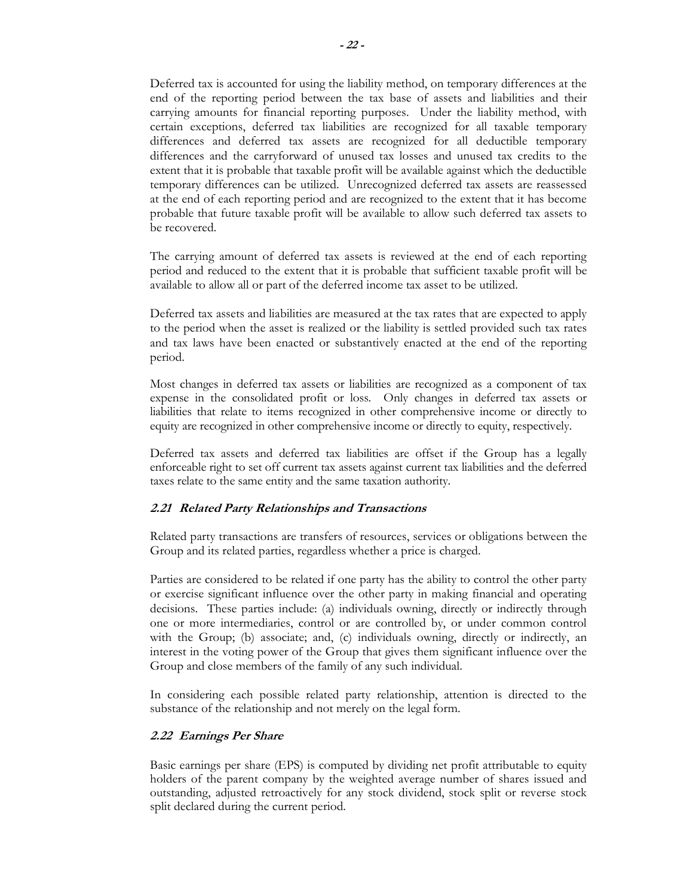Deferred tax is accounted for using the liability method, on temporary differences at the end of the reporting period between the tax base of assets and liabilities and their carrying amounts for financial reporting purposes. Under the liability method, with certain exceptions, deferred tax liabilities are recognized for all taxable temporary differences and deferred tax assets are recognized for all deductible temporary differences and the carryforward of unused tax losses and unused tax credits to the extent that it is probable that taxable profit will be available against which the deductible temporary differences can be utilized. Unrecognized deferred tax assets are reassessed at the end of each reporting period and are recognized to the extent that it has become probable that future taxable profit will be available to allow such deferred tax assets to be recovered.

The carrying amount of deferred tax assets is reviewed at the end of each reporting period and reduced to the extent that it is probable that sufficient taxable profit will be available to allow all or part of the deferred income tax asset to be utilized.

Deferred tax assets and liabilities are measured at the tax rates that are expected to apply to the period when the asset is realized or the liability is settled provided such tax rates and tax laws have been enacted or substantively enacted at the end of the reporting period.

Most changes in deferred tax assets or liabilities are recognized as a component of tax expense in the consolidated profit or loss. Only changes in deferred tax assets or liabilities that relate to items recognized in other comprehensive income or directly to equity are recognized in other comprehensive income or directly to equity, respectively.

Deferred tax assets and deferred tax liabilities are offset if the Group has a legally enforceable right to set off current tax assets against current tax liabilities and the deferred taxes relate to the same entity and the same taxation authority.

### *2.21 Related Party Relationships and Transactions*

Related party transactions are transfers of resources, services or obligations between the Group and its related parties, regardless whether a price is charged.

Parties are considered to be related if one party has the ability to control the other party or exercise significant influence over the other party in making financial and operating decisions. These parties include: (a) individuals owning, directly or indirectly through one or more intermediaries, control or are controlled by, or under common control with the Group; (b) associate; and, (c) individuals owning, directly or indirectly, an interest in the voting power of the Group that gives them significant influence over the Group and close members of the family of any such individual.

In considering each possible related party relationship, attention is directed to the substance of the relationship and not merely on the legal form.

### *2.22 Earnings Per Share*

Basic earnings per share (EPS) is computed by dividing net profit attributable to equity holders of the parent company by the weighted average number of shares issued and outstanding, adjusted retroactively for any stock dividend, stock split or reverse stock split declared during the current period.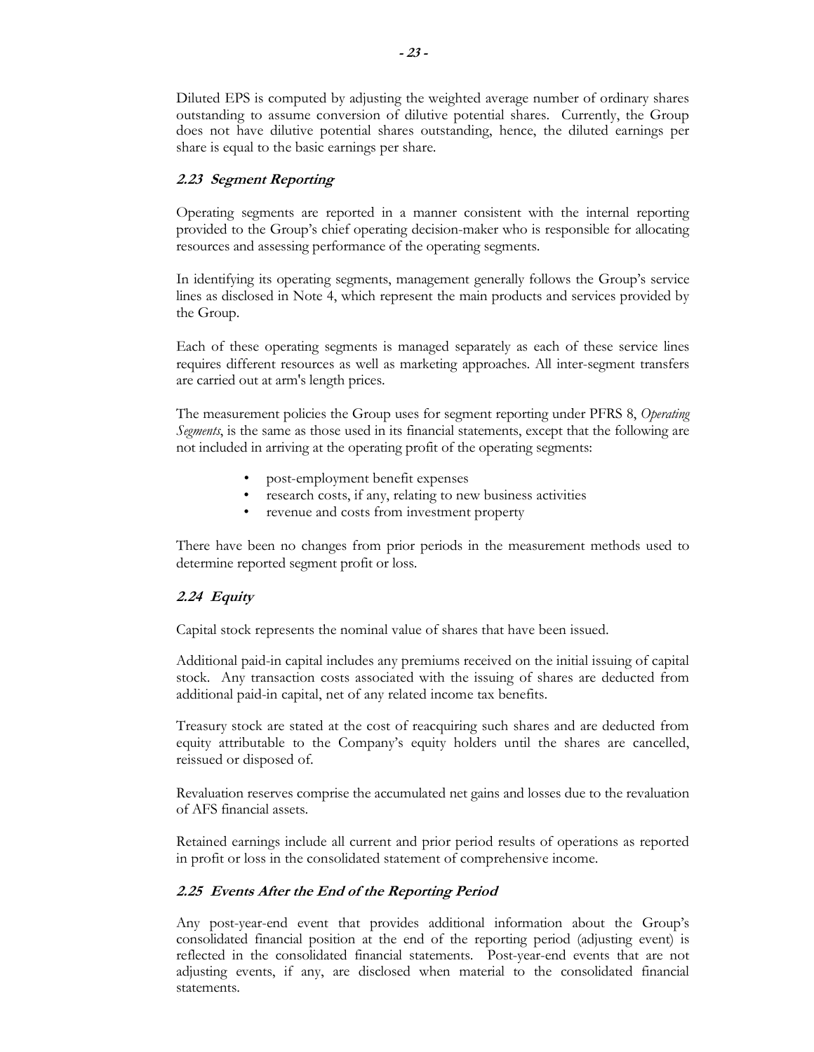Diluted EPS is computed by adjusting the weighted average number of ordinary shares outstanding to assume conversion of dilutive potential shares. Currently, the Group does not have dilutive potential shares outstanding, hence, the diluted earnings per share is equal to the basic earnings per share.

### *2.23 Segment Reporting*

Operating segments are reported in a manner consistent with the internal reporting provided to the Group's chief operating decision-maker who is responsible for allocating resources and assessing performance of the operating segments.

In identifying its operating segments, management generally follows the Group's service lines as disclosed in Note 4, which represent the main products and services provided by the Group.

Each of these operating segments is managed separately as each of these service lines requires different resources as well as marketing approaches. All inter-segment transfers are carried out at arm's length prices.

The measurement policies the Group uses for segment reporting under PFRS 8, *Operating Segments*, is the same as those used in its financial statements, except that the following are not included in arriving at the operating profit of the operating segments:

- post-employment benefit expenses
- research costs, if any, relating to new business activities
- revenue and costs from investment property

There have been no changes from prior periods in the measurement methods used to determine reported segment profit or loss.

### *2.24 Equity*

Capital stock represents the nominal value of shares that have been issued.

Additional paid-in capital includes any premiums received on the initial issuing of capital stock. Any transaction costs associated with the issuing of shares are deducted from additional paid-in capital, net of any related income tax benefits.

Treasury stock are stated at the cost of reacquiring such shares and are deducted from equity attributable to the Company's equity holders until the shares are cancelled, reissued or disposed of.

Revaluation reserves comprise the accumulated net gains and losses due to the revaluation of AFS financial assets.

Retained earnings include all current and prior period results of operations as reported in profit or loss in the consolidated statement of comprehensive income.

### *2.25 Events After the End of the Reporting Period*

Any post-year-end event that provides additional information about the Group's consolidated financial position at the end of the reporting period (adjusting event) is reflected in the consolidated financial statements. Post-year-end events that are not adjusting events, if any, are disclosed when material to the consolidated financial statements.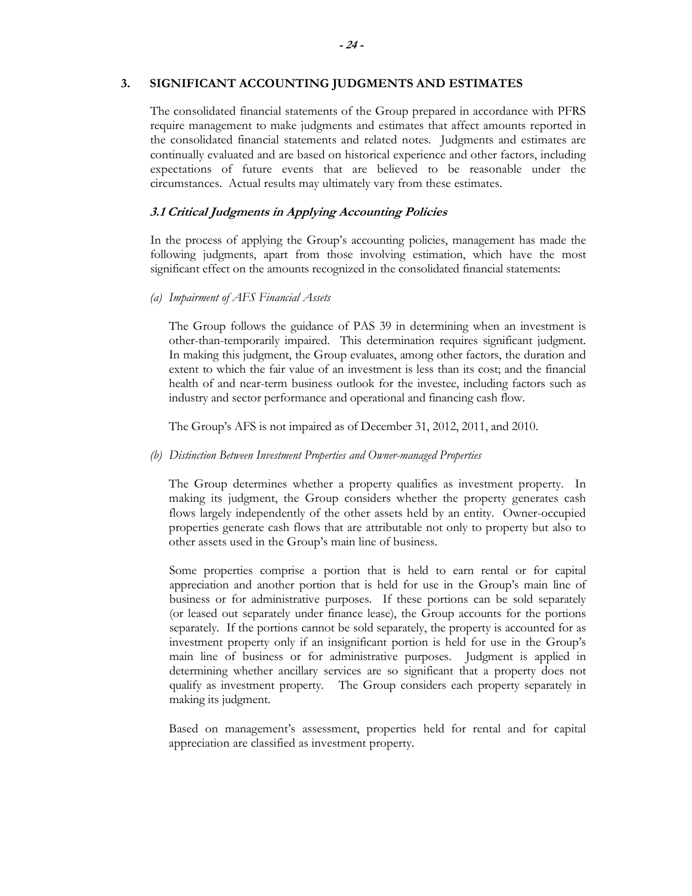## 3. SIGNIFICANT ACCOUNTING JUDGMENTS AND ESTIMATES

The consolidated financial statements of the Group prepared in accordance with PFRS require management to make judgments and estimates that affect amounts reported in the consolidated financial statements and related notes. Judgments and estimates are continually evaluated and are based on historical experience and other factors, including expectations of future events that are believed to be reasonable under the circumstances. Actual results may ultimately vary from these estimates.

### *3.1 Critical Judgments in Applying Accounting Policies*

In the process of applying the Group's accounting policies, management has made the following judgments, apart from those involving estimation, which have the most significant effect on the amounts recognized in the consolidated financial statements:

*(a) Impairment of AFS Financial Assets*

The Group follows the guidance of PAS 39 in determining when an investment is other-than-temporarily impaired. This determination requires significant judgment. In making this judgment, the Group evaluates, among other factors, the duration and extent to which the fair value of an investment is less than its cost; and the financial health of and near-term business outlook for the investee, including factors such as industry and sector performance and operational and financing cash flow.

The Group's AFS is not impaired as of December 31, 2012, 2011, and 2010.

*(b) Distinction Between Investment Properties and Owner-managed Properties*

The Group determines whether a property qualifies as investment property. In making its judgment, the Group considers whether the property generates cash flows largely independently of the other assets held by an entity. Owner-occupied properties generate cash flows that are attributable not only to property but also to other assets used in the Group's main line of business.

Some properties comprise a portion that is held to earn rental or for capital appreciation and another portion that is held for use in the Group's main line of business or for administrative purposes. If these portions can be sold separately (or leased out separately under finance lease), the Group accounts for the portions separately. If the portions cannot be sold separately, the property is accounted for as investment property only if an insignificant portion is held for use in the Group's main line of business or for administrative purposes. Judgment is applied in determining whether ancillary services are so significant that a property does not qualify as investment property. The Group considers each property separately in making its judgment.

Based on management's assessment, properties held for rental and for capital appreciation are classified as investment property.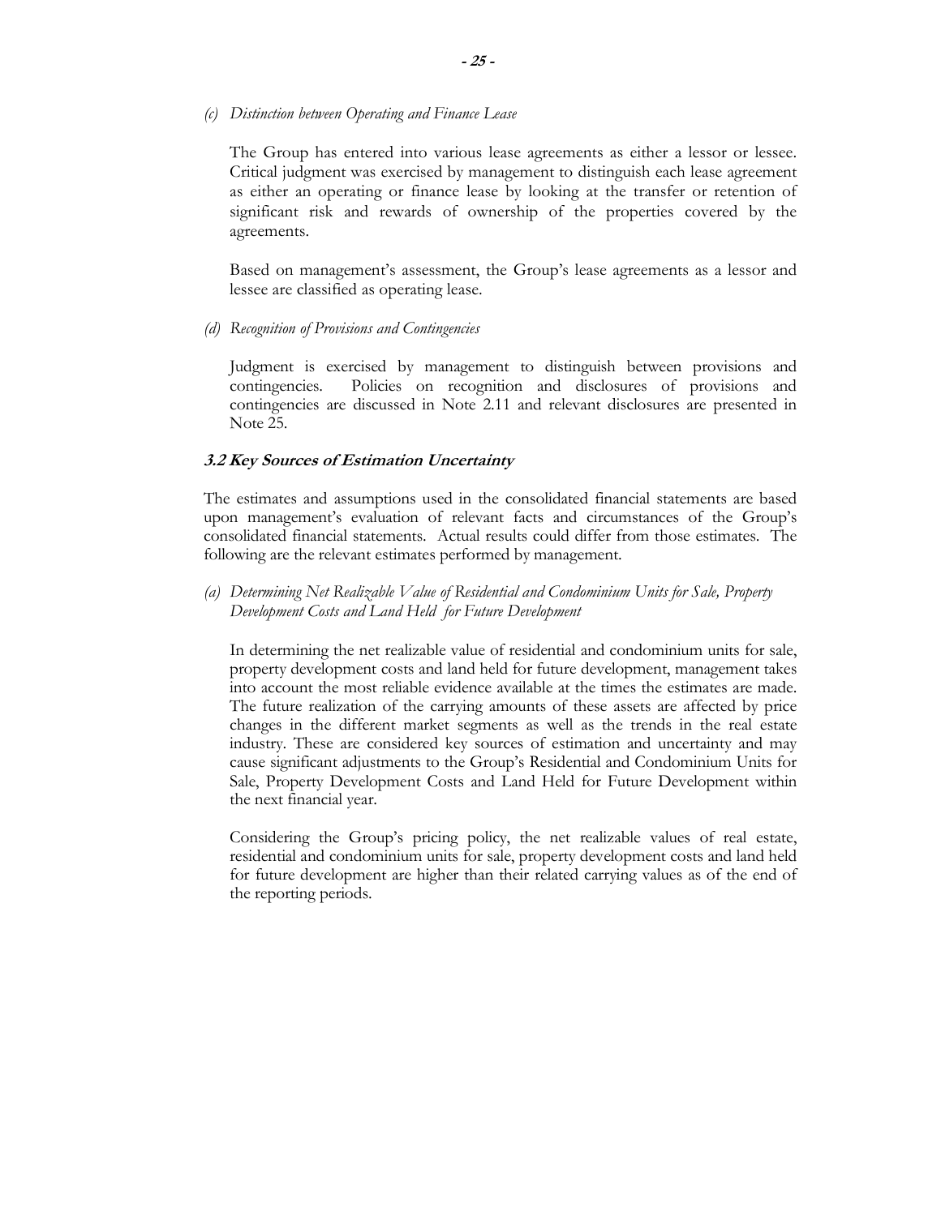*(c) Distinction between Operating and Finance Lease*

The Group has entered into various lease agreements as either a lessor or lessee. Critical judgment was exercised by management to distinguish each lease agreement as either an operating or finance lease by looking at the transfer or retention of significant risk and rewards of ownership of the properties covered by the agreements.

Based on management's assessment, the Group's lease agreements as a lessor and lessee are classified as operating lease.

*(d) Recognition of Provisions and Contingencies*

Judgment is exercised by management to distinguish between provisions and contingencies. Policies on recognition and disclosures of provisions and contingencies are discussed in Note 2.11 and relevant disclosures are presented in Note 25.

### *3.2 Key Sources of Estimation Uncertainty*

The estimates and assumptions used in the consolidated financial statements are based upon management's evaluation of relevant facts and circumstances of the Group's consolidated financial statements. Actual results could differ from those estimates. The following are the relevant estimates performed by management.

*(a) Determining Net Realizable Value of Residential and Condominium Units for Sale, Property Development Costs and Land Held for Future Development*

In determining the net realizable value of residential and condominium units for sale, property development costs and land held for future development, management takes into account the most reliable evidence available at the times the estimates are made. The future realization of the carrying amounts of these assets are affected by price changes in the different market segments as well as the trends in the real estate industry. These are considered key sources of estimation and uncertainty and may cause significant adjustments to the Group's Residential and Condominium Units for Sale, Property Development Costs and Land Held for Future Development within the next financial year.

Considering the Group's pricing policy, the net realizable values of real estate, residential and condominium units for sale, property development costs and land held for future development are higher than their related carrying values as of the end of the reporting periods.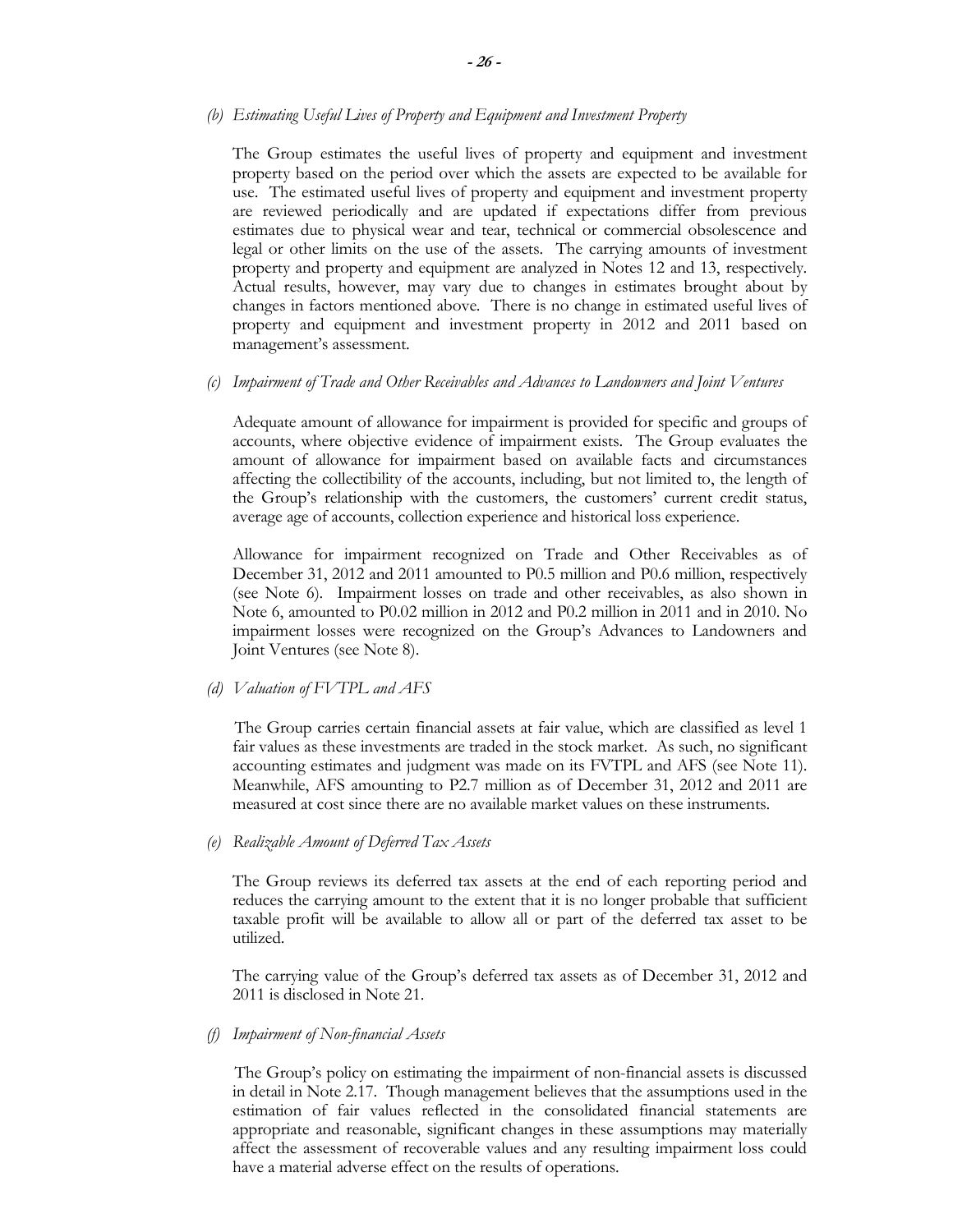*(b) Estimating Useful Lives of Property and Equipment and Investment Property*

The Group estimates the useful lives of property and equipment and investment property based on the period over which the assets are expected to be available for use. The estimated useful lives of property and equipment and investment property are reviewed periodically and are updated if expectations differ from previous estimates due to physical wear and tear, technical or commercial obsolescence and legal or other limits on the use of the assets. The carrying amounts of investment property and property and equipment are analyzed in Notes 12 and 13, respectively. Actual results, however, may vary due to changes in estimates brought about by changes in factors mentioned above. There is no change in estimated useful lives of property and equipment and investment property in 2012 and 2011 based on management's assessment.

*(c) Impairment of Trade and Other Receivables and Advances to Landowners and Joint Ventures*

Adequate amount of allowance for impairment is provided for specific and groups of accounts, where objective evidence of impairment exists. The Group evaluates the amount of allowance for impairment based on available facts and circumstances affecting the collectibility of the accounts, including, but not limited to, the length of the Group's relationship with the customers, the customers' current credit status, average age of accounts, collection experience and historical loss experience.

Allowance for impairment recognized on Trade and Other Receivables as of December 31, 2012 and 2011 amounted to P0.5 million and P0.6 million, respectively (see Note 6). Impairment losses on trade and other receivables, as also shown in Note 6, amounted to P0.02 million in 2012 and P0.2 million in 2011 and in 2010. No impairment losses were recognized on the Group's Advances to Landowners and Joint Ventures (see Note 8).

*(d) Valuation of FVTPL and AFS*

The Group carries certain financial assets at fair value, which are classified as level 1 fair values as these investments are traded in the stock market. As such, no significant accounting estimates and judgment was made on its FVTPL and AFS (see Note 11). Meanwhile, AFS amounting to P2.7 million as of December 31, 2012 and 2011 are measured at cost since there are no available market values on these instruments.

*(e) Realizable Amount of Deferred Tax Assets*

The Group reviews its deferred tax assets at the end of each reporting period and reduces the carrying amount to the extent that it is no longer probable that sufficient taxable profit will be available to allow all or part of the deferred tax asset to be utilized.

The carrying value of the Group's deferred tax assets as of December 31, 2012 and 2011 is disclosed in Note 21.

*(f) Impairment of Non-financial Assets*

The Group's policy on estimating the impairment of non-financial assets is discussed in detail in Note 2.17. Though management believes that the assumptions used in the estimation of fair values reflected in the consolidated financial statements are appropriate and reasonable, significant changes in these assumptions may materially affect the assessment of recoverable values and any resulting impairment loss could have a material adverse effect on the results of operations.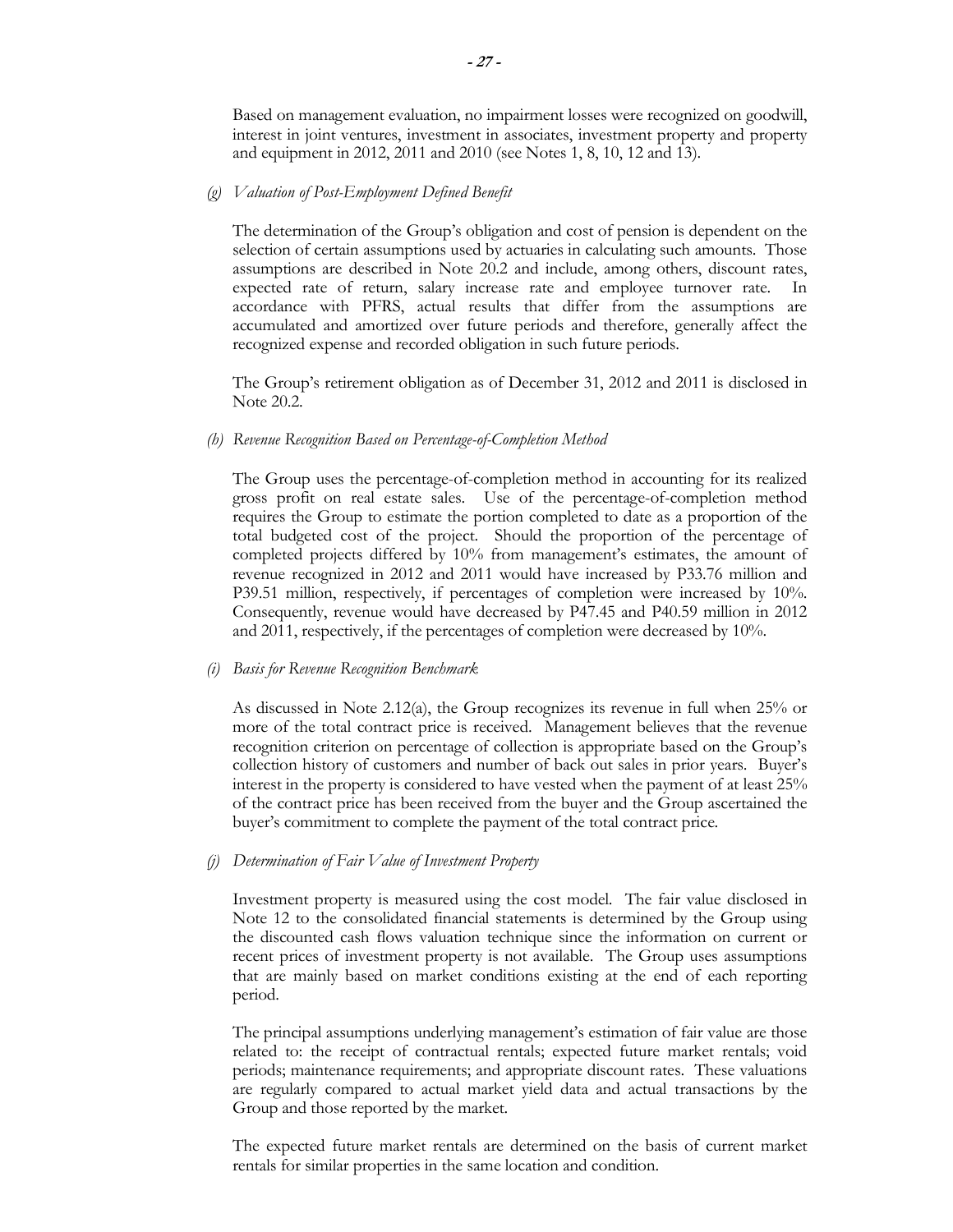Based on management evaluation, no impairment losses were recognized on goodwill, interest in joint ventures, investment in associates, investment property and property and equipment in 2012, 2011 and 2010 (see Notes 1, 8, 10, 12 and 13).

*(g) Valuation of Post-Employment Defined Benefit*

The determination of the Group's obligation and cost of pension is dependent on the selection of certain assumptions used by actuaries in calculating such amounts. Those assumptions are described in Note 20.2 and include, among others, discount rates, expected rate of return, salary increase rate and employee turnover rate. In accordance with PFRS, actual results that differ from the assumptions are accumulated and amortized over future periods and therefore, generally affect the recognized expense and recorded obligation in such future periods.

The Group's retirement obligation as of December 31, 2012 and 2011 is disclosed in Note 20.2.

*(h) Revenue Recognition Based on Percentage-of-Completion Method*

The Group uses the percentage-of-completion method in accounting for its realized gross profit on real estate sales. Use of the percentage-of-completion method requires the Group to estimate the portion completed to date as a proportion of the total budgeted cost of the project. Should the proportion of the percentage of completed projects differed by 10% from management's estimates, the amount of revenue recognized in 2012 and 2011 would have increased by P33.76 million and P39.51 million, respectively, if percentages of completion were increased by 10%. Consequently, revenue would have decreased by P47.45 and P40.59 million in 2012 and 2011, respectively, if the percentages of completion were decreased by 10%.

*(i) Basis for Revenue Recognition Benchmark*

As discussed in Note 2.12(a), the Group recognizes its revenue in full when 25% or more of the total contract price is received. Management believes that the revenue recognition criterion on percentage of collection is appropriate based on the Group's collection history of customers and number of back out sales in prior years. Buyer's interest in the property is considered to have vested when the payment of at least 25% of the contract price has been received from the buyer and the Group ascertained the buyer's commitment to complete the payment of the total contract price.

*(j) Determination of Fair Value of Investment Property*

Investment property is measured using the cost model. The fair value disclosed in Note 12 to the consolidated financial statements is determined by the Group using the discounted cash flows valuation technique since the information on current or recent prices of investment property is not available. The Group uses assumptions that are mainly based on market conditions existing at the end of each reporting period.

The principal assumptions underlying management's estimation of fair value are those related to: the receipt of contractual rentals; expected future market rentals; void periods; maintenance requirements; and appropriate discount rates. These valuations are regularly compared to actual market yield data and actual transactions by the Group and those reported by the market.

The expected future market rentals are determined on the basis of current market rentals for similar properties in the same location and condition.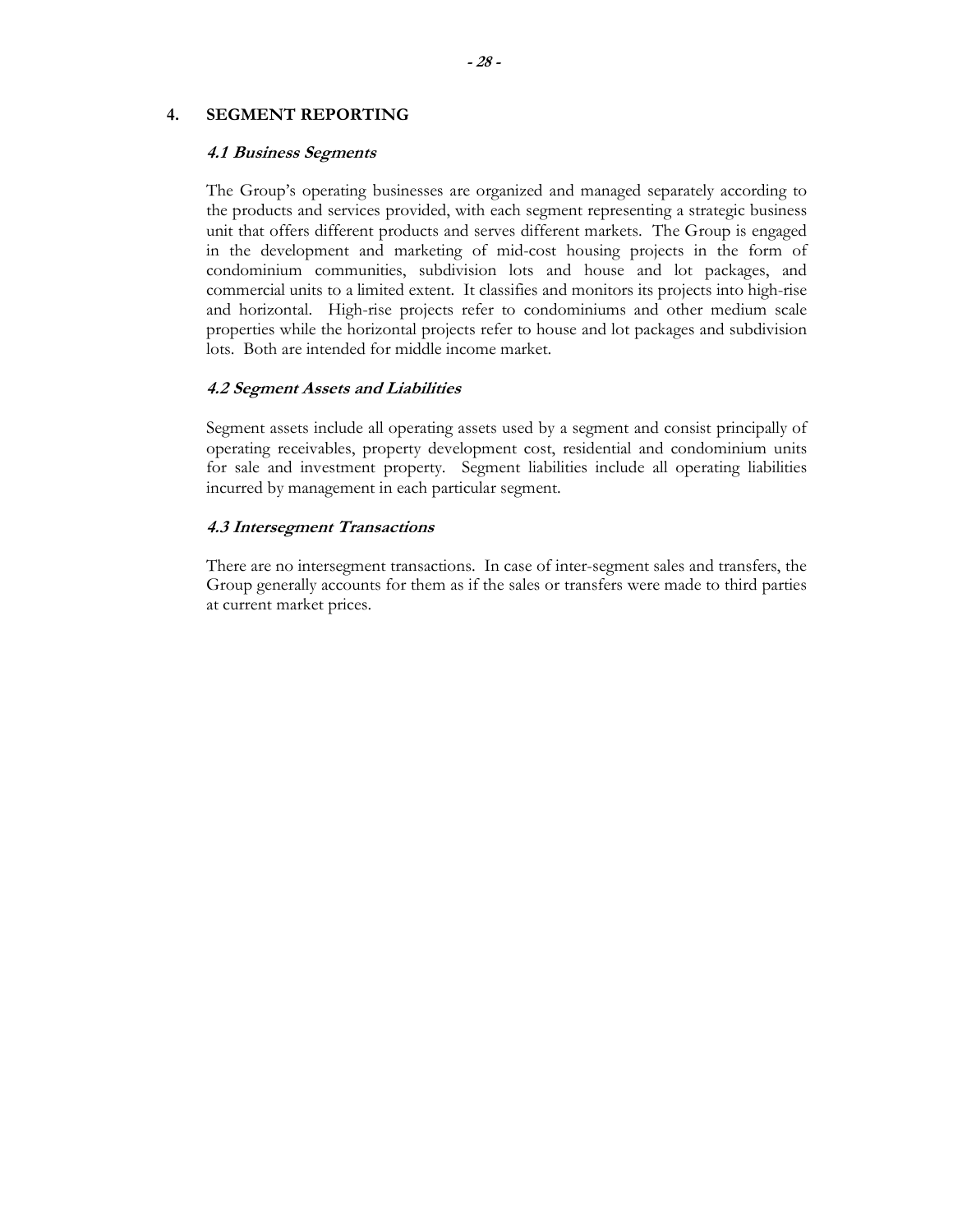## 4. SEGMENT REPORTING

### *4.1 Business Segments*

The Group's operating businesses are organized and managed separately according to the products and services provided, with each segment representing a strategic business unit that offers different products and serves different markets. The Group is engaged in the development and marketing of mid-cost housing projects in the form of condominium communities, subdivision lots and house and lot packages, and commercial units to a limited extent. It classifies and monitors its projects into high-rise and horizontal. High-rise projects refer to condominiums and other medium scale properties while the horizontal projects refer to house and lot packages and subdivision lots. Both are intended for middle income market.

### *4.2 Segment Assets and Liabilities*

Segment assets include all operating assets used by a segment and consist principally of operating receivables, property development cost, residential and condominium units for sale and investment property. Segment liabilities include all operating liabilities incurred by management in each particular segment.

### *4.3 Intersegment Transactions*

There are no intersegment transactions. In case of inter-segment sales and transfers, the Group generally accounts for them as if the sales or transfers were made to third parties at current market prices.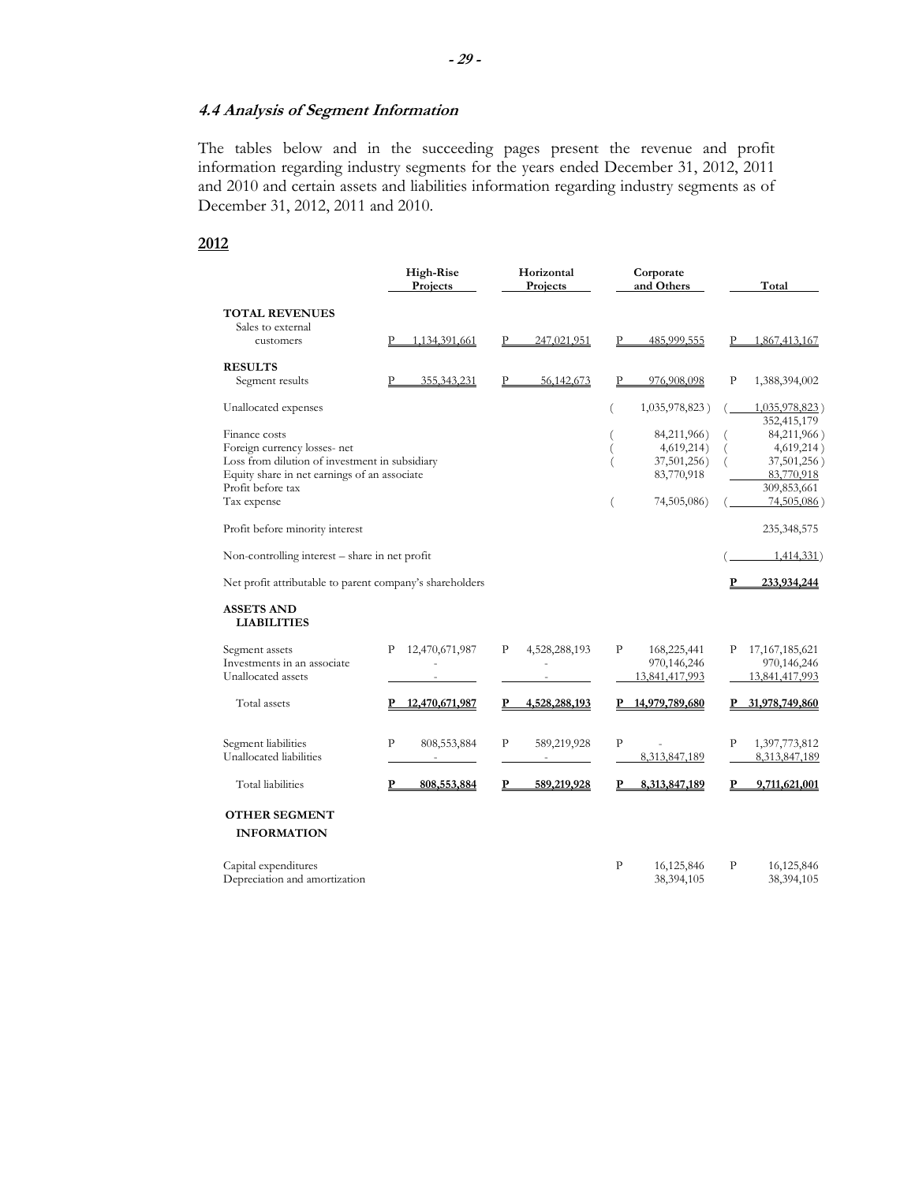### 4.4 Analysis of Segment Information

The tables below and in the succeeding pages present the revenue and profit information regarding industry segments for the years ended December 31, 2012, 2011 and 2010 and certain assets and liabilities information regarding industry segments as of December 31, 2012, 2011 and 2010.

**2012**

| | High-Rise Projects | Horizontal Projects | Corporate and Others | Total |
|---|---|---|---|---|
| **TOTAL REVENUES** | | | | |
| Sales to external customers | P 1,134,391,661 | P 247,021,951 | P 485,999,555 | P 1,867,413,167 |
| **RESULTS** | | | | |
| Segment results | P 355,343,231 | P 56,142,673 | P 976,908,098 | P 1,388,394,002 |
| Unallocated expenses | | | ( 1,035,978,823 ) | ( 1,035,978,823 ) |
| | | | | 352,415,179 |
| Finance costs | | | ( 84,211,966) | ( 84,211,966 ) |
| Foreign currency losses- net | | | ( 4,619,214) | ( 4,619,214 ) |
| Loss from dilution of investment in subsidiary | | | ( 37,501,256) | ( 37,501,256 ) |
| Equity share in net earnings of an associate | | | 83,770,918 | 83,770,918 |
| Profit before tax | | | | 309,853,661 |
| Tax expense | | | ( 74,505,086) | ( 74,505,086 ) |
| Profit before minority interest | | | | 235,348,575 |
| Non-controlling interest – share in net profit | | | | ( 1,414,331 ) |
| Net profit attributable to parent company's shareholders | | | | **P 233,934,244** |
| **ASSETS AND LIABILITIES** | | | | |
| Segment assets | P 12,470,671,987 | P 4,528,288,193 | P 168,225,441 | P 17,167,185,621 |
| Investments in an associate | - | - | 970,146,246 | 970,146,246 |
| Unallocated assets | - | - | 13,841,417,993 | 13,841,417,993 |
| Total assets | **P 12,470,671,987** | **P 4,528,288,193** | **P 14,979,789,680** | **P 31,978,749,860** |
| Segment liabilities | P 808,553,884 | P 589,219,928 | P - | P 1,397,773,812 |
| Unallocated liabilities | - | - | 8,313,847,189 | 8,313,847,189 |
| Total liabilities | **P 808,553,884** | **P 589,219,928** | **P 8,313,847,189** | **P 9,711,621,001** |
| **OTHER SEGMENT INFORMATION** | | | | |
| Capital expenditures | | | P 16,125,846 | P 16,125,846 |
| Depreciation and amortization | | | 38,394,105 | 38,394,105 |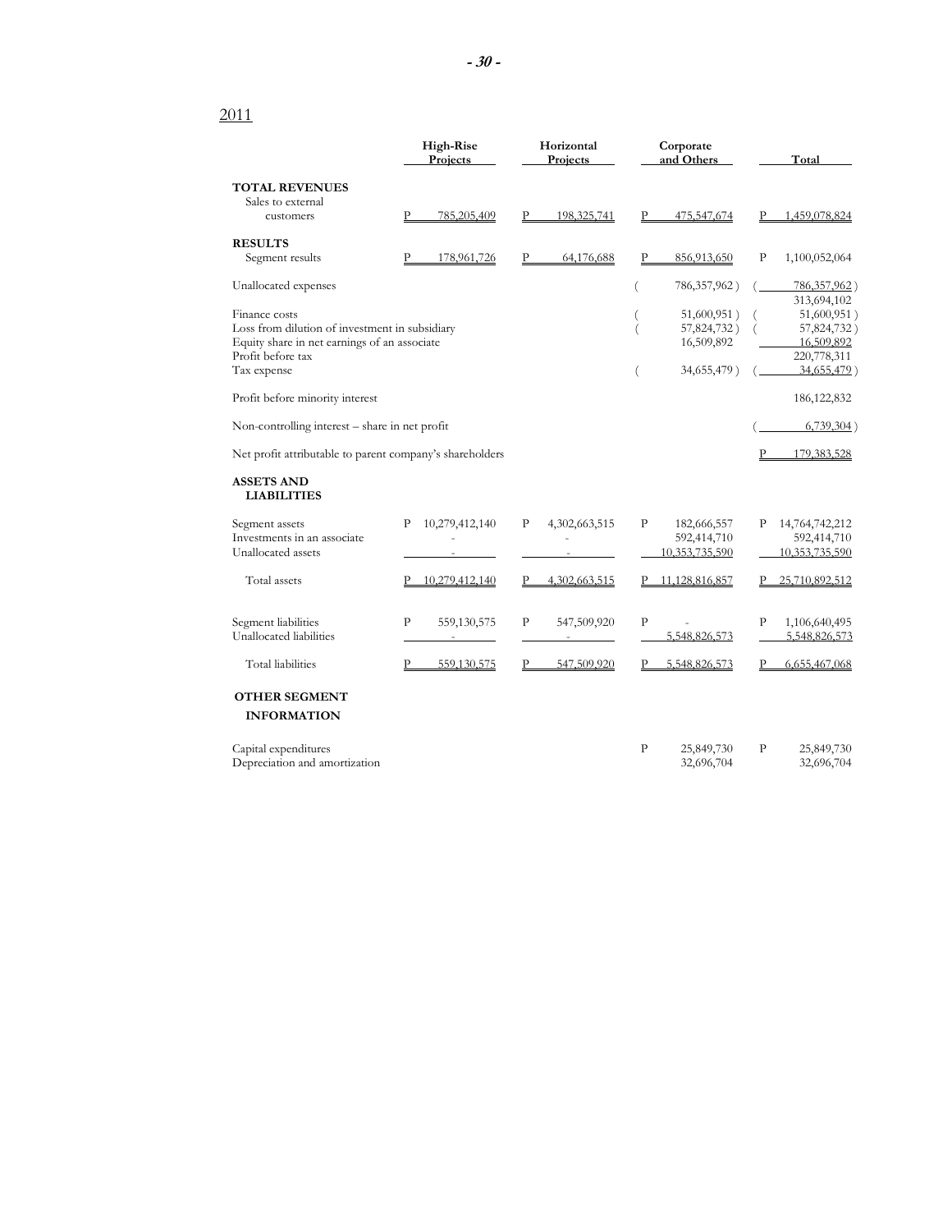2011

| | High-Rise Projects | Horizontal Projects | Corporate and Others | Total |
|---|---|---|---|---|
| **TOTAL REVENUES** | | | | |
| Sales to external customers | P 785,205,409 | P 198,325,741 | P 475,547,674 | P 1,459,078,824 |
| **RESULTS** | | | | |
| Segment results | P 178,961,726 | P 64,176,688 | P 856,913,650 | P 1,100,052,064 |
| Unallocated expenses | | | ( 786,357,962 ) | ( 786,357,962 ) |
| | | | | 313,694,102 |
| Finance costs | | | ( 51,600,951 ) | ( 51,600,951 ) |
| Loss from dilution of investment in subsidiary | | | ( 57,824,732 ) | ( 57,824,732 ) |
| Equity share in net earnings of an associate | | | 16,509,892 | 16,509,892 |
| Profit before tax | | | | 220,778,311 |
| Tax expense | | | ( 34,655,479 ) | ( 34,655,479 ) |
| Profit before minority interest | | | | 186,122,832 |
| Non-controlling interest – share in net profit | | | | ( 6,739,304 ) |
| Net profit attributable to parent company's shareholders | | | | P 179,383,528 |
| **ASSETS AND LIABILITIES** | | | | |
| Segment assets | P 10,279,412,140 | P 4,302,663,515 | P 182,666,557 | P 14,764,742,212 |
| Investments in an associate | - | - | 592,414,710 | 592,414,710 |
| Unallocated assets | - | - | 10,353,735,590 | 10,353,735,590 |
| Total assets | P 10,279,412,140 | P 4,302,663,515 | P 11,128,816,857 | P 25,710,892,512 |
| Segment liabilities | P 559,130,575 | P 547,509,920 | P - | P 1,106,640,495 |
| Unallocated liabilities | - | - | 5,548,826,573 | 5,548,826,573 |
| Total liabilities | P 559,130,575 | P 547,509,920 | P 5,548,826,573 | P 6,655,467,068 |
| **OTHER SEGMENT INFORMATION** | | | | |
| Capital expenditures | | | P 25,849,730 | P 25,849,730 |
| Depreciation and amortization | | | 32,696,704 | 32,696,704 |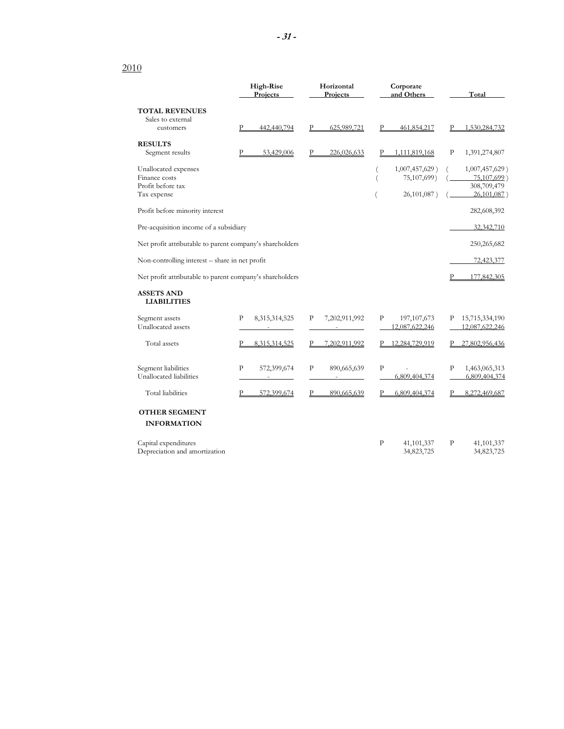2010

| | High-Rise Projects | Horizontal Projects | Corporate and Others | Total |
|---|---|---|---|---|
| **TOTAL REVENUES** | | | | |
| Sales to external customers | P 442,440,794 | P 625,989,721 | P 461,854,217 | P 1,530,284,732 |
| **RESULTS** | | | | |
| Segment results | P 53,429,006 | P 226,026,633 | P 1,111,819,168 | P 1,391,274,807 |
| Unallocated expenses | | | ( 1,007,457,629 ) | ( 1,007,457,629 ) |
| Finance costs | | | ( 75,107,699) | ( 75,107,699 ) |
| Profit before tax | | | | 308,709,479 |
| Tax expense | | | ( 26,101,087 ) | ( 26,101,087 ) |
| Profit before minority interest | | | | 282,608,392 |
| Pre-acquisition income of a subsidiary | | | | 32,342,710 |
| Net profit attributable to parent company's shareholders | | | | 250,265,682 |
| Non-controlling interest – share in net profit | | | | 72,423,377 |
| Net profit attributable to parent company's shareholders | | | | P 177,842,305 |
| **ASSETS AND LIABILITIES** | | | | |
| Segment assets | P 8,315,314,525 | P 7,202,911,992 | P 197,107,673 | P 15,715,334,190 |
| Unallocated assets | - | - | 12,087,622,246 | 12,087,622,246 |
| Total assets | P 8,315,314,525 | P 7,202,911,992 | P 12,284,729,919 | P 27,802,956,436 |
| Segment liabilities | P 572,399,674 | P 890,665,639 | P - | P 1,463,065,313 |
| Unallocated liabilities | - | - | 6,809,404,374 | 6,809,404,374 |
| Total liabilities | P 572,399,674 | P 890,665,639 | P 6,809,404,374 | P 8,272,469,687 |
| **OTHER SEGMENT INFORMATION** | | | | |
| Capital expenditures | | | P 41,101,337 | P 41,101,337 |
| Depreciation and amortization | | | 34,823,725 | 34,823,725 |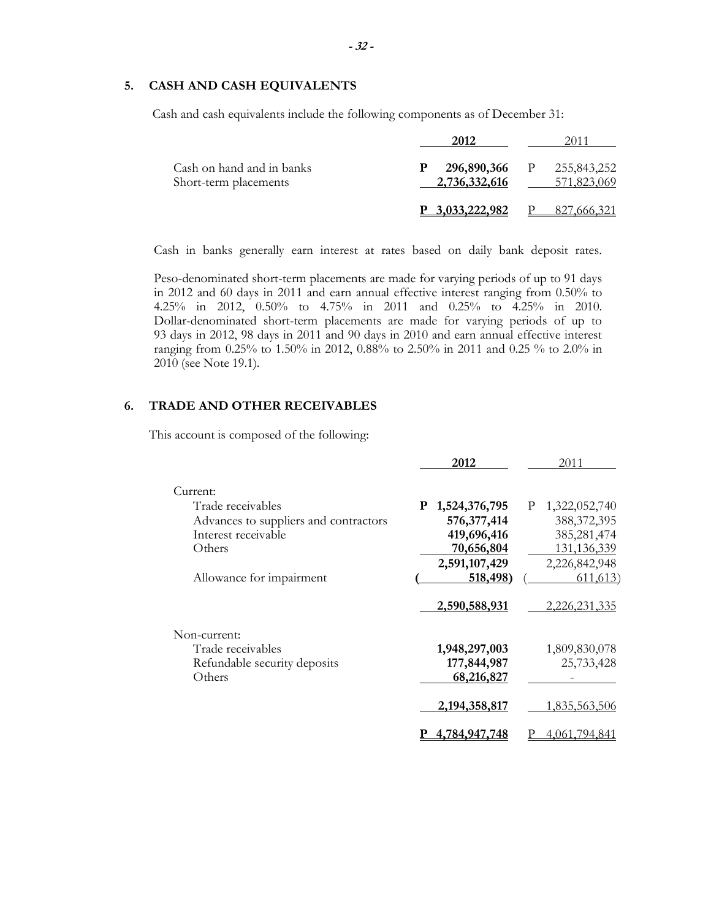## 5. CASH AND CASH EQUIVALENTS

Cash and cash equivalents include the following components as of December 31:

| | 2012 | 2011 |
|---|---|---|
| Cash on hand and in banks | P 296,890,366 | P 255,843,252 |
| Short-term placements | 2,736,332,616 | 571,823,069 |
| | P 3,033,222,982 | P 827,666,321 |

Cash in banks generally earn interest at rates based on daily bank deposit rates.

Peso-denominated short-term placements are made for varying periods of up to 91 days in 2012 and 60 days in 2011 and earn annual effective interest ranging from 0.50% to 4.25% in 2012, 0.50% to 4.75% in 2011 and 0.25% to 4.25% in 2010. Dollar-denominated short-term placements are made for varying periods of up to 93 days in 2012, 98 days in 2011 and 90 days in 2010 and earn annual effective interest ranging from 0.25% to 1.50% in 2012, 0.88% to 2.50% in 2011 and 0.25 % to 2.0% in 2010 (see Note 19.1).

## 6. TRADE AND OTHER RECEIVABLES

This account is composed of the following:

| | 2012 | 2011 |
|---|---|---|
| Current: | | |
| Trade receivables | P 1,524,376,795 | P 1,322,052,740 |
| Advances to suppliers and contractors | 576,377,414 | 388,372,395 |
| Interest receivable | 419,696,416 | 385,281,474 |
| Others | 70,656,804 | 131,136,339 |
| | 2,591,107,429 | 2,226,842,948 |
| Allowance for impairment | ( 518,498) | ( 611,613) |
| | 2,590,588,931 | 2,226,231,335 |
| Non-current: | | |
| Trade receivables | 1,948,297,003 | 1,809,830,078 |
| Refundable security deposits | 177,844,987 | 25,733,428 |
| Others | 68,216,827 | - |
| | 2,194,358,817 | 1,835,563,506 |
| | P 4,784,947,748 | P 4,061,794,841 |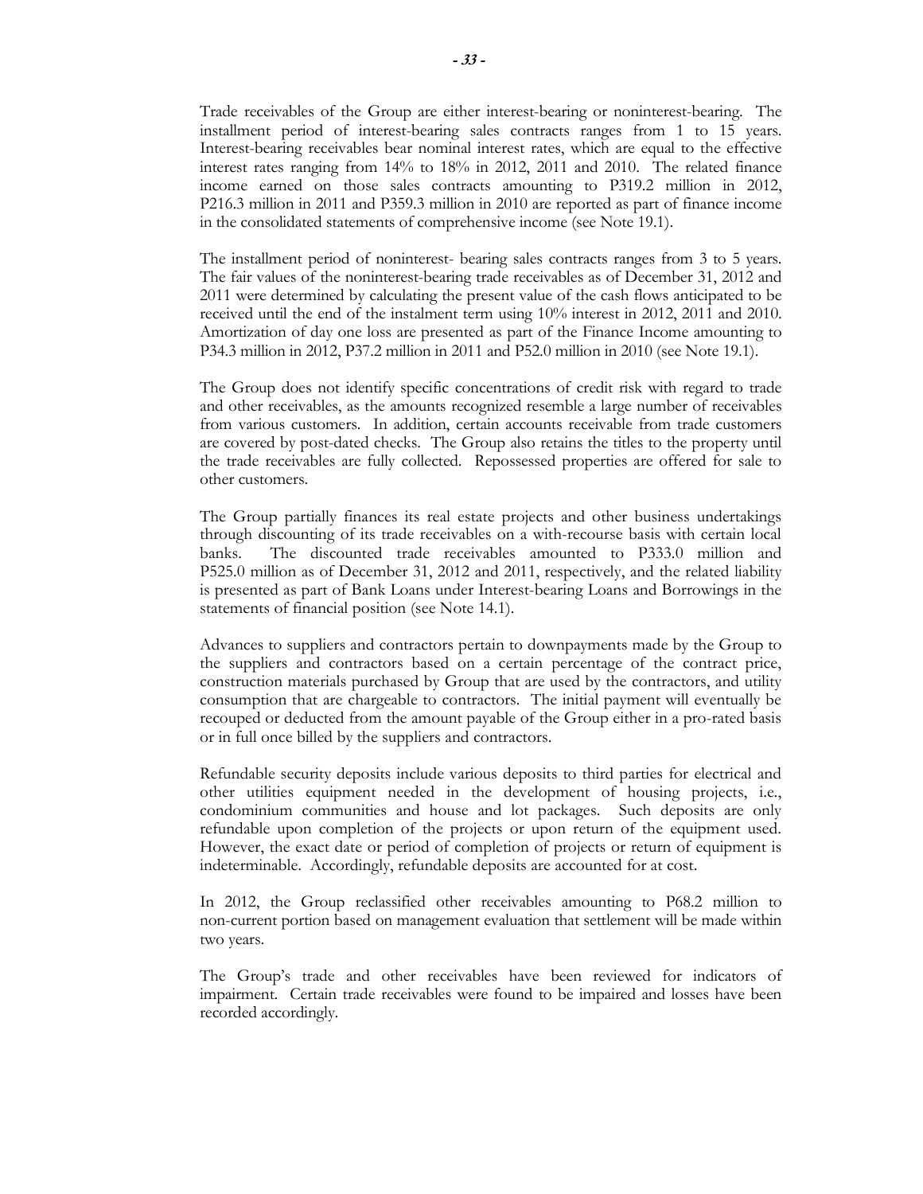Trade receivables of the Group are either interest-bearing or noninterest-bearing. The installment period of interest-bearing sales contracts ranges from 1 to 15 years. Interest-bearing receivables bear nominal interest rates, which are equal to the effective interest rates ranging from 14% to 18% in 2012, 2011 and 2010. The related finance income earned on those sales contracts amounting to P319.2 million in 2012, P216.3 million in 2011 and P359.3 million in 2010 are reported as part of finance income in the consolidated statements of comprehensive income (see Note 19.1).

The installment period of noninterest- bearing sales contracts ranges from 3 to 5 years. The fair values of the noninterest-bearing trade receivables as of December 31, 2012 and 2011 were determined by calculating the present value of the cash flows anticipated to be received until the end of the instalment term using 10% interest in 2012, 2011 and 2010. Amortization of day one loss are presented as part of the Finance Income amounting to P34.3 million in 2012, P37.2 million in 2011 and P52.0 million in 2010 (see Note 19.1).

The Group does not identify specific concentrations of credit risk with regard to trade and other receivables, as the amounts recognized resemble a large number of receivables from various customers. In addition, certain accounts receivable from trade customers are covered by post-dated checks. The Group also retains the titles to the property until the trade receivables are fully collected. Repossessed properties are offered for sale to other customers.

The Group partially finances its real estate projects and other business undertakings through discounting of its trade receivables on a with-recourse basis with certain local banks. The discounted trade receivables amounted to P333.0 million and P525.0 million as of December 31, 2012 and 2011, respectively, and the related liability is presented as part of Bank Loans under Interest-bearing Loans and Borrowings in the statements of financial position (see Note 14.1).

Advances to suppliers and contractors pertain to downpayments made by the Group to the suppliers and contractors based on a certain percentage of the contract price, construction materials purchased by Group that are used by the contractors, and utility consumption that are chargeable to contractors. The initial payment will eventually be recouped or deducted from the amount payable of the Group either in a pro-rated basis or in full once billed by the suppliers and contractors.

Refundable security deposits include various deposits to third parties for electrical and other utilities equipment needed in the development of housing projects, i.e., condominium communities and house and lot packages. Such deposits are only refundable upon completion of the projects or upon return of the equipment used. However, the exact date or period of completion of projects or return of equipment is indeterminable. Accordingly, refundable deposits are accounted for at cost.

In 2012, the Group reclassified other receivables amounting to P68.2 million to non-current portion based on management evaluation that settlement will be made within two years.

The Group's trade and other receivables have been reviewed for indicators of impairment. Certain trade receivables were found to be impaired and losses have been recorded accordingly.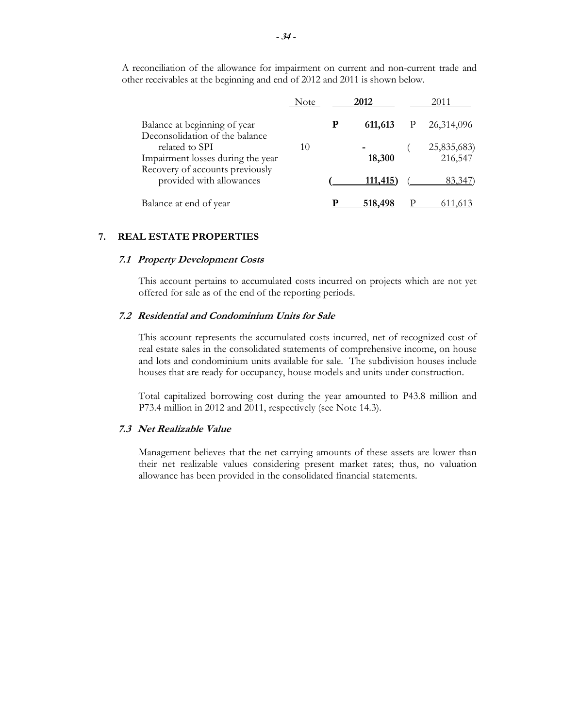A reconciliation of the allowance for impairment on current and non-current trade and other receivables at the beginning and end of 2012 and 2011 is shown below.

| | Note | 2012 | 2011 |
|---|---|---|---|
| Balance at beginning of year | | **P 611,613** | P 26,314,096 |
| Deconsolidation of the balance related to SPI | 10 | **-** | ( 25,835,683) |
| Impairment losses during the year | | **18,300** | 216,547 |
| Recovery of accounts previously provided with allowances | | **( 111,415)** | ( 83,347) |
| Balance at end of year | | **P 518,498** | P 611,613 |

## 7. REAL ESTATE PROPERTIES

### *7.1 Property Development Costs*

This account pertains to accumulated costs incurred on projects which are not yet offered for sale as of the end of the reporting periods.

### *7.2 Residential and Condominium Units for Sale*

This account represents the accumulated costs incurred, net of recognized cost of real estate sales in the consolidated statements of comprehensive income, on house and lots and condominium units available for sale. The subdivision houses include houses that are ready for occupancy, house models and units under construction.

Total capitalized borrowing cost during the year amounted to P43.8 million and P73.4 million in 2012 and 2011, respectively (see Note 14.3).

### *7.3 Net Realizable Value*

Management believes that the net carrying amounts of these assets are lower than their net realizable values considering present market rates; thus, no valuation allowance has been provided in the consolidated financial statements.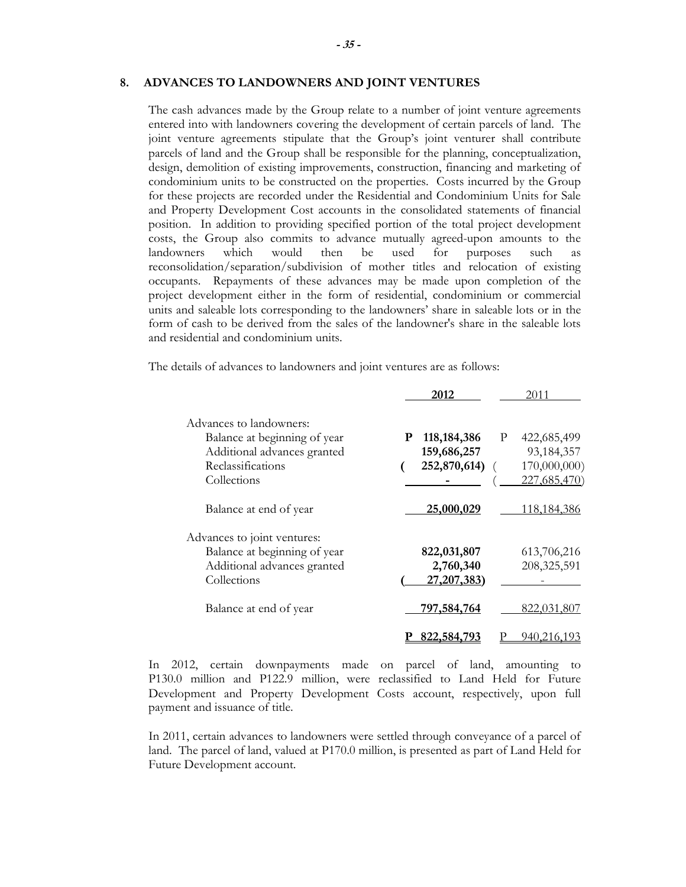## 8. ADVANCES TO LANDOWNERS AND JOINT VENTURES

The cash advances made by the Group relate to a number of joint venture agreements entered into with landowners covering the development of certain parcels of land. The joint venture agreements stipulate that the Group's joint venturer shall contribute parcels of land and the Group shall be responsible for the planning, conceptualization, design, demolition of existing improvements, construction, financing and marketing of condominium units to be constructed on the properties. Costs incurred by the Group for these projects are recorded under the Residential and Condominium Units for Sale and Property Development Cost accounts in the consolidated statements of financial position. In addition to providing specified portion of the total project development costs, the Group also commits to advance mutually agreed-upon amounts to the landowners which would then be used for purposes such as reconsolidation/separation/subdivision of mother titles and relocation of existing occupants. Repayments of these advances may be made upon completion of the project development either in the form of residential, condominium or commercial units and saleable lots corresponding to the landowners' share in saleable lots or in the form of cash to be derived from the sales of the landowner's share in the saleable lots and residential and condominium units.

The details of advances to landowners and joint ventures are as follows:

| | **2012** | 2011 |
|---|---|---|
| Advances to landowners: | | |
| Balance at beginning of year | **P 118,184,386** | P 422,685,499 |
| Additional advances granted | **159,686,257** | 93,184,357 |
| Reclassifications | **( 252,870,614)** | ( 170,000,000) |
| Collections | **-** | ( 227,685,470) |
| Balance at end of year | **25,000,029** | 118,184,386 |
| Advances to joint ventures: | | |
| Balance at beginning of year | **822,031,807** | 613,706,216 |
| Additional advances granted | **2,760,340** | 208,325,591 |
| Collections | **( 27,207,383)** | - |
| Balance at end of year | **797,584,764** | 822,031,807 |
| | **P 822,584,793** | P 940,216,193 |

In 2012, certain downpayments made on parcel of land, amounting to P130.0 million and P122.9 million, were reclassified to Land Held for Future Development and Property Development Costs account, respectively, upon full payment and issuance of title.

In 2011, certain advances to landowners were settled through conveyance of a parcel of land. The parcel of land, valued at P170.0 million, is presented as part of Land Held for Future Development account.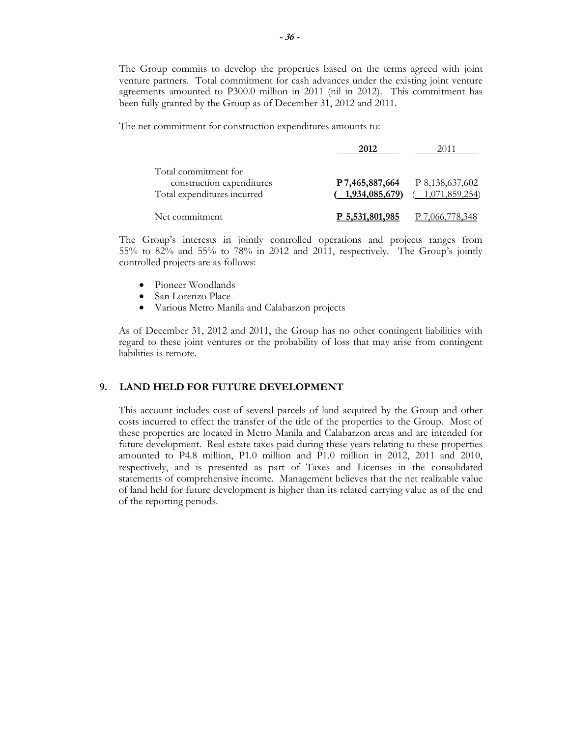The Group commits to develop the properties based on the terms agreed with joint venture partners. Total commitment for cash advances under the existing joint venture agreements amounted to P300.0 million in 2011 (nil in 2012). This commitment has been fully granted by the Group as of December 31, 2012 and 2011.

The net commitment for construction expenditures amounts to:

| | **2012** | 2011 |
|---|---|---|
| Total commitment for construction expenditures | **P 7,465,887,664** | P 8,138,637,602 |
| Total expenditures incurred | **( 1,934,085,679)** | ( 1,071,859,254) |
| Net commitment | **P 5,531,801,985** | P 7,066,778,348 |

The Group's interests in jointly controlled operations and projects ranges from 55% to 82% and 55% to 78% in 2012 and 2011, respectively. The Group's jointly controlled projects are as follows:

- Pioneer Woodlands
- San Lorenzo Place
- Various Metro Manila and Calabarzon projects

As of December 31, 2012 and 2011, the Group has no other contingent liabilities with regard to these joint ventures or the probability of loss that may arise from contingent liabilities is remote.

## 9. LAND HELD FOR FUTURE DEVELOPMENT

This account includes cost of several parcels of land acquired by the Group and other costs incurred to effect the transfer of the title of the properties to the Group. Most of these properties are located in Metro Manila and Calabarzon areas and are intended for future development. Real estate taxes paid during these years relating to these properties amounted to P4.8 million, P1.0 million and P1.0 million in 2012, 2011 and 2010, respectively, and is presented as part of Taxes and Licenses in the consolidated statements of comprehensive income. Management believes that the net realizable value of land held for future development is higher than its related carrying value as of the end of the reporting periods.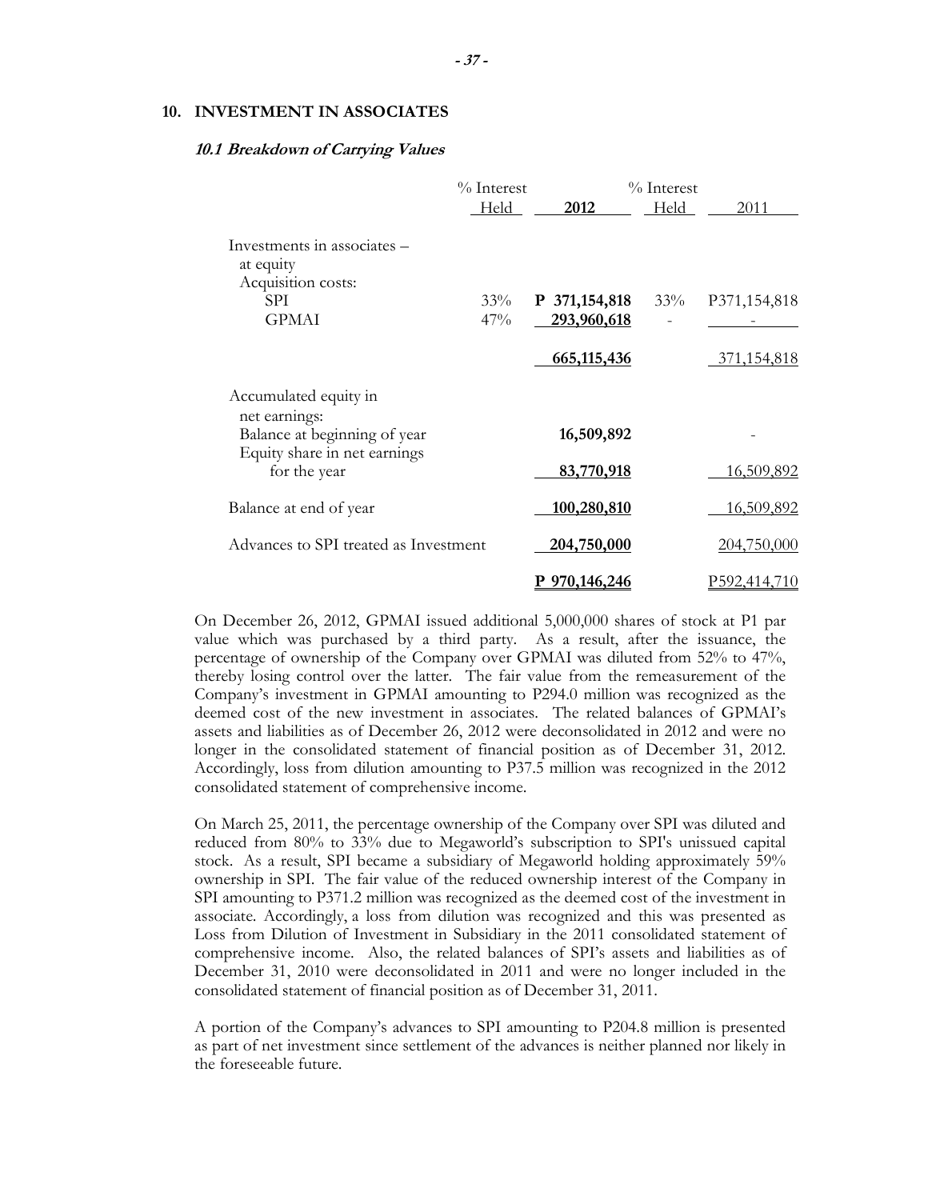## 10. INVESTMENT IN ASSOCIATES

### *10.1 Breakdown of Carrying Values*

| | % Interest Held | 2012 | % Interest Held | 2011 |
|---|---|---|---|---|
| Investments in associates – at equity | | | | |
| Acquisition costs: | | | | |
| SPI | 33% | **P 371,154,818** | 33% | P371,154,818 |
| GPMAI | 47% | **293,960,618** | - | - |
| | | **665,115,436** | | 371,154,818 |
| Accumulated equity in net earnings: | | | | |
| Balance at beginning of year | | **16,509,892** | | - |
| Equity share in net earnings for the year | | **83,770,918** | | 16,509,892 |
| Balance at end of year | | **100,280,810** | | 16,509,892 |
| Advances to SPI treated as Investment | | **204,750,000** | | 204,750,000 |
| | | **P 970,146,246** | | P592,414,710 |

On December 26, 2012, GPMAI issued additional 5,000,000 shares of stock at P1 par value which was purchased by a third party. As a result, after the issuance, the percentage of ownership of the Company over GPMAI was diluted from 52% to 47%, thereby losing control over the latter. The fair value from the remeasurement of the Company's investment in GPMAI amounting to P294.0 million was recognized as the deemed cost of the new investment in associates. The related balances of GPMAI's assets and liabilities as of December 26, 2012 were deconsolidated in 2012 and were no longer in the consolidated statement of financial position as of December 31, 2012. Accordingly, loss from dilution amounting to P37.5 million was recognized in the 2012 consolidated statement of comprehensive income.

On March 25, 2011, the percentage ownership of the Company over SPI was diluted and reduced from 80% to 33% due to Megaworld's subscription to SPI's unissued capital stock. As a result, SPI became a subsidiary of Megaworld holding approximately 59% ownership in SPI. The fair value of the reduced ownership interest of the Company in SPI amounting to P371.2 million was recognized as the deemed cost of the investment in associate. Accordingly, a loss from dilution was recognized and this was presented as Loss from Dilution of Investment in Subsidiary in the 2011 consolidated statement of comprehensive income. Also, the related balances of SPI's assets and liabilities as of December 31, 2010 were deconsolidated in 2011 and were no longer included in the consolidated statement of financial position as of December 31, 2011.

A portion of the Company's advances to SPI amounting to P204.8 million is presented as part of net investment since settlement of the advances is neither planned nor likely in the foreseeable future.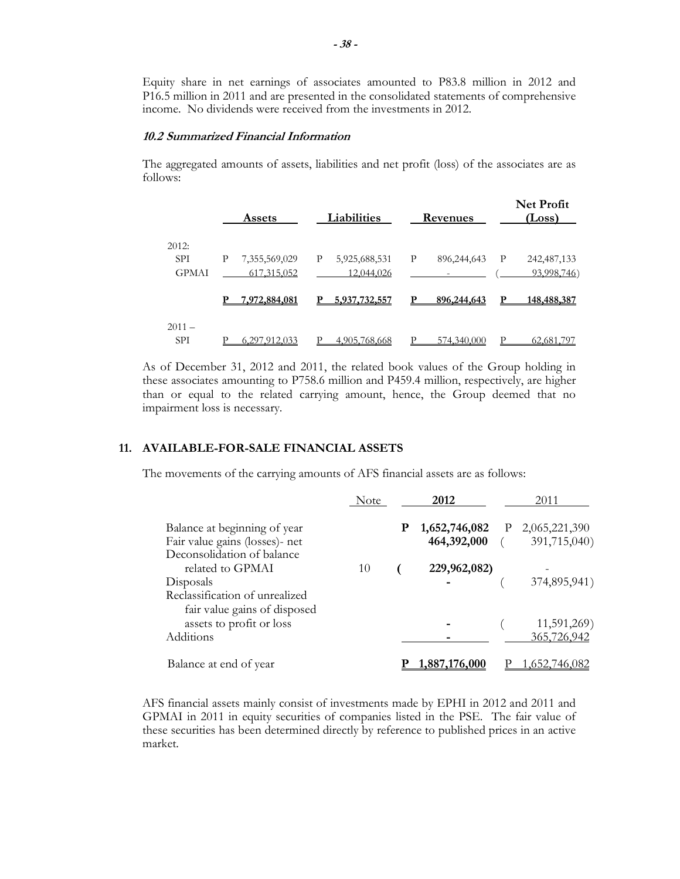Equity share in net earnings of associates amounted to P83.8 million in 2012 and P16.5 million in 2011 and are presented in the consolidated statements of comprehensive income. No dividends were received from the investments in 2012.

### *10.2 Summarized Financial Information*

The aggregated amounts of assets, liabilities and net profit (loss) of the associates are as follows:

| | Assets | Liabilities | Revenues | Net Profit (Loss) |
|---|---|---|---|---|
| 2012: | | | | |
| SPI | P 7,355,569,029 | P 5,925,688,531 | P 896,244,643 | P 242,487,133 |
| GPMAI | 617,315,052 | 12,044,026 | - | ( 93,998,746) |
| | **P 7,972,884,081** | **P 5,937,732,557** | **P 896,244,643** | **P 148,488,387** |
| 2011 – | | | | |
| SPI | P 6,297,912,033 | P 4,905,768,668 | P 574,340,000 | P 62,681,797 |

As of December 31, 2012 and 2011, the related book values of the Group holding in these associates amounting to P758.6 million and P459.4 million, respectively, are higher than or equal to the related carrying amount, hence, the Group deemed that no impairment loss is necessary.

## 11. AVAILABLE-FOR-SALE FINANCIAL ASSETS

The movements of the carrying amounts of AFS financial assets are as follows:

| | Note | 2012 | 2011 |
|---|---|---|---|
| Balance at beginning of year | | **P 1,652,746,082** | P 2,065,221,390 |
| Fair value gains (losses)- net | | **464,392,000** | ( 391,715,040) |
| Deconsolidation of balance related to GPMAI | 10 | **( 229,962,082)** | - |
| Disposals | | **-** | ( 374,895,941) |
| Reclassification of unrealized fair value gains of disposed assets to profit or loss | | **-** | ( 11,591,269) |
| Additions | | **-** | 365,726,942 |
| Balance at end of year | | **P 1,887,176,000** | P 1,652,746,082 |

AFS financial assets mainly consist of investments made by EPHI in 2012 and 2011 and GPMAI in 2011 in equity securities of companies listed in the PSE. The fair value of these securities has been determined directly by reference to published prices in an active market.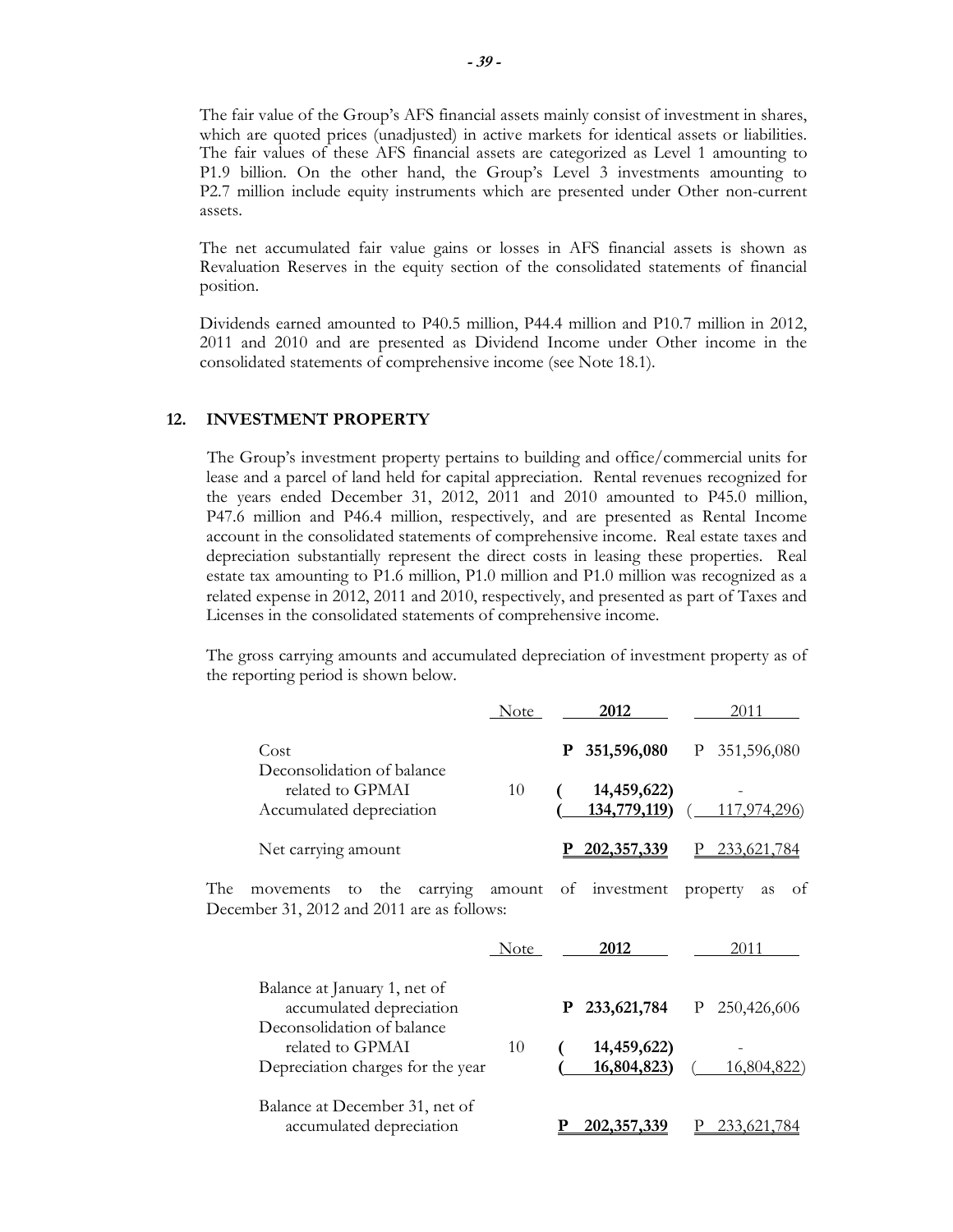The fair value of the Group's AFS financial assets mainly consist of investment in shares, which are quoted prices (unadjusted) in active markets for identical assets or liabilities. The fair values of these AFS financial assets are categorized as Level 1 amounting to P1.9 billion. On the other hand, the Group's Level 3 investments amounting to P2.7 million include equity instruments which are presented under Other non-current assets.

The net accumulated fair value gains or losses in AFS financial assets is shown as Revaluation Reserves in the equity section of the consolidated statements of financial position.

Dividends earned amounted to P40.5 million, P44.4 million and P10.7 million in 2012, 2011 and 2010 and are presented as Dividend Income under Other income in the consolidated statements of comprehensive income (see Note 18.1).

## 12. INVESTMENT PROPERTY

The Group's investment property pertains to building and office/commercial units for lease and a parcel of land held for capital appreciation. Rental revenues recognized for the years ended December 31, 2012, 2011 and 2010 amounted to P45.0 million, P47.6 million and P46.4 million, respectively, and are presented as Rental Income account in the consolidated statements of comprehensive income. Real estate taxes and depreciation substantially represent the direct costs in leasing these properties. Real estate tax amounting to P1.6 million, P1.0 million and P1.0 million was recognized as a related expense in 2012, 2011 and 2010, respectively, and presented as part of Taxes and Licenses in the consolidated statements of comprehensive income.

The gross carrying amounts and accumulated depreciation of investment property as of the reporting period is shown below.

| | Note | 2012 | 2011 |
|---|---|---|---|
| Cost | | **P 351,596,080** | P 351,596,080 |
| Deconsolidation of balance related to GPMAI | 10 | **( 14,459,622)** | - |
| Accumulated depreciation | | **( 134,779,119)** | ( 117,974,296) |
| Net carrying amount | | **P 202,357,339** | P 233,621,784 |

The movements to the carrying amount of investment property as of December 31, 2012 and 2011 are as follows:

| | Note | 2012 | 2011 |
|---|---|---|---|
| Balance at January 1, net of accumulated depreciation | | **P 233,621,784** | P 250,426,606 |
| Deconsolidation of balance related to GPMAI | 10 | **( 14,459,622)** | - |
| Depreciation charges for the year | | **( 16,804,823)** | ( 16,804,822) |
| Balance at December 31, net of accumulated depreciation | | **P 202,357,339** | P 233,621,784 |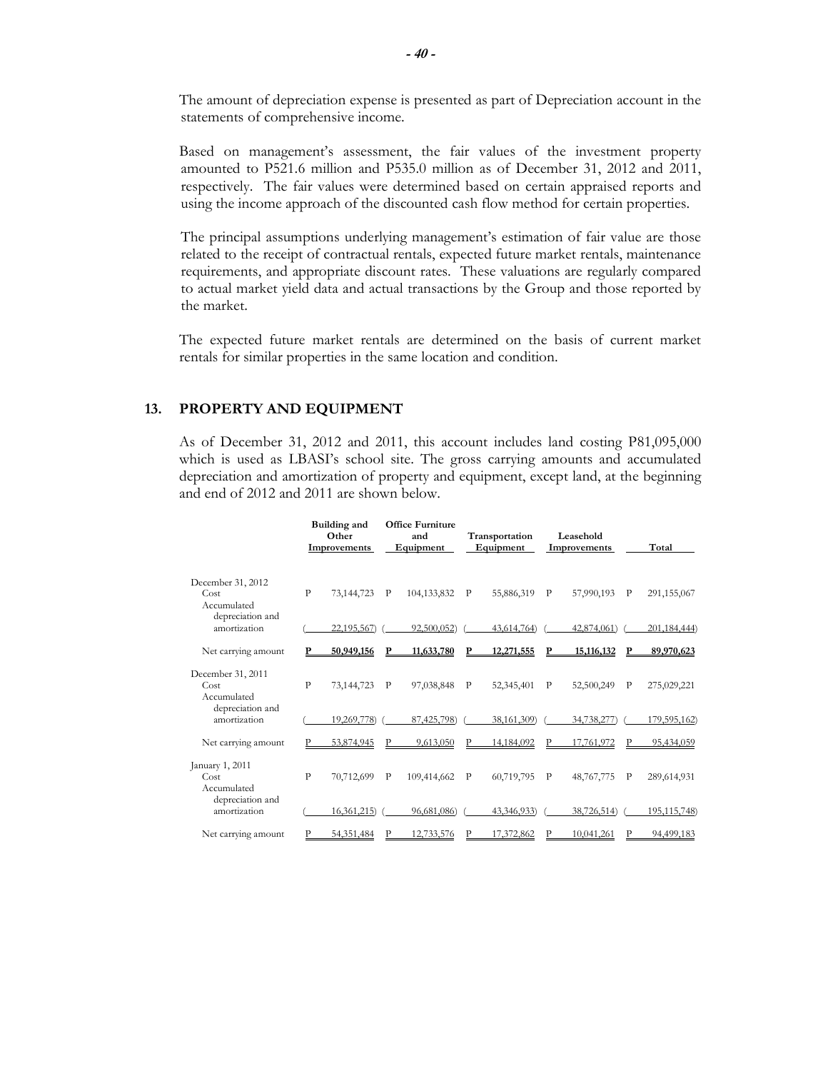The amount of depreciation expense is presented as part of Depreciation account in the statements of comprehensive income.

Based on management's assessment, the fair values of the investment property amounted to P521.6 million and P535.0 million as of December 31, 2012 and 2011, respectively. The fair values were determined based on certain appraised reports and using the income approach of the discounted cash flow method for certain properties.

The principal assumptions underlying management's estimation of fair value are those related to the receipt of contractual rentals, expected future market rentals, maintenance requirements, and appropriate discount rates. These valuations are regularly compared to actual market yield data and actual transactions by the Group and those reported by the market.

The expected future market rentals are determined on the basis of current market rentals for similar properties in the same location and condition.

## 13. PROPERTY AND EQUIPMENT

As of December 31, 2012 and 2011, this account includes land costing P81,095,000 which is used as LBASI's school site. The gross carrying amounts and accumulated depreciation and amortization of property and equipment, except land, at the beginning and end of 2012 and 2011 are shown below.

| | Building and Other Improvements | Office Furniture and Equipment | Transportation Equipment | Leasehold Improvements | Total |
|---|---|---|---|---|---|
| **December 31, 2012** | | | | | |
| Cost | P 73,144,723 | P 104,133,832 | P 55,886,319 | P 57,990,193 | P 291,155,067 |
| Accumulated depreciation and amortization | ( 22,195,567) | ( 92,500,052) | ( 43,614,764) | ( 42,874,061) | ( 201,184,444) |
| Net carrying amount | **P 50,949,156** | **P 11,633,780** | **P 12,271,555** | **P 15,116,132** | **P 89,970,623** |
| **December 31, 2011** | | | | | |
| Cost | P 73,144,723 | P 97,038,848 | P 52,345,401 | P 52,500,249 | P 275,029,221 |
| Accumulated depreciation and amortization | ( 19,269,778) | ( 87,425,798) | ( 38,161,309) | ( 34,738,277) | ( 179,595,162) |
| Net carrying amount | P 53,874,945 | P 9,613,050 | P 14,184,092 | P 17,761,972 | P 95,434,059 |
| **January 1, 2011** | | | | | |
| Cost | P 70,712,699 | P 109,414,662 | P 60,719,795 | P 48,767,775 | P 289,614,931 |
| Accumulated depreciation and amortization | ( 16,361,215) | ( 96,681,086) | ( 43,346,933) | ( 38,726,514) | ( 195,115,748) |
| Net carrying amount | P 54,351,484 | P 12,733,576 | P 17,372,862 | P 10,041,261 | P 94,499,183 |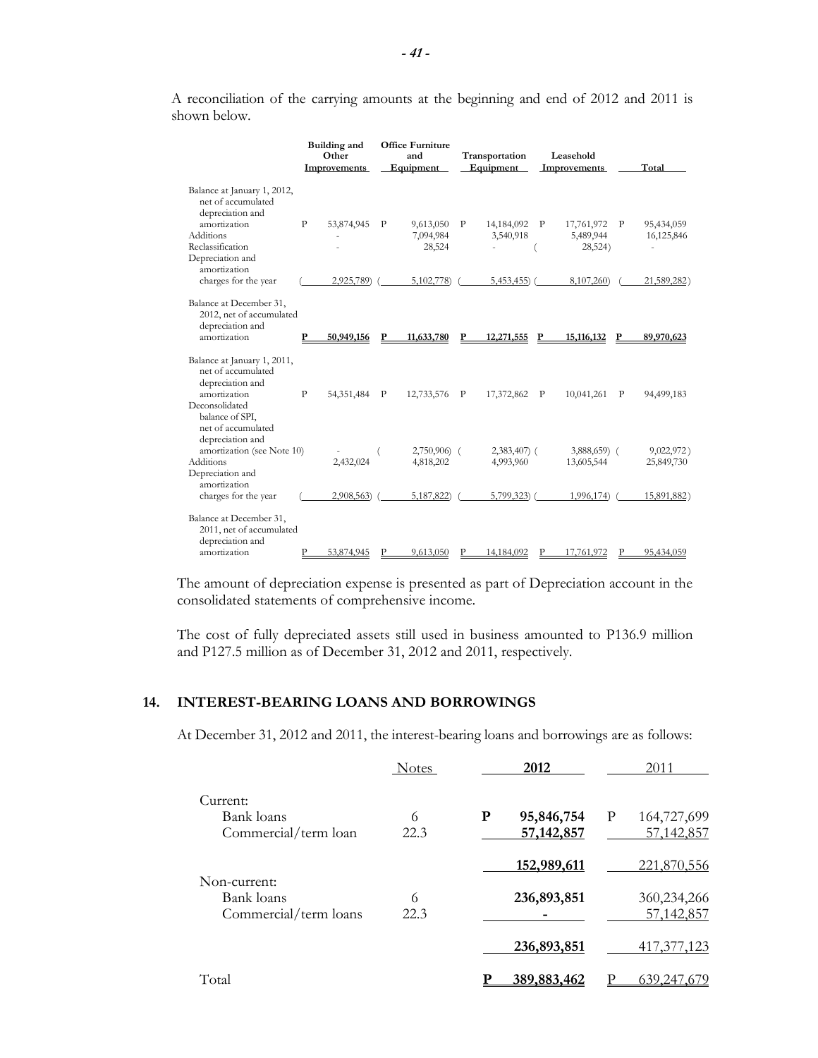A reconciliation of the carrying amounts at the beginning and end of 2012 and 2011 is shown below.

| | Building and Other Improvements | Office Furniture and Equipment | Transportation Equipment | Leasehold Improvements | Total |
|---|---|---|---|---|---|
| Balance at January 1, 2012, net of accumulated depreciation and amortization | P 53,874,945 | P 9,613,050 | P 14,184,092 | P 17,761,972 | P 95,434,059 |
| Additions | - | 7,094,984 | 3,540,918 | 5,489,944 | 16,125,846 |
| Reclassification | - | 28,524 | - | ( 28,524) | - |
| Depreciation and amortization charges for the year | ( 2,925,789) | ( 5,102,778) | ( 5,453,455) | ( 8,107,260) | ( 21,589,282) |
| Balance at December 31, 2012, net of accumulated depreciation and amortization | **P 50,949,156** | **P 11,633,780** | **P 12,271,555** | **P 15,116,132** | **P 89,970,623** |
| Balance at January 1, 2011, net of accumulated depreciation and amortization | P 54,351,484 | P 12,733,576 | P 17,372,862 | P 10,041,261 | P 94,499,183 |
| Deconsolidated balance of SPI, net of accumulated depreciation and amortization (see Note 10) | - | ( 2,750,906) | ( 2,383,407) | ( 3,888,659) | ( 9,022,972) |
| Additions | 2,432,024 | 4,818,202 | 4,993,960 | 13,605,544 | 25,849,730 |
| Depreciation and amortization charges for the year | ( 2,908,563) | ( 5,187,822) | ( 5,799,323) | ( 1,996,174) | ( 15,891,882) |
| Balance at December 31, 2011, net of accumulated depreciation and amortization | P 53,874,945 | P 9,613,050 | P 14,184,092 | P 17,761,972 | P 95,434,059 |

The amount of depreciation expense is presented as part of Depreciation account in the consolidated statements of comprehensive income.

The cost of fully depreciated assets still used in business amounted to P136.9 million and P127.5 million as of December 31, 2012 and 2011, respectively.

## 14. INTEREST-BEARING LOANS AND BORROWINGS

At December 31, 2012 and 2011, the interest-bearing loans and borrowings are as follows:

| | Notes | 2012 | 2011 |
|---|---|---|---|
| Current: | | | |
| Bank loans | 6 | **P 95,846,754** | P 164,727,699 |
| Commercial/term loan | 22.3 | **57,142,857** | 57,142,857 |
| | | **152,989,611** | 221,870,556 |
| Non-current: | | | |
| Bank loans | 6 | **236,893,851** | 360,234,266 |
| Commercial/term loans | 22.3 | **-** | 57,142,857 |
| | | **236,893,851** | 417,377,123 |
| Total | | **P 389,883,462** | P 639,247,679 |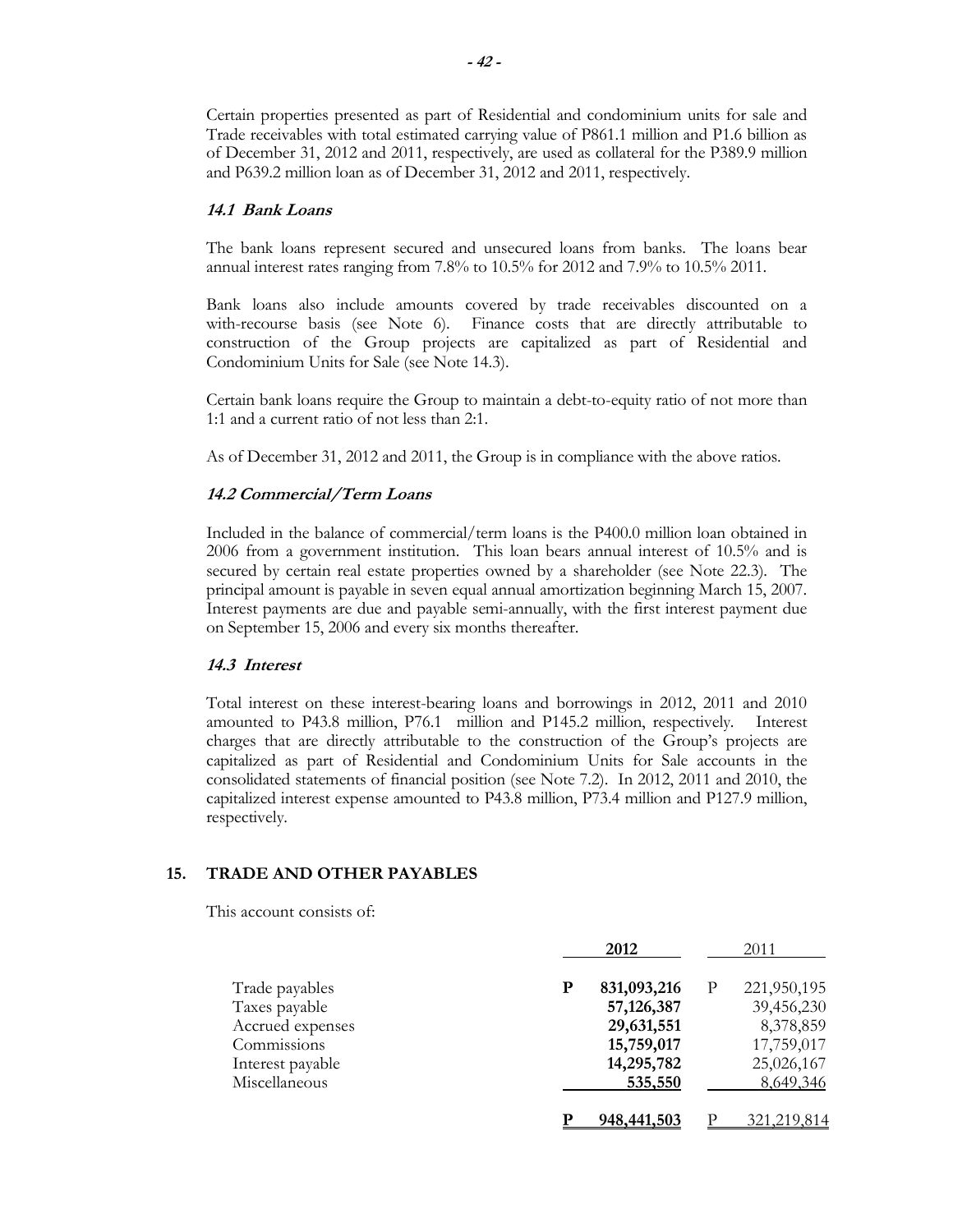Certain properties presented as part of Residential and condominium units for sale and Trade receivables with total estimated carrying value of P861.1 million and P1.6 billion as of December 31, 2012 and 2011, respectively, are used as collateral for the P389.9 million and P639.2 million loan as of December 31, 2012 and 2011, respectively.

### *14.1 Bank Loans*

The bank loans represent secured and unsecured loans from banks. The loans bear annual interest rates ranging from 7.8% to 10.5% for 2012 and 7.9% to 10.5% 2011.

Bank loans also include amounts covered by trade receivables discounted on a with-recourse basis (see Note 6). Finance costs that are directly attributable to construction of the Group projects are capitalized as part of Residential and Condominium Units for Sale (see Note 14.3).

Certain bank loans require the Group to maintain a debt-to-equity ratio of not more than 1:1 and a current ratio of not less than 2:1.

As of December 31, 2012 and 2011, the Group is in compliance with the above ratios.

### *14.2 Commercial/Term Loans*

Included in the balance of commercial/term loans is the P400.0 million loan obtained in 2006 from a government institution. This loan bears annual interest of 10.5% and is secured by certain real estate properties owned by a shareholder (see Note 22.3). The principal amount is payable in seven equal annual amortization beginning March 15, 2007. Interest payments are due and payable semi-annually, with the first interest payment due on September 15, 2006 and every six months thereafter.

### *14.3 Interest*

Total interest on these interest-bearing loans and borrowings in 2012, 2011 and 2010 amounted to P43.8 million, P76.1 million and P145.2 million, respectively. Interest charges that are directly attributable to the construction of the Group's projects are capitalized as part of Residential and Condominium Units for Sale accounts in the consolidated statements of financial position (see Note 7.2). In 2012, 2011 and 2010, the capitalized interest expense amounted to P43.8 million, P73.4 million and P127.9 million, respectively.

## 15. TRADE AND OTHER PAYABLES

This account consists of:

| | **2012** | 2011 |
|---|---|---|
| Trade payables | **P 831,093,216** | P 221,950,195 |
| Taxes payable | **57,126,387** | 39,456,230 |
| Accrued expenses | **29,631,551** | 8,378,859 |
| Commissions | **15,759,017** | 17,759,017 |
| Interest payable | **14,295,782** | 25,026,167 |
| Miscellaneous | **535,550** | 8,649,346 |
| | **P 948,441,503** | P 321,219,814 |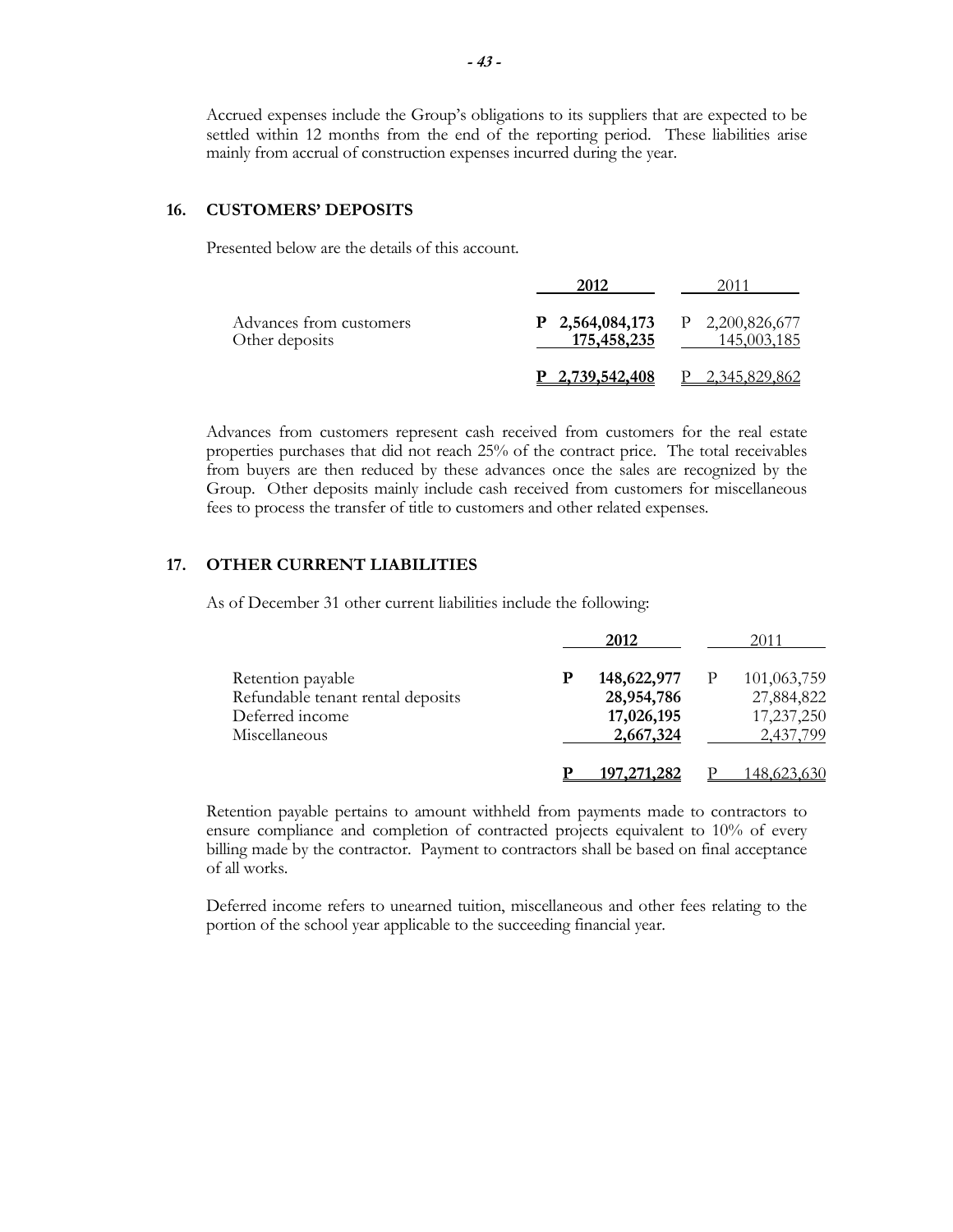Accrued expenses include the Group's obligations to its suppliers that are expected to be settled within 12 months from the end of the reporting period. These liabilities arise mainly from accrual of construction expenses incurred during the year.

## 16. CUSTOMERS' DEPOSITS

Presented below are the details of this account.

| | 2012 | 2011 |
|---|---|---|
| Advances from customers | **P 2,564,084,173** | P 2,200,826,677 |
| Other deposits | **175,458,235** | 145,003,185 |
| | **P 2,739,542,408** | P 2,345,829,862 |

Advances from customers represent cash received from customers for the real estate properties purchases that did not reach 25% of the contract price. The total receivables from buyers are then reduced by these advances once the sales are recognized by the Group. Other deposits mainly include cash received from customers for miscellaneous fees to process the transfer of title to customers and other related expenses.

## 17. OTHER CURRENT LIABILITIES

As of December 31 other current liabilities include the following:

| | 2012 | 2011 |
|---|---|---|
| Retention payable | **P 148,622,977** | P 101,063,759 |
| Refundable tenant rental deposits | **28,954,786** | 27,884,822 |
| Deferred income | **17,026,195** | 17,237,250 |
| Miscellaneous | **2,667,324** | 2,437,799 |
| | **P 197,271,282** | P 148,623,630 |

Retention payable pertains to amount withheld from payments made to contractors to ensure compliance and completion of contracted projects equivalent to 10% of every billing made by the contractor. Payment to contractors shall be based on final acceptance of all works.

Deferred income refers to unearned tuition, miscellaneous and other fees relating to the portion of the school year applicable to the succeeding financial year.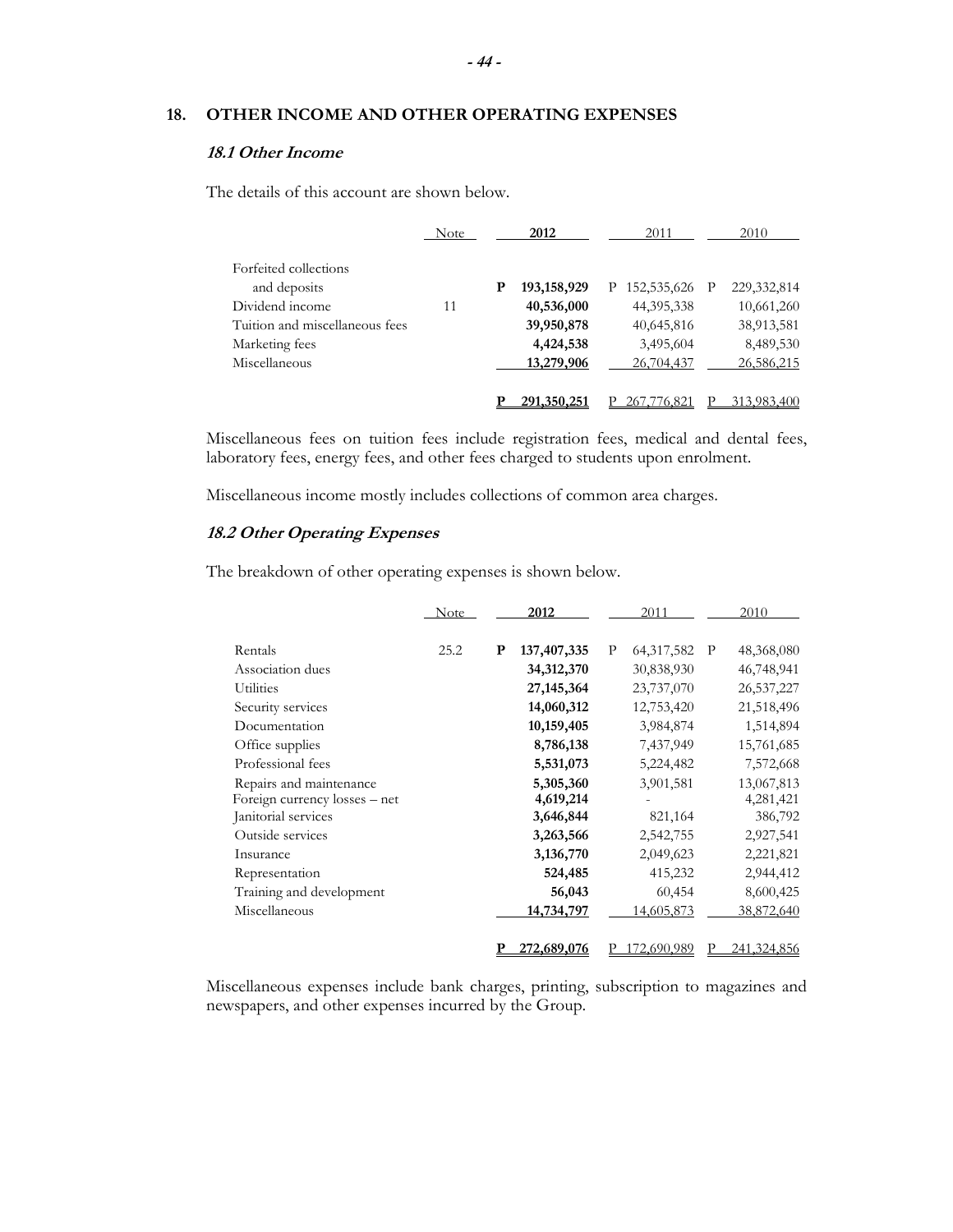## 18. OTHER INCOME AND OTHER OPERATING EXPENSES

### *18.1 Other Income*

The details of this account are shown below.

| | Note | 2012 | 2011 | 2010 |
|---|---|---|---|---|
| Forfeited collections and deposits | | **P 193,158,929** | P 152,535,626 | P 229,332,814 |
| Dividend income | 11 | **40,536,000** | 44,395,338 | 10,661,260 |
| Tuition and miscellaneous fees | | **39,950,878** | 40,645,816 | 38,913,581 |
| Marketing fees | | **4,424,538** | 3,495,604 | 8,489,530 |
| Miscellaneous | | **13,279,906** | 26,704,437 | 26,586,215 |
| | | **P 291,350,251** | P 267,776,821 | P 313,983,400 |

Miscellaneous fees on tuition fees include registration fees, medical and dental fees, laboratory fees, energy fees, and other fees charged to students upon enrolment.

Miscellaneous income mostly includes collections of common area charges.

### *18.2 Other Operating Expenses*

The breakdown of other operating expenses is shown below.

| | Note | 2012 | 2011 | 2010 |
|---|---|---|---|---|
| Rentals | 25.2 | **P 137,407,335** | P 64,317,582 | P 48,368,080 |
| Association dues | | **34,312,370** | 30,838,930 | 46,748,941 |
| Utilities | | **27,145,364** | 23,737,070 | 26,537,227 |
| Security services | | **14,060,312** | 12,753,420 | 21,518,496 |
| Documentation | | **10,159,405** | 3,984,874 | 1,514,894 |
| Office supplies | | **8,786,138** | 7,437,949 | 15,761,685 |
| Professional fees | | **5,531,073** | 5,224,482 | 7,572,668 |
| Repairs and maintenance | | **5,305,360** | 3,901,581 | 13,067,813 |
| Foreign currency losses – net | | **4,619,214** | - | 4,281,421 |
| Janitorial services | | **3,646,844** | 821,164 | 386,792 |
| Outside services | | **3,263,566** | 2,542,755 | 2,927,541 |
| Insurance | | **3,136,770** | 2,049,623 | 2,221,821 |
| Representation | | **524,485** | 415,232 | 2,944,412 |
| Training and development | | **56,043** | 60,454 | 8,600,425 |
| Miscellaneous | | **14,734,797** | 14,605,873 | 38,872,640 |
| | | **P 272,689,076** | P 172,690,989 | P 241,324,856 |

Miscellaneous expenses include bank charges, printing, subscription to magazines and newspapers, and other expenses incurred by the Group.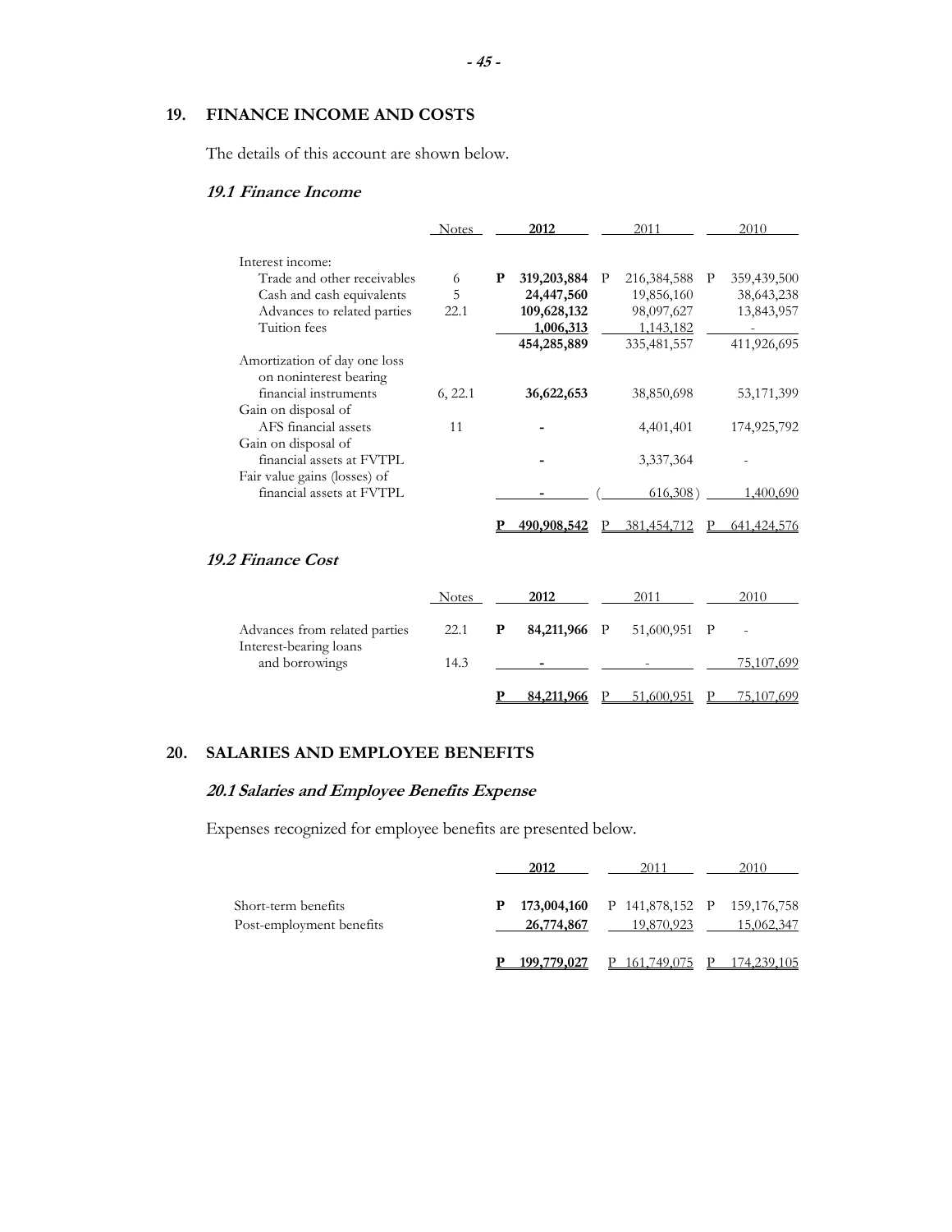## 19. FINANCE INCOME AND COSTS

The details of this account are shown below.

### *19.1 Finance Income*

| | Notes | 2012 | 2011 | 2010 |
|---|---|---|---|---|
| Interest income: | | | | |
| Trade and other receivables | 6 | **P 319,203,884** | P 216,384,588 | P 359,439,500 |
| Cash and cash equivalents | 5 | **24,447,560** | 19,856,160 | 38,643,238 |
| Advances to related parties | 22.1 | **109,628,132** | 98,097,627 | 13,843,957 |
| Tuition fees | | **1,006,313** | 1,143,182 | - |
| | | **454,285,889** | 335,481,557 | 411,926,695 |
| Amortization of day one loss on noninterest bearing financial instruments | 6, 22.1 | **36,622,653** | 38,850,698 | 53,171,399 |
| Gain on disposal of AFS financial assets | 11 | **-** | 4,401,401 | 174,925,792 |
| Gain on disposal of financial assets at FVTPL | | **-** | 3,337,364 | - |
| Fair value gains (losses) of financial assets at FVTPL | | **-** | ( 616,308 ) | 1,400,690 |
| | | **P 490,908,542** | P 381,454,712 | P 641,424,576 |

### *19.2 Finance Cost*

| | Notes | 2012 | 2011 | 2010 |
|---|---|---|---|---|
| Advances from related parties | 22.1 | **P 84,211,966** | P 51,600,951 | P - |
| Interest-bearing loans and borrowings | 14.3 | **-** | - | 75,107,699 |
| | | **P 84,211,966** | P 51,600,951 | P 75,107,699 |

## 20. SALARIES AND EMPLOYEE BENEFITS

### *20.1 Salaries and Employee Benefits Expense*

Expenses recognized for employee benefits are presented below.

| | 2012 | 2011 | 2010 |
|---|---|---|---|
| Short-term benefits | **P 173,004,160** | P 141,878,152 | P 159,176,758 |
| Post-employment benefits | **26,774,867** | 19,870,923 | 15,062,347 |
| | **P 199,779,027** | P 161,749,075 | P 174,239,105 |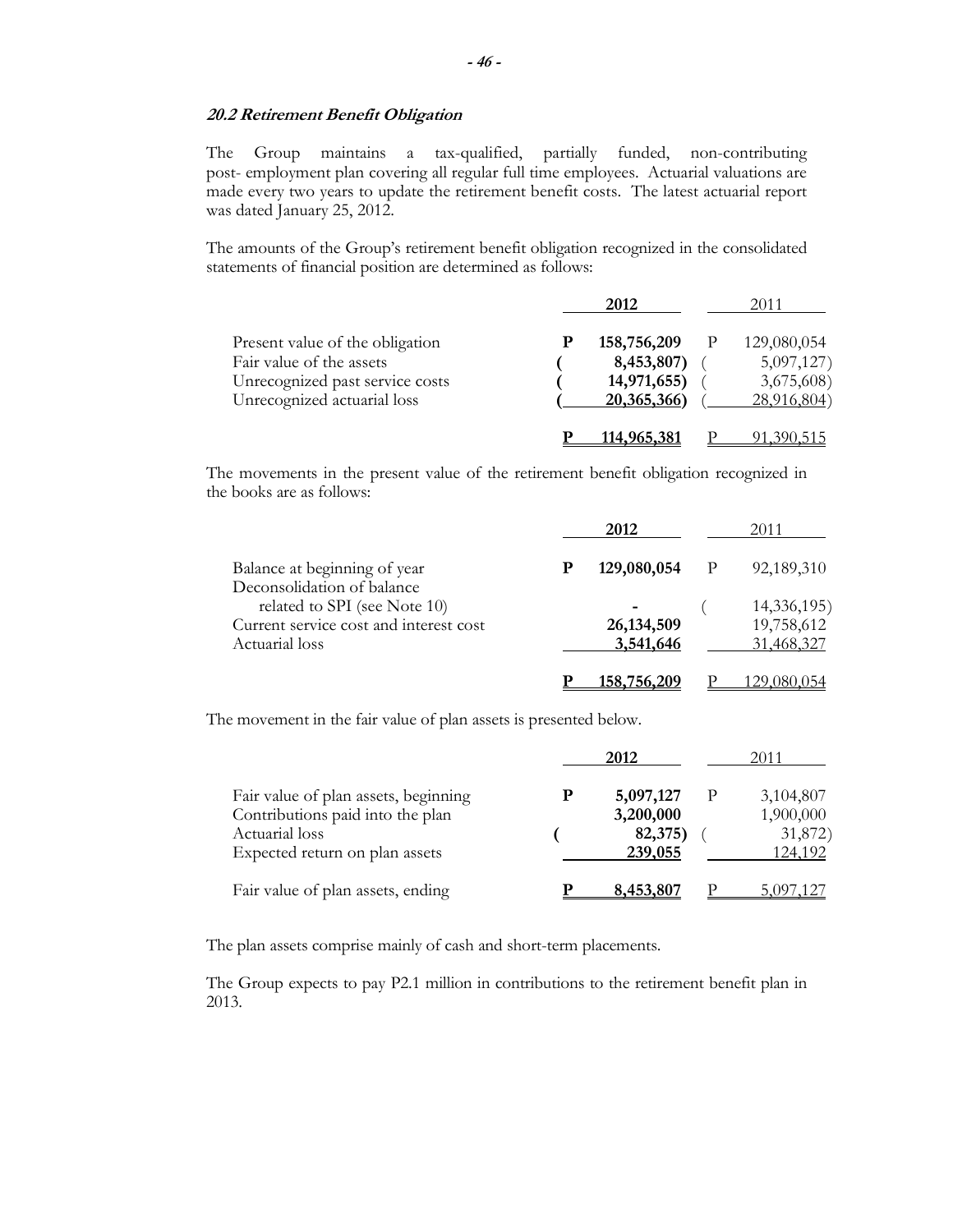### *20.2 Retirement Benefit Obligation*

The Group maintains a tax-qualified, partially funded, non-contributing post- employment plan covering all regular full time employees. Actuarial valuations are made every two years to update the retirement benefit costs. The latest actuarial report was dated January 25, 2012.

The amounts of the Group's retirement benefit obligation recognized in the consolidated statements of financial position are determined as follows:

| | **2012** | 2011 |
|---|---|---|
| Present value of the obligation | **P 158,756,209** | P 129,080,054 |
| Fair value of the assets | **( 8,453,807)** | ( 5,097,127) |
| Unrecognized past service costs | **( 14,971,655)** | ( 3,675,608) |
| Unrecognized actuarial loss | **( 20,365,366)** | ( 28,916,804) |
| | **P 114,965,381** | P 91,390,515 |

The movements in the present value of the retirement benefit obligation recognized in the books are as follows:

| | **2012** | 2011 |
|---|---|---|
| Balance at beginning of year | **P 129,080,054** | P 92,189,310 |
| Deconsolidation of balance related to SPI (see Note 10) | **-** | ( 14,336,195) |
| Current service cost and interest cost | **26,134,509** | 19,758,612 |
| Actuarial loss | **3,541,646** | 31,468,327 |
| | **P 158,756,209** | P 129,080,054 |

The movement in the fair value of plan assets is presented below.

| | **2012** | 2011 |
|---|---|---|
| Fair value of plan assets, beginning | **P 5,097,127** | P 3,104,807 |
| Contributions paid into the plan | **3,200,000** | 1,900,000 |
| Actuarial loss | **( 82,375)** | ( 31,872) |
| Expected return on plan assets | **239,055** | 124,192 |
| Fair value of plan assets, ending | **P 8,453,807** | P 5,097,127 |

The plan assets comprise mainly of cash and short-term placements.

The Group expects to pay P2.1 million in contributions to the retirement benefit plan in 2013.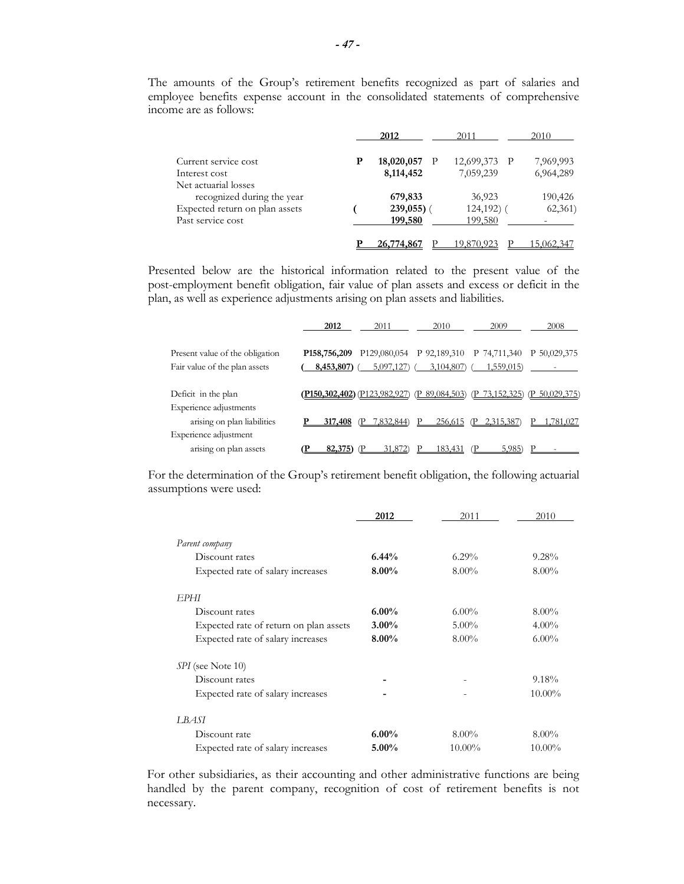The amounts of the Group's retirement benefits recognized as part of salaries and employee benefits expense account in the consolidated statements of comprehensive income are as follows:

| | **2012** | 2011 | 2010 |
|---|---|---|---|
| Current service cost | **P 18,020,057** | P 12,699,373 | P 7,969,993 |
| Interest cost | **8,114,452** | 7,059,239 | 6,964,289 |
| Net actuarial losses recognized during the year | **679,833** | 36,923 | 190,426 |
| Expected return on plan assets | **( 239,055)** | ( 124,192) | ( 62,361) |
| Past service cost | **199,580** | 199,580 | - |
| | **P 26,774,867** | P 19,870,923 | P 15,062,347 |

Presented below are the historical information related to the present value of the post-employment benefit obligation, fair value of plan assets and excess or deficit in the plan, as well as experience adjustments arising on plan assets and liabilities.

| | **2012** | 2011 | 2010 | 2009 | 2008 |
|---|---|---|---|---|---|
| Present value of the obligation | **P158,756,209** | P129,080,054 | P 92,189,310 | P 74,711,340 | P 50,029,375 |
| Fair value of the plan assets | **( 8,453,807)** | ( 5,097,127) | ( 3,104,807) | ( 1,559,015) | - |
| Deficit in the plan | **(P150,302,402)** | (P123,982,927) | (P 89,084,503) | (P 73,152,325) | (P 50,029,375) |
| Experience adjustments arising on plan liabilities | **P 317,408** | (P 7,832,844) | P 256,615 | (P 2,315,387) | P 1,781,027 |
| Experience adjustment arising on plan assets | **(P 82,375)** | (P 31,872) | P 183,431 | (P 5,985) | P - |

For the determination of the Group's retirement benefit obligation, the following actuarial assumptions were used:

| | **2012** | 2011 | 2010 |
|---|---|---|---|
| *Parent company* | | | |
| Discount rates | **6.44%** | 6.29% | 9.28% |
| Expected rate of salary increases | **8.00%** | 8.00% | 8.00% |
| *EPHI* | | | |
| Discount rates | **6.00%** | 6.00% | 8.00% |
| Expected rate of return on plan assets | **3.00%** | 5.00% | 4.00% |
| Expected rate of salary increases | **8.00%** | 8.00% | 6.00% |
| *SPI* (see Note 10) | | | |
| Discount rates | **-** | - | 9.18% |
| Expected rate of salary increases | **-** | - | 10.00% |
| *LBASI* | | | |
| Discount rate | **6.00%** | 8.00% | 8.00% |
| Expected rate of salary increases | **5.00%** | 10.00% | 10.00% |

For other subsidiaries, as their accounting and other administrative functions are being handled by the parent company, recognition of cost of retirement benefits is not necessary.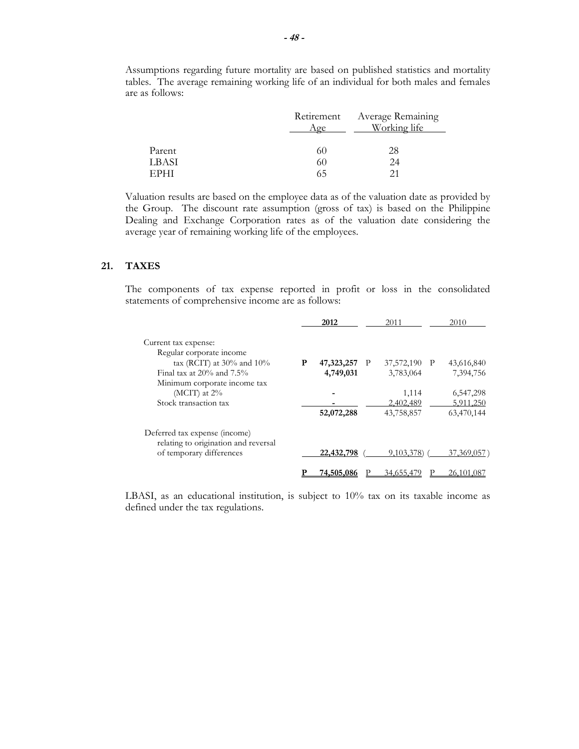Assumptions regarding future mortality are based on published statistics and mortality tables. The average remaining working life of an individual for both males and females are as follows:

| | Retirement Age | Average Remaining Working life |
|---|---|---|
| Parent | 60 | 28 |
| LBASI | 60 | 24 |
| EPHI | 65 | 21 |

Valuation results are based on the employee data as of the valuation date as provided by the Group. The discount rate assumption (gross of tax) is based on the Philippine Dealing and Exchange Corporation rates as of the valuation date considering the average year of remaining working life of the employees.

## 21. TAXES

The components of tax expense reported in profit or loss in the consolidated statements of comprehensive income are as follows:

| | **2012** | 2011 | 2010 |
|---|---|---|---|
| Current tax expense: | | | |
| Regular corporate income tax (RCIT) at 30% and 10% | **P 47,323,257** | P 37,572,190 | P 43,616,840 |
| Final tax at 20% and 7.5% | **4,749,031** | 3,783,064 | 7,394,756 |
| Minimum corporate income tax (MCIT) at 2% | **-** | 1,114 | 6,547,298 |
| Stock transaction tax | **-** | 2,402,489 | 5,911,250 |
| | **52,072,288** | 43,758,857 | 63,470,144 |
| Deferred tax expense (income) relating to origination and reversal of temporary differences | **22,432,798** | ( 9,103,378) | ( 37,369,057) |
| | **P 74,505,086** | P 34,655,479 | P 26,101,087 |

LBASI, as an educational institution, is subject to 10% tax on its taxable income as defined under the tax regulations.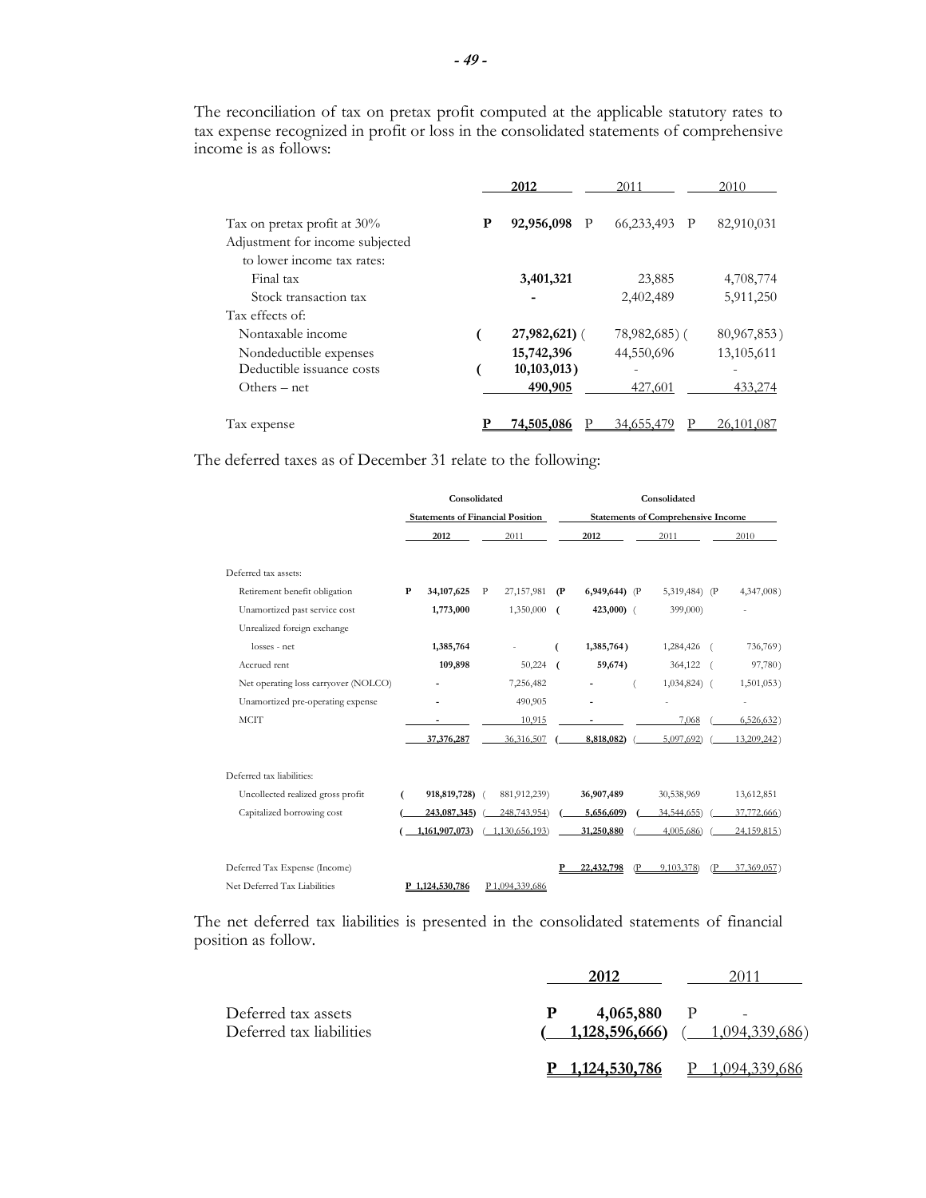The reconciliation of tax on pretax profit computed at the applicable statutory rates to tax expense recognized in profit or loss in the consolidated statements of comprehensive income is as follows:

| | 2012 | 2011 | 2010 |
|---|---|---|---|
| Tax on pretax profit at 30% | **P 92,956,098** | P 66,233,493 | P 82,910,031 |
| Adjustment for income subjected to lower income tax rates: | | | |
| Final tax | **3,401,321** | 23,885 | 4,708,774 |
| Stock transaction tax | **-** | 2,402,489 | 5,911,250 |
| Tax effects of: | | | |
| Nontaxable income | **( 27,982,621)** | ( 78,982,685) | ( 80,967,853) |
| Nondeductible expenses | **15,742,396** | 44,550,696 | 13,105,611 |
| Deductible issuance costs | **( 10,103,013)** | - | - |
| Others – net | **490,905** | 427,601 | 433,274 |
| Tax expense | **P 74,505,086** | P 34,655,479 | P 26,101,087 |

The deferred taxes as of December 31 relate to the following:

| | Consolidated Statements of Financial Position | | Consolidated Statements of Comprehensive Income | | |
|---|---|---|---|---|---|
| | 2012 | 2011 | 2012 | 2011 | 2010 |
| Deferred tax assets: | | | | | |
| Retirement benefit obligation | **P 34,107,625** | P 27,157,981 | **(P 6,949,644)** | (P 5,319,484) | (P 4,347,008) |
| Unamortized past service cost | **1,773,000** | 1,350,000 | **( 423,000)** | ( 399,000) | - |
| Unrealized foreign exchange losses - net | **1,385,764** | - | **( 1,385,764)** | 1,284,426 | ( 736,769) |
| Accrued rent | **109,898** | 50,224 | **( 59,674)** | 364,122 | ( 97,780) |
| Net operating loss carryover (NOLCO) | **-** | 7,256,482 | **-** | ( 1,034,824) | ( 1,501,053) |
| Unamortized pre-operating expense | **-** | 490,905 | **-** | - | - |
| MCIT | **-** | 10,915 | **-** | 7,068 | ( 6,526,632) |
| | **37,376,287** | 36,316,507 | **( 8,818,082)** | ( 5,097,692) | ( 13,209,242) |
| Deferred tax liabilities: | | | | | |
| Uncollected realized gross profit | **( 918,819,728)** | ( 881,912,239) | **36,907,489** | 30,538,969 | 13,612,851 |
| Capitalized borrowing cost | **( 243,087,345)** | ( 248,743,954) | **( 5,656,609)** | ( 34,544,655) | ( 37,772,666) |
| | **( 1,161,907,073)** | ( 1,130,656,193) | **31,250,880** | ( 4,005,686) | ( 24,159,815) |
| Deferred Tax Expense (Income) | | | **P 22,432,798** | (P 9,103,378) | (P 37,369,057) |
| Net Deferred Tax Liabilities | **P 1,124,530,786** | P 1,094,339,686 | | | |

The net deferred tax liabilities is presented in the consolidated statements of financial position as follow.

| | 2012 | 2011 |
|---|---|---|
| Deferred tax assets | **P 4,065,880** | P - |
| Deferred tax liabilities | **( 1,128,596,666)** | ( 1,094,339,686) |
| | **P 1,124,530,786** | P 1,094,339,686 |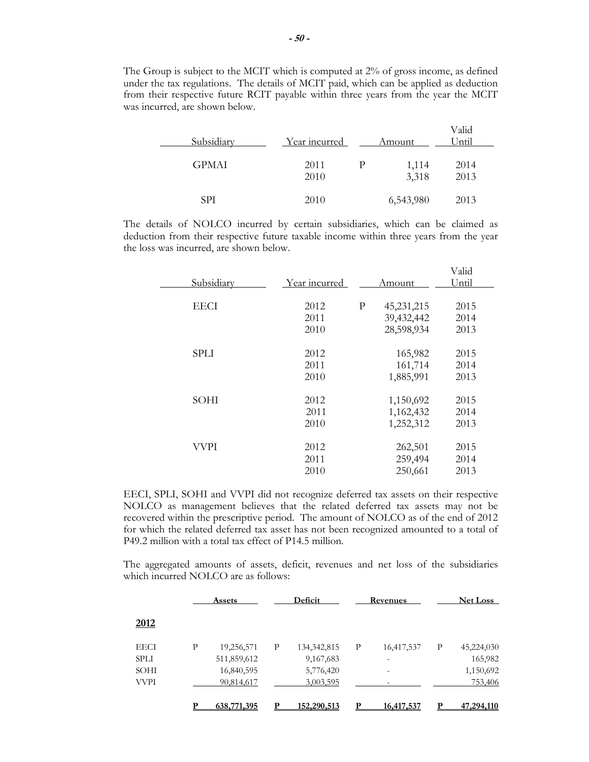The Group is subject to the MCIT which is computed at 2% of gross income, as defined under the tax regulations. The details of MCIT paid, which can be applied as deduction from their respective future RCIT payable within three years from the year the MCIT was incurred, are shown below.

| Subsidiary | Year incurred | Amount | Valid Until |
|---|---|---|---|
| GPMAI | 2011 | P 1,114 | 2014 |
| | 2010 | 3,318 | 2013 |
| SPI | 2010 | 6,543,980 | 2013 |

The details of NOLCO incurred by certain subsidiaries, which can be claimed as deduction from their respective future taxable income within three years from the year the loss was incurred, are shown below.

| Subsidiary | Year incurred | Amount | Valid Until |
|---|---|---|---|
| EECI | 2012 | P 45,231,215 | 2015 |
| | 2011 | 39,432,442 | 2014 |
| | 2010 | 28,598,934 | 2013 |
| SPLI | 2012 | 165,982 | 2015 |
| | 2011 | 161,714 | 2014 |
| | 2010 | 1,885,991 | 2013 |
| SOHI | 2012 | 1,150,692 | 2015 |
| | 2011 | 1,162,432 | 2014 |
| | 2010 | 1,252,312 | 2013 |
| VVPI | 2012 | 262,501 | 2015 |
| | 2011 | 259,494 | 2014 |
| | 2010 | 250,661 | 2013 |

EECI, SPLI, SOHI and VVPI did not recognize deferred tax assets on their respective NOLCO as management believes that the related deferred tax assets may not be recovered within the prescriptive period. The amount of NOLCO as of the end of 2012 for which the related deferred tax asset has not been recognized amounted to a total of P49.2 million with a total tax effect of P14.5 million.

The aggregated amounts of assets, deficit, revenues and net loss of the subsidiaries which incurred NOLCO are as follows:

| | Assets | Deficit | Revenues | Net Loss |
|---|---|---|---|---|
| **2012** | | | | |
| EECI | P 19,256,571 | P 134,342,815 | P 16,417,537 | P 45,224,030 |
| SPLI | 511,859,612 | 9,167,683 | - | 165,982 |
| SOHI | 16,840,595 | 5,776,420 | - | 1,150,692 |
| VVPI | 90,814,617 | 3,003,595 | - | 753,406 |
| | **P 638,771,395** | **P 152,290,513** | **P 16,417,537** | **P 47,294,110** |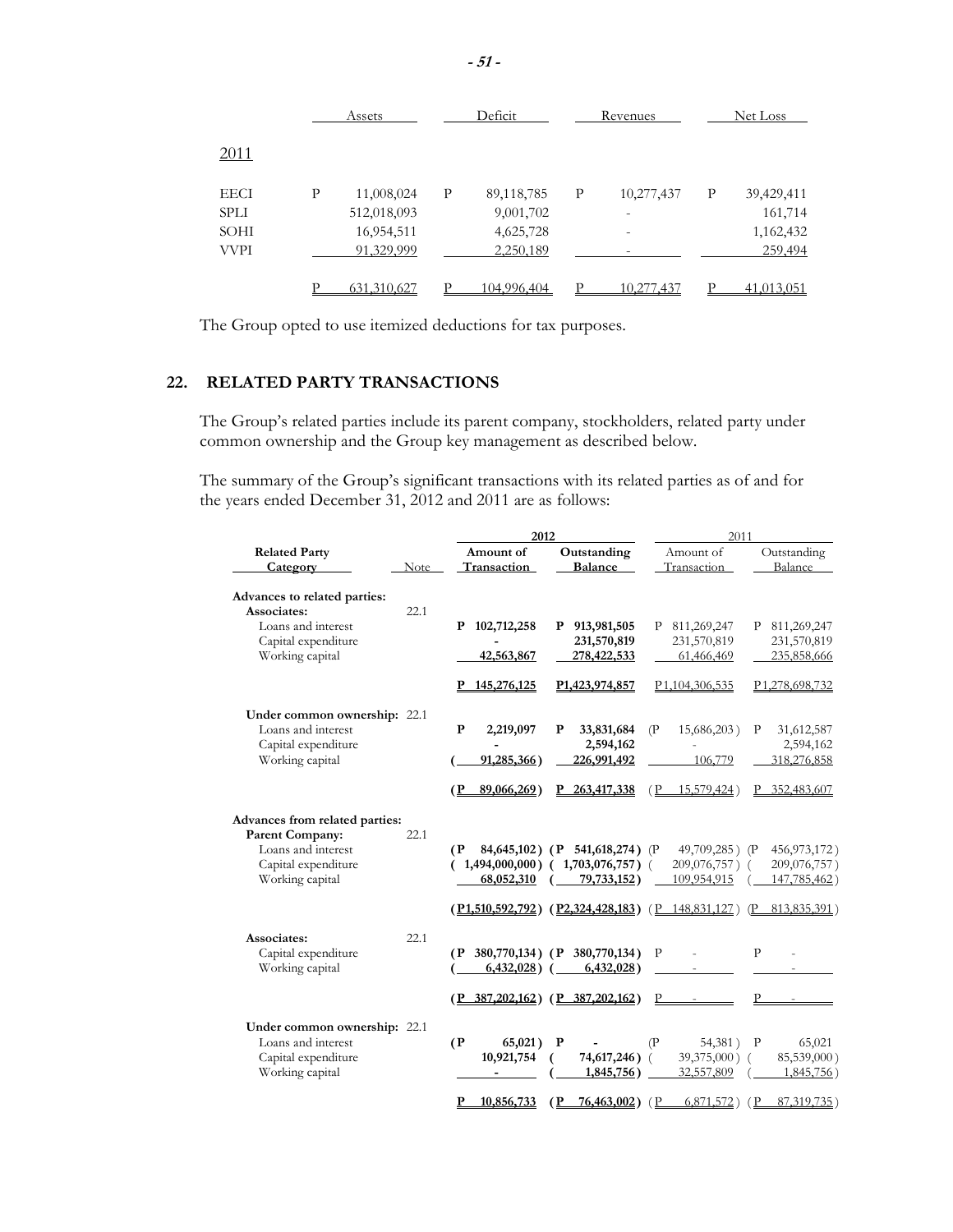| | Assets | Deficit | Revenues | Net Loss |
|---|---|---|---|---|
| 2011 | | | | |
| EECI | P 11,008,024 | P 89,118,785 | P 10,277,437 | P 39,429,411 |
| SPLI | 512,018,093 | 9,001,702 | - | 161,714 |
| SOHI | 16,954,511 | 4,625,728 | - | 1,162,432 |
| VVPI | 91,329,999 | 2,250,189 | - | 259,494 |
| | P 631,310,627 | P 104,996,404 | P 10,277,437 | P 41,013,051 |

The Group opted to use itemized deductions for tax purposes.

## 22. RELATED PARTY TRANSACTIONS

The Group's related parties include its parent company, stockholders, related party under common ownership and the Group key management as described below.

The summary of the Group's significant transactions with its related parties as of and for the years ended December 31, 2012 and 2011 are as follows:

| | | 2012 | | 2011 | |
|---|---|---|---|---|---|
| **Related Party Category** | Note | **Amount of Transaction** | **Outstanding Balance** | Amount of Transaction | Outstanding Balance |
| **Advances to related parties:** | | | | | |
| **Associates:** | 22.1 | | | | |
| Loans and interest | | **P 102,712,258** | **P 913,981,505** | P 811,269,247 | P 811,269,247 |
| Capital expenditure | | **-** | **231,570,819** | 231,570,819 | 231,570,819 |
| Working capital | | **42,563,867** | **278,422,533** | 61,466,469 | 235,858,666 |
| | | **P 145,276,125** | **P1,423,974,857** | P1,104,306,535 | P1,278,698,732 |
| **Under common ownership:** | 22.1 | | | | |
| Loans and interest | | **P 2,219,097** | **P 33,831,684** | (P 15,686,203) | P 31,612,587 |
| Capital expenditure | | **-** | **2,594,162** | - | 2,594,162 |
| Working capital | | **( 91,285,366)** | **226,991,492** | 106,779 | 318,276,858 |
| | | **(P 89,066,269)** | **P 263,417,338** | (P 15,579,424) | P 352,483,607 |
| **Advances from related parties:** | | | | | |
| **Parent Company:** | 22.1 | | | | |
| Loans and interest | | **(P 84,645,102)** | **(P 541,618,274)** | (P 49,709,285) | (P 456,973,172) |
| Capital expenditure | | **( 1,494,000,000)** | **( 1,703,076,757)** | ( 209,076,757) | ( 209,076,757) |
| Working capital | | **68,052,310** | **( 79,733,152)** | 109,954,915 | ( 147,785,462) |
| | | **(P1,510,592,792)** | **(P2,324,428,183)** | (P 148,831,127) | (P 813,835,391) |
| **Associates:** | 22.1 | | | | |
| Capital expenditure | | **(P 380,770,134)** | **(P 380,770,134)** | P - | P - |
| Working capital | | **( 6,432,028)** | **( 6,432,028)** | - | - |
| | | **(P 387,202,162)** | **(P 387,202,162)** | P - | P - |
| **Under common ownership:** | 22.1 | | | | |
| Loans and interest | | **(P 65,021)** | **P -** | (P 54,381) | P 65,021 |
| Capital expenditure | | **10,921,754** | **( 74,617,246)** | ( 39,375,000) | ( 85,539,000) |
| Working capital | | **-** | **( 1,845,756)** | 32,557,809 | ( 1,845,756) |
| | | **P 10,856,733** | **(P 76,463,002)** | (P 6,871,572) | (P 87,319,735) |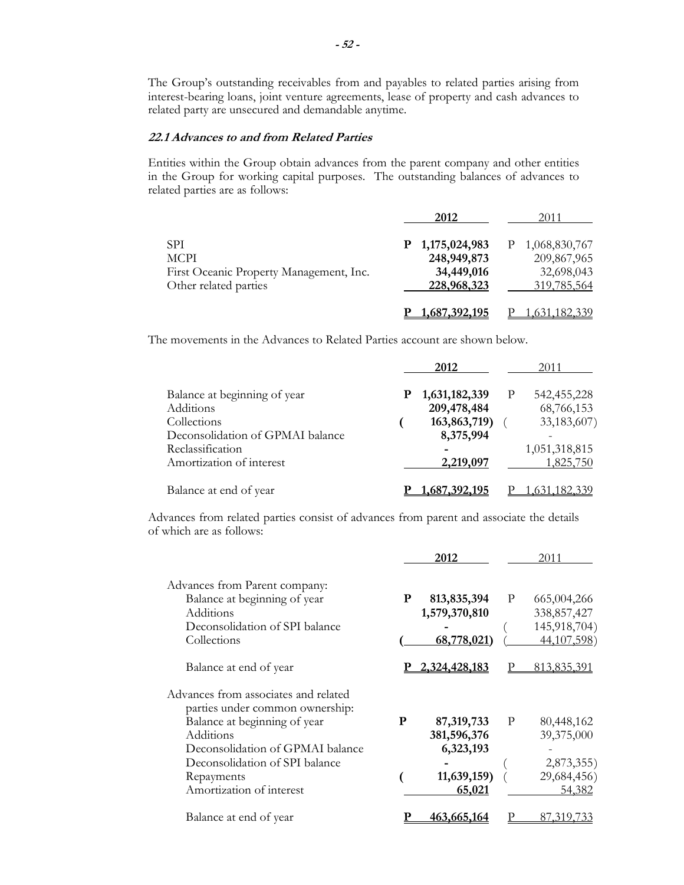The Group's outstanding receivables from and payables to related parties arising from interest-bearing loans, joint venture agreements, lease of property and cash advances to related party are unsecured and demandable anytime.

***22.1 Advances to and from Related Parties***

Entities within the Group obtain advances from the parent company and other entities in the Group for working capital purposes. The outstanding balances of advances to related parties are as follows:

| | 2012 | 2011 |
|---|---|---|
| SPI | **P 1,175,024,983** | P 1,068,830,767 |
| MCPI | **248,949,873** | 209,867,965 |
| First Oceanic Property Management, Inc. | **34,449,016** | 32,698,043 |
| Other related parties | **228,968,323** | 319,785,564 |
| | **P 1,687,392,195** | P 1,631,182,339 |

The movements in the Advances to Related Parties account are shown below.

| | 2012 | 2011 |
|---|---|---|
| Balance at beginning of year | **P 1,631,182,339** | P 542,455,228 |
| Additions | **209,478,484** | 68,766,153 |
| Collections | **( 163,863,719)** | ( 33,183,607) |
| Deconsolidation of GPMAI balance | **8,375,994** | - |
| Reclassification | **-** | 1,051,318,815 |
| Amortization of interest | **2,219,097** | 1,825,750 |
| Balance at end of year | **P 1,687,392,195** | P 1,631,182,339 |

Advances from related parties consist of advances from parent and associate the details of which are as follows:

| | 2012 | 2011 |
|---|---|---|
| Advances from Parent company: | | |
| Balance at beginning of year | **P 813,835,394** | P 665,004,266 |
| Additions | **1,579,370,810** | 338,857,427 |
| Deconsolidation of SPI balance | **-** | ( 145,918,704) |
| Collections | **( 68,778,021)** | ( 44,107,598) |
| Balance at end of year | **P 2,324,428,183** | P 813,835,391 |
| Advances from associates and related parties under common ownership: | | |
| Balance at beginning of year | **P 87,319,733** | P 80,448,162 |
| Additions | **381,596,376** | 39,375,000 |
| Deconsolidation of GPMAI balance | **6,323,193** | - |
| Deconsolidation of SPI balance | **-** | ( 2,873,355) |
| Repayments | **( 11,639,159)** | ( 29,684,456) |
| Amortization of interest | **65,021** | 54,382 |
| Balance at end of year | **P 463,665,164** | P 87,319,733 |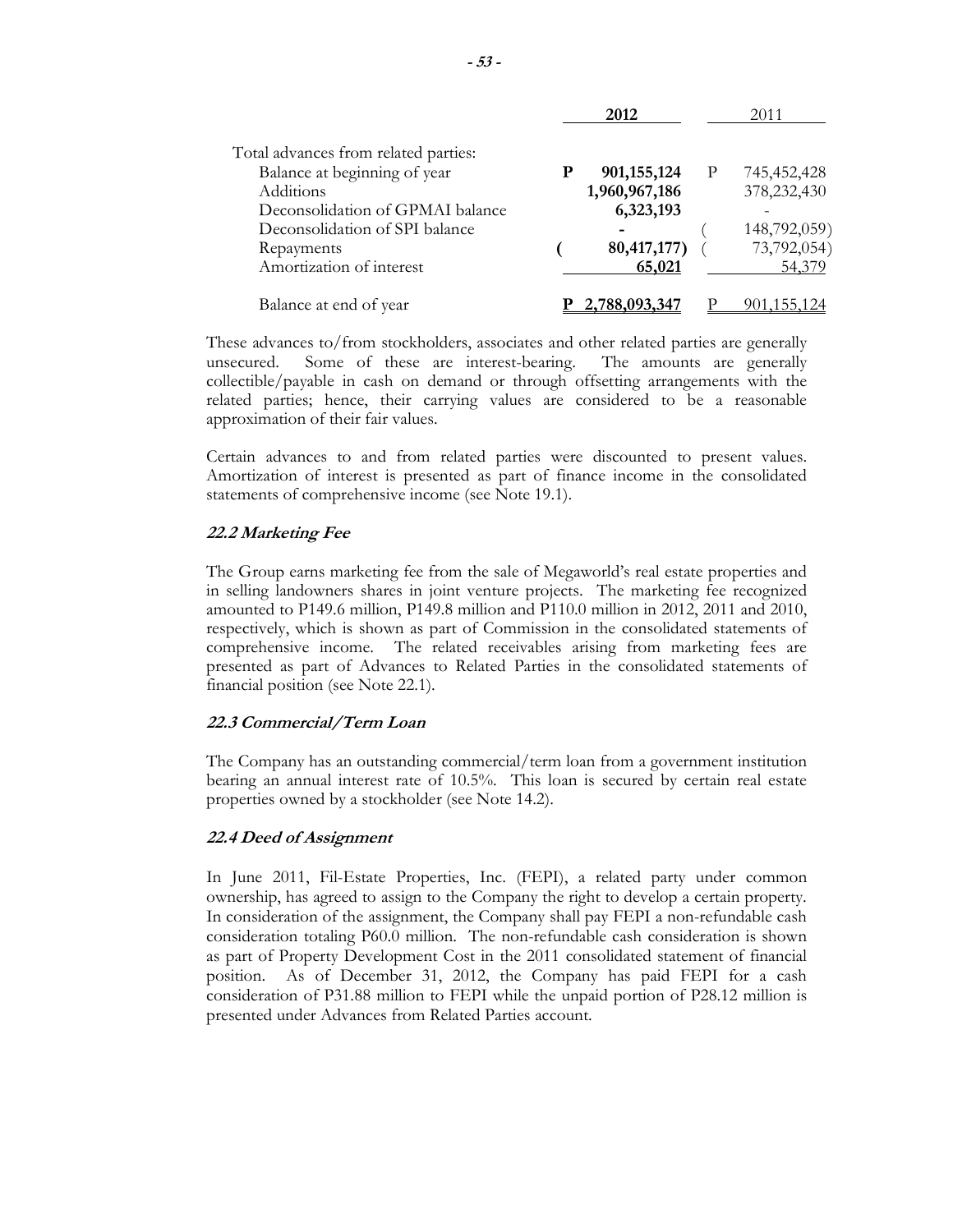| | 2012 | 2011 |
|---|---|---|
| Total advances from related parties: | | |
| Balance at beginning of year | P 901,155,124 | P 745,452,428 |
| Additions | 1,960,967,186 | 378,232,430 |
| Deconsolidation of GPMAI balance | 6,323,193 | - |
| Deconsolidation of SPI balance | - | ( 148,792,059) |
| Repayments | ( 80,417,177) | ( 73,792,054) |
| Amortization of interest | 65,021 | 54,379 |
| Balance at end of year | P 2,788,093,347 | P 901,155,124 |

These advances to/from stockholders, associates and other related parties are generally unsecured. Some of these are interest-bearing. The amounts are generally collectible/payable in cash on demand or through offsetting arrangements with the related parties; hence, their carrying values are considered to be a reasonable approximation of their fair values.

Certain advances to and from related parties were discounted to present values. Amortization of interest is presented as part of finance income in the consolidated statements of comprehensive income (see Note 19.1).

### *22.2 Marketing Fee*

The Group earns marketing fee from the sale of Megaworld's real estate properties and in selling landowners shares in joint venture projects. The marketing fee recognized amounted to P149.6 million, P149.8 million and P110.0 million in 2012, 2011 and 2010, respectively, which is shown as part of Commission in the consolidated statements of comprehensive income. The related receivables arising from marketing fees are presented as part of Advances to Related Parties in the consolidated statements of financial position (see Note 22.1).

### *22.3 Commercial/Term Loan*

The Company has an outstanding commercial/term loan from a government institution bearing an annual interest rate of 10.5%. This loan is secured by certain real estate properties owned by a stockholder (see Note 14.2).

### *22.4 Deed of Assignment*

In June 2011, Fil-Estate Properties, Inc. (FEPI), a related party under common ownership, has agreed to assign to the Company the right to develop a certain property. In consideration of the assignment, the Company shall pay FEPI a non-refundable cash consideration totaling P60.0 million. The non-refundable cash consideration is shown as part of Property Development Cost in the 2011 consolidated statement of financial position. As of December 31, 2012, the Company has paid FEPI for a cash consideration of P31.88 million to FEPI while the unpaid portion of P28.12 million is presented under Advances from Related Parties account.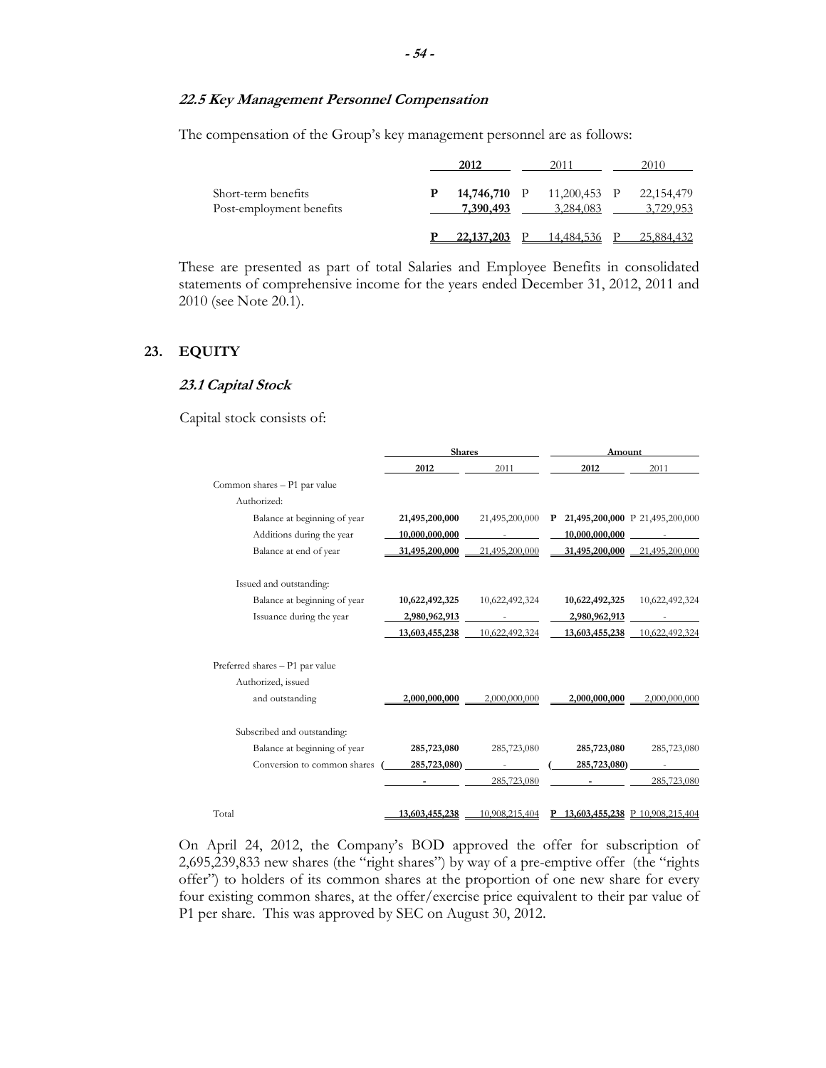### *22.5 Key Management Personnel Compensation*

The compensation of the Group's key management personnel are as follows:

| | 2012 | 2011 | 2010 |
|---|---|---|---|
| Short-term benefits | P **14,746,710** | P 11,200,453 | P 22,154,479 |
| Post-employment benefits | **7,390,493** | 3,284,083 | 3,729,953 |
| | P **22,137,203** | P 14,484,536 | P 25,884,432 |

These are presented as part of total Salaries and Employee Benefits in consolidated statements of comprehensive income for the years ended December 31, 2012, 2011 and 2010 (see Note 20.1).

## 23. EQUITY

### *23.1 Capital Stock*

Capital stock consists of:

| | Shares | | Amount | |
|---|---|---|---|---|
| | **2012** | 2011 | **2012** | 2011 |
| Common shares – P1 par value | | | | |
| Authorized: | | | | |
| Balance at beginning of year | **21,495,200,000** | 21,495,200,000 | P **21,495,200,000** | P 21,495,200,000 |
| Additions during the year | **10,000,000,000** | - | **10,000,000,000** | - |
| Balance at end of year | **31,495,200,000** | 21,495,200,000 | **31,495,200,000** | 21,495,200,000 |
| Issued and outstanding: | | | | |
| Balance at beginning of year | **10,622,492,325** | 10,622,492,324 | **10,622,492,325** | 10,622,492,324 |
| Issuance during the year | **2,980,962,913** | - | **2,980,962,913** | - |
| | **13,603,455,238** | 10,622,492,324 | **13,603,455,238** | 10,622,492,324 |
| Preferred shares – P1 par value | | | | |
| Authorized, issued and outstanding | **2,000,000,000** | 2,000,000,000 | **2,000,000,000** | 2,000,000,000 |
| Subscribed and outstanding: | | | | |
| Balance at beginning of year | **285,723,080** | 285,723,080 | **285,723,080** | 285,723,080 |
| Conversion to common shares | ( **285,723,080**) | - | ( **285,723,080**) | - |
| | **-** | 285,723,080 | **-** | 285,723,080 |
| Total | **13,603,455,238** | 10,908,215,404 | P **13,603,455,238** | P 10,908,215,404 |

On April 24, 2012, the Company's BOD approved the offer for subscription of 2,695,239,833 new shares (the "right shares") by way of a pre-emptive offer (the "rights offer") to holders of its common shares at the proportion of one new share for every four existing common shares, at the offer/exercise price equivalent to their par value of P1 per share. This was approved by SEC on August 30, 2012.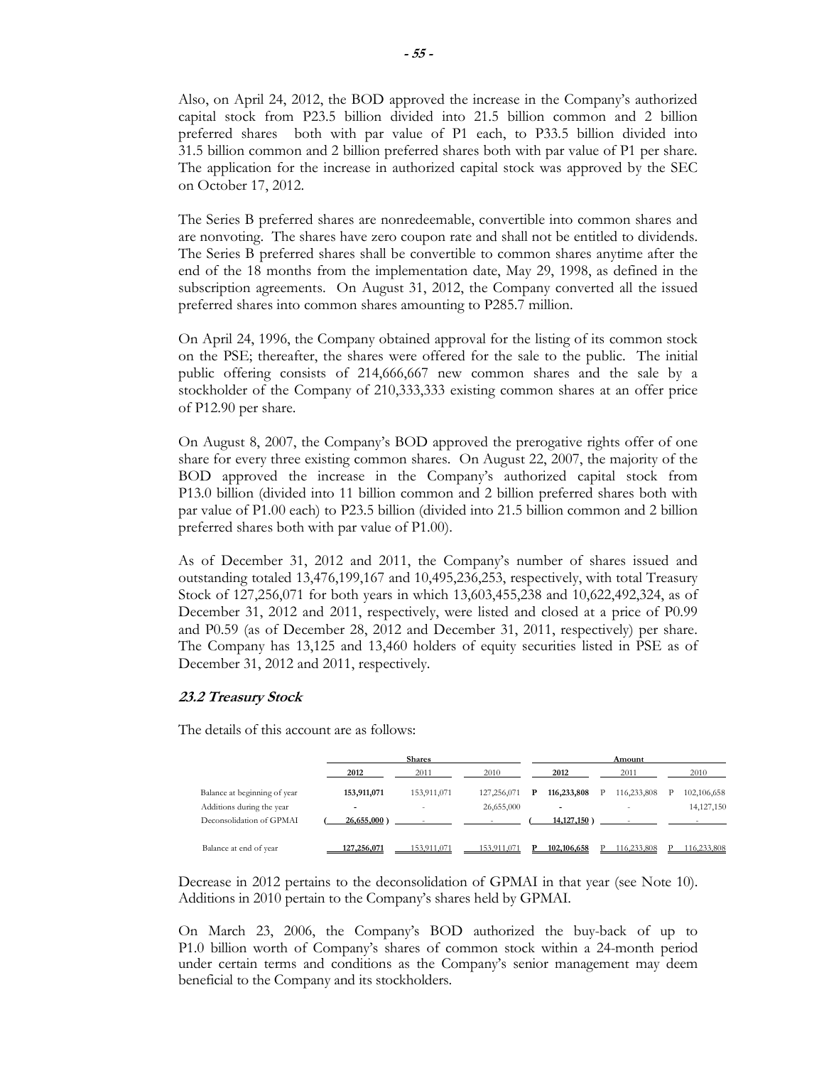Also, on April 24, 2012, the BOD approved the increase in the Company's authorized capital stock from P23.5 billion divided into 21.5 billion common and 2 billion preferred shares both with par value of P1 each, to P33.5 billion divided into 31.5 billion common and 2 billion preferred shares both with par value of P1 per share. The application for the increase in authorized capital stock was approved by the SEC on October 17, 2012.

The Series B preferred shares are nonredeemable, convertible into common shares and are nonvoting. The shares have zero coupon rate and shall not be entitled to dividends. The Series B preferred shares shall be convertible to common shares anytime after the end of the 18 months from the implementation date, May 29, 1998, as defined in the subscription agreements. On August 31, 2012, the Company converted all the issued preferred shares into common shares amounting to P285.7 million.

On April 24, 1996, the Company obtained approval for the listing of its common stock on the PSE; thereafter, the shares were offered for the sale to the public. The initial public offering consists of 214,666,667 new common shares and the sale by a stockholder of the Company of 210,333,333 existing common shares at an offer price of P12.90 per share.

On August 8, 2007, the Company's BOD approved the prerogative rights offer of one share for every three existing common shares. On August 22, 2007, the majority of the BOD approved the increase in the Company's authorized capital stock from P13.0 billion (divided into 11 billion common and 2 billion preferred shares both with par value of P1.00 each) to P23.5 billion (divided into 21.5 billion common and 2 billion preferred shares both with par value of P1.00).

As of December 31, 2012 and 2011, the Company's number of shares issued and outstanding totaled 13,476,199,167 and 10,495,236,253, respectively, with total Treasury Stock of 127,256,071 for both years in which 13,603,455,238 and 10,622,492,324, as of December 31, 2012 and 2011, respectively, were listed and closed at a price of P0.99 and P0.59 (as of December 28, 2012 and December 31, 2011, respectively) per share. The Company has 13,125 and 13,460 holders of equity securities listed in PSE as of December 31, 2012 and 2011, respectively.

#### *23.2 Treasury Stock*

The details of this account are as follows:

| | Shares | | | Amount | | |
|---|---|---|---|---|---|---|
| | **2012** | 2011 | 2010 | **2012** | 2011 | 2010 |
| Balance at beginning of year | **153,911,071** | 153,911,071 | 127,256,071 | **P 116,233,808** | P 116,233,808 | P 102,106,658 |
| Additions during the year | **-** | - | 26,655,000 | **-** | - | 14,127,150 |
| Deconsolidation of GPMAI | **( 26,655,000 )** | - | - | **( 14,127,150 )** | - | - |
| Balance at end of year | **127,256,071** | 153,911,071 | 153,911,071 | **P 102,106,658** | P 116,233,808 | P 116,233,808 |

Decrease in 2012 pertains to the deconsolidation of GPMAI in that year (see Note 10). Additions in 2010 pertain to the Company's shares held by GPMAI.

On March 23, 2006, the Company's BOD authorized the buy-back of up to P1.0 billion worth of Company's shares of common stock within a 24-month period under certain terms and conditions as the Company's senior management may deem beneficial to the Company and its stockholders.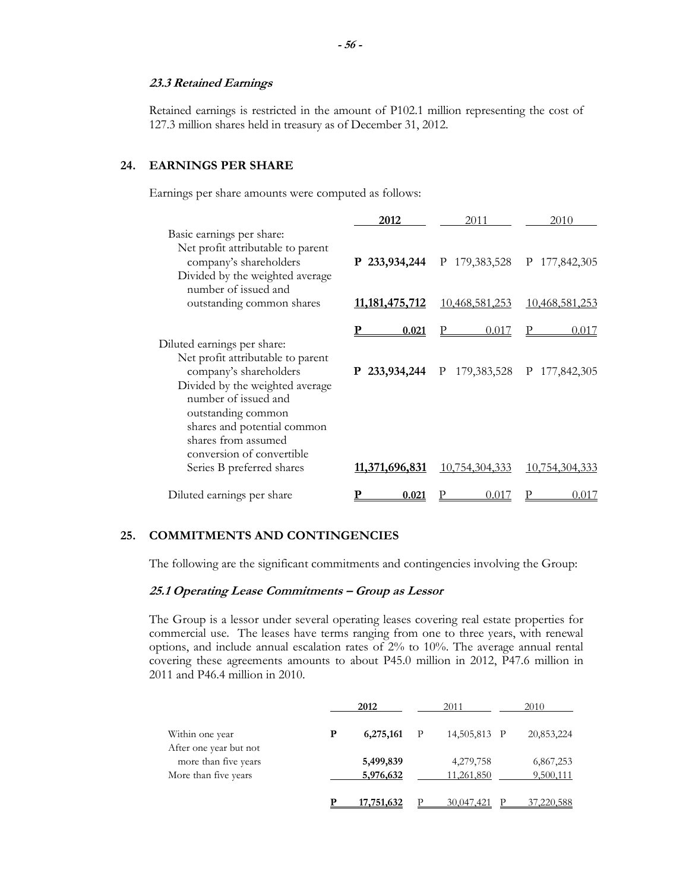### *23.3 Retained Earnings*

Retained earnings is restricted in the amount of P102.1 million representing the cost of 127.3 million shares held in treasury as of December 31, 2012.

## 24. EARNINGS PER SHARE

Earnings per share amounts were computed as follows:

| | **2012** | 2011 | 2010 |
|---|---|---|---|
| Basic earnings per share: | | | |
| Net profit attributable to parent company's shareholders | **P 233,934,244** | P 179,383,528 | P 177,842,305 |
| Divided by the weighted average number of issued and outstanding common shares | **11,181,475,712** | 10,468,581,253 | 10,468,581,253 |
| | **P 0.021** | P 0.017 | P 0.017 |
| Diluted earnings per share: | | | |
| Net profit attributable to parent company's shareholders | **P 233,934,244** | P 179,383,528 | P 177,842,305 |
| Divided by the weighted average number of issued and outstanding common shares and potential common shares from assumed conversion of convertible Series B preferred shares | **11,371,696,831** | 10,754,304,333 | 10,754,304,333 |
| Diluted earnings per share | **P 0.021** | P 0.017 | P 0.017 |

## 25. COMMITMENTS AND CONTINGENCIES

The following are the significant commitments and contingencies involving the Group:

### *25.1 Operating Lease Commitments – Group as Lessor*

The Group is a lessor under several operating leases covering real estate properties for commercial use. The leases have terms ranging from one to three years, with renewal options, and include annual escalation rates of 2% to 10%. The average annual rental covering these agreements amounts to about P45.0 million in 2012, P47.6 million in 2011 and P46.4 million in 2010.

| | **2012** | 2011 | 2010 |
|---|---|---|---|
| Within one year | **P 6,275,161** | P 14,505,813 | P 20,853,224 |
| After one year but not more than five years | **5,499,839** | 4,279,758 | 6,867,253 |
| More than five years | **5,976,632** | 11,261,850 | 9,500,111 |
| | **P 17,751,632** | P 30,047,421 | P 37,220,588 |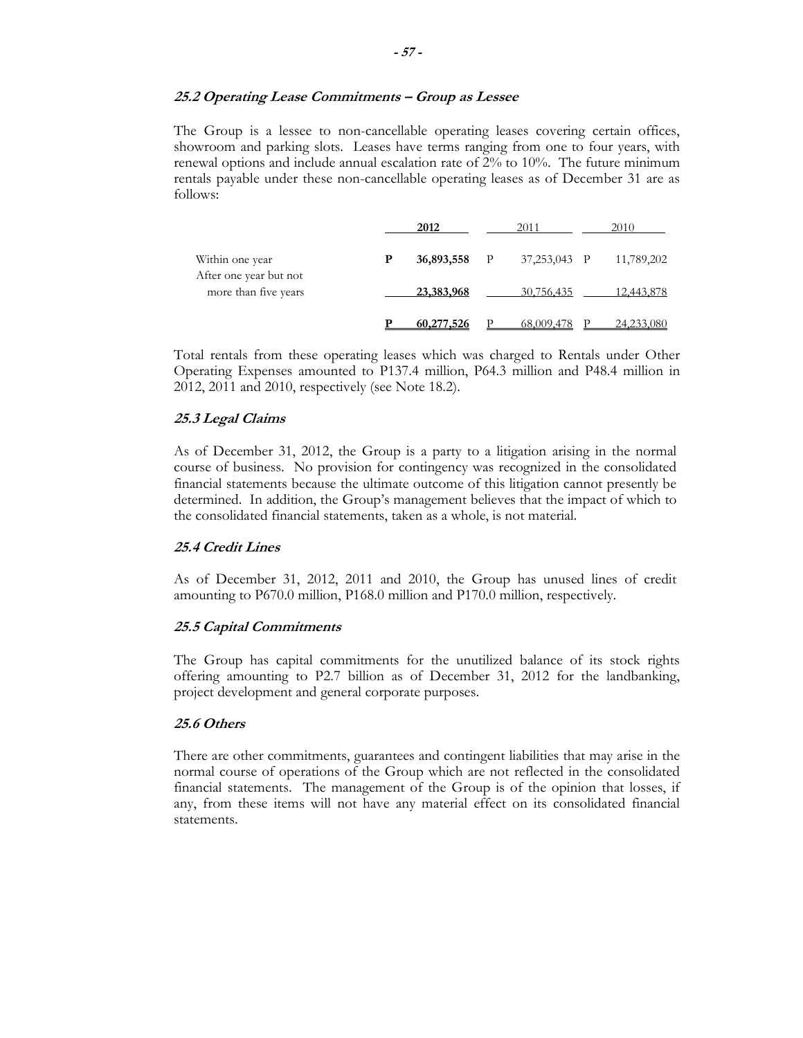### *25.2 Operating Lease Commitments – Group as Lessee*

The Group is a lessee to non-cancellable operating leases covering certain offices, showroom and parking slots. Leases have terms ranging from one to four years, with renewal options and include annual escalation rate of 2% to 10%. The future minimum rentals payable under these non-cancellable operating leases as of December 31 are as follows:

| | **2012** | 2011 | 2010 |
|---|---|---|---|
| Within one year | **P 36,893,558** | P 37,253,043 | P 11,789,202 |
| After one year but not more than five years | **23,383,968** | 30,756,435 | 12,443,878 |
| | **P 60,277,526** | P 68,009,478 | P 24,233,080 |

Total rentals from these operating leases which was charged to Rentals under Other Operating Expenses amounted to P137.4 million, P64.3 million and P48.4 million in 2012, 2011 and 2010, respectively (see Note 18.2).

### *25.3 Legal Claims*

As of December 31, 2012, the Group is a party to a litigation arising in the normal course of business. No provision for contingency was recognized in the consolidated financial statements because the ultimate outcome of this litigation cannot presently be determined. In addition, the Group's management believes that the impact of which to the consolidated financial statements, taken as a whole, is not material.

### *25.4 Credit Lines*

As of December 31, 2012, 2011 and 2010, the Group has unused lines of credit amounting to P670.0 million, P168.0 million and P170.0 million, respectively.

### *25.5 Capital Commitments*

The Group has capital commitments for the unutilized balance of its stock rights offering amounting to P2.7 billion as of December 31, 2012 for the landbanking, project development and general corporate purposes.

### *25.6 Others*

There are other commitments, guarantees and contingent liabilities that may arise in the normal course of operations of the Group which are not reflected in the consolidated financial statements. The management of the Group is of the opinion that losses, if any, from these items will not have any material effect on its consolidated financial statements.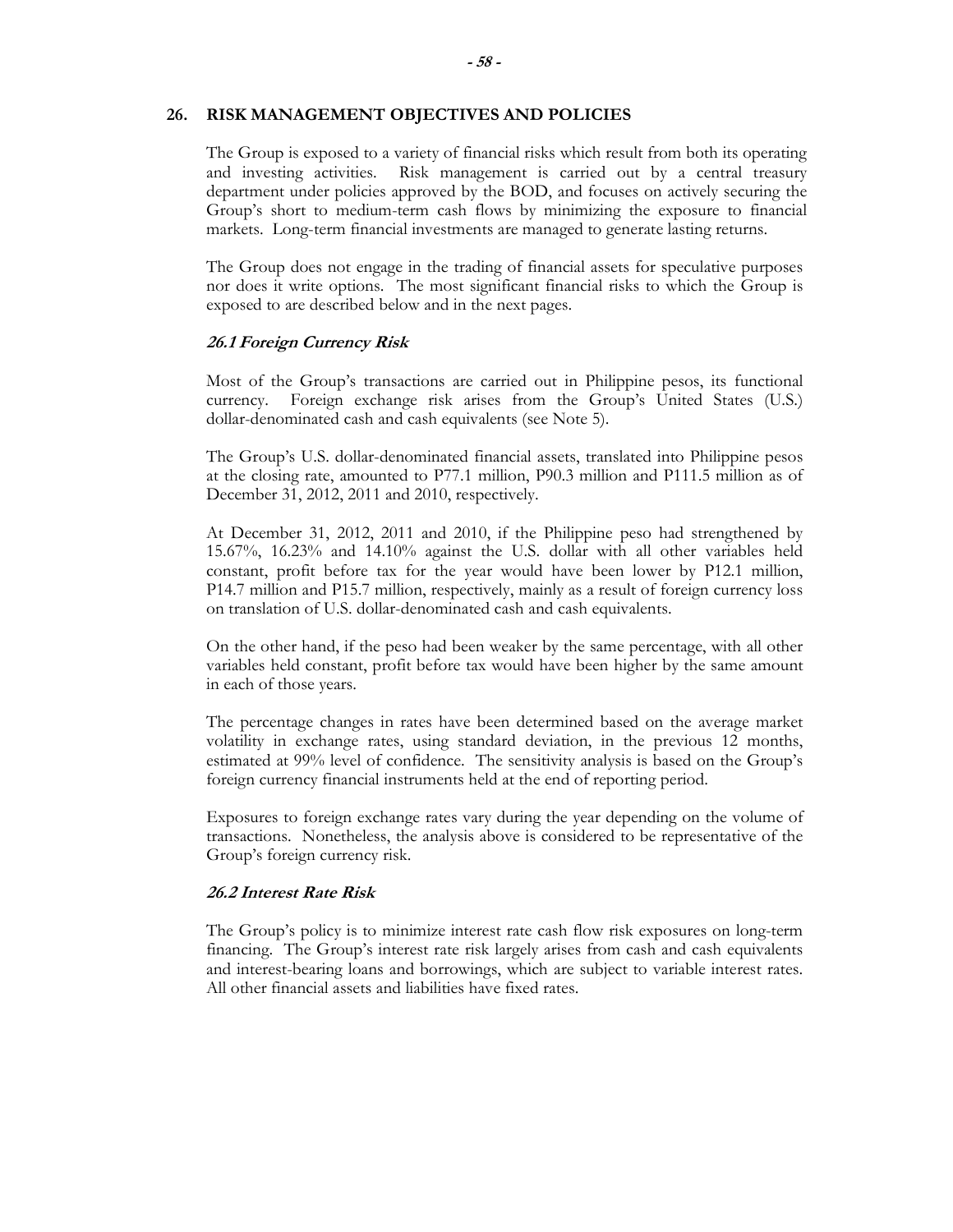## 26. RISK MANAGEMENT OBJECTIVES AND POLICIES

The Group is exposed to a variety of financial risks which result from both its operating and investing activities. Risk management is carried out by a central treasury department under policies approved by the BOD, and focuses on actively securing the Group's short to medium-term cash flows by minimizing the exposure to financial markets. Long-term financial investments are managed to generate lasting returns.

The Group does not engage in the trading of financial assets for speculative purposes nor does it write options. The most significant financial risks to which the Group is exposed to are described below and in the next pages.

### *26.1 Foreign Currency Risk*

Most of the Group's transactions are carried out in Philippine pesos, its functional currency. Foreign exchange risk arises from the Group's United States (U.S.) dollar-denominated cash and cash equivalents (see Note 5).

The Group's U.S. dollar-denominated financial assets, translated into Philippine pesos at the closing rate, amounted to P77.1 million, P90.3 million and P111.5 million as of December 31, 2012, 2011 and 2010, respectively.

At December 31, 2012, 2011 and 2010, if the Philippine peso had strengthened by 15.67%, 16.23% and 14.10% against the U.S. dollar with all other variables held constant, profit before tax for the year would have been lower by P12.1 million, P14.7 million and P15.7 million, respectively, mainly as a result of foreign currency loss on translation of U.S. dollar-denominated cash and cash equivalents.

On the other hand, if the peso had been weaker by the same percentage, with all other variables held constant, profit before tax would have been higher by the same amount in each of those years.

The percentage changes in rates have been determined based on the average market volatility in exchange rates, using standard deviation, in the previous 12 months, estimated at 99% level of confidence. The sensitivity analysis is based on the Group's foreign currency financial instruments held at the end of reporting period.

Exposures to foreign exchange rates vary during the year depending on the volume of transactions. Nonetheless, the analysis above is considered to be representative of the Group's foreign currency risk.

### *26.2 Interest Rate Risk*

The Group's policy is to minimize interest rate cash flow risk exposures on long-term financing. The Group's interest rate risk largely arises from cash and cash equivalents and interest-bearing loans and borrowings, which are subject to variable interest rates. All other financial assets and liabilities have fixed rates.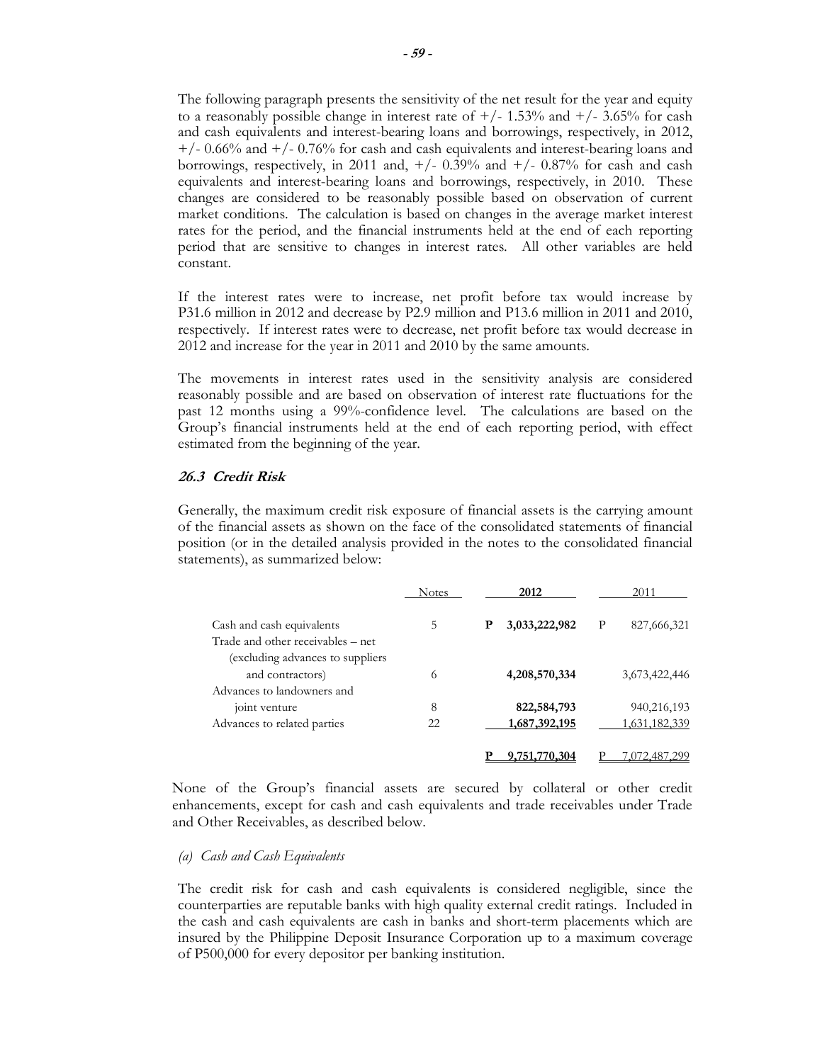The following paragraph presents the sensitivity of the net result for the year and equity to a reasonably possible change in interest rate of +/- 1.53% and +/- 3.65% for cash and cash equivalents and interest-bearing loans and borrowings, respectively, in 2012, +/- 0.66% and +/- 0.76% for cash and cash equivalents and interest-bearing loans and borrowings, respectively, in 2011 and, +/- 0.39% and +/- 0.87% for cash and cash equivalents and interest-bearing loans and borrowings, respectively, in 2010. These changes are considered to be reasonably possible based on observation of current market conditions. The calculation is based on changes in the average market interest rates for the period, and the financial instruments held at the end of each reporting period that are sensitive to changes in interest rates. All other variables are held constant.

If the interest rates were to increase, net profit before tax would increase by P31.6 million in 2012 and decrease by P2.9 million and P13.6 million in 2011 and 2010, respectively. If interest rates were to decrease, net profit before tax would decrease in 2012 and increase for the year in 2011 and 2010 by the same amounts.

The movements in interest rates used in the sensitivity analysis are considered reasonably possible and are based on observation of interest rate fluctuations for the past 12 months using a 99%-confidence level. The calculations are based on the Group's financial instruments held at the end of each reporting period, with effect estimated from the beginning of the year.

### *26.3 Credit Risk*

Generally, the maximum credit risk exposure of financial assets is the carrying amount of the financial assets as shown on the face of the consolidated statements of financial position (or in the detailed analysis provided in the notes to the consolidated financial statements), as summarized below:

| | Notes | 2012 | 2011 |
|---|---|---|---|
| Cash and cash equivalents | 5 | **P 3,033,222,982** | P 827,666,321 |
| Trade and other receivables – net (excluding advances to suppliers and contractors) | 6 | **4,208,570,334** | 3,673,422,446 |
| Advances to landowners and joint venture | 8 | **822,584,793** | 940,216,193 |
| Advances to related parties | 22 | **1,687,392,195** | 1,631,182,339 |
| | | **P 9,751,770,304** | P 7,072,487,299 |

None of the Group's financial assets are secured by collateral or other credit enhancements, except for cash and cash equivalents and trade receivables under Trade and Other Receivables, as described below.

*(a) Cash and Cash Equivalents*

The credit risk for cash and cash equivalents is considered negligible, since the counterparties are reputable banks with high quality external credit ratings. Included in the cash and cash equivalents are cash in banks and short-term placements which are insured by the Philippine Deposit Insurance Corporation up to a maximum coverage of P500,000 for every depositor per banking institution.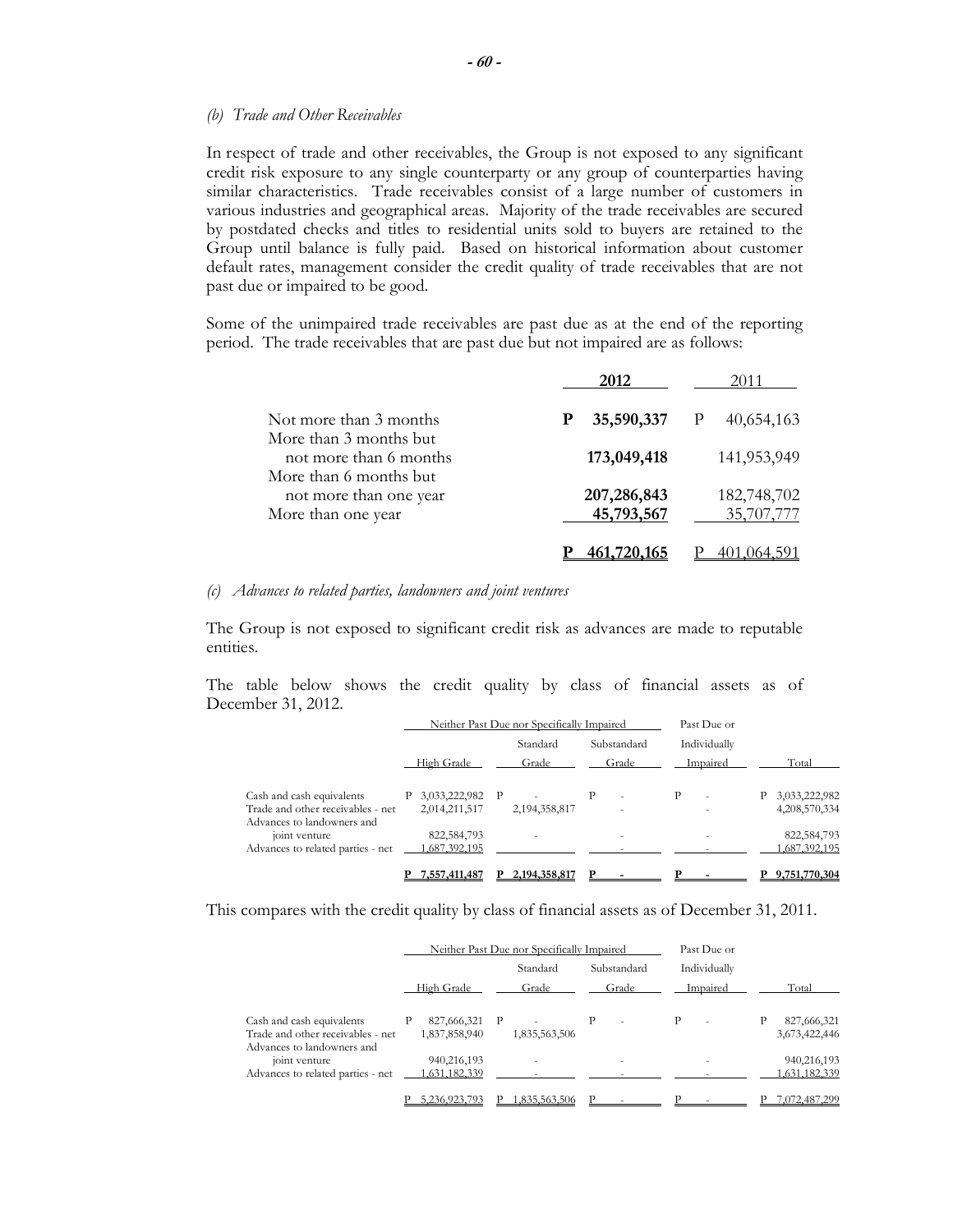*(b) Trade and Other Receivables*

In respect of trade and other receivables, the Group is not exposed to any significant credit risk exposure to any single counterparty or any group of counterparties having similar characteristics. Trade receivables consist of a large number of customers in various industries and geographical areas. Majority of the trade receivables are secured by postdated checks and titles to residential units sold to buyers are retained to the Group until balance is fully paid. Based on historical information about customer default rates, management consider the credit quality of trade receivables that are not past due or impaired to be good.

Some of the unimpaired trade receivables are past due as at the end of the reporting period. The trade receivables that are past due but not impaired are as follows:

| | **2012** | 2011 |
|---|---|---|
| Not more than 3 months | **P 35,590,337** | P 40,654,163 |
| More than 3 months but not more than 6 months | **173,049,418** | 141,953,949 |
| More than 6 months but not more than one year | **207,286,843** | 182,748,702 |
| More than one year | **45,793,567** | 35,707,777 |
| | **P 461,720,165** | P 401,064,591 |

*(c) Advances to related parties, landowners and joint ventures*

The Group is not exposed to significant credit risk as advances are made to reputable entities.

The table below shows the credit quality by class of financial assets as of December 31, 2012.

| | Neither Past Due nor Specifically Impaired | | | Past Due or Individually Impaired | Total |
|---|---|---|---|---|---|
| | High Grade | Standard Grade | Substandard Grade | | |
| Cash and cash equivalents | P 3,033,222,982 | P - | P - | P - | P 3,033,222,982 |
| Trade and other receivables - net | 2,014,211,517 | 2,194,358,817 | - | - | 4,208,570,334 |
| Advances to landowners and joint venture | 822,584,793 | - | - | - | 822,584,793 |
| Advances to related parties - net | 1,687,392,195 | | - | - | 1,687,392,195 |
| | P 7,557,411,487 | P 2,194,358,817 | P - | P - | P 9,751,770,304 |

This compares with the credit quality by class of financial assets as of December 31, 2011.

| | Neither Past Due nor Specifically Impaired | | | Past Due or Individually Impaired | Total |
|---|---|---|---|---|---|
| | High Grade | Standard Grade | Substandard Grade | | |
| Cash and cash equivalents | P 827,666,321 | P - | P - | P - | P 827,666,321 |
| Trade and other receivables - net | 1,837,858,940 | 1,835,563,506 | | | 3,673,422,446 |
| Advances to landowners and joint venture | 940,216,193 | - | - | - | 940,216,193 |
| Advances to related parties - net | 1,631,182,339 | - | - | - | 1,631,182,339 |
| | P 5,236,923,793 | P 1,835,563,506 | P - | P - | P 7,072,487,299 |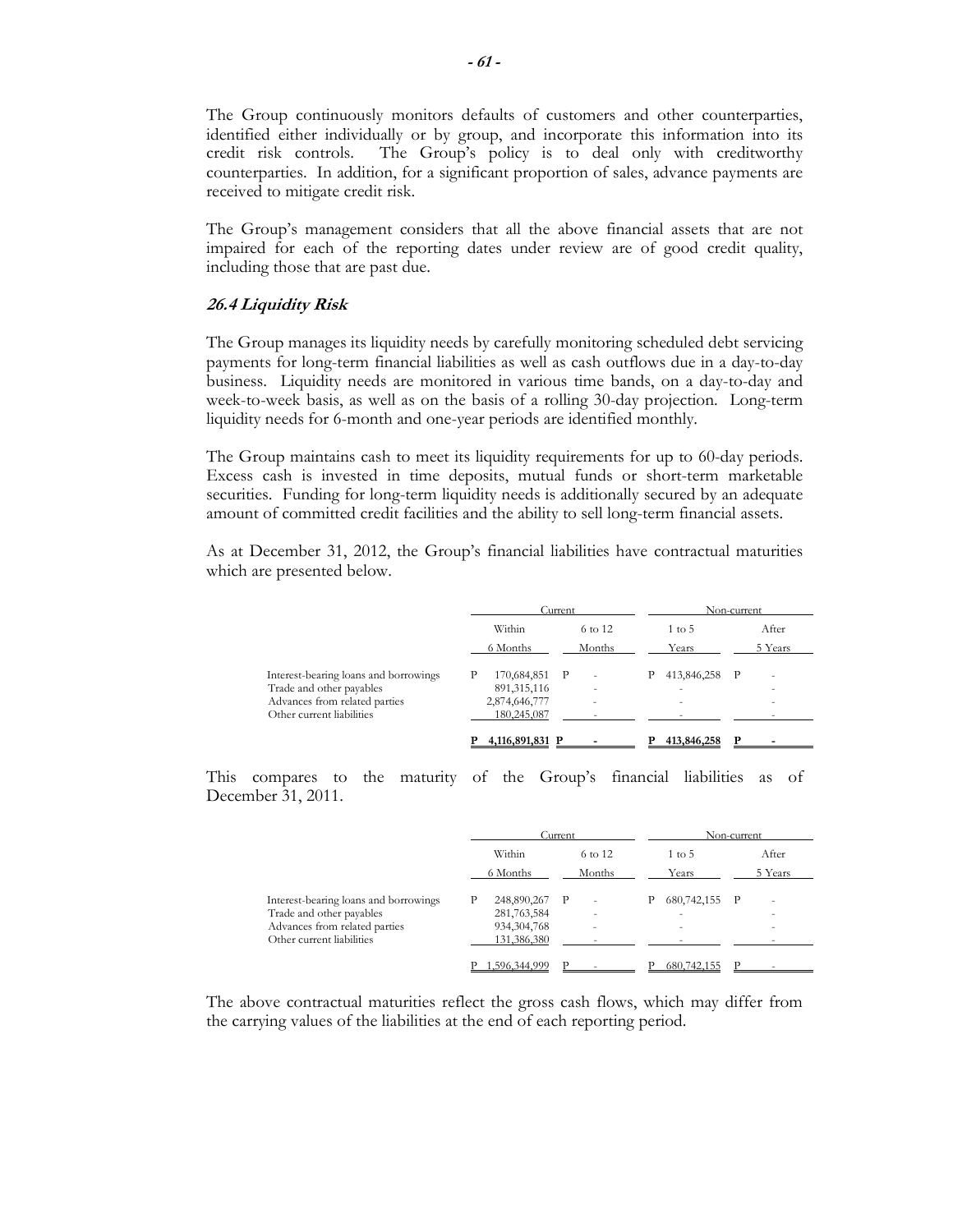The Group continuously monitors defaults of customers and other counterparties, identified either individually or by group, and incorporate this information into its credit risk controls. The Group's policy is to deal only with creditworthy counterparties. In addition, for a significant proportion of sales, advance payments are received to mitigate credit risk.

The Group's management considers that all the above financial assets that are not impaired for each of the reporting dates under review are of good credit quality, including those that are past due.

### *26.4 Liquidity Risk*

The Group manages its liquidity needs by carefully monitoring scheduled debt servicing payments for long-term financial liabilities as well as cash outflows due in a day-to-day business. Liquidity needs are monitored in various time bands, on a day-to-day and week-to-week basis, as well as on the basis of a rolling 30-day projection. Long-term liquidity needs for 6-month and one-year periods are identified monthly.

The Group maintains cash to meet its liquidity requirements for up to 60-day periods. Excess cash is invested in time deposits, mutual funds or short-term marketable securities. Funding for long-term liquidity needs is additionally secured by an adequate amount of committed credit facilities and the ability to sell long-term financial assets.

As at December 31, 2012, the Group's financial liabilities have contractual maturities which are presented below.

| | Current | | Non-current | |
|---|---|---|---|---|
| | Within 6 Months | 6 to 12 Months | 1 to 5 Years | After 5 Years |
| Interest-bearing loans and borrowings | P 170,684,851 | P - | P 413,846,258 | P - |
| Trade and other payables | 891,315,116 | - | - | - |
| Advances from related parties | 2,874,646,777 | - | - | - |
| Other current liabilities | 180,245,087 | - | - | - |
| | P 4,116,891,831 | P - | P 413,846,258 | P - |

This compares to the maturity of the Group's financial liabilities as of December 31, 2011.

| | Current | | Non-current | |
|---|---|---|---|---|
| | Within 6 Months | 6 to 12 Months | 1 to 5 Years | After 5 Years |
| Interest-bearing loans and borrowings | P 248,890,267 | P - | P 680,742,155 | P - |
| Trade and other payables | 281,763,584 | - | - | - |
| Advances from related parties | 934,304,768 | - | - | - |
| Other current liabilities | 131,386,380 | - | - | - |
| | P 1,596,344,999 | P - | P 680,742,155 | P - |

The above contractual maturities reflect the gross cash flows, which may differ from the carrying values of the liabilities at the end of each reporting period.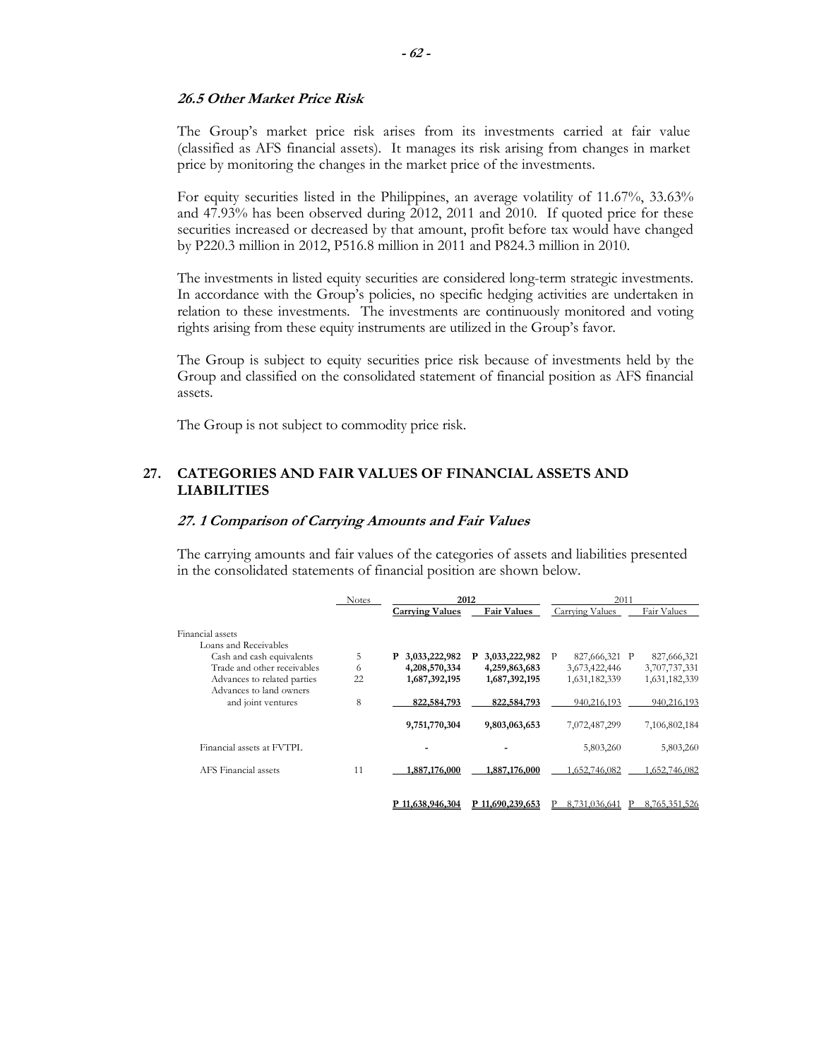### *26.5 Other Market Price Risk*

The Group's market price risk arises from its investments carried at fair value (classified as AFS financial assets). It manages its risk arising from changes in market price by monitoring the changes in the market price of the investments.

For equity securities listed in the Philippines, an average volatility of 11.67%, 33.63% and 47.93% has been observed during 2012, 2011 and 2010. If quoted price for these securities increased or decreased by that amount, profit before tax would have changed by P220.3 million in 2012, P516.8 million in 2011 and P824.3 million in 2010.

The investments in listed equity securities are considered long-term strategic investments. In accordance with the Group's policies, no specific hedging activities are undertaken in relation to these investments. The investments are continuously monitored and voting rights arising from these equity instruments are utilized in the Group's favor.

The Group is subject to equity securities price risk because of investments held by the Group and classified on the consolidated statement of financial position as AFS financial assets.

The Group is not subject to commodity price risk.

## 27. CATEGORIES AND FAIR VALUES OF FINANCIAL ASSETS AND LIABILITIES

### *27. 1 Comparison of Carrying Amounts and Fair Values*

The carrying amounts and fair values of the categories of assets and liabilities presented in the consolidated statements of financial position are shown below.

| | Notes | **2012** | | 2011 | |
|---|---|---|---|---|---|
| | | **Carrying Values** | **Fair Values** | Carrying Values | Fair Values |
| Financial assets | | | | | |
| Loans and Receivables | | | | | |
| Cash and cash equivalents | 5 | **P 3,033,222,982** | **P 3,033,222,982** | P 827,666,321 | P 827,666,321 |
| Trade and other receivables | 6 | **4,208,570,334** | **4,259,863,683** | 3,673,422,446 | 3,707,737,331 |
| Advances to related parties | 22 | **1,687,392,195** | **1,687,392,195** | 1,631,182,339 | 1,631,182,339 |
| Advances to land owners and joint ventures | 8 | **822,584,793** | **822,584,793** | 940,216,193 | 940,216,193 |
| | | **9,751,770,304** | **9,803,063,653** | 7,072,487,299 | 7,106,802,184 |
| Financial assets at FVTPL | | **-** | **-** | 5,803,260 | 5,803,260 |
| AFS Financial assets | 11 | **1,887,176,000** | **1,887,176,000** | 1,652,746,082 | 1,652,746,082 |
| | | **P 11,638,946,304** | **P 11,690,239,653** | P 8,731,036,641 | P 8,765,351,526 |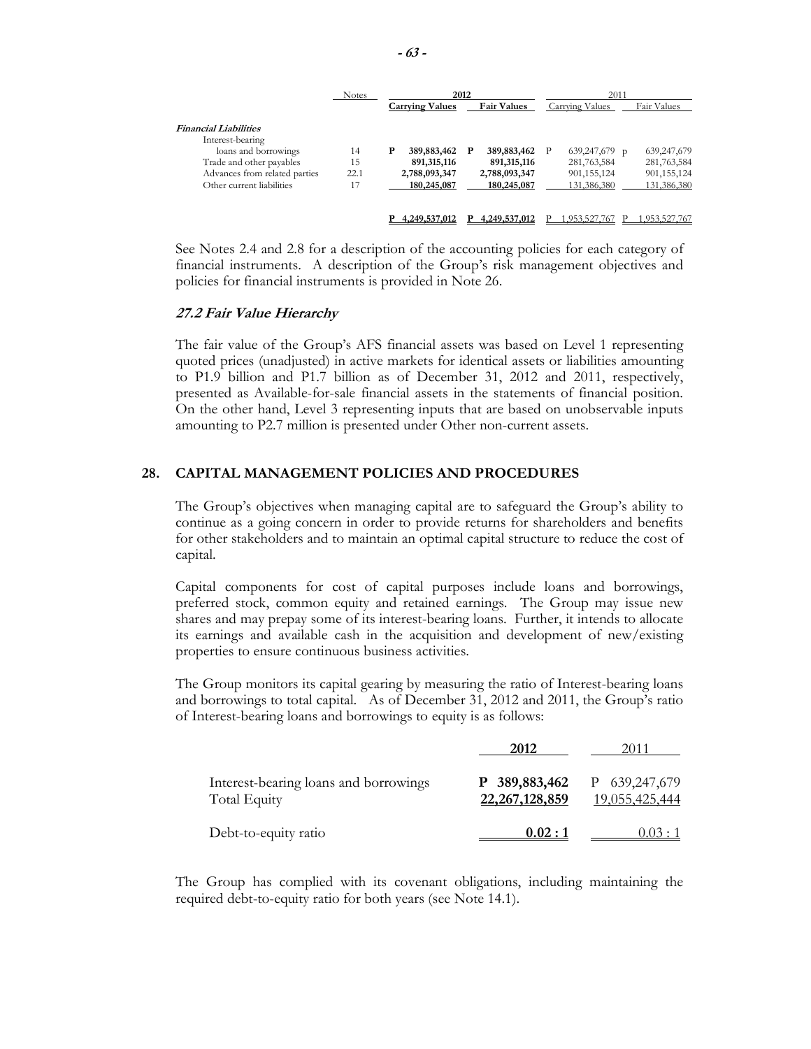| | Notes | 2012 | | 2011 | |
|---|---|---|---|---|---|
| | | **Carrying Values** | **Fair Values** | Carrying Values | Fair Values |
| ***Financial Liabilities*** | | | | | |
| Interest-bearing loans and borrowings | 14 | P 389,883,462 | P 389,883,462 | P 639,247,679 | P 639,247,679 |
| Trade and other payables | 15 | 891,315,116 | 891,315,116 | 281,763,584 | 281,763,584 |
| Advances from related parties | 22.1 | 2,788,093,347 | 2,788,093,347 | 901,155,124 | 901,155,124 |
| Other current liabilities | 17 | 180,245,087 | 180,245,087 | 131,386,380 | 131,386,380 |
| | | **P 4,249,537,012** | **P 4,249,537,012** | P 1,953,527,767 | P 1,953,527,767 |

See Notes 2.4 and 2.8 for a description of the accounting policies for each category of financial instruments. A description of the Group's risk management objectives and policies for financial instruments is provided in Note 26.

### *27.2 Fair Value Hierarchy*

The fair value of the Group's AFS financial assets was based on Level 1 representing quoted prices (unadjusted) in active markets for identical assets or liabilities amounting to P1.9 billion and P1.7 billion as of December 31, 2012 and 2011, respectively, presented as Available-for-sale financial assets in the statements of financial position. On the other hand, Level 3 representing inputs that are based on unobservable inputs amounting to P2.7 million is presented under Other non-current assets.

## 28. CAPITAL MANAGEMENT POLICIES AND PROCEDURES

The Group's objectives when managing capital are to safeguard the Group's ability to continue as a going concern in order to provide returns for shareholders and benefits for other stakeholders and to maintain an optimal capital structure to reduce the cost of capital.

Capital components for cost of capital purposes include loans and borrowings, preferred stock, common equity and retained earnings. The Group may issue new shares and may prepay some of its interest-bearing loans. Further, it intends to allocate its earnings and available cash in the acquisition and development of new/existing properties to ensure continuous business activities.

The Group monitors its capital gearing by measuring the ratio of Interest-bearing loans and borrowings to total capital. As of December 31, 2012 and 2011, the Group's ratio of Interest-bearing loans and borrowings to equity is as follows:

| | **2012** | 2011 |
|---|---|---|
| Interest-bearing loans and borrowings | **P 389,883,462** | P 639,247,679 |
| Total Equity | **22,267,128,859** | 19,055,425,444 |
| Debt-to-equity ratio | **0.02 : 1** | 0.03 : 1 |

The Group has complied with its covenant obligations, including maintaining the required debt-to-equity ratio for both years (see Note 14.1).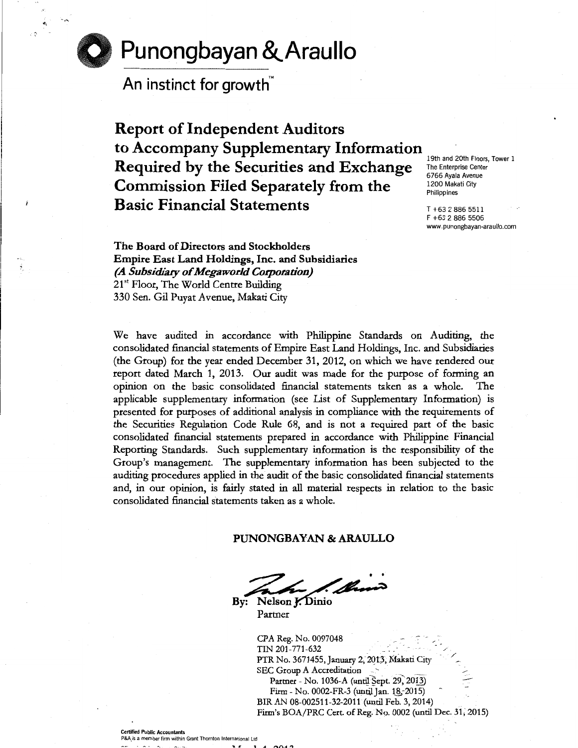# Punongbayan & Araullo

An instinct for growth™

## Report of Independent Auditors to Accompany Supplementary Information Required by the Securities and Exchange Commission Filed Separately from the Basic Financial Statements

19th and 20th Floors, Tower 1
The Enterprise Center
6766 Ayala Avenue
1200 Makati City
Philippines

T +63 2 886 5511
F +63 2 886 5506
www.punongbayan-araullo.com

**The Board of Directors and Stockholders**
**Empire East Land Holdings, Inc. and Subsidiaries**
***(A Subsidiary of Megaworld Corporation)***
21st Floor, The World Centre Building
330 Sen. Gil Puyat Avenue, Makati City

We have audited in accordance with Philippine Standards on Auditing, the consolidated financial statements of Empire East Land Holdings, Inc. and Subsidiaries (the Group) for the year ended December 31, 2012, on which we have rendered our report dated March 1, 2013. Our audit was made for the purpose of forming an opinion on the basic consolidated financial statements taken as a whole. The applicable supplementary information (see List of Supplementary Information) is presented for purposes of additional analysis in compliance with the requirements of the Securities Regulation Code Rule 68, and is not a required part of the basic consolidated financial statements prepared in accordance with Philippine Financial Reporting Standards. Such supplementary information is the responsibility of the Group's management. The supplementary information has been subjected to the auditing procedures applied in the audit of the basic consolidated financial statements and, in our opinion, is fairly stated in all material respects in relation to the basic consolidated financial statements taken as a whole.

**PUNONGBAYAN & ARAULLO**

By: Nelson J. Dinio
Partner

CPA Reg. No. 0097048
TIN 201-771-632
PTR No. 3671455, January 2, 2013, Makati City
SEC Group A Accreditation
Partner - No. 1036-A (until Sept. 29, 2013)
Firm - No. 0002-FR-3 (until Jan. 18, 2015)
BIR AN 08-002511-32-2011 (until Feb. 3, 2014)
Firm's BOA/PRC Cert. of Reg. No. 0002 (until Dec. 31, 2015)

Certified Public Accountants
P&A is a member firm within Grant Thornton International Ltd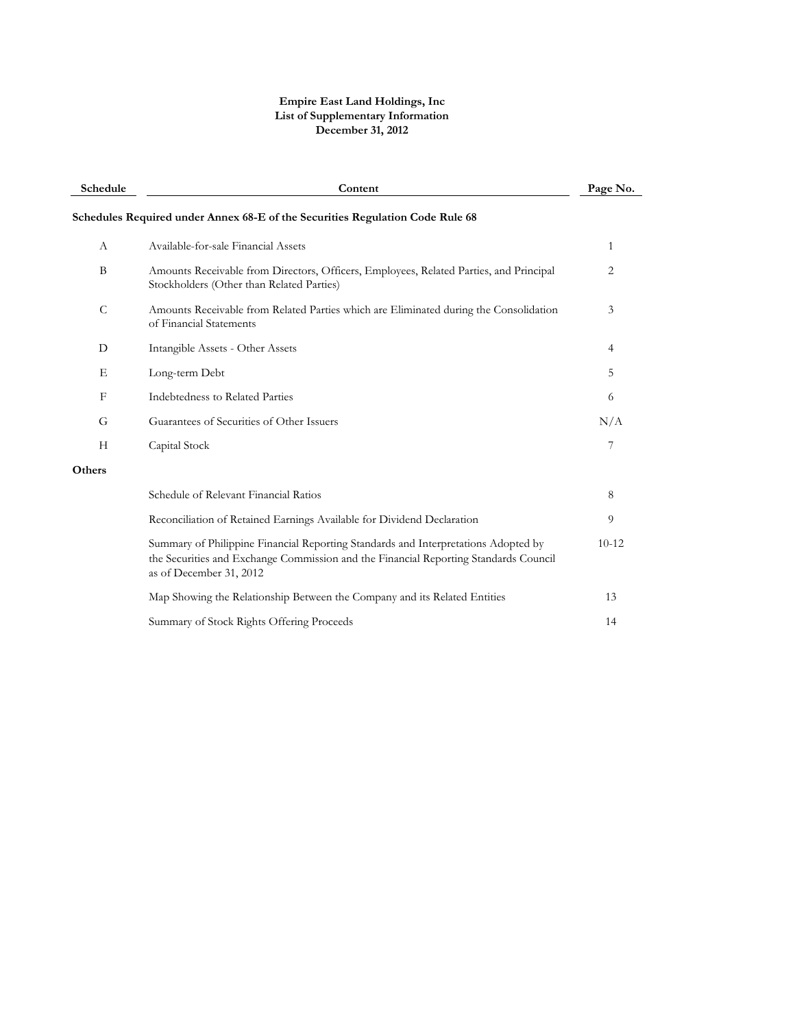**Empire East Land Holdings, Inc**
**List of Supplementary Information**
**December 31, 2012**

| Schedule | Content | Page No. |
|---|---|---|
| **Schedules Required under Annex 68-E of the Securities Regulation Code Rule 68** | | |
| A | Available-for-sale Financial Assets | 1 |
| B | Amounts Receivable from Directors, Officers, Employees, Related Parties, and Principal Stockholders (Other than Related Parties) | 2 |
| C | Amounts Receivable from Related Parties which are Eliminated during the Consolidation of Financial Statements | 3 |
| D | Intangible Assets - Other Assets | 4 |
| E | Long-term Debt | 5 |
| F | Indebtedness to Related Parties | 6 |
| G | Guarantees of Securities of Other Issuers | N/A |
| H | Capital Stock | 7 |
| **Others** | | |
| | Schedule of Relevant Financial Ratios | 8 |
| | Reconciliation of Retained Earnings Available for Dividend Declaration | 9 |
| | Summary of Philippine Financial Reporting Standards and Interpretations Adopted by the Securities and Exchange Commission and the Financial Reporting Standards Council as of December 31, 2012 | 10-12 |
| | Map Showing the Relationship Between the Company and its Related Entities | 13 |
| | Summary of Stock Rights Offering Proceeds | 14 |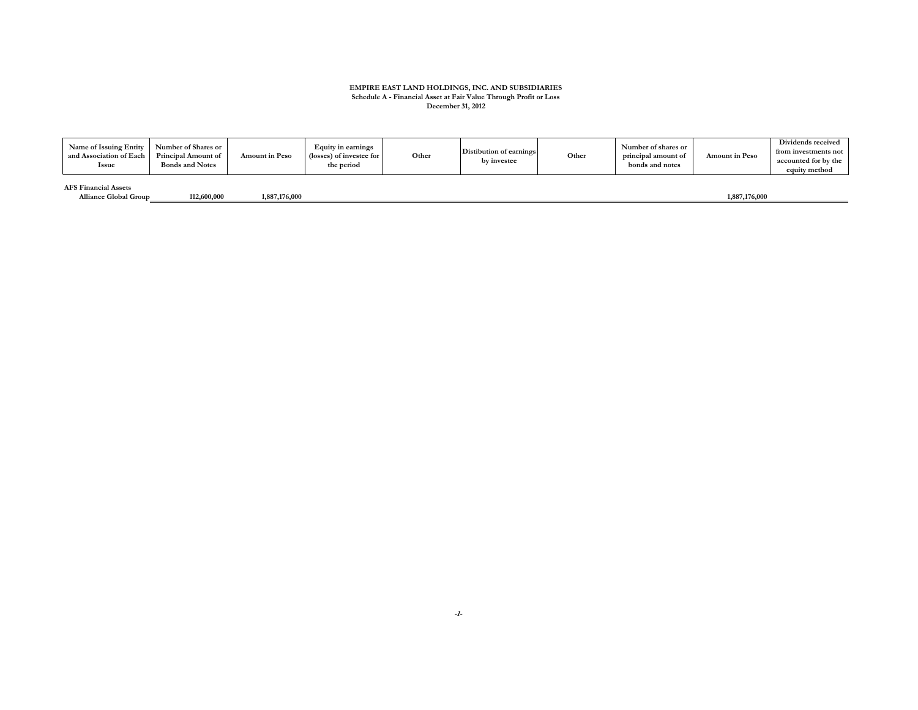**EMPIRE EAST LAND HOLDINGS, INC. AND SUBSIDIARIES**
**Schedule A - Financial Asset at Fair Value Through Profit or Loss**
**December 31, 2012**

| Name of Issuing Entity and Association of Each Issue | Number of Shares or Principal Amount of Bonds and Notes | Amount in Peso | Equity in earnings (losses) of investee for the period | Other | Distibution of earnings by investee | Other | Number of shares or principal amount of bonds and notes | Amount in Peso | Dividends received from investments not accounted for by the equity method |
|---|---|---|---|---|---|---|---|---|---|
| **AFS Financial Assets** | | | | | | | | | |
| **Alliance Global Group** | **112,600,000** | **1,887,176,000** | | | | | | **1,887,176,000** | |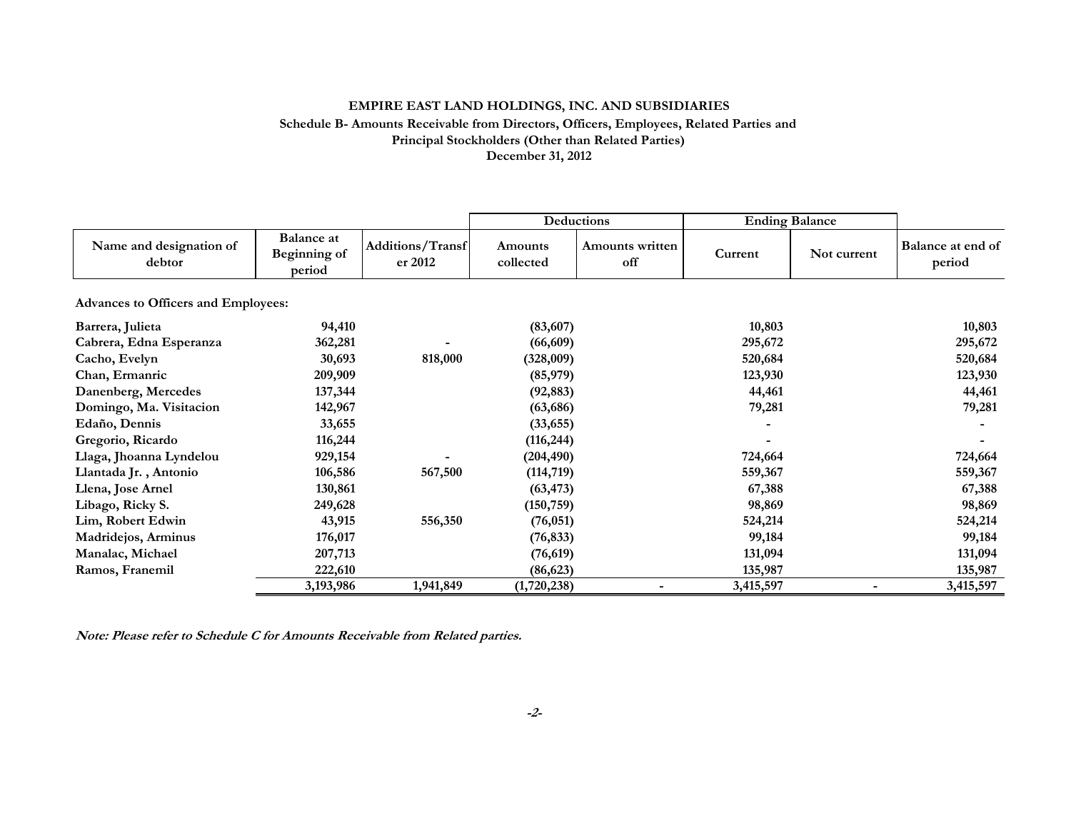# EMPIRE EAST LAND HOLDINGS, INC. AND SUBSIDIARIES

## Schedule B- Amounts Receivable from Directors, Officers, Employees, Related Parties and Principal Stockholders (Other than Related Parties)

### December 31, 2012

| Name and designation of debtor | Balance at Beginning of period | Additions/Transfer 2012 | Deductions | | Ending Balance | | Balance at end of period |
|---|---|---|---|---|---|---|---|
| | | | Amounts collected | Amounts written off | Current | Not current | |
| **Advances to Officers and Employees:** | | | | | | | |
| Barrera, Julieta | 94,410 | | (83,607) | | 10,803 | | 10,803 |
| Cabrera, Edna Esperanza | 362,281 | - | (66,609) | | 295,672 | | 295,672 |
| Cacho, Evelyn | 30,693 | 818,000 | (328,009) | | 520,684 | | 520,684 |
| Chan, Ermanric | 209,909 | | (85,979) | | 123,930 | | 123,930 |
| Danenberg, Mercedes | 137,344 | | (92,883) | | 44,461 | | 44,461 |
| Domingo, Ma. Visitacion | 142,967 | | (63,686) | | 79,281 | | 79,281 |
| Edaño, Dennis | 33,655 | | (33,655) | | - | | - |
| Gregorio, Ricardo | 116,244 | | (116,244) | | - | | - |
| Llaga, Jhoanna Lyndelou | 929,154 | - | (204,490) | | 724,664 | | 724,664 |
| Llantada Jr. , Antonio | 106,586 | 567,500 | (114,719) | | 559,367 | | 559,367 |
| Llena, Jose Arnel | 130,861 | | (63,473) | | 67,388 | | 67,388 |
| Libago, Ricky S. | 249,628 | | (150,759) | | 98,869 | | 98,869 |
| Lim, Robert Edwin | 43,915 | 556,350 | (76,051) | | 524,214 | | 524,214 |
| Madridejos, Arminus | 176,017 | | (76,833) | | 99,184 | | 99,184 |
| Manalac, Michael | 207,713 | | (76,619) | | 131,094 | | 131,094 |
| Ramos, Franemil | 222,610 | | (86,623) | | 135,987 | | 135,987 |
| | 3,193,986 | 1,941,849 | (1,720,238) | - | 3,415,597 | - | 3,415,597 |

***Note: Please refer to Schedule C for Amounts Receivable from Related parties.***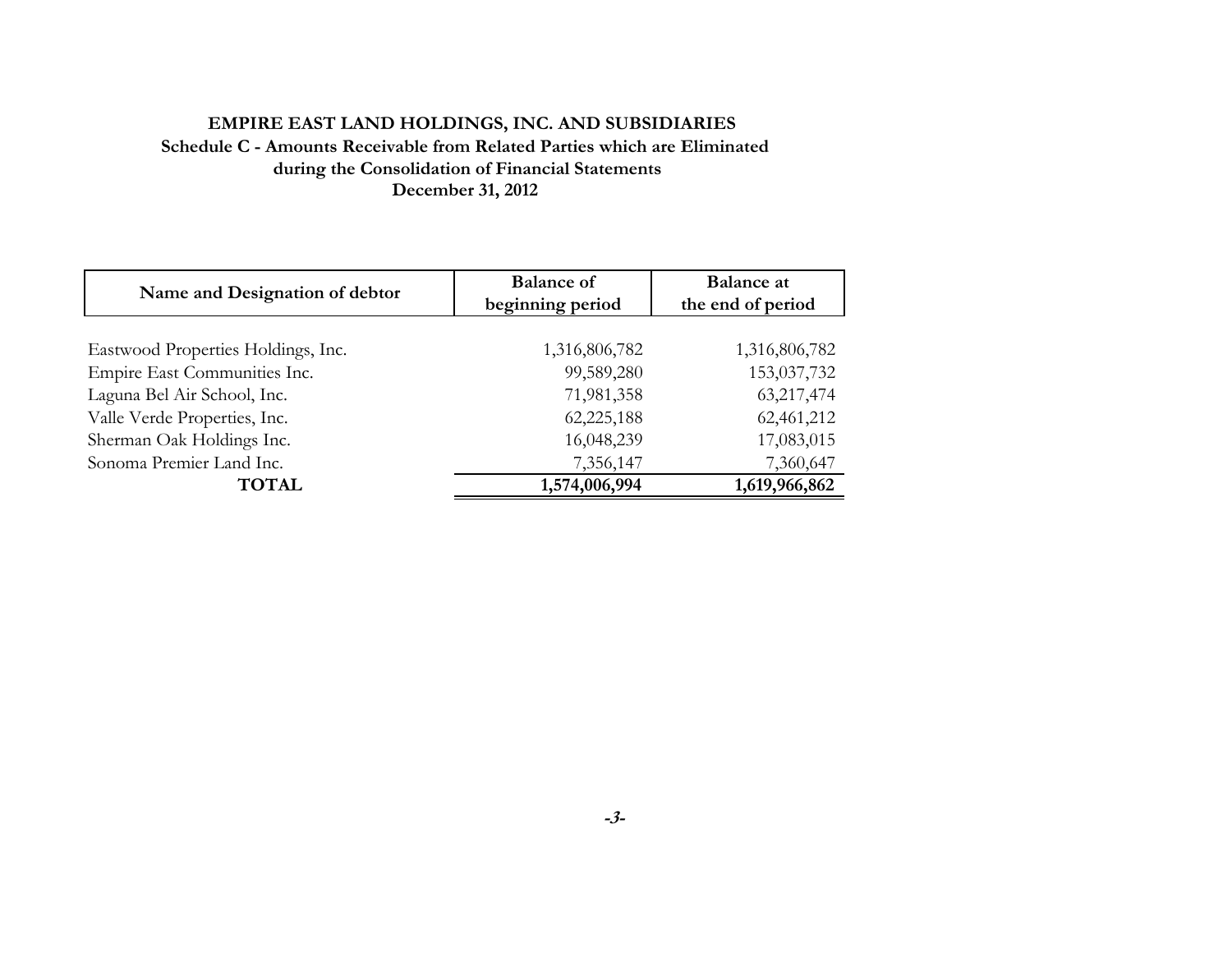**EMPIRE EAST LAND HOLDINGS, INC. AND SUBSIDIARIES**
**Schedule C - Amounts Receivable from Related Parties which are Eliminated during the Consolidation of Financial Statements**
**December 31, 2012**

| Name and Designation of debtor | Balance of beginning period | Balance at the end of period |
|---|---|---|
| Eastwood Properties Holdings, Inc. | 1,316,806,782 | 1,316,806,782 |
| Empire East Communities Inc. | 99,589,280 | 153,037,732 |
| Laguna Bel Air School, Inc. | 71,981,358 | 63,217,474 |
| Valle Verde Properties, Inc. | 62,225,188 | 62,461,212 |
| Sherman Oak Holdings Inc. | 16,048,239 | 17,083,015 |
| Sonoma Premier Land Inc. | 7,356,147 | 7,360,647 |
| **TOTAL** | **1,574,006,994** | **1,619,966,862** |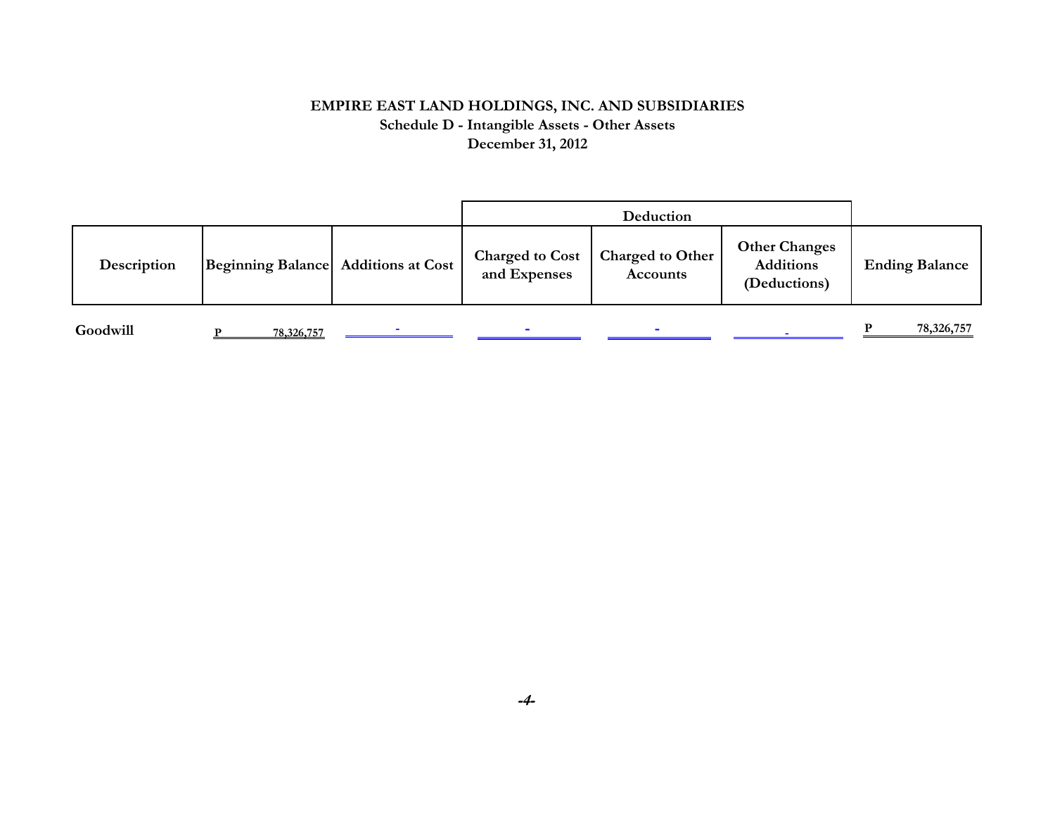# EMPIRE EAST LAND HOLDINGS, INC. AND SUBSIDIARIES

## Schedule D - Intangible Assets - Other Assets

## December 31, 2012

| Description | Beginning Balance | Additions at Cost | Deduction | | Other Changes Additions (Deductions) | Ending Balance |
|---|---|---|---|---|---|---|
| | | | Charged to Cost and Expenses | Charged to Other Accounts | | |
| Goodwill | P 78,326,757 | - | - | - | - | P 78,326,757 |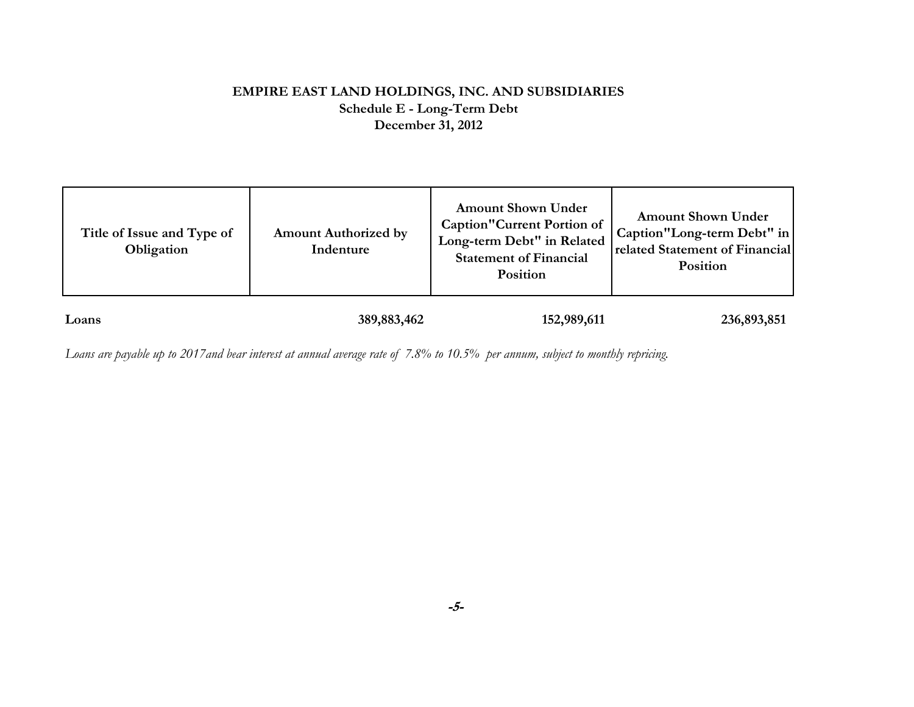**EMPIRE EAST LAND HOLDINGS, INC. AND SUBSIDIARIES**
**Schedule E - Long-Term Debt**
**December 31, 2012**

| Title of Issue and Type of Obligation | Amount Authorized by Indenture | Amount Shown Under Caption"Current Portion of Long-term Debt" in Related Statement of Financial Position | Amount Shown Under Caption"Long-term Debt" in related Statement of Financial Position |
|---|---|---|---|
| **Loans** | **389,883,462** | **152,989,611** | **236,893,851** |

*Loans are payable up to 2017and bear interest at annual average rate of 7.8% to 10.5% per annum, subject to monthly repricing.*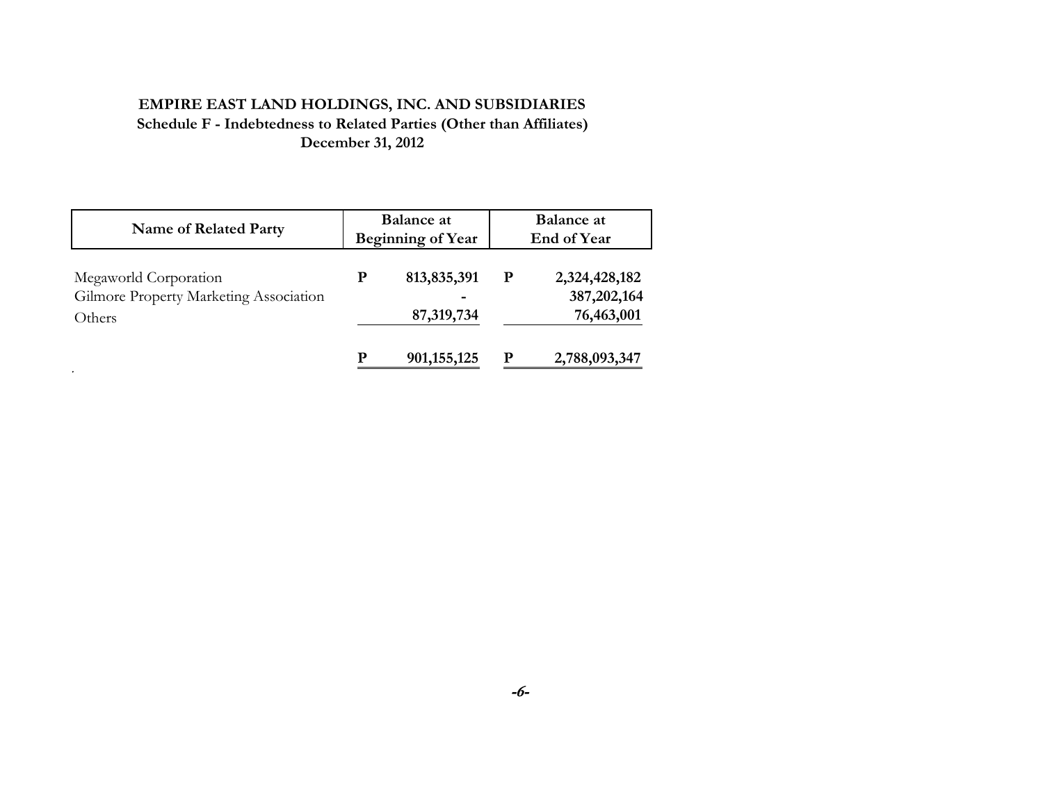**EMPIRE EAST LAND HOLDINGS, INC. AND SUBSIDIARIES**
**Schedule F - Indebtedness to Related Parties (Other than Affiliates)**
**December 31, 2012**

| Name of Related Party | Balance at Beginning of Year | Balance at End of Year |
|---|---|---|
| Megaworld Corporation | P 813,835,391 | P 2,324,428,182 |
| Gilmore Property Marketing Association | - | 387,202,164 |
| Others | 87,319,734 | 76,463,001 |
| | P 901,155,125 | P 2,788,093,347 |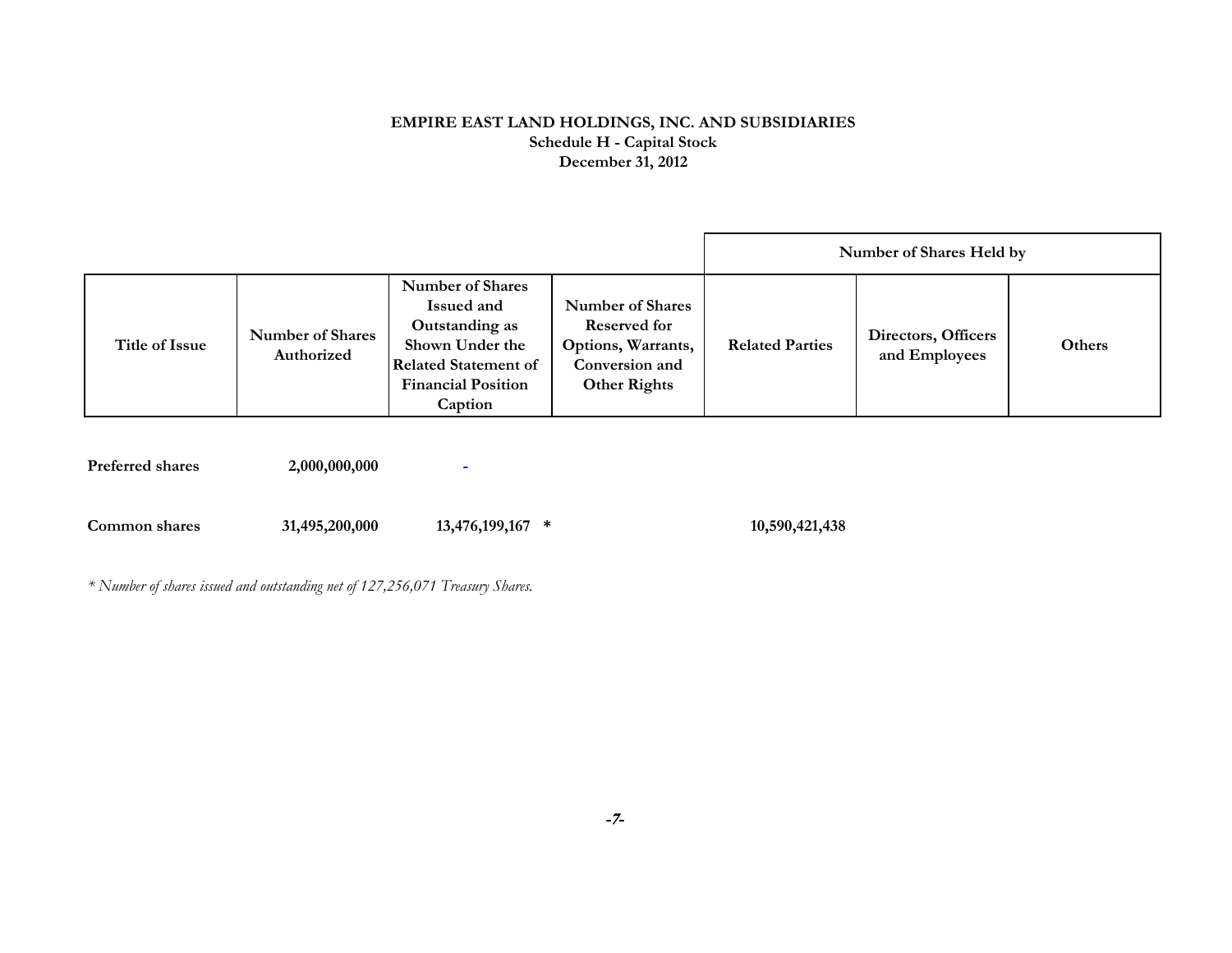**EMPIRE EAST LAND HOLDINGS, INC. AND SUBSIDIARIES**
**Schedule H - Capital Stock**
**December 31, 2012**

| | | | | Number of Shares Held by | | |
|---|---|---|---|---|---|---|
| **Title of Issue** | **Number of Shares Authorized** | **Number of Shares Issued and Outstanding as Shown Under the Related Statement of Financial Position Caption** | **Number of Shares Reserved for Options, Warrants, Conversion and Other Rights** | **Related Parties** | **Directors, Officers and Employees** | **Others** |
| **Preferred shares** | **2,000,000,000** | - | | | | |
| **Common shares** | **31,495,200,000** | **13,476,199,167 \*** | | **10,590,421,438** | | |

*\* Number of shares issued and outstanding net of 127,256,071 Treasury Shares.*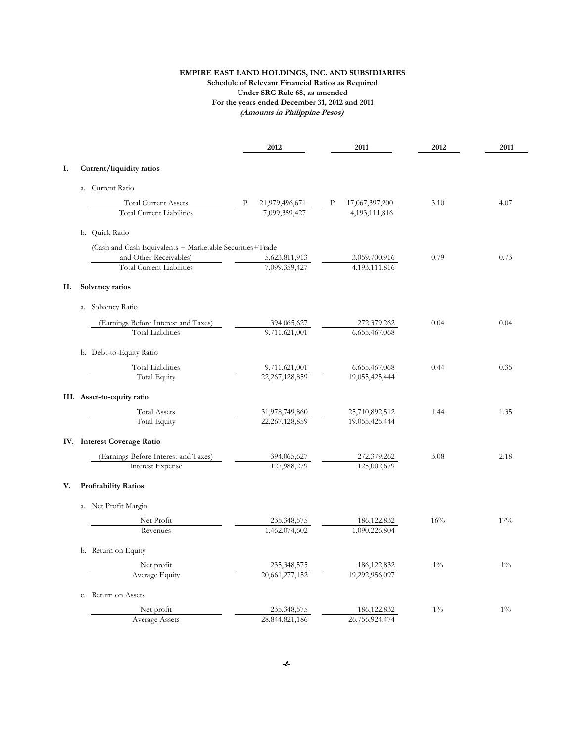**EMPIRE EAST LAND HOLDINGS, INC. AND SUBSIDIARIES**
**Schedule of Relevant Financial Ratios as Required**
**Under SRC Rule 68, as amended**
**For the years ended December 31, 2012 and 2011**
***(Amounts in Philippine Pesos)***

| | | 2012 | 2011 | 2012 | 2011 |
|---|---|---|---|---|---|
| **I.** | **Current/liquidity ratios** | | | | |
| | a. Current Ratio | | | | |
| | Total Current Assets | P 21,979,496,671 | P 17,067,397,200 | 3.10 | 4.07 |
| | Total Current Liabilities | 7,099,359,427 | 4,193,111,816 | | |
| | b. Quick Ratio | | | | |
| | (Cash and Cash Equivalents + Marketable Securities+Trade and Other Receivables) | 5,623,811,913 | 3,059,700,916 | 0.79 | 0.73 |
| | Total Current Liabilities | 7,099,359,427 | 4,193,111,816 | | |
| **II.** | **Solvency ratios** | | | | |
| | a. Solvency Ratio | | | | |
| | (Earnings Before Interest and Taxes) | 394,065,627 | 272,379,262 | 0.04 | 0.04 |
| | Total Liabilities | 9,711,621,001 | 6,655,467,068 | | |
| | b. Debt-to-Equity Ratio | | | | |
| | Total Liabilities | 9,711,621,001 | 6,655,467,068 | 0.44 | 0.35 |
| | Total Equity | 22,267,128,859 | 19,055,425,444 | | |
| **III.** | **Asset-to-equity ratio** | | | | |
| | Total Assets | 31,978,749,860 | 25,710,892,512 | 1.44 | 1.35 |
| | Total Equity | 22,267,128,859 | 19,055,425,444 | | |
| **IV.** | **Interest Coverage Ratio** | | | | |
| | (Earnings Before Interest and Taxes) | 394,065,627 | 272,379,262 | 3.08 | 2.18 |
| | Interest Expense | 127,988,279 | 125,002,679 | | |
| **V.** | **Profitability Ratios** | | | | |
| | a. Net Profit Margin | | | | |
| | Net Profit | 235,348,575 | 186,122,832 | 16% | 17% |
| | Revenues | 1,462,074,602 | 1,090,226,804 | | |
| | b. Return on Equity | | | | |
| | Net profit | 235,348,575 | 186,122,832 | 1% | 1% |
| | Average Equity | 20,661,277,152 | 19,292,956,097 | | |
| | c. Return on Assets | | | | |
| | Net profit | 235,348,575 | 186,122,832 | 1% | 1% |
| | Average Assets | 28,844,821,186 | 26,756,924,474 | | |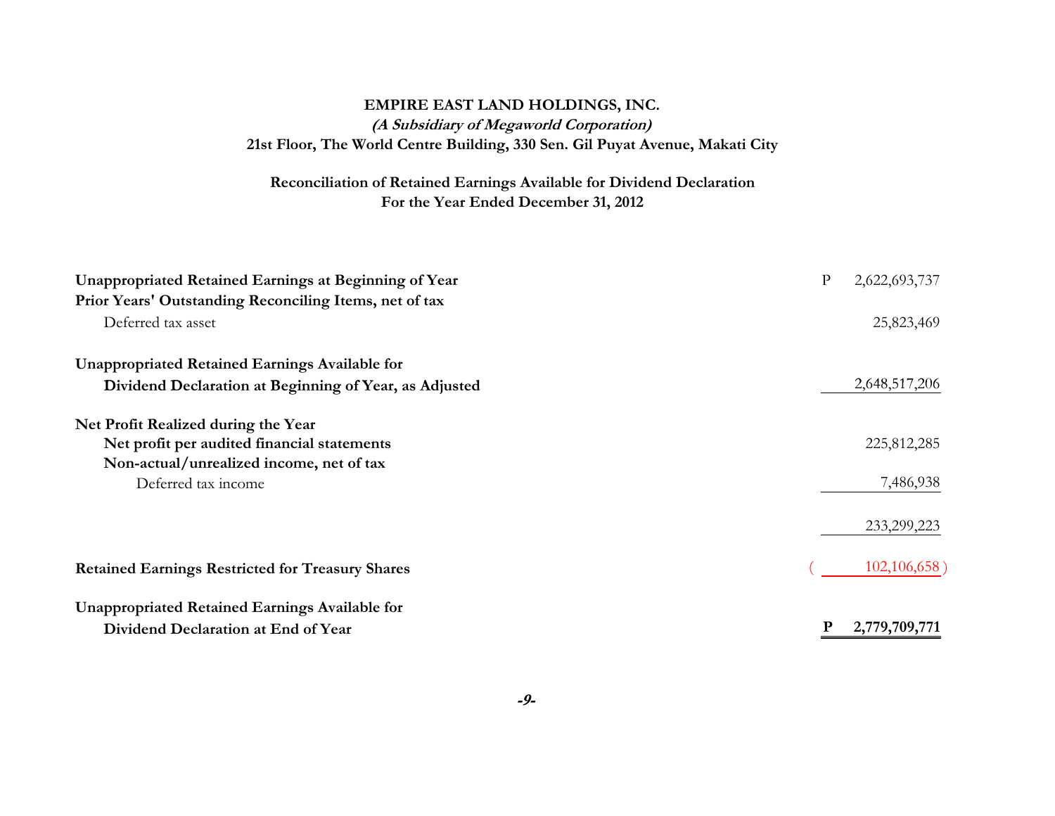**EMPIRE EAST LAND HOLDINGS, INC.**

***(A Subsidiary of Megaworld Corporation)***

**21st Floor, The World Centre Building, 330 Sen. Gil Puyat Avenue, Makati City**

**Reconciliation of Retained Earnings Available for Dividend Declaration**

**For the Year Ended December 31, 2012**

| | | |
|---|---|---|
| **Unappropriated Retained Earnings at Beginning of Year** | P | 2,622,693,737 |
| **Prior Years' Outstanding Reconciling Items, net of tax** | | |
| Deferred tax asset | | 25,823,469 |
| **Unappropriated Retained Earnings Available for Dividend Declaration at Beginning of Year, as Adjusted** | | 2,648,517,206 |
| **Net Profit Realized during the Year** | | |
| **Net profit per audited financial statements** | | 225,812,285 |
| **Non-actual/unrealized income, net of tax** | | |
| Deferred tax income | | 7,486,938 |
| | | 233,299,223 |
| **Retained Earnings Restricted for Treasury Shares** | | ( 102,106,658 ) |
| **Unappropriated Retained Earnings Available for Dividend Declaration at End of Year** | **P** | **2,779,709,771** |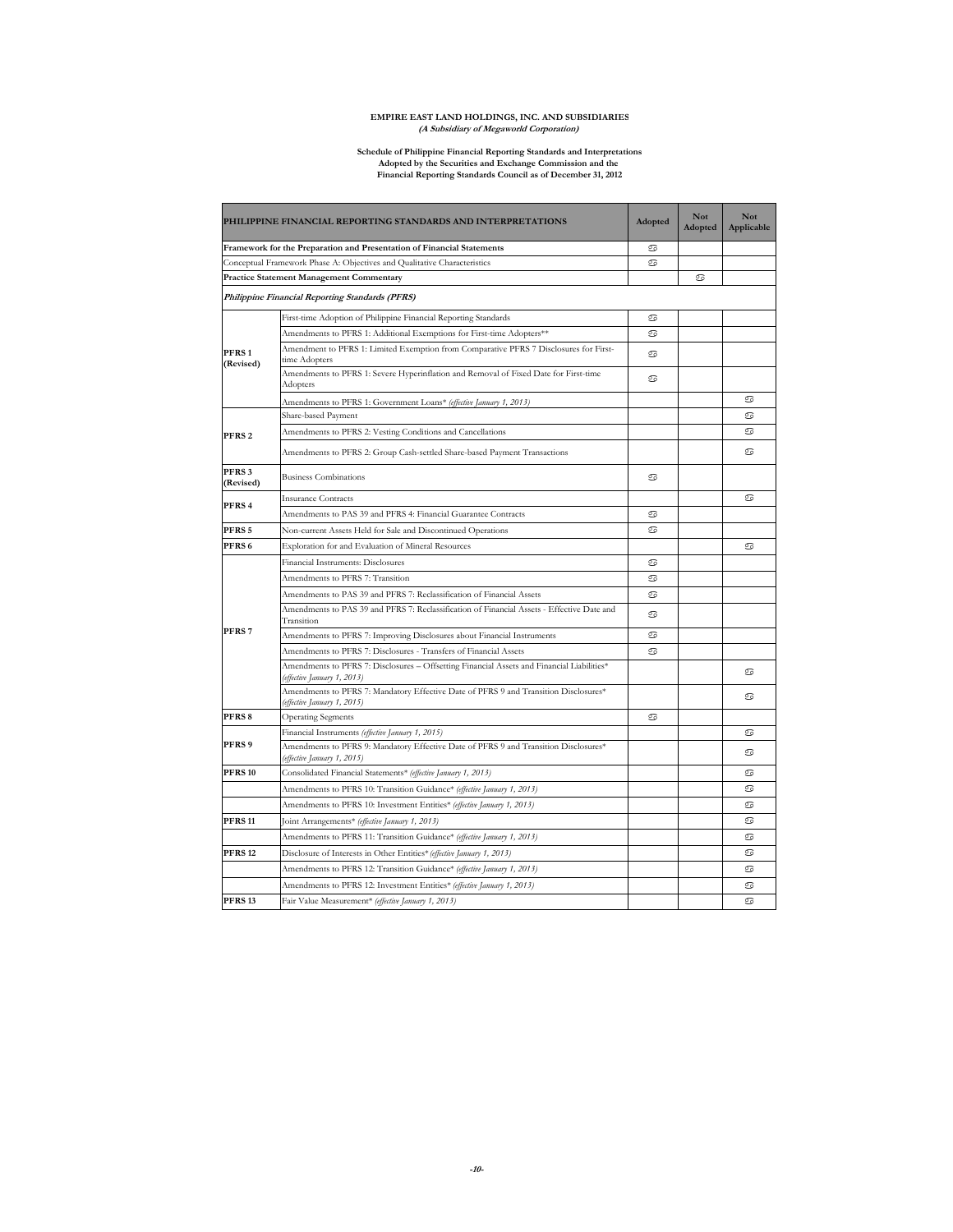**EMPIRE EAST LAND HOLDINGS, INC. AND SUBSIDIARIES**
***(A Subsidiary of Megaworld Corporation)***

**Schedule of Philippine Financial Reporting Standards and Interpretations Adopted by the Securities and Exchange Commission and the Financial Reporting Standards Council as of December 31, 2012**

| PHILIPPINE FINANCIAL REPORTING STANDARDS AND INTERPRETATIONS | | Adopted | Not Adopted | Not Applicable |
|---|---|---|---|---|
| **Framework for the Preparation and Presentation of Financial Statements** | | ✓ | | |
| Conceptual Framework Phase A: Objectives and Qualitative Characteristics | | ✓ | | |
| **Practice Statement Management Commentary** | | | ✓ | |
| ***Philippine Financial Reporting Standards (PFRS)*** | | | | |
| **PFRS 1 (Revised)** | First-time Adoption of Philippine Financial Reporting Standards | ✓ | | |
| | Amendments to PFRS 1: Additional Exemptions for First-time Adopters** | ✓ | | |
| | Amendment to PFRS 1: Limited Exemption from Comparative PFRS 7 Disclosures for First-time Adopters | ✓ | | |
| | Amendments to PFRS 1: Severe Hyperinflation and Removal of Fixed Date for First-time Adopters | ✓ | | |
| | Amendments to PFRS 1: Government Loans* *(effective January 1, 2013)* | | | ✓ |
| **PFRS 2** | Share-based Payment | | | ✓ |
| | Amendments to PFRS 2: Vesting Conditions and Cancellations | | | ✓ |
| | Amendments to PFRS 2: Group Cash-settled Share-based Payment Transactions | | | ✓ |
| **PFRS 3 (Revised)** | Business Combinations | ✓ | | |
| **PFRS 4** | Insurance Contracts | | | ✓ |
| | Amendments to PAS 39 and PFRS 4: Financial Guarantee Contracts | ✓ | | |
| **PFRS 5** | Non-current Assets Held for Sale and Discontinued Operations | ✓ | | |
| **PFRS 6** | Exploration for and Evaluation of Mineral Resources | | | ✓ |
| **PFRS 7** | Financial Instruments: Disclosures | ✓ | | |
| | Amendments to PFRS 7: Transition | ✓ | | |
| | Amendments to PAS 39 and PFRS 7: Reclassification of Financial Assets | ✓ | | |
| | Amendments to PAS 39 and PFRS 7: Reclassification of Financial Assets - Effective Date and Transition | ✓ | | |
| | Amendments to PFRS 7: Improving Disclosures about Financial Instruments | ✓ | | |
| | Amendments to PFRS 7: Disclosures - Transfers of Financial Assets | ✓ | | |
| | Amendments to PFRS 7: Disclosures – Offsetting Financial Assets and Financial Liabilities* *(effective January 1, 2013)* | | | ✓ |
| | Amendments to PFRS 7: Mandatory Effective Date of PFRS 9 and Transition Disclosures* *(effective January 1, 2015)* | | | ✓ |
| **PFRS 8** | Operating Segments | ✓ | | |
| **PFRS 9** | Financial Instruments *(effective January 1, 2015)* | | | ✓ |
| | Amendments to PFRS 9: Mandatory Effective Date of PFRS 9 and Transition Disclosures* *(effective January 1, 2015)* | | | ✓ |
| **PFRS 10** | Consolidated Financial Statements* *(effective January 1, 2013)* | | | ✓ |
| | Amendments to PFRS 10: Transition Guidance* *(effective January 1, 2013)* | | | ✓ |
| | Amendments to PFRS 10: Investment Entities* *(effective January 1, 2013)* | | | ✓ |
| **PFRS 11** | Joint Arrangements* *(effective January 1, 2013)* | | | ✓ |
| | Amendments to PFRS 11: Transition Guidance* *(effective January 1, 2013)* | | | ✓ |
| **PFRS 12** | Disclosure of Interests in Other Entities* *(effective January 1, 2013)* | | | ✓ |
| | Amendments to PFRS 12: Transition Guidance* *(effective January 1, 2013)* | | | ✓ |
| | Amendments to PFRS 12: Investment Entities* *(effective January 1, 2013)* | | | ✓ |
| **PFRS 13** | Fair Value Measurement* *(effective January 1, 2013)* | | | ✓ |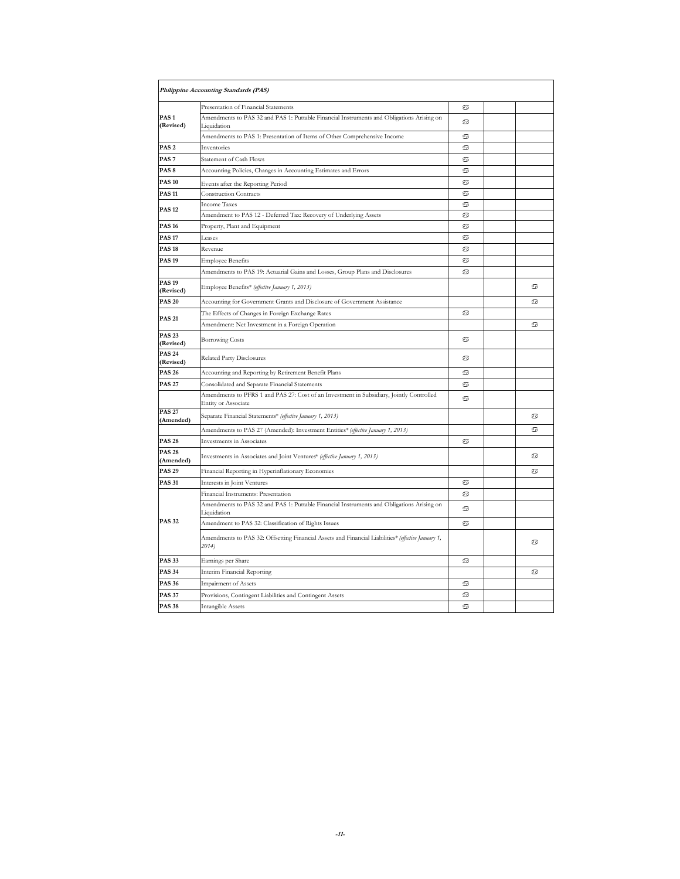| *Philippine Accounting Standards (PAS)* | | | | |
|---|---|---|---|---|
| PAS 1 (Revised) | Presentation of Financial Statements | ✓ | | |
| | Amendments to PAS 32 and PAS 1: Puttable Financial Instruments and Obligations Arising on Liquidation | ✓ | | |
| | Amendments to PAS 1: Presentation of Items of Other Comprehensive Income | ✓ | | |
| PAS 2 | Inventories | ✓ | | |
| PAS 7 | Statement of Cash Flows | ✓ | | |
| PAS 8 | Accounting Policies, Changes in Accounting Estimates and Errors | ✓ | | |
| PAS 10 | Events after the Reporting Period | ✓ | | |
| PAS 11 | Construction Contracts | ✓ | | |
| PAS 12 | Income Taxes | ✓ | | |
| | Amendment to PAS 12 - Deferred Tax: Recovery of Underlying Assets | ✓ | | |
| PAS 16 | Property, Plant and Equipment | ✓ | | |
| PAS 17 | Leases | ✓ | | |
| PAS 18 | Revenue | ✓ | | |
| PAS 19 | Employee Benefits | ✓ | | |
| | Amendments to PAS 19: Actuarial Gains and Losses, Group Plans and Disclosures | ✓ | | |
| PAS 19 (Revised) | Employee Benefits* *(effective January 1, 2013)* | | | ✓ |
| PAS 20 | Accounting for Government Grants and Disclosure of Government Assistance | | | ✓ |
| PAS 21 | The Effects of Changes in Foreign Exchange Rates | ✓ | | |
| | Amendment: Net Investment in a Foreign Operation | | | ✓ |
| PAS 23 (Revised) | Borrowing Costs | ✓ | | |
| PAS 24 (Revised) | Related Party Disclosures | ✓ | | |
| PAS 26 | Accounting and Reporting by Retirement Benefit Plans | ✓ | | |
| PAS 27 | Consolidated and Separate Financial Statements | ✓ | | |
| | Amendments to PFRS 1 and PAS 27: Cost of an Investment in Subsidiary, Jointly Controlled Entity or Associate | ✓ | | |
| PAS 27 (Amended) | Separate Financial Statements* *(effective January 1, 2013)* | | | ✓ |
| | Amendments to PAS 27 (Amended): Investment Entities* *(effective January 1, 2013)* | | | ✓ |
| PAS 28 | Investments in Associates | ✓ | | |
| PAS 28 (Amended) | Investments in Associates and Joint Ventures* *(effective January 1, 2013)* | | | ✓ |
| PAS 29 | Financial Reporting in Hyperinflationary Economies | | | ✓ |
| PAS 31 | Interests in Joint Ventures | ✓ | | |
| PAS 32 | Financial Instruments: Presentation | ✓ | | |
| | Amendments to PAS 32 and PAS 1: Puttable Financial Instruments and Obligations Arising on Liquidation | ✓ | | |
| | Amendment to PAS 32: Classification of Rights Issues | ✓ | | |
| | Amendments to PAS 32: Offsetting Financial Assets and Financial Liabilities* *(effective January 1, 2014)* | | | ✓ |
| PAS 33 | Earnings per Share | ✓ | | |
| PAS 34 | Interim Financial Reporting | | | ✓ |
| PAS 36 | Impairment of Assets | ✓ | | |
| PAS 37 | Provisions, Contingent Liabilities and Contingent Assets | ✓ | | |
| PAS 38 | Intangible Assets | ✓ | | |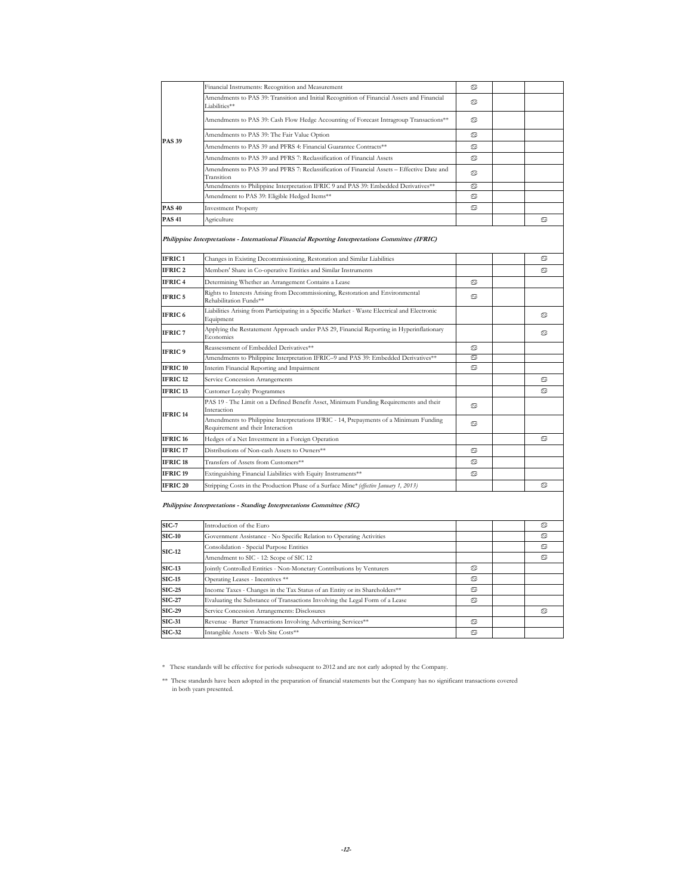| | | | | |
|---|---|---|---|---|
| PAS 39 | Financial Instruments: Recognition and Measurement | ✓ | | |
| | Amendments to PAS 39: Transition and Initial Recognition of Financial Assets and Financial Liabilities** | ✓ | | |
| | Amendments to PAS 39: Cash Flow Hedge Accounting of Forecast Intragroup Transactions** | ✓ | | |
| | Amendments to PAS 39: The Fair Value Option | ✓ | | |
| | Amendments to PAS 39 and PFRS 4: Financial Guarantee Contracts** | ✓ | | |
| | Amendments to PAS 39 and PFRS 7: Reclassification of Financial Assets | ✓ | | |
| | Amendments to PAS 39 and PFRS 7: Reclassification of Financial Assets – Effective Date and Transition | ✓ | | |
| | Amendments to Philippine Interpretation IFRIC 9 and PAS 39: Embedded Derivatives** | ✓ | | |
| | Amendment to PAS 39: Eligible Hedged Items** | ✓ | | |
| PAS 40 | Investment Property | ✓ | | |
| PAS 41 | Agriculture | | | ✓ |
| ***Philippine Interpretations - International Financial Reporting Interpretations Committee (IFRIC)*** | | | | |
| IFRIC 1 | Changes in Existing Decommissioning, Restoration and Similar Liabilities | | | ✓ |
| IFRIC 2 | Members' Share in Co-operative Entities and Similar Instruments | | | ✓ |
| IFRIC 4 | Determining Whether an Arrangement Contains a Lease | ✓ | | |
| IFRIC 5 | Rights to Interests Arising from Decommissioning, Restoration and Environmental Rehabilitation Funds** | ✓ | | |
| IFRIC 6 | Liabilities Arising from Participating in a Specific Market - Waste Electrical and Electronic Equipment | | | ✓ |
| IFRIC 7 | Applying the Restatement Approach under PAS 29, Financial Reporting in Hyperinflationary Economies | | | ✓ |
| IFRIC 9 | Reassessment of Embedded Derivatives** | ✓ | | |
| | Amendments to Philippine Interpretation IFRIC–9 and PAS 39: Embedded Derivatives** | ✓ | | |
| IFRIC 10 | Interim Financial Reporting and Impairment | ✓ | | |
| IFRIC 12 | Service Concession Arrangements | | | ✓ |
| IFRIC 13 | Customer Loyalty Programmes | | | ✓ |
| IFRIC 14 | PAS 19 - The Limit on a Defined Benefit Asset, Minimum Funding Requirements and their Interaction | ✓ | | |
| | Amendments to Philippine Interpretations IFRIC - 14, Prepayments of a Minimum Funding Requirement and their Interaction | ✓ | | |
| IFRIC 16 | Hedges of a Net Investment in a Foreign Operation | | | ✓ |
| IFRIC 17 | Distributions of Non-cash Assets to Owners** | ✓ | | |
| IFRIC 18 | Transfers of Assets from Customers** | ✓ | | |
| IFRIC 19 | Extinguishing Financial Liabilities with Equity Instruments** | ✓ | | |
| IFRIC 20 | Stripping Costs in the Production Phase of a Surface Mine* *(effective January 1, 2013)* | | | ✓ |
| ***Philippine Interpretations - Standing Interpretations Committee (SIC)*** | | | | |
| SIC-7 | Introduction of the Euro | | | ✓ |
| SIC-10 | Government Assistance - No Specific Relation to Operating Activities | | | ✓ |
| SIC-12 | Consolidation - Special Purpose Entities | | | ✓ |
| | Amendment to SIC - 12: Scope of SIC 12 | | | ✓ |
| SIC-13 | Jointly Controlled Entities - Non-Monetary Contributions by Venturers | ✓ | | |
| SIC-15 | Operating Leases - Incentives ** | ✓ | | |
| SIC-25 | Income Taxes - Changes in the Tax Status of an Entity or its Shareholders** | ✓ | | |
| SIC-27 | Evaluating the Substance of Transactions Involving the Legal Form of a Lease | ✓ | | |
| SIC-29 | Service Concession Arrangements: Disclosures | | | ✓ |
| SIC-31 | Revenue - Barter Transactions Involving Advertising Services** | ✓ | | |
| SIC-32 | Intangible Assets - Web Site Costs** | ✓ | | |

\* These standards will be effective for periods subsequent to 2012 and are not early adopted by the Company.

\*\* These standards have been adopted in the preparation of financial statements but the Company has no significant transactions covered in both years presented.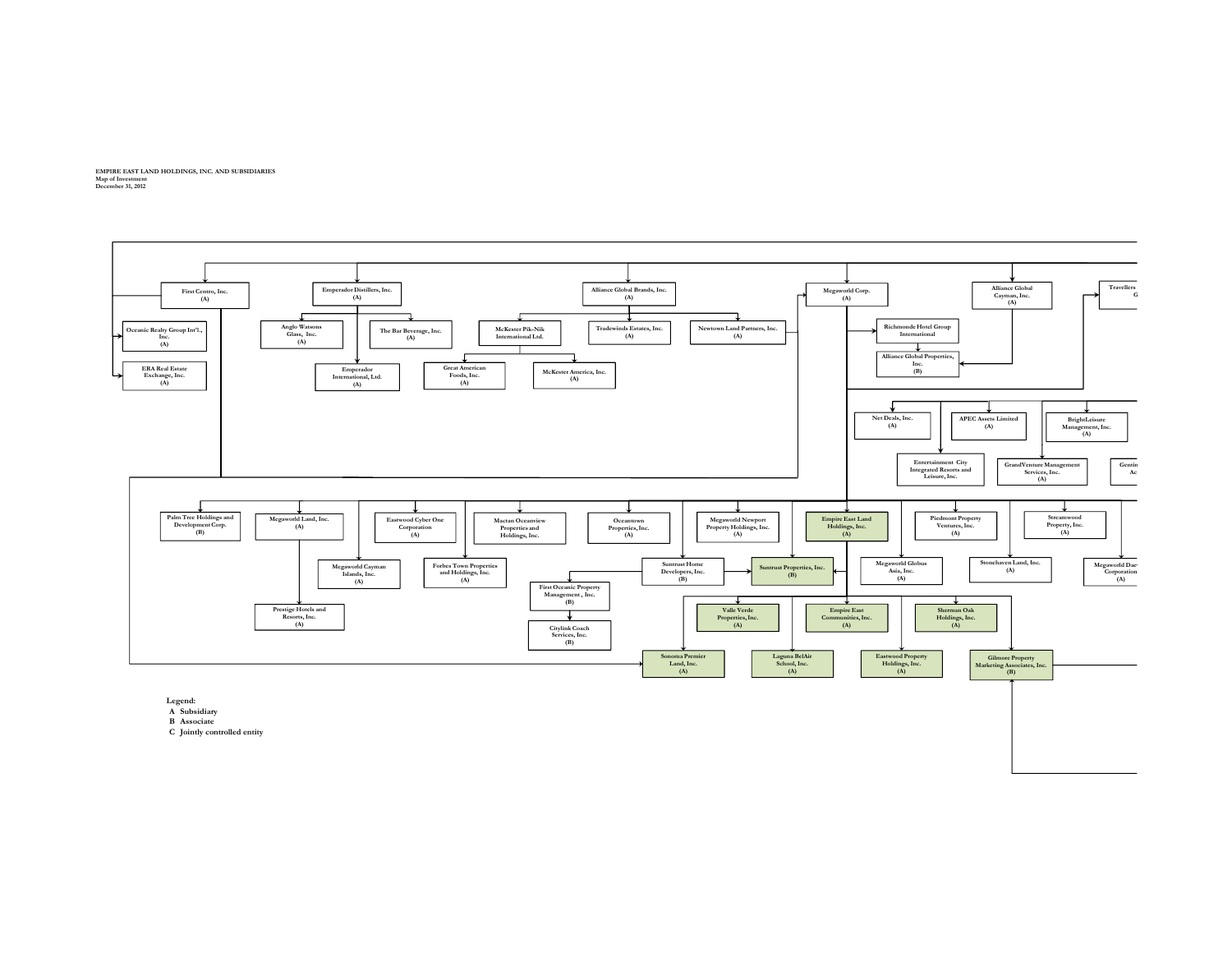EMPIRE EAST LAND HOLDINGS, INC. AND SUBSIDIARIES
Map of Investment
December 31, 2012

- First Centro, Inc. (A)
  - Oceanic Realty Group Int'L., Inc. (A)
  - ERA Real Estate Exchange, Inc. (A)
- Emperador Distillers, Inc. (A)
  - Anglo Watsons Glass, Inc. (A)
  - The Bar Beverage, Inc. (A)
  - Emperador International, Ltd. (A)
- Alliance Global Brands, Inc. (A)
  - McKester Pik-Nik International Ltd.
    - Great American Foods, Inc. (A)
    - McKester America, Inc. (A)
  - Tradewinds Estates, Inc. (A)
  - Newtown Land Partners, Inc. (A)
- Megaworld Corp. (A)
  - Richmonde Hotel Group International
    - Alliance Global Properties, Inc. (B)
  - Net Deals, Inc. (A)
  - APEC Assets Limited (A)
  - BrightLeisure Management, Inc. (A)
  - Entertainment City Integrated Resorts and Leisure, Inc.
  - GrandVenture Management Services, Inc. (A)
  - Gentin... Ac...
  - Palm Tree Holdings and Development Corp. (B)
  - Megaworld Land, Inc. (A)
    - Prestige Hotels and Resorts, Inc. (A)
  - Eastwood Cyber One Corporation (A)
  - Mactan Oceanview Properties and Holdings, Inc.
  - Oceantown Properties, Inc. (A)
  - Megaworld Newport Property Holdings, Inc. (A)
  - Empire East Land Holdings, Inc. (A)
    - Valle Verde Properties, Inc. (A)
    - Empire East Communities, Inc. (A)
    - Sherman Oak Holdings, Inc. (A)
    - Sonoma Premier Land, Inc. (A)
    - Laguna BelAir School, Inc. (A)
    - Eastwood Property Holdings, Inc. (A)
    - Gilmore Property Marketing Associates, Inc. (B)
    - Suntrust Properties, Inc. (B)
  - Piedmont Property Ventures, Inc. (A)
  - Streamwood Property, Inc. (A)
  - Megaworld Cayman Islands, Inc. (A)
  - Forbes Town Properties and Holdings, Inc. (A)
  - Suntrust Home Developers, Inc. (B)
    - Suntrust Properties, Inc. (B)
    - First Oceanic Property Management, Inc. (B)
      - Citylink Coach Services, Inc. (B)
  - Megaworld Globus Asia, Inc. (A)
  - Stonehaven Land, Inc. (A)
  - Megaworld Dae... Corporation (A)
- Alliance Global Cayman, Inc. (A)
  - Alliance Global Properties, Inc. (B)
- Travellers ... G...

**Legend:**
- A Subsidiary
- B Associate
- C Jointly controlled entity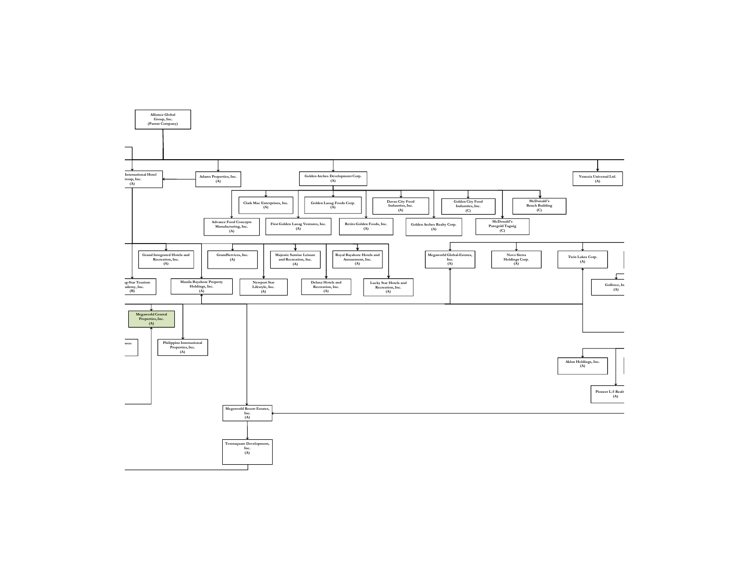Alliance Global Group, Inc. (Parent Company)

International Hotel Group, Inc. (A)

Adams Properties, Inc. (A)

Golden Arches Development Corp. (A)

Venezia Universal Ltd. (A)

Clark Mac Enterprises, Inc. (A)

Golden Laoag Foods Corp. (A)

Davao City Food Industries, Inc. (A)

Golden City Food Industries, Inc. (C)

McDonald's Bench Building (C)

Advance Food Concepts Manufacturing, Inc. (A)

First Golden Laoag Ventures, Inc. (A)

Retiro Golden Foods, Inc. (A)

Golden Arches Realty Corp. (A)

McDonald's Puregold Taguig (C)

Grand Integrated Hotels and Recreation, Inc. (A)

GrandServices, Inc. (A)

Majestic Sunrise Leisure and Recreation, Inc. (A)

Royal Bayshore Hotels and Amusement, Inc. (A)

Megaworld Global-Estates, Inc. (A)

Novo Sierra Holdings Corp. (A)

Twin Lakes Corp. (A)

g-Star Tourism ademy, Inc. (B)

Manila Bayshore Property Holdings, Inc. (A)

Newport Star Lifestyle, Inc. (A)

Deluxe Hotels and Recreation, Inc. (A)

Lucky Star Hotels and Recreation, Inc. (A)

Golforce, In (A)

Megaworld Central Properties, Inc. (A)

woo

Philippine International Properties, Inc. (A)

Aklan Holdings, Inc. (A)

Pioneer L-5 Realt (A)

Megaworld Resort Estates, Inc. (A)

Townsquare Development, Inc. (A)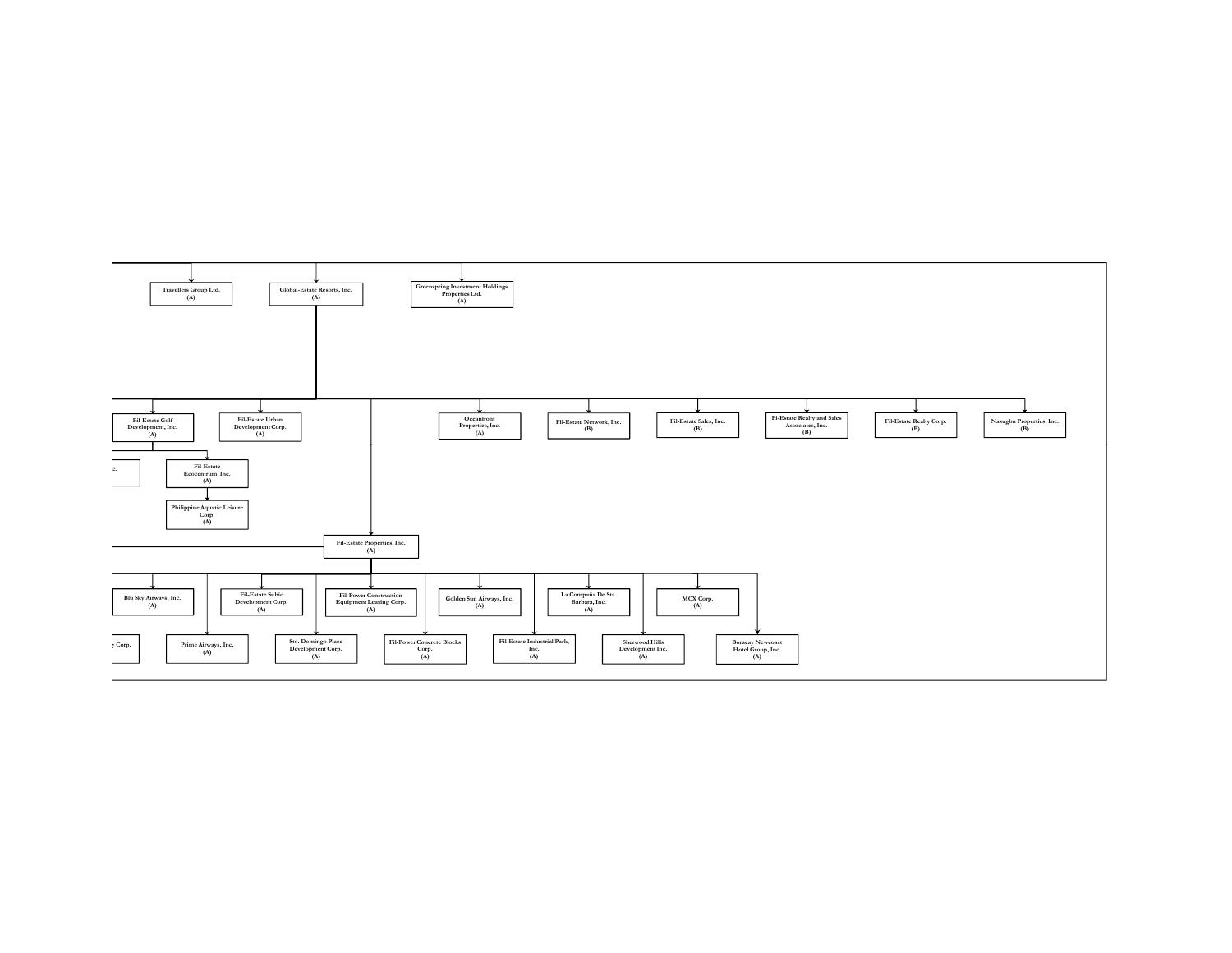Travellers Group Ltd.
(A)

Global-Estate Resorts, Inc.
(A)

Greenspring Investment Holdings Properties Ltd.
(A)

Fil-Estate Golf Development, Inc.
(A)

Fil-Estate Urban Development Corp.
(A)

Oceanfront Properties, Inc.
(A)

Fil-Estate Network, Inc.
(B)

Fil-Estate Sales, Inc.
(B)

Fi-Estate Realty and Sales Associates, Inc.
(B)

Fil-Estate Realty Corp.
(B)

Nasugbu Properties, Inc.
(B)

...c.

Fil-Estate Ecocentrum, Inc.
(A)

Philippine Aquatic Leisure Corp.
(A)

Fil-Estate Properties, Inc.
(A)

Blu Sky Airways, Inc.
(A)

Fil-Estate Subic Development Corp.
(A)

Fil-Power Construction Equipment Leasing Corp.
(A)

Golden Sun Airways, Inc.
(A)

La Compaña De Sta. Barbara, Inc.
(A)

MCX Corp.
(A)

...y Corp.

Prime Airways, Inc.
(A)

Sto. Domingo Place Development Corp.
(A)

Fil-Power Concrete Blocks Corp.
(A)

Fil-Estate Industrial Park, Inc.
(A)

Sherwood Hills Development Inc.
(A)

Boracay Newcoast Hotel Group, Inc.
(A)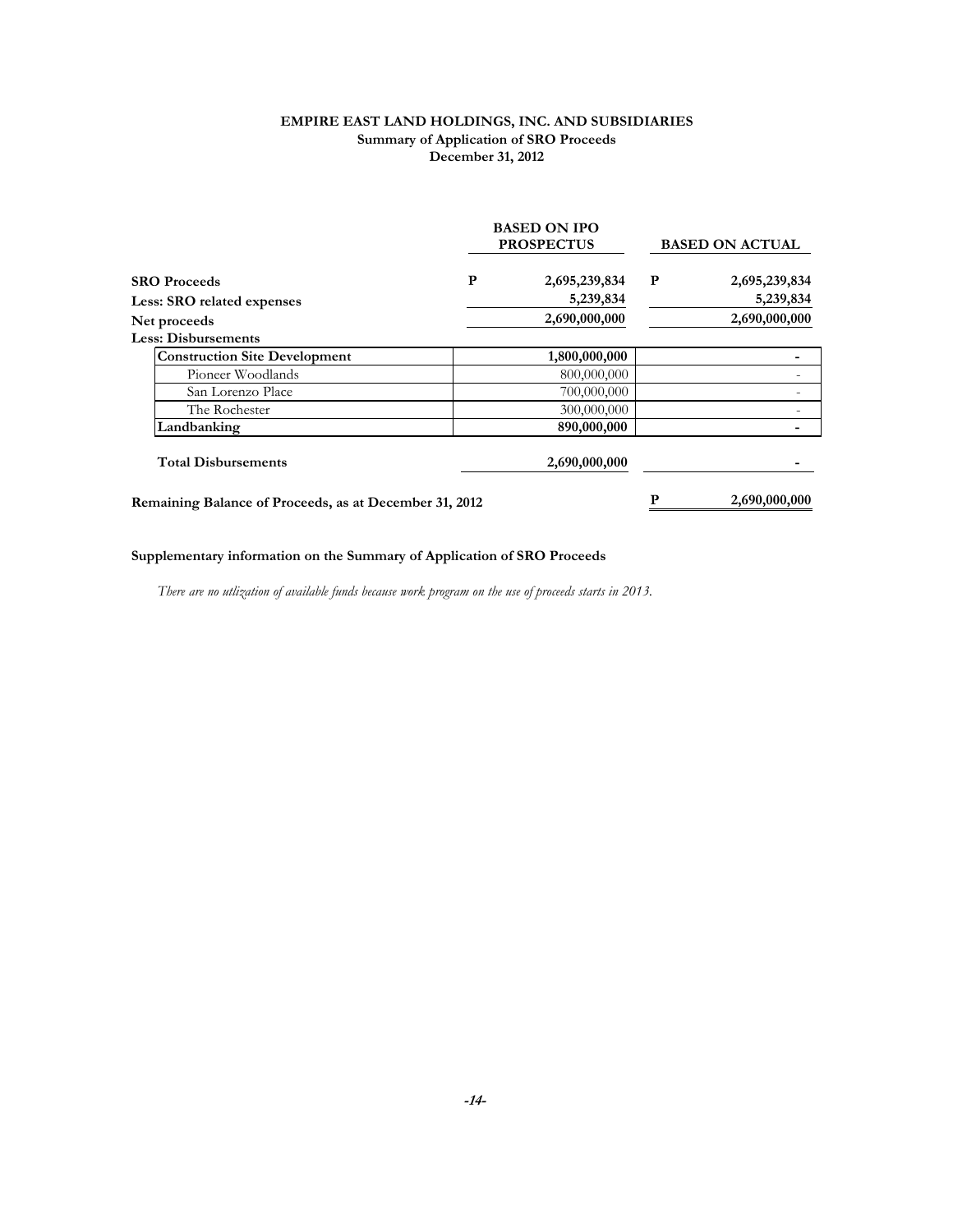**EMPIRE EAST LAND HOLDINGS, INC. AND SUBSIDIARIES**
**Summary of Application of SRO Proceeds**
**December 31, 2012**

| | BASED ON IPO PROSPECTUS | BASED ON ACTUAL |
|---|---|---|
| **SRO Proceeds** | P 2,695,239,834 | P 2,695,239,834 |
| **Less: SRO related expenses** | 5,239,834 | 5,239,834 |
| **Net proceeds** | 2,690,000,000 | 2,690,000,000 |
| **Less: Disbursements** | | |
| **Construction Site Development** | 1,800,000,000 | - |
| Pioneer Woodlands | 800,000,000 | - |
| San Lorenzo Place | 700,000,000 | - |
| The Rochester | 300,000,000 | - |
| **Landbanking** | 890,000,000 | - |
| **Total Disbursements** | 2,690,000,000 | - |
| **Remaining Balance of Proceeds, as at December 31, 2012** | | P 2,690,000,000 |

**Supplementary information on the Summary of Application of SRO Proceeds**

*There are no utlization of available funds because work program on the use of proceeds starts in 2013.*